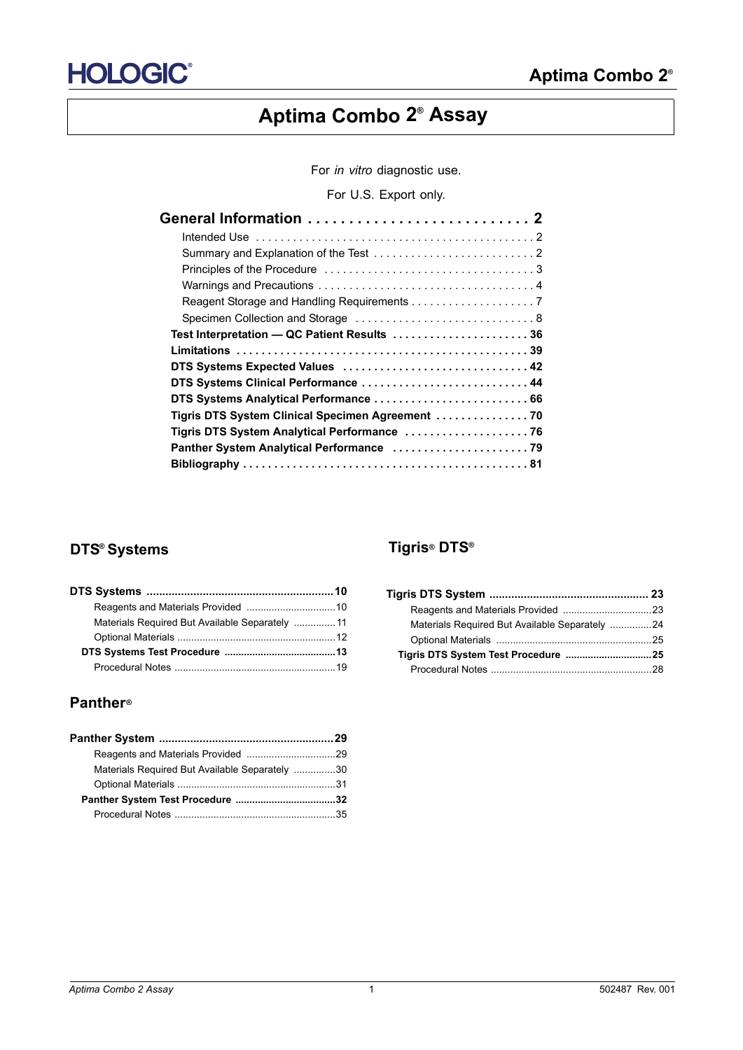# Aptima Combo 2® Assay

For *in vitro* diagnostic use.

For U.S. Export only.

**General Information** . . . . . . . . . . . . . . . . . . . . . . . . . . . 2

- Intended Use . . . . . . . . . . . . . . . . . . . . . . . . . . . . . . . . . . . . . . . . . . . . . 2
- Summary and Explanation of the Test . . . . . . . . . . . . . . . . . . . . . . . . . . 2
- Principles of the Procedure . . . . . . . . . . . . . . . . . . . . . . . . . . . . . . . . . . 3
- Warnings and Precautions . . . . . . . . . . . . . . . . . . . . . . . . . . . . . . . . . . . 4
- Reagent Storage and Handling Requirements . . . . . . . . . . . . . . . . . . . . 7
- Specimen Collection and Storage . . . . . . . . . . . . . . . . . . . . . . . . . . . . . 8

**Test Interpretation — QC Patient Results** . . . . . . . . . . . . . . . . . . . . . . 36

**Limitations** . . . . . . . . . . . . . . . . . . . . . . . . . . . . . . . . . . . . . . . . . . . . . 39

**DTS Systems Expected Values** . . . . . . . . . . . . . . . . . . . . . . . . . . . . . . 42

**DTS Systems Clinical Performance** . . . . . . . . . . . . . . . . . . . . . . . . . . . 44

**DTS Systems Analytical Performance** . . . . . . . . . . . . . . . . . . . . . . . . . 66

**Tigris DTS System Clinical Specimen Agreement** . . . . . . . . . . . . . . . 70

**Tigris DTS System Analytical Performance** . . . . . . . . . . . . . . . . . . . . 76

**Panther System Analytical Performance** . . . . . . . . . . . . . . . . . . . . . . 79

**Bibliography** . . . . . . . . . . . . . . . . . . . . . . . . . . . . . . . . . . . . . . . . . . . . . 81

## DTS® Systems

**DTS Systems** .......................................................................10

- Reagents and Materials Provided ..................................10
- Materials Required But Available Separately ...............11
- Optional Materials .........................................................12

**DTS Systems Test Procedure** .........................................13

- Procedural Notes ..........................................................19

## Panther®

**Panther System** ...................................................................29

- Reagents and Materials Provided ..................................29
- Materials Required But Available Separately ...............30
- Optional Materials .........................................................31

**Panther System Test Procedure** .....................................32

- Procedural Notes ..........................................................35

## Tigris® DTS®

**Tigris DTS System** ............................................................23

- Reagents and Materials Provided ..................................23
- Materials Required But Available Separately ...............24
- Optional Materials .........................................................25

**Tigris DTS System Test Procedure** ................................25

- Procedural Notes ..........................................................28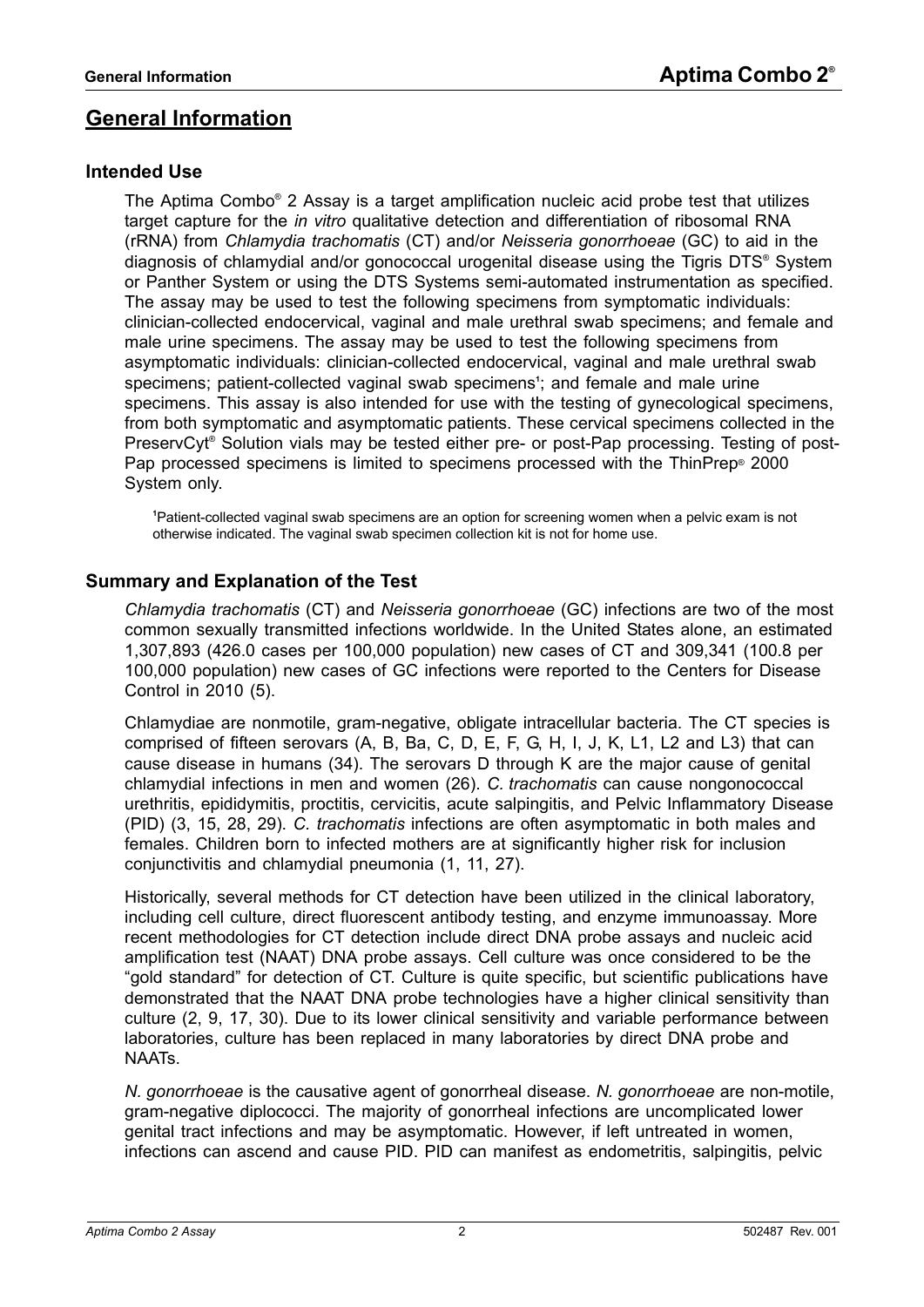# General Information

## Intended Use

The Aptima Combo® 2 Assay is a target amplification nucleic acid probe test that utilizes target capture for the *in vitro* qualitative detection and differentiation of ribosomal RNA (rRNA) from *Chlamydia trachomatis* (CT) and/or *Neisseria gonorrhoeae* (GC) to aid in the diagnosis of chlamydial and/or gonococcal urogenital disease using the Tigris DTS® System or Panther System or using the DTS Systems semi-automated instrumentation as specified. The assay may be used to test the following specimens from symptomatic individuals: clinician-collected endocervical, vaginal and male urethral swab specimens; and female and male urine specimens. The assay may be used to test the following specimens from asymptomatic individuals: clinician-collected endocervical, vaginal and male urethral swab specimens; patient-collected vaginal swab specimens[1]; and female and male urine specimens. This assay is also intended for use with the testing of gynecological specimens, from both symptomatic and asymptomatic patients. These cervical specimens collected in the PreservCyt® Solution vials may be tested either pre- or post-Pap processing. Testing of post-Pap processed specimens is limited to specimens processed with the ThinPrep® 2000 System only.

[1]Patient-collected vaginal swab specimens are an option for screening women when a pelvic exam is not otherwise indicated. The vaginal swab specimen collection kit is not for home use.

## Summary and Explanation of the Test

*Chlamydia trachomatis* (CT) and *Neisseria gonorrhoeae* (GC) infections are two of the most common sexually transmitted infections worldwide. In the United States alone, an estimated 1,307,893 (426.0 cases per 100,000 population) new cases of CT and 309,341 (100.8 per 100,000 population) new cases of GC infections were reported to the Centers for Disease Control in 2010 (5).

Chlamydiae are nonmotile, gram-negative, obligate intracellular bacteria. The CT species is comprised of fifteen serovars (A, B, Ba, C, D, E, F, G, H, I, J, K, L1, L2 and L3) that can cause disease in humans (34). The serovars D through K are the major cause of genital chlamydial infections in men and women (26). *C. trachomatis* can cause nongonococcal urethritis, epididymitis, proctitis, cervicitis, acute salpingitis, and Pelvic Inflammatory Disease (PID) (3, 15, 28, 29). *C. trachomatis* infections are often asymptomatic in both males and females. Children born to infected mothers are at significantly higher risk for inclusion conjunctivitis and chlamydial pneumonia (1, 11, 27).

Historically, several methods for CT detection have been utilized in the clinical laboratory, including cell culture, direct fluorescent antibody testing, and enzyme immunoassay. More recent methodologies for CT detection include direct DNA probe assays and nucleic acid amplification test (NAAT) DNA probe assays. Cell culture was once considered to be the "gold standard" for detection of CT. Culture is quite specific, but scientific publications have demonstrated that the NAAT DNA probe technologies have a higher clinical sensitivity than culture (2, 9, 17, 30). Due to its lower clinical sensitivity and variable performance between laboratories, culture has been replaced in many laboratories by direct DNA probe and NAATs.

*N. gonorrhoeae* is the causative agent of gonorrheal disease. *N. gonorrhoeae* are non-motile, gram-negative diplococci. The majority of gonorrheal infections are uncomplicated lower genital tract infections and may be asymptomatic. However, if left untreated in women, infections can ascend and cause PID. PID can manifest as endometritis, salpingitis, pelvic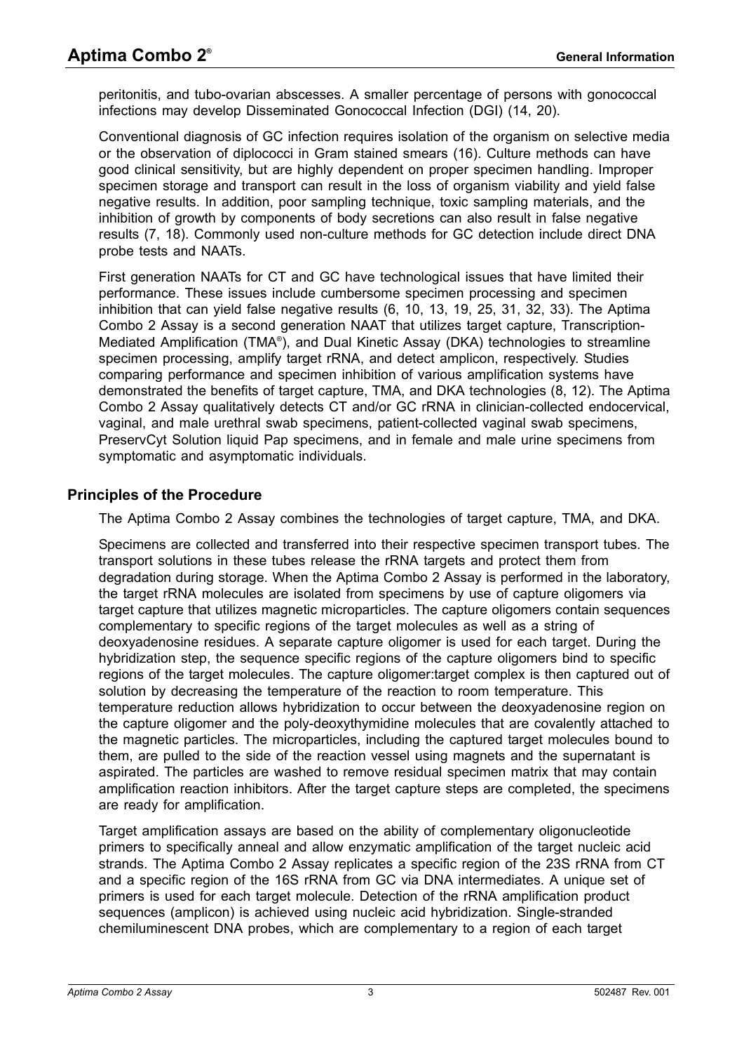peritonitis, and tubo-ovarian abscesses. A smaller percentage of persons with gonococcal infections may develop Disseminated Gonococcal Infection (DGI) (14, 20).

Conventional diagnosis of GC infection requires isolation of the organism on selective media or the observation of diplococci in Gram stained smears (16). Culture methods can have good clinical sensitivity, but are highly dependent on proper specimen handling. Improper specimen storage and transport can result in the loss of organism viability and yield false negative results. In addition, poor sampling technique, toxic sampling materials, and the inhibition of growth by components of body secretions can also result in false negative results (7, 18). Commonly used non-culture methods for GC detection include direct DNA probe tests and NAATs.

First generation NAATs for CT and GC have technological issues that have limited their performance. These issues include cumbersome specimen processing and specimen inhibition that can yield false negative results (6, 10, 13, 19, 25, 31, 32, 33). The Aptima Combo 2 Assay is a second generation NAAT that utilizes target capture, Transcription-Mediated Amplification (TMA®), and Dual Kinetic Assay (DKA) technologies to streamline specimen processing, amplify target rRNA, and detect amplicon, respectively. Studies comparing performance and specimen inhibition of various amplification systems have demonstrated the benefits of target capture, TMA, and DKA technologies (8, 12). The Aptima Combo 2 Assay qualitatively detects CT and/or GC rRNA in clinician-collected endocervical, vaginal, and male urethral swab specimens, patient-collected vaginal swab specimens, PreservCyt Solution liquid Pap specimens, and in female and male urine specimens from symptomatic and asymptomatic individuals.

## Principles of the Procedure

The Aptima Combo 2 Assay combines the technologies of target capture, TMA, and DKA.

Specimens are collected and transferred into their respective specimen transport tubes. The transport solutions in these tubes release the rRNA targets and protect them from degradation during storage. When the Aptima Combo 2 Assay is performed in the laboratory, the target rRNA molecules are isolated from specimens by use of capture oligomers via target capture that utilizes magnetic microparticles. The capture oligomers contain sequences complementary to specific regions of the target molecules as well as a string of deoxyadenosine residues. A separate capture oligomer is used for each target. During the hybridization step, the sequence specific regions of the capture oligomers bind to specific regions of the target molecules. The capture oligomer:target complex is then captured out of solution by decreasing the temperature of the reaction to room temperature. This temperature reduction allows hybridization to occur between the deoxyadenosine region on the capture oligomer and the poly-deoxythymidine molecules that are covalently attached to the magnetic particles. The microparticles, including the captured target molecules bound to them, are pulled to the side of the reaction vessel using magnets and the supernatant is aspirated. The particles are washed to remove residual specimen matrix that may contain amplification reaction inhibitors. After the target capture steps are completed, the specimens are ready for amplification.

Target amplification assays are based on the ability of complementary oligonucleotide primers to specifically anneal and allow enzymatic amplification of the target nucleic acid strands. The Aptima Combo 2 Assay replicates a specific region of the 23S rRNA from CT and a specific region of the 16S rRNA from GC via DNA intermediates. A unique set of primers is used for each target molecule. Detection of the rRNA amplification product sequences (amplicon) is achieved using nucleic acid hybridization. Single-stranded chemiluminescent DNA probes, which are complementary to a region of each target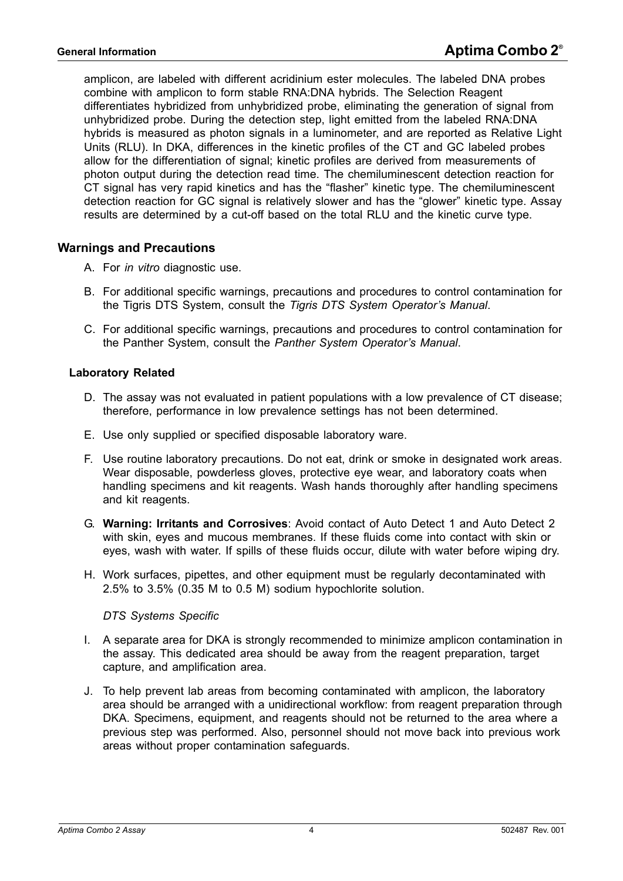amplicon, are labeled with different acridinium ester molecules. The labeled DNA probes combine with amplicon to form stable RNA:DNA hybrids. The Selection Reagent differentiates hybridized from unhybridized probe, eliminating the generation of signal from unhybridized probe. During the detection step, light emitted from the labeled RNA:DNA hybrids is measured as photon signals in a luminometer, and are reported as Relative Light Units (RLU). In DKA, differences in the kinetic profiles of the CT and GC labeled probes allow for the differentiation of signal; kinetic profiles are derived from measurements of photon output during the detection read time. The chemiluminescent detection reaction for CT signal has very rapid kinetics and has the "flasher" kinetic type. The chemiluminescent detection reaction for GC signal is relatively slower and has the "glower" kinetic type. Assay results are determined by a cut-off based on the total RLU and the kinetic curve type.

## Warnings and Precautions

A. For *in vitro* diagnostic use.

B. For additional specific warnings, precautions and procedures to control contamination for the Tigris DTS System, consult the *Tigris DTS System Operator's Manual*.

C. For additional specific warnings, precautions and procedures to control contamination for the Panther System, consult the *Panther System Operator's Manual*.

### Laboratory Related

D. The assay was not evaluated in patient populations with a low prevalence of CT disease; therefore, performance in low prevalence settings has not been determined.

E. Use only supplied or specified disposable laboratory ware.

F. Use routine laboratory precautions. Do not eat, drink or smoke in designated work areas. Wear disposable, powderless gloves, protective eye wear, and laboratory coats when handling specimens and kit reagents. Wash hands thoroughly after handling specimens and kit reagents.

G. **Warning: Irritants and Corrosives**: Avoid contact of Auto Detect 1 and Auto Detect 2 with skin, eyes and mucous membranes. If these fluids come into contact with skin or eyes, wash with water. If spills of these fluids occur, dilute with water before wiping dry.

H. Work surfaces, pipettes, and other equipment must be regularly decontaminated with 2.5% to 3.5% (0.35 M to 0.5 M) sodium hypochlorite solution.

*DTS Systems Specific*

I. A separate area for DKA is strongly recommended to minimize amplicon contamination in the assay. This dedicated area should be away from the reagent preparation, target capture, and amplification area.

J. To help prevent lab areas from becoming contaminated with amplicon, the laboratory area should be arranged with a unidirectional workflow: from reagent preparation through DKA. Specimens, equipment, and reagents should not be returned to the area where a previous step was performed. Also, personnel should not move back into previous work areas without proper contamination safeguards.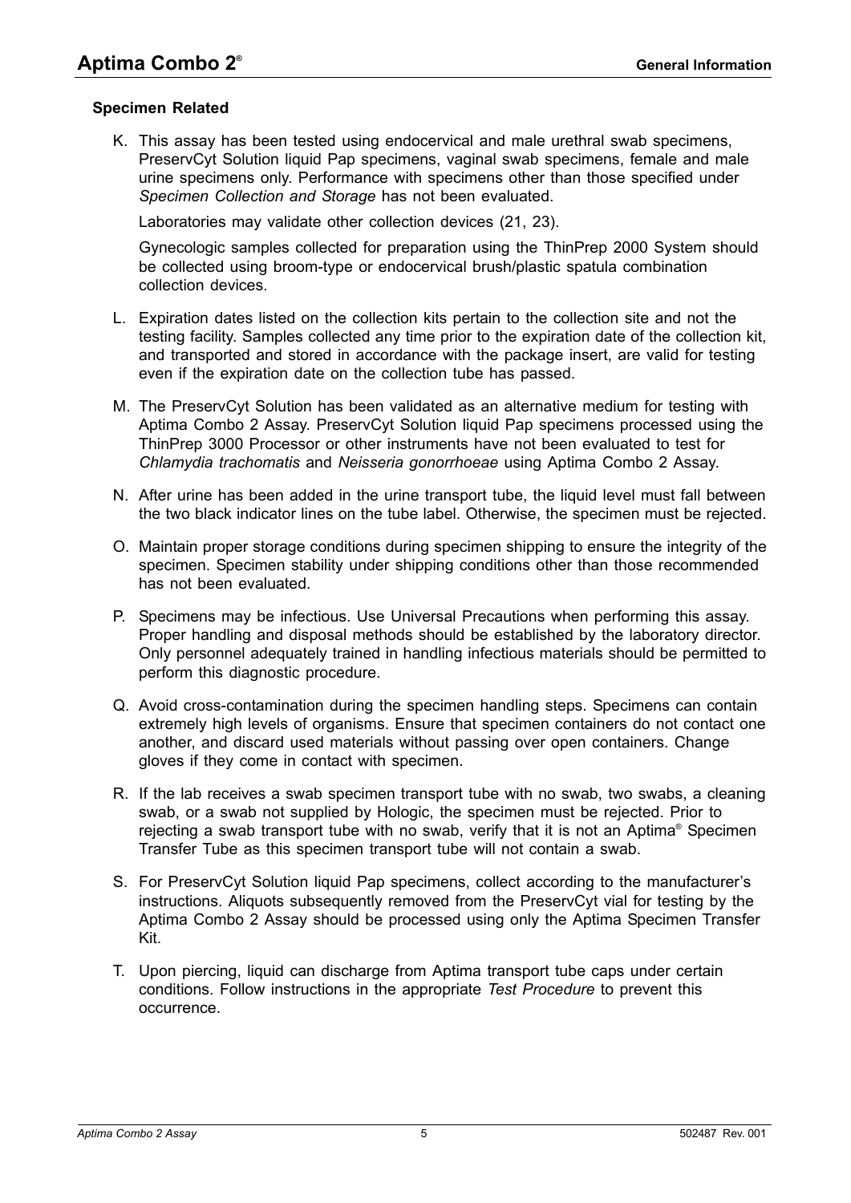### Specimen Related

K. This assay has been tested using endocervical and male urethral swab specimens, PreservCyt Solution liquid Pap specimens, vaginal swab specimens, female and male urine specimens only. Performance with specimens other than those specified under *Specimen Collection and Storage* has not been evaluated.

   Laboratories may validate other collection devices (21, 23).

   Gynecologic samples collected for preparation using the ThinPrep 2000 System should be collected using broom-type or endocervical brush/plastic spatula combination collection devices.

L. Expiration dates listed on the collection kits pertain to the collection site and not the testing facility. Samples collected any time prior to the expiration date of the collection kit, and transported and stored in accordance with the package insert, are valid for testing even if the expiration date on the collection tube has passed.

M. The PreservCyt Solution has been validated as an alternative medium for testing with Aptima Combo 2 Assay. PreservCyt Solution liquid Pap specimens processed using the ThinPrep 3000 Processor or other instruments have not been evaluated to test for *Chlamydia trachomatis* and *Neisseria gonorrhoeae* using Aptima Combo 2 Assay.

N. After urine has been added in the urine transport tube, the liquid level must fall between the two black indicator lines on the tube label. Otherwise, the specimen must be rejected.

O. Maintain proper storage conditions during specimen shipping to ensure the integrity of the specimen. Specimen stability under shipping conditions other than those recommended has not been evaluated.

P. Specimens may be infectious. Use Universal Precautions when performing this assay. Proper handling and disposal methods should be established by the laboratory director. Only personnel adequately trained in handling infectious materials should be permitted to perform this diagnostic procedure.

Q. Avoid cross-contamination during the specimen handling steps. Specimens can contain extremely high levels of organisms. Ensure that specimen containers do not contact one another, and discard used materials without passing over open containers. Change gloves if they come in contact with specimen.

R. If the lab receives a swab specimen transport tube with no swab, two swabs, a cleaning swab, or a swab not supplied by Hologic, the specimen must be rejected. Prior to rejecting a swab transport tube with no swab, verify that it is not an Aptima® Specimen Transfer Tube as this specimen transport tube will not contain a swab.

S. For PreservCyt Solution liquid Pap specimens, collect according to the manufacturer's instructions. Aliquots subsequently removed from the PreservCyt vial for testing by the Aptima Combo 2 Assay should be processed using only the Aptima Specimen Transfer Kit.

T. Upon piercing, liquid can discharge from Aptima transport tube caps under certain conditions. Follow instructions in the appropriate *Test Procedure* to prevent this occurrence.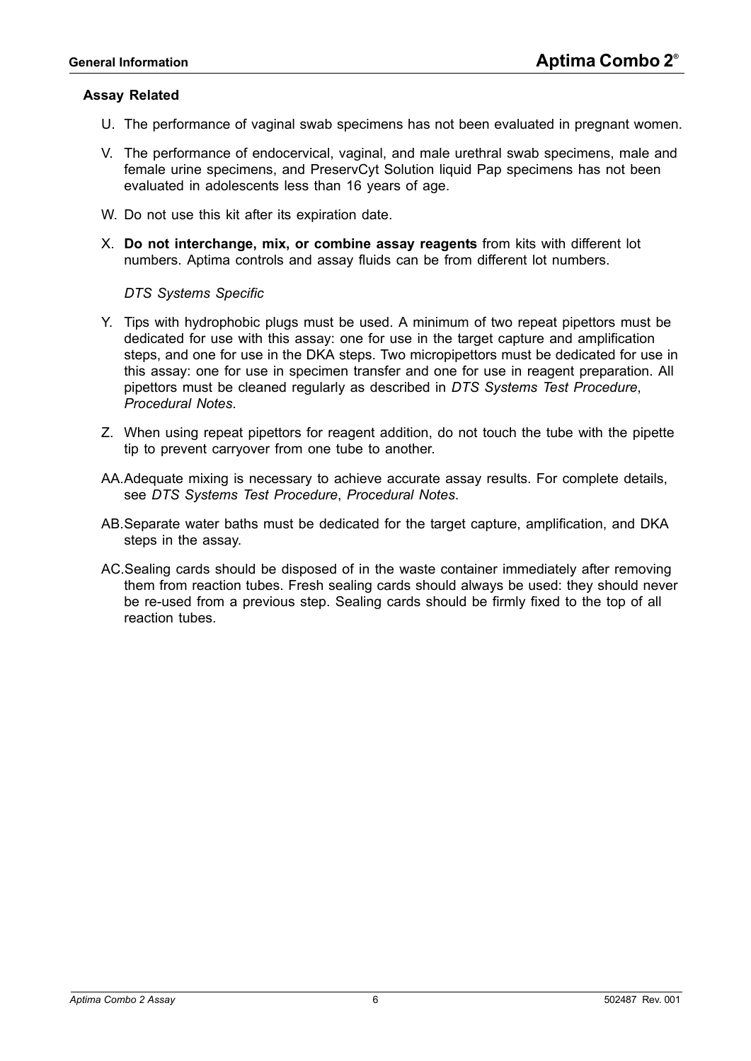### Assay Related

U. The performance of vaginal swab specimens has not been evaluated in pregnant women.

V. The performance of endocervical, vaginal, and male urethral swab specimens, male and female urine specimens, and PreservCyt Solution liquid Pap specimens has not been evaluated in adolescents less than 16 years of age.

W. Do not use this kit after its expiration date.

X. **Do not interchange, mix, or combine assay reagents** from kits with different lot numbers. Aptima controls and assay fluids can be from different lot numbers.

*DTS Systems Specific*

Y. Tips with hydrophobic plugs must be used. A minimum of two repeat pipettors must be dedicated for use with this assay: one for use in the target capture and amplification steps, and one for use in the DKA steps. Two micropipettors must be dedicated for use in this assay: one for use in specimen transfer and one for use in reagent preparation. All pipettors must be cleaned regularly as described in *DTS Systems Test Procedure*, *Procedural Notes*.

Z. When using repeat pipettors for reagent addition, do not touch the tube with the pipette tip to prevent carryover from one tube to another.

AA. Adequate mixing is necessary to achieve accurate assay results. For complete details, see *DTS Systems Test Procedure*, *Procedural Notes*.

AB. Separate water baths must be dedicated for the target capture, amplification, and DKA steps in the assay.

AC. Sealing cards should be disposed of in the waste container immediately after removing them from reaction tubes. Fresh sealing cards should always be used: they should never be re-used from a previous step. Sealing cards should be firmly fixed to the top of all reaction tubes.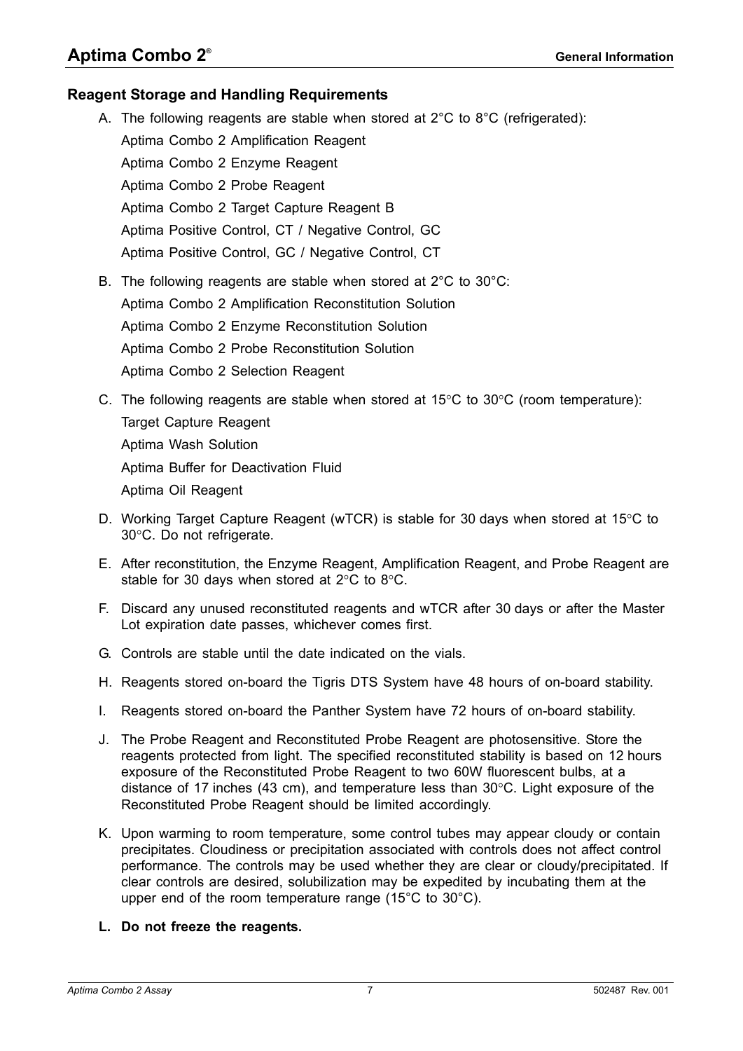## Reagent Storage and Handling Requirements

A. The following reagents are stable when stored at 2°C to 8°C (refrigerated):
   - Aptima Combo 2 Amplification Reagent
   - Aptima Combo 2 Enzyme Reagent
   - Aptima Combo 2 Probe Reagent
   - Aptima Combo 2 Target Capture Reagent B
   - Aptima Positive Control, CT / Negative Control, GC
   - Aptima Positive Control, GC / Negative Control, CT

B. The following reagents are stable when stored at 2°C to 30°C:
   - Aptima Combo 2 Amplification Reconstitution Solution
   - Aptima Combo 2 Enzyme Reconstitution Solution
   - Aptima Combo 2 Probe Reconstitution Solution
   - Aptima Combo 2 Selection Reagent

C. The following reagents are stable when stored at 15°C to 30°C (room temperature):
   - Target Capture Reagent
   - Aptima Wash Solution
   - Aptima Buffer for Deactivation Fluid
   - Aptima Oil Reagent

D. Working Target Capture Reagent (wTCR) is stable for 30 days when stored at 15°C to 30°C. Do not refrigerate.

E. After reconstitution, the Enzyme Reagent, Amplification Reagent, and Probe Reagent are stable for 30 days when stored at 2°C to 8°C.

F. Discard any unused reconstituted reagents and wTCR after 30 days or after the Master Lot expiration date passes, whichever comes first.

G. Controls are stable until the date indicated on the vials.

H. Reagents stored on-board the Tigris DTS System have 48 hours of on-board stability.

I. Reagents stored on-board the Panther System have 72 hours of on-board stability.

J. The Probe Reagent and Reconstituted Probe Reagent are photosensitive. Store the reagents protected from light. The specified reconstituted stability is based on 12 hours exposure of the Reconstituted Probe Reagent to two 60W fluorescent bulbs, at a distance of 17 inches (43 cm), and temperature less than 30°C. Light exposure of the Reconstituted Probe Reagent should be limited accordingly.

K. Upon warming to room temperature, some control tubes may appear cloudy or contain precipitates. Cloudiness or precipitation associated with controls does not affect control performance. The controls may be used whether they are clear or cloudy/precipitated. If clear controls are desired, solubilization may be expedited by incubating them at the upper end of the room temperature range (15°C to 30°C).

**L. Do not freeze the reagents.**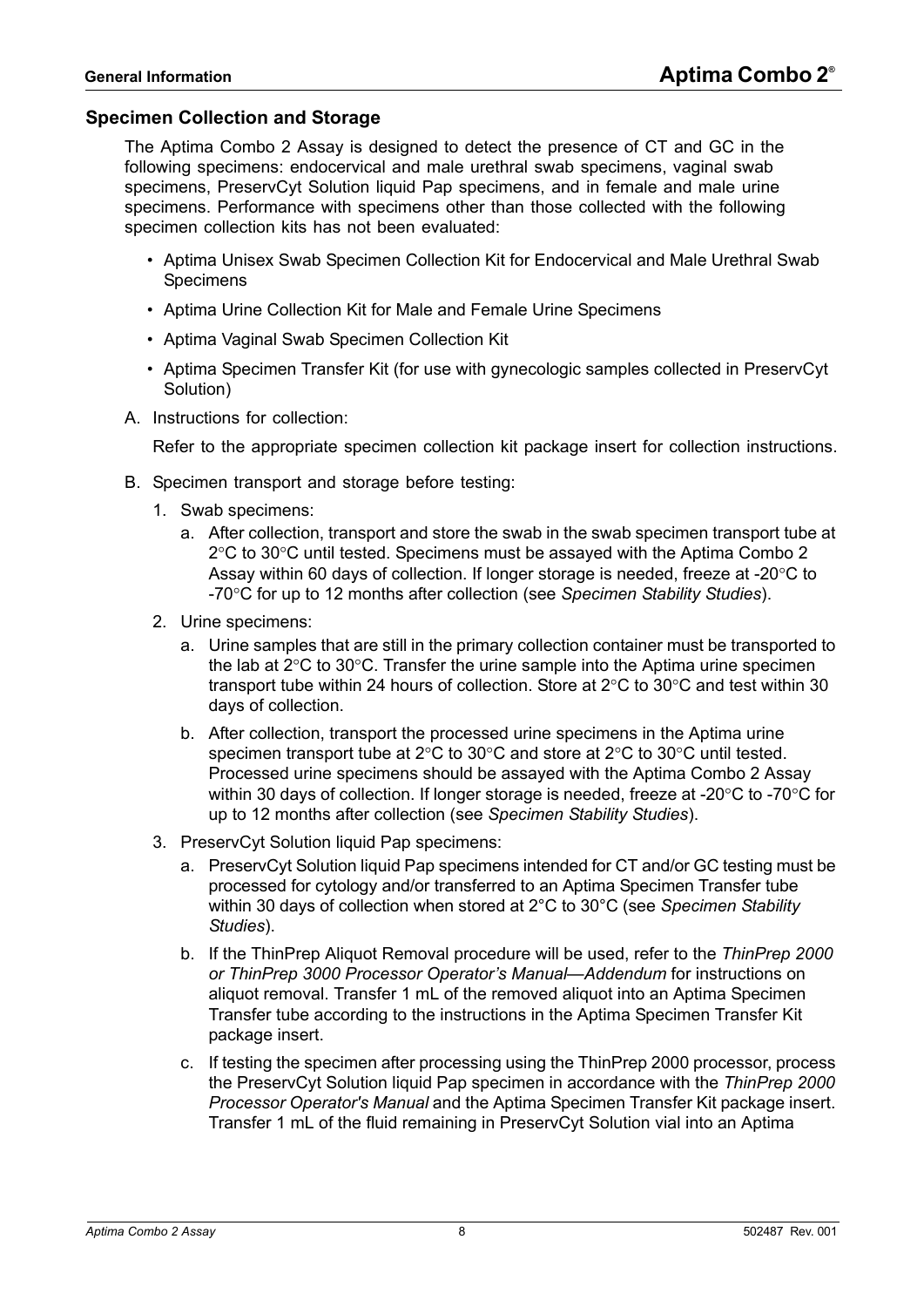## Specimen Collection and Storage

The Aptima Combo 2 Assay is designed to detect the presence of CT and GC in the following specimens: endocervical and male urethral swab specimens, vaginal swab specimens, PreservCyt Solution liquid Pap specimens, and in female and male urine specimens. Performance with specimens other than those collected with the following specimen collection kits has not been evaluated:

- Aptima Unisex Swab Specimen Collection Kit for Endocervical and Male Urethral Swab Specimens
- Aptima Urine Collection Kit for Male and Female Urine Specimens
- Aptima Vaginal Swab Specimen Collection Kit
- Aptima Specimen Transfer Kit (for use with gynecologic samples collected in PreservCyt Solution)

A. Instructions for collection:

Refer to the appropriate specimen collection kit package insert for collection instructions.

B. Specimen transport and storage before testing:

1. Swab specimens:
   a. After collection, transport and store the swab in the swab specimen transport tube at 2°C to 30°C until tested. Specimens must be assayed with the Aptima Combo 2 Assay within 60 days of collection. If longer storage is needed, freeze at -20°C to -70°C for up to 12 months after collection (see *Specimen Stability Studies*).
2. Urine specimens:
   a. Urine samples that are still in the primary collection container must be transported to the lab at 2°C to 30°C. Transfer the urine sample into the Aptima urine specimen transport tube within 24 hours of collection. Store at 2°C to 30°C and test within 30 days of collection.
   b. After collection, transport the processed urine specimens in the Aptima urine specimen transport tube at 2°C to 30°C and store at 2°C to 30°C until tested. Processed urine specimens should be assayed with the Aptima Combo 2 Assay within 30 days of collection. If longer storage is needed, freeze at -20°C to -70°C for up to 12 months after collection (see *Specimen Stability Studies*).
3. PreservCyt Solution liquid Pap specimens:
   a. PreservCyt Solution liquid Pap specimens intended for CT and/or GC testing must be processed for cytology and/or transferred to an Aptima Specimen Transfer tube within 30 days of collection when stored at 2°C to 30°C (see *Specimen Stability Studies*).
   b. If the ThinPrep Aliquot Removal procedure will be used, refer to the *ThinPrep 2000 or ThinPrep 3000 Processor Operator's Manual—Addendum* for instructions on aliquot removal. Transfer 1 mL of the removed aliquot into an Aptima Specimen Transfer tube according to the instructions in the Aptima Specimen Transfer Kit package insert.
   c. If testing the specimen after processing using the ThinPrep 2000 processor, process the PreservCyt Solution liquid Pap specimen in accordance with the *ThinPrep 2000 Processor Operator's Manual* and the Aptima Specimen Transfer Kit package insert. Transfer 1 mL of the fluid remaining in PreservCyt Solution vial into an Aptima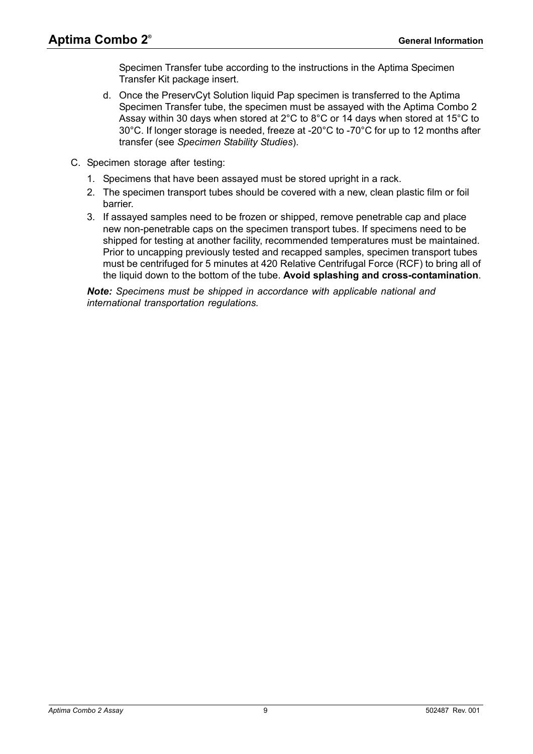Specimen Transfer tube according to the instructions in the Aptima Specimen Transfer Kit package insert.

d. Once the PreservCyt Solution liquid Pap specimen is transferred to the Aptima Specimen Transfer tube, the specimen must be assayed with the Aptima Combo 2 Assay within 30 days when stored at 2°C to 8°C or 14 days when stored at 15°C to 30°C. If longer storage is needed, freeze at -20°C to -70°C for up to 12 months after transfer (see *Specimen Stability Studies*).

C. Specimen storage after testing:

1. Specimens that have been assayed must be stored upright in a rack.
2. The specimen transport tubes should be covered with a new, clean plastic film or foil barrier.
3. If assayed samples need to be frozen or shipped, remove penetrable cap and place new non-penetrable caps on the specimen transport tubes. If specimens need to be shipped for testing at another facility, recommended temperatures must be maintained. Prior to uncapping previously tested and recapped samples, specimen transport tubes must be centrifuged for 5 minutes at 420 Relative Centrifugal Force (RCF) to bring all of the liquid down to the bottom of the tube. **Avoid splashing and cross-contamination**.

***Note:*** *Specimens must be shipped in accordance with applicable national and international transportation regulations.*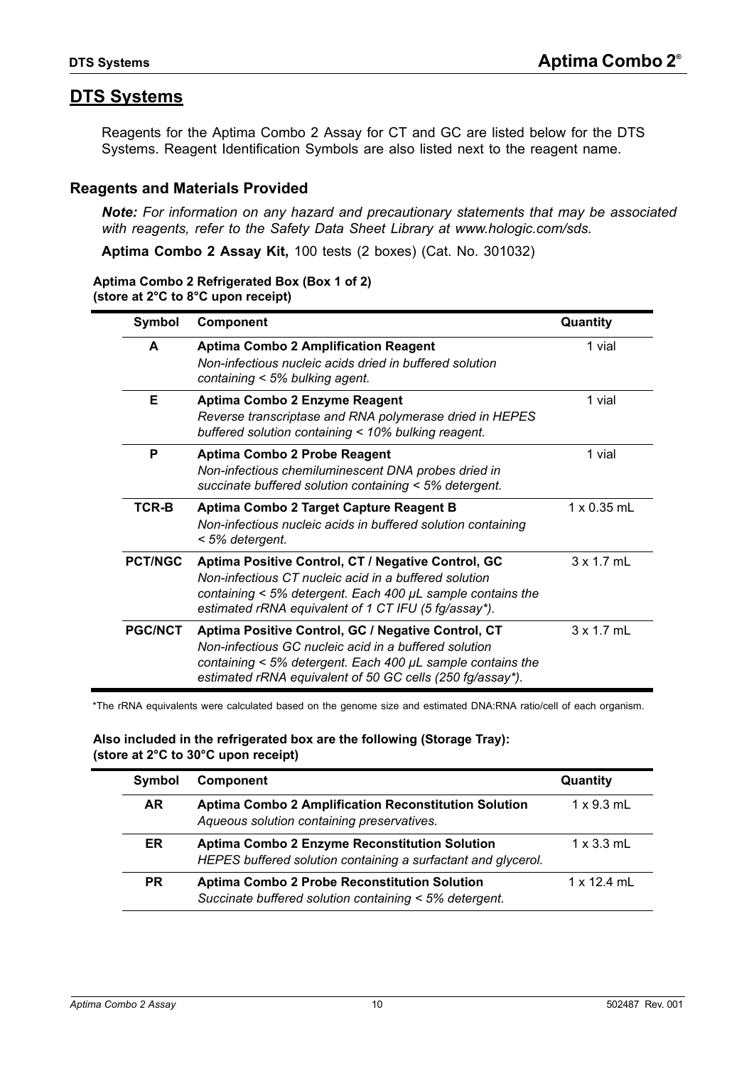## DTS Systems

Reagents for the Aptima Combo 2 Assay for CT and GC are listed below for the DTS Systems. Reagent Identification Symbols are also listed next to the reagent name.

### Reagents and Materials Provided

***Note:*** *For information on any hazard and precautionary statements that may be associated with reagents, refer to the Safety Data Sheet Library at www.hologic.com/sds.*

**Aptima Combo 2 Assay Kit,** 100 tests (2 boxes) (Cat. No. 301032)

**Aptima Combo 2 Refrigerated Box (Box 1 of 2)**
**(store at 2°C to 8°C upon receipt)**

| Symbol | Component | Quantity |
|---|---|---|
| **A** | **Aptima Combo 2 Amplification Reagent** *Non-infectious nucleic acids dried in buffered solution containing < 5% bulking agent.* | 1 vial |
| **E** | **Aptima Combo 2 Enzyme Reagent** *Reverse transcriptase and RNA polymerase dried in HEPES buffered solution containing < 10% bulking reagent.* | 1 vial |
| **P** | **Aptima Combo 2 Probe Reagent** *Non-infectious chemiluminescent DNA probes dried in succinate buffered solution containing < 5% detergent.* | 1 vial |
| **TCR-B** | **Aptima Combo 2 Target Capture Reagent B** *Non-infectious nucleic acids in buffered solution containing < 5% detergent.* | 1 x 0.35 mL |
| **PCT/NGC** | **Aptima Positive Control, CT / Negative Control, GC** *Non-infectious CT nucleic acid in a buffered solution containing < 5% detergent. Each 400 μL sample contains the estimated rRNA equivalent of 1 CT IFU (5 fg/assay\*).* | 3 x 1.7 mL |
| **PGC/NCT** | **Aptima Positive Control, GC / Negative Control, CT** *Non-infectious GC nucleic acid in a buffered solution containing < 5% detergent. Each 400 μL sample contains the estimated rRNA equivalent of 50 GC cells (250 fg/assay\*).* | 3 x 1.7 mL |

\*The rRNA equivalents were calculated based on the genome size and estimated DNA:RNA ratio/cell of each organism.

**Also included in the refrigerated box are the following (Storage Tray):**
**(store at 2°C to 30°C upon receipt)**

| Symbol | Component | Quantity |
|---|---|---|
| **AR** | **Aptima Combo 2 Amplification Reconstitution Solution** *Aqueous solution containing preservatives.* | 1 x 9.3 mL |
| **ER** | **Aptima Combo 2 Enzyme Reconstitution Solution** *HEPES buffered solution containing a surfactant and glycerol.* | 1 x 3.3 mL |
| **PR** | **Aptima Combo 2 Probe Reconstitution Solution** *Succinate buffered solution containing < 5% detergent.* | 1 x 12.4 mL |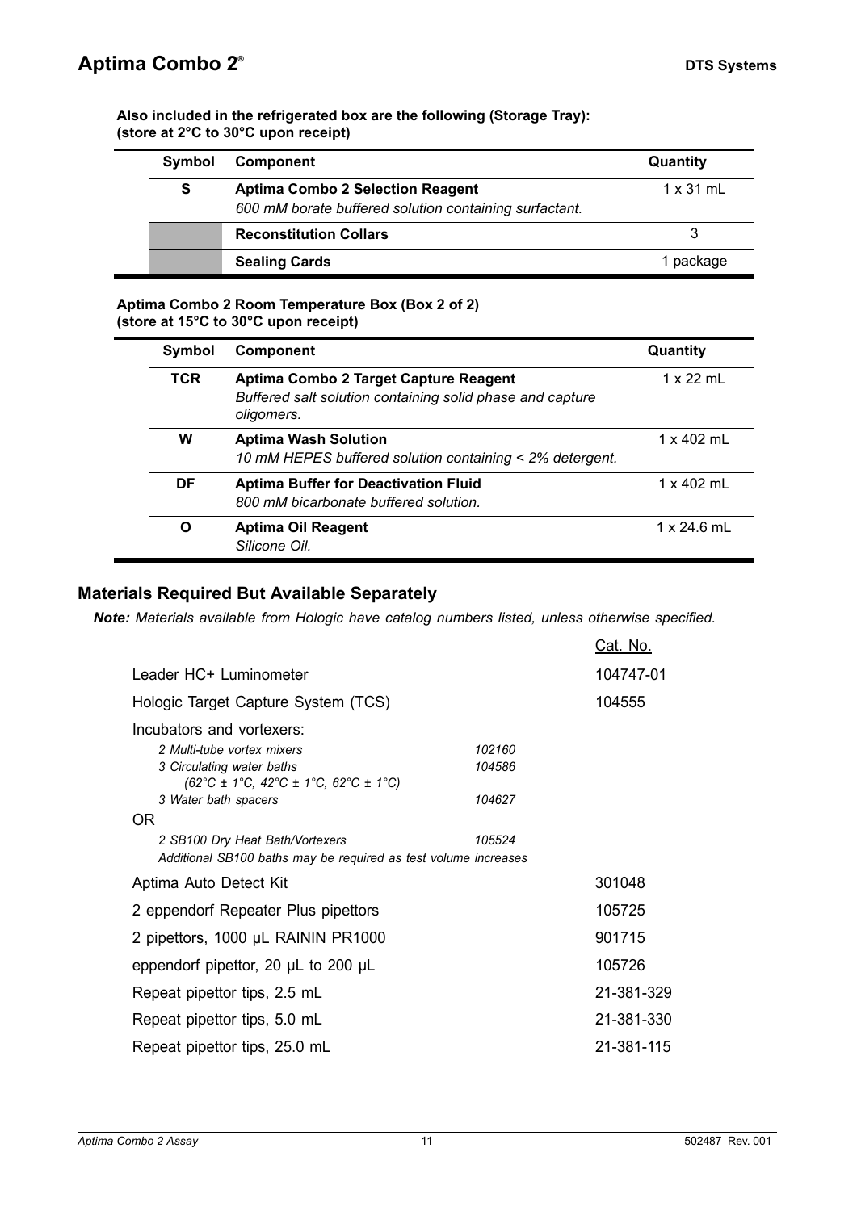**Also included in the refrigerated box are the following (Storage Tray):**
**(store at 2°C to 30°C upon receipt)**

| Symbol | Component | Quantity |
|---|---|---|
| S | **Aptima Combo 2 Selection Reagent** *600 mM borate buffered solution containing surfactant.* | 1 x 31 mL |
| | **Reconstitution Collars** | 3 |
| | **Sealing Cards** | 1 package |

**Aptima Combo 2 Room Temperature Box (Box 2 of 2)**
**(store at 15°C to 30°C upon receipt)**

| Symbol | Component | Quantity |
|---|---|---|
| TCR | **Aptima Combo 2 Target Capture Reagent** *Buffered salt solution containing solid phase and capture oligomers.* | 1 x 22 mL |
| W | **Aptima Wash Solution** *10 mM HEPES buffered solution containing < 2% detergent.* | 1 x 402 mL |
| DF | **Aptima Buffer for Deactivation Fluid** *800 mM bicarbonate buffered solution.* | 1 x 402 mL |
| O | **Aptima Oil Reagent** *Silicone Oil.* | 1 x 24.6 mL |

## Materials Required But Available Separately

***Note:*** *Materials available from Hologic have catalog numbers listed, unless otherwise specified.*

| | | Cat. No. |
|---|---|---|
| Leader HC+ Luminometer | | 104747-01 |
| Hologic Target Capture System (TCS) | | 104555 |
| Incubators and vortexers: | | |
| *2 Multi-tube vortex mixers* | *102160* | |
| *3 Circulating water baths (62°C ± 1°C, 42°C ± 1°C, 62°C ± 1°C)* | *104586* | |
| *3 Water bath spacers* | *104627* | |
| OR | | |
| *2 SB100 Dry Heat Bath/Vortexers* | *105524* | |
| *Additional SB100 baths may be required as test volume increases* | | |
| Aptima Auto Detect Kit | | 301048 |
| 2 eppendorf Repeater Plus pipettors | | 105725 |
| 2 pipettors, 1000 µL RAININ PR1000 | | 901715 |
| eppendorf pipettor, 20 µL to 200 µL | | 105726 |
| Repeat pipettor tips, 2.5 mL | | 21-381-329 |
| Repeat pipettor tips, 5.0 mL | | 21-381-330 |
| Repeat pipettor tips, 25.0 mL | | 21-381-115 |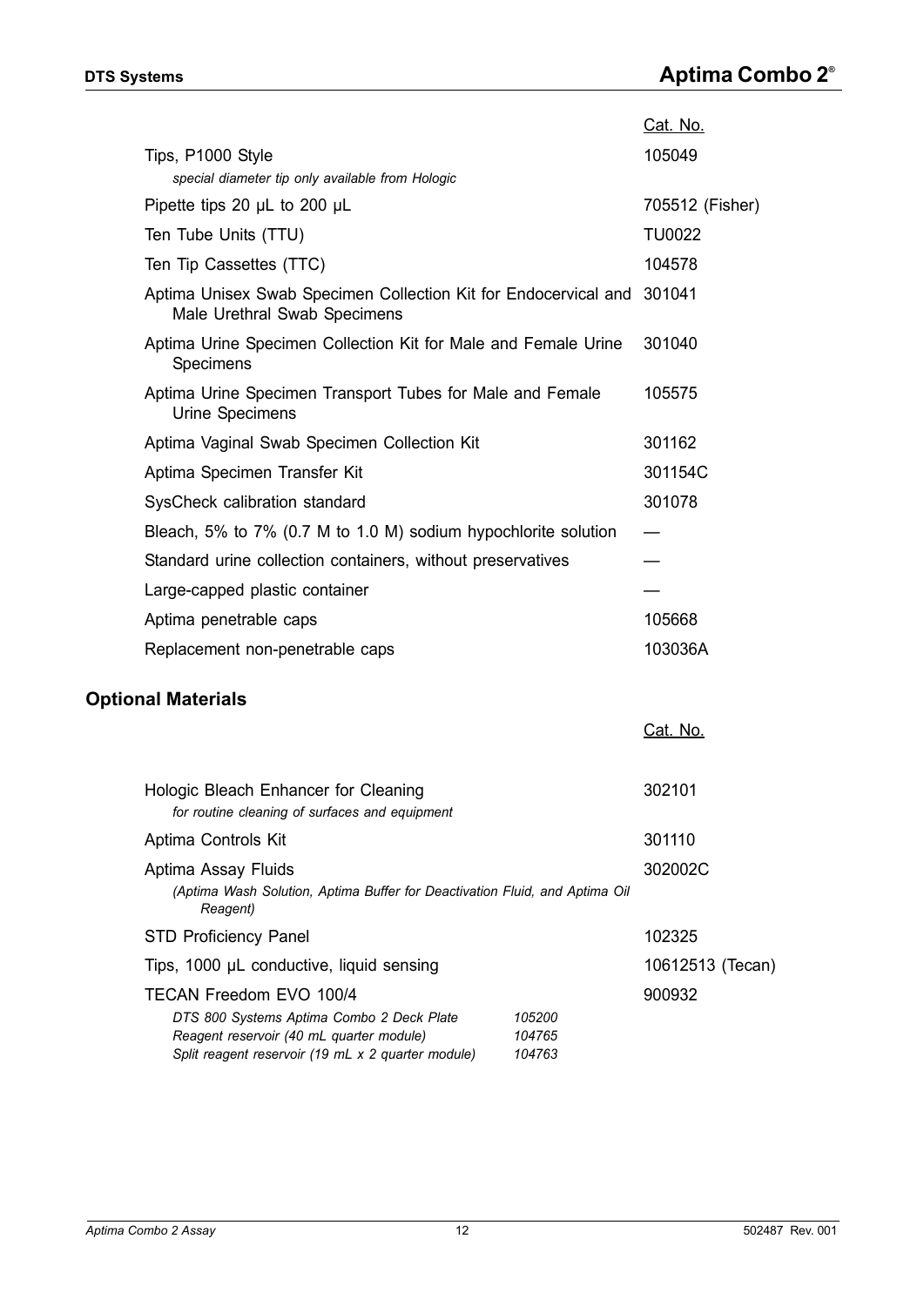| | Cat. No. |
|---|---|
| Tips, P1000 Style<br>*special diameter tip only available from Hologic* | 105049 |
| Pipette tips 20 µL to 200 µL | 705512 (Fisher) |
| Ten Tube Units (TTU) | TU0022 |
| Ten Tip Cassettes (TTC) | 104578 |
| Aptima Unisex Swab Specimen Collection Kit for Endocervical and Male Urethral Swab Specimens | 301041 |
| Aptima Urine Specimen Collection Kit for Male and Female Urine Specimens | 301040 |
| Aptima Urine Specimen Transport Tubes for Male and Female Urine Specimens | 105575 |
| Aptima Vaginal Swab Specimen Collection Kit | 301162 |
| Aptima Specimen Transfer Kit | 301154C |
| SysCheck calibration standard | 301078 |
| Bleach, 5% to 7% (0.7 M to 1.0 M) sodium hypochlorite solution | — |
| Standard urine collection containers, without preservatives | — |
| Large-capped plastic container | — |
| Aptima penetrable caps | 105668 |
| Replacement non-penetrable caps | 103036A |

## Optional Materials

| | | Cat. No. |
|---|---|---|
| Hologic Bleach Enhancer for Cleaning<br>*for routine cleaning of surfaces and equipment* | | 302101 |
| Aptima Controls Kit | | 301110 |
| Aptima Assay Fluids<br>*(Aptima Wash Solution, Aptima Buffer for Deactivation Fluid, and Aptima Oil Reagent)* | | 302002C |
| STD Proficiency Panel | | 102325 |
| Tips, 1000 µL conductive, liquid sensing | | 10612513 (Tecan) |
| TECAN Freedom EVO 100/4 | | 900932 |
| *DTS 800 Systems Aptima Combo 2 Deck Plate* | *105200* | |
| *Reagent reservoir (40 mL quarter module)* | *104765* | |
| *Split reagent reservoir (19 mL x 2 quarter module)* | *104763* | |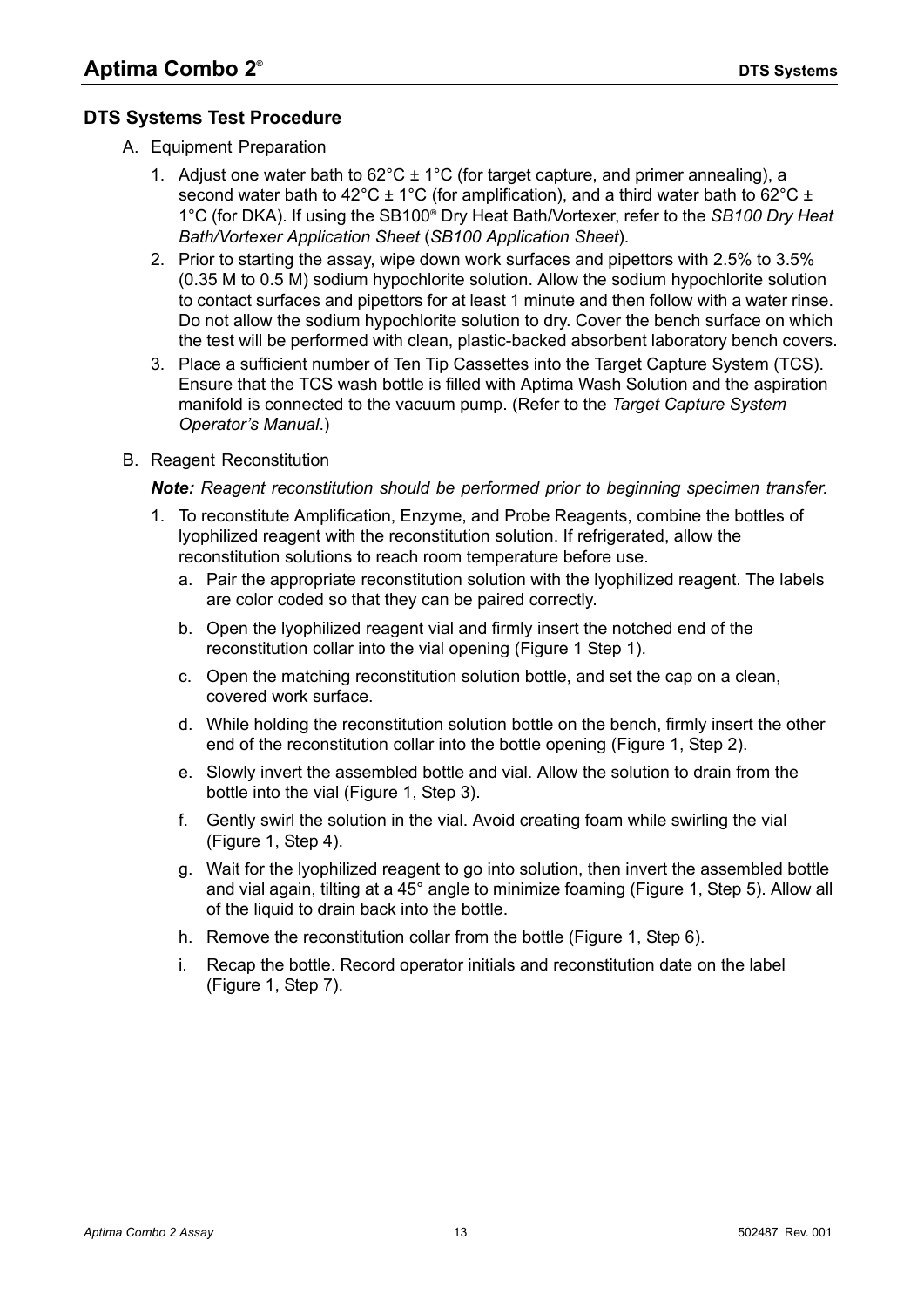## DTS Systems Test Procedure

A. Equipment Preparation

1. Adjust one water bath to 62°C ± 1°C (for target capture, and primer annealing), a second water bath to 42°C ± 1°C (for amplification), and a third water bath to 62°C ± 1°C (for DKA). If using the SB100® Dry Heat Bath/Vortexer, refer to the *SB100 Dry Heat Bath/Vortexer Application Sheet* (*SB100 Application Sheet*).
2. Prior to starting the assay, wipe down work surfaces and pipettors with 2.5% to 3.5% (0.35 M to 0.5 M) sodium hypochlorite solution. Allow the sodium hypochlorite solution to contact surfaces and pipettors for at least 1 minute and then follow with a water rinse. Do not allow the sodium hypochlorite solution to dry. Cover the bench surface on which the test will be performed with clean, plastic-backed absorbent laboratory bench covers.
3. Place a sufficient number of Ten Tip Cassettes into the Target Capture System (TCS). Ensure that the TCS wash bottle is filled with Aptima Wash Solution and the aspiration manifold is connected to the vacuum pump. (Refer to the *Target Capture System Operator's Manual*.)

B. Reagent Reconstitution

***Note:*** *Reagent reconstitution should be performed prior to beginning specimen transfer.*

1. To reconstitute Amplification, Enzyme, and Probe Reagents, combine the bottles of lyophilized reagent with the reconstitution solution. If refrigerated, allow the reconstitution solutions to reach room temperature before use.
   a. Pair the appropriate reconstitution solution with the lyophilized reagent. The labels are color coded so that they can be paired correctly.
   b. Open the lyophilized reagent vial and firmly insert the notched end of the reconstitution collar into the vial opening (Figure 1 Step 1).
   c. Open the matching reconstitution solution bottle, and set the cap on a clean, covered work surface.
   d. While holding the reconstitution solution bottle on the bench, firmly insert the other end of the reconstitution collar into the bottle opening (Figure 1, Step 2).
   e. Slowly invert the assembled bottle and vial. Allow the solution to drain from the bottle into the vial (Figure 1, Step 3).
   f. Gently swirl the solution in the vial. Avoid creating foam while swirling the vial (Figure 1, Step 4).
   g. Wait for the lyophilized reagent to go into solution, then invert the assembled bottle and vial again, tilting at a 45° angle to minimize foaming (Figure 1, Step 5). Allow all of the liquid to drain back into the bottle.
   h. Remove the reconstitution collar from the bottle (Figure 1, Step 6).
   i. Recap the bottle. Record operator initials and reconstitution date on the label (Figure 1, Step 7).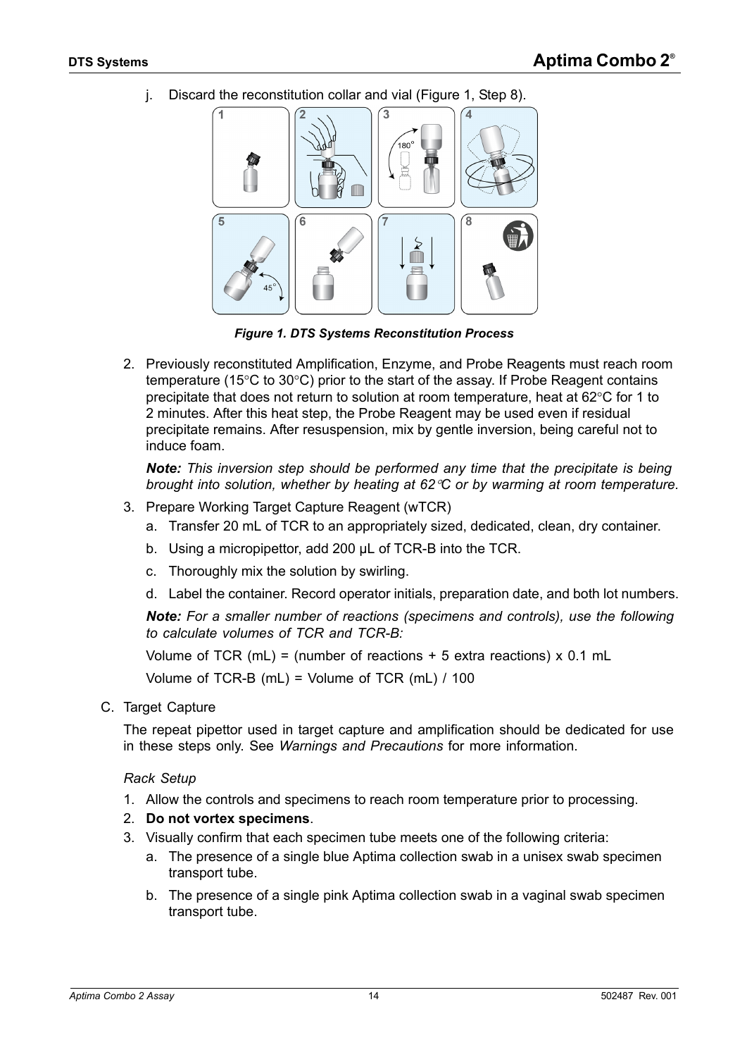j. Discard the reconstitution collar and vial (Figure 1, Step 8).

*Figure 1. DTS Systems Reconstitution Process*

2. Previously reconstituted Amplification, Enzyme, and Probe Reagents must reach room temperature (15°C to 30°C) prior to the start of the assay. If Probe Reagent contains precipitate that does not return to solution at room temperature, heat at 62°C for 1 to 2 minutes. After this heat step, the Probe Reagent may be used even if residual precipitate remains. After resuspension, mix by gentle inversion, being careful not to induce foam.

   ***Note:*** *This inversion step should be performed any time that the precipitate is being brought into solution, whether by heating at 62°C or by warming at room temperature.*

3. Prepare Working Target Capture Reagent (wTCR)
   a. Transfer 20 mL of TCR to an appropriately sized, dedicated, clean, dry container.
   b. Using a micropipettor, add 200 µL of TCR-B into the TCR.
   c. Thoroughly mix the solution by swirling.
   d. Label the container. Record operator initials, preparation date, and both lot numbers.

   ***Note:*** *For a smaller number of reactions (specimens and controls), use the following to calculate volumes of TCR and TCR-B:*

   Volume of TCR (mL) = (number of reactions + 5 extra reactions) x 0.1 mL

   Volume of TCR-B (mL) = Volume of TCR (mL) / 100

C. Target Capture

The repeat pipettor used in target capture and amplification should be dedicated for use in these steps only. See *Warnings and Precautions* for more information.

*Rack Setup*

1. Allow the controls and specimens to reach room temperature prior to processing.
2. **Do not vortex specimens**.
3. Visually confirm that each specimen tube meets one of the following criteria:
   a. The presence of a single blue Aptima collection swab in a unisex swab specimen transport tube.
   b. The presence of a single pink Aptima collection swab in a vaginal swab specimen transport tube.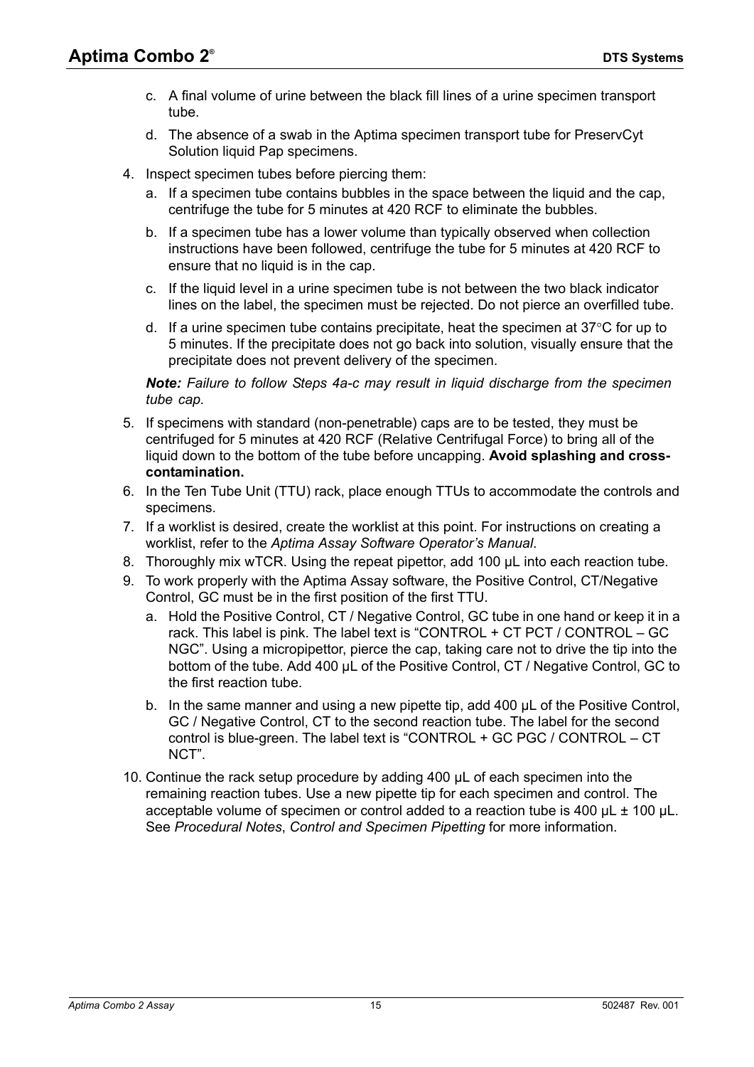c. A final volume of urine between the black fill lines of a urine specimen transport tube.

d. The absence of a swab in the Aptima specimen transport tube for PreservCyt Solution liquid Pap specimens.

4. Inspect specimen tubes before piercing them:

   a. If a specimen tube contains bubbles in the space between the liquid and the cap, centrifuge the tube for 5 minutes at 420 RCF to eliminate the bubbles.

   b. If a specimen tube has a lower volume than typically observed when collection instructions have been followed, centrifuge the tube for 5 minutes at 420 RCF to ensure that no liquid is in the cap.

   c. If the liquid level in a urine specimen tube is not between the two black indicator lines on the label, the specimen must be rejected. Do not pierce an overfilled tube.

   d. If a urine specimen tube contains precipitate, heat the specimen at 37°C for up to 5 minutes. If the precipitate does not go back into solution, visually ensure that the precipitate does not prevent delivery of the specimen.

   ***Note:*** *Failure to follow Steps 4a-c may result in liquid discharge from the specimen tube cap.*

5. If specimens with standard (non-penetrable) caps are to be tested, they must be centrifuged for 5 minutes at 420 RCF (Relative Centrifugal Force) to bring all of the liquid down to the bottom of the tube before uncapping. **Avoid splashing and cross-contamination.**

6. In the Ten Tube Unit (TTU) rack, place enough TTUs to accommodate the controls and specimens.

7. If a worklist is desired, create the worklist at this point. For instructions on creating a worklist, refer to the *Aptima Assay Software Operator's Manual*.

8. Thoroughly mix wTCR. Using the repeat pipettor, add 100 µL into each reaction tube.

9. To work properly with the Aptima Assay software, the Positive Control, CT/Negative Control, GC must be in the first position of the first TTU.

   a. Hold the Positive Control, CT / Negative Control, GC tube in one hand or keep it in a rack. This label is pink. The label text is "CONTROL + CT PCT / CONTROL – GC NGC". Using a micropipettor, pierce the cap, taking care not to drive the tip into the bottom of the tube. Add 400 µL of the Positive Control, CT / Negative Control, GC to the first reaction tube.

   b. In the same manner and using a new pipette tip, add 400 µL of the Positive Control, GC / Negative Control, CT to the second reaction tube. The label for the second control is blue-green. The label text is "CONTROL + GC PGC / CONTROL – CT NCT".

10. Continue the rack setup procedure by adding 400 µL of each specimen into the remaining reaction tubes. Use a new pipette tip for each specimen and control. The acceptable volume of specimen or control added to a reaction tube is 400 µL ± 100 µL. See *Procedural Notes*, *Control and Specimen Pipetting* for more information.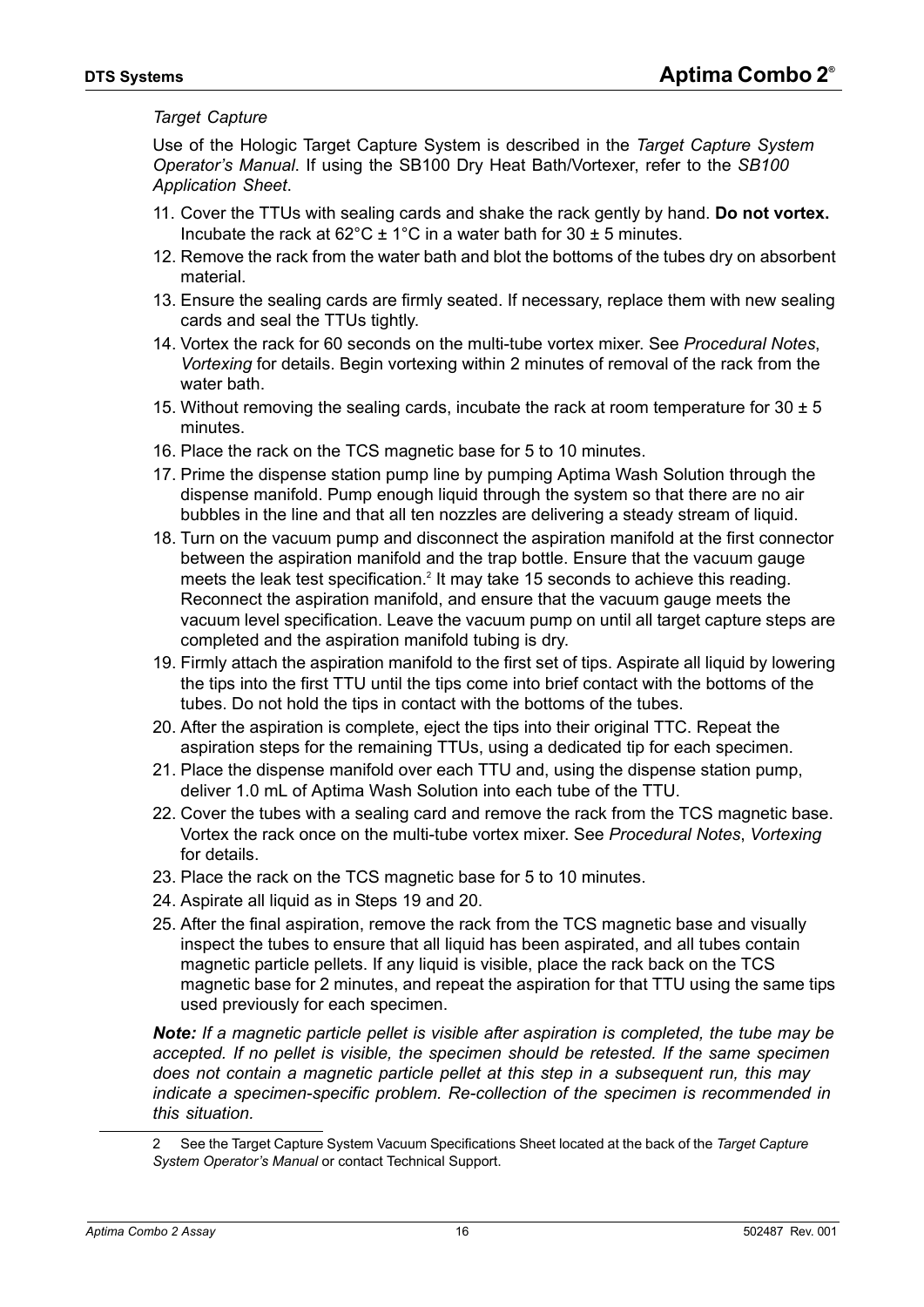*Target Capture*

Use of the Hologic Target Capture System is described in the *Target Capture System Operator's Manual*. If using the SB100 Dry Heat Bath/Vortexer, refer to the *SB100 Application Sheet*.

11. Cover the TTUs with sealing cards and shake the rack gently by hand. **Do not vortex.** Incubate the rack at 62°C ± 1°C in a water bath for 30 ± 5 minutes.
12. Remove the rack from the water bath and blot the bottoms of the tubes dry on absorbent material.
13. Ensure the sealing cards are firmly seated. If necessary, replace them with new sealing cards and seal the TTUs tightly.
14. Vortex the rack for 60 seconds on the multi-tube vortex mixer. See *Procedural Notes*, *Vortexing* for details. Begin vortexing within 2 minutes of removal of the rack from the water bath.
15. Without removing the sealing cards, incubate the rack at room temperature for 30 ± 5 minutes.
16. Place the rack on the TCS magnetic base for 5 to 10 minutes.
17. Prime the dispense station pump line by pumping Aptima Wash Solution through the dispense manifold. Pump enough liquid through the system so that there are no air bubbles in the line and that all ten nozzles are delivering a steady stream of liquid.
18. Turn on the vacuum pump and disconnect the aspiration manifold at the first connector between the aspiration manifold and the trap bottle. Ensure that the vacuum gauge meets the leak test specification.[2] It may take 15 seconds to achieve this reading. Reconnect the aspiration manifold, and ensure that the vacuum gauge meets the vacuum level specification. Leave the vacuum pump on until all target capture steps are completed and the aspiration manifold tubing is dry.
19. Firmly attach the aspiration manifold to the first set of tips. Aspirate all liquid by lowering the tips into the first TTU until the tips come into brief contact with the bottoms of the tubes. Do not hold the tips in contact with the bottoms of the tubes.
20. After the aspiration is complete, eject the tips into their original TTC. Repeat the aspiration steps for the remaining TTUs, using a dedicated tip for each specimen.
21. Place the dispense manifold over each TTU and, using the dispense station pump, deliver 1.0 mL of Aptima Wash Solution into each tube of the TTU.
22. Cover the tubes with a sealing card and remove the rack from the TCS magnetic base. Vortex the rack once on the multi-tube vortex mixer. See *Procedural Notes*, *Vortexing* for details.
23. Place the rack on the TCS magnetic base for 5 to 10 minutes.
24. Aspirate all liquid as in Steps 19 and 20.
25. After the final aspiration, remove the rack from the TCS magnetic base and visually inspect the tubes to ensure that all liquid has been aspirated, and all tubes contain magnetic particle pellets. If any liquid is visible, place the rack back on the TCS magnetic base for 2 minutes, and repeat the aspiration for that TTU using the same tips used previously for each specimen.

***Note:*** *If a magnetic particle pellet is visible after aspiration is completed, the tube may be accepted. If no pellet is visible, the specimen should be retested. If the same specimen does not contain a magnetic particle pellet at this step in a subsequent run, this may indicate a specimen-specific problem. Re-collection of the specimen is recommended in this situation.*

---

2 See the Target Capture System Vacuum Specifications Sheet located at the back of the *Target Capture System Operator's Manual* or contact Technical Support.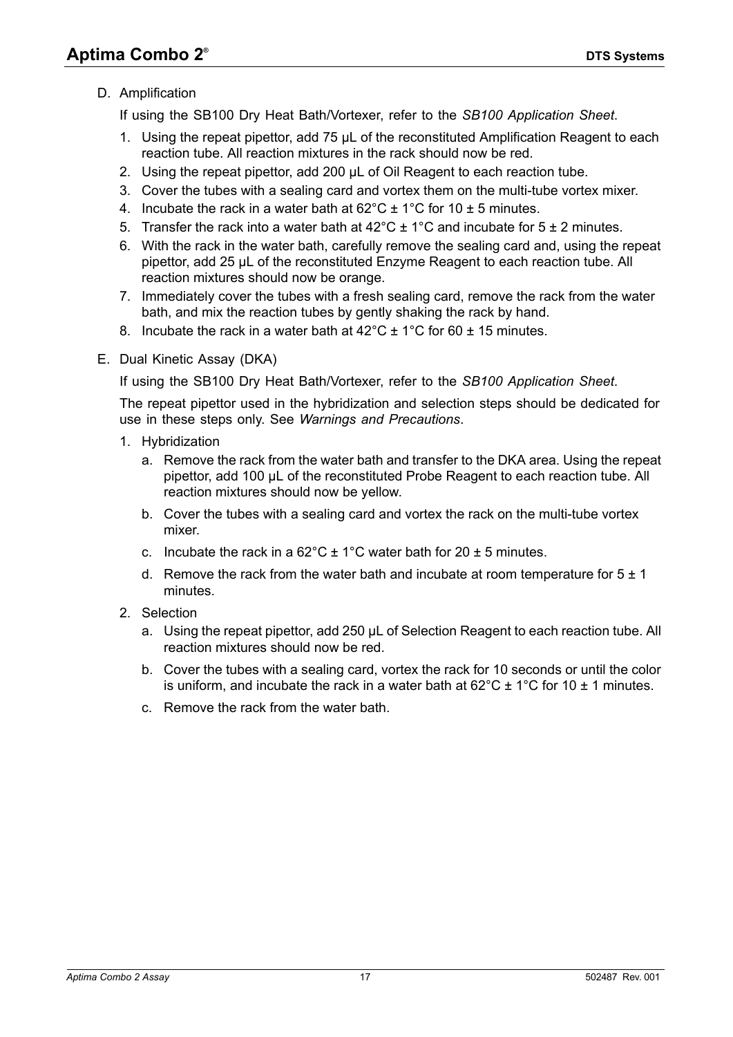D. Amplification

If using the SB100 Dry Heat Bath/Vortexer, refer to the *SB100 Application Sheet*.

1. Using the repeat pipettor, add 75 µL of the reconstituted Amplification Reagent to each reaction tube. All reaction mixtures in the rack should now be red.
2. Using the repeat pipettor, add 200 µL of Oil Reagent to each reaction tube.
3. Cover the tubes with a sealing card and vortex them on the multi-tube vortex mixer.
4. Incubate the rack in a water bath at 62°C ± 1°C for 10 ± 5 minutes.
5. Transfer the rack into a water bath at 42°C ± 1°C and incubate for 5 ± 2 minutes.
6. With the rack in the water bath, carefully remove the sealing card and, using the repeat pipettor, add 25 µL of the reconstituted Enzyme Reagent to each reaction tube. All reaction mixtures should now be orange.
7. Immediately cover the tubes with a fresh sealing card, remove the rack from the water bath, and mix the reaction tubes by gently shaking the rack by hand.
8. Incubate the rack in a water bath at 42°C ± 1°C for 60 ± 15 minutes.

E. Dual Kinetic Assay (DKA)

If using the SB100 Dry Heat Bath/Vortexer, refer to the *SB100 Application Sheet*.

The repeat pipettor used in the hybridization and selection steps should be dedicated for use in these steps only. See *Warnings and Precautions*.

1. Hybridization
   a. Remove the rack from the water bath and transfer to the DKA area. Using the repeat pipettor, add 100 µL of the reconstituted Probe Reagent to each reaction tube. All reaction mixtures should now be yellow.
   b. Cover the tubes with a sealing card and vortex the rack on the multi-tube vortex mixer.
   c. Incubate the rack in a 62°C ± 1°C water bath for 20 ± 5 minutes.
   d. Remove the rack from the water bath and incubate at room temperature for 5 ± 1 minutes.
2. Selection
   a. Using the repeat pipettor, add 250 µL of Selection Reagent to each reaction tube. All reaction mixtures should now be red.
   b. Cover the tubes with a sealing card, vortex the rack for 10 seconds or until the color is uniform, and incubate the rack in a water bath at 62°C ± 1°C for 10 ± 1 minutes.
   c. Remove the rack from the water bath.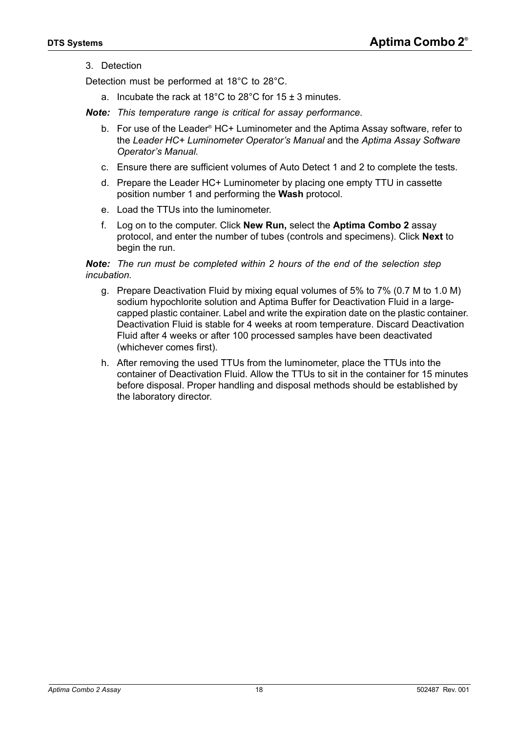3. Detection

Detection must be performed at 18°C to 28°C.

a. Incubate the rack at 18°C to 28°C for 15 ± 3 minutes.

***Note:*** *This temperature range is critical for assay performance.*

b. For use of the Leader® HC+ Luminometer and the Aptima Assay software, refer to the *Leader HC+ Luminometer Operator's Manual* and the *Aptima Assay Software Operator's Manual*.

c. Ensure there are sufficient volumes of Auto Detect 1 and 2 to complete the tests.

d. Prepare the Leader HC+ Luminometer by placing one empty TTU in cassette position number 1 and performing the **Wash** protocol.

e. Load the TTUs into the luminometer.

f. Log on to the computer. Click **New Run,** select the **Aptima Combo 2** assay protocol, and enter the number of tubes (controls and specimens). Click **Next** to begin the run.

***Note:*** *The run must be completed within 2 hours of the end of the selection step incubation.*

g. Prepare Deactivation Fluid by mixing equal volumes of 5% to 7% (0.7 M to 1.0 M) sodium hypochlorite solution and Aptima Buffer for Deactivation Fluid in a large-capped plastic container. Label and write the expiration date on the plastic container. Deactivation Fluid is stable for 4 weeks at room temperature. Discard Deactivation Fluid after 4 weeks or after 100 processed samples have been deactivated (whichever comes first).

h. After removing the used TTUs from the luminometer, place the TTUs into the container of Deactivation Fluid. Allow the TTUs to sit in the container for 15 minutes before disposal. Proper handling and disposal methods should be established by the laboratory director.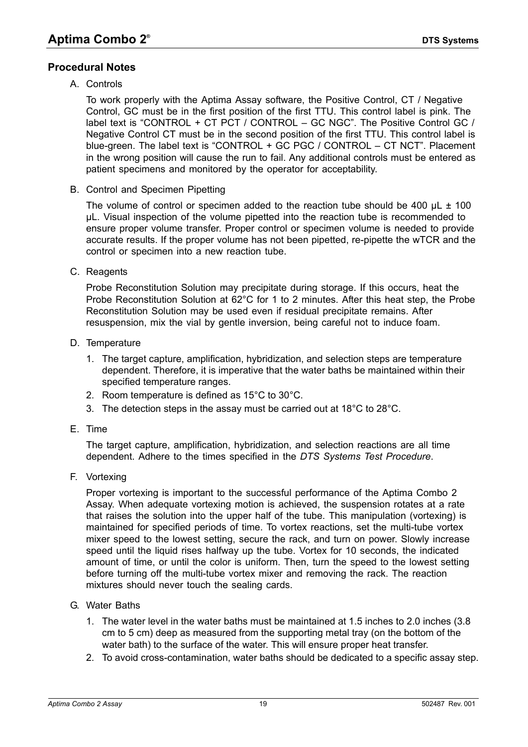## Procedural Notes

A. Controls

   To work properly with the Aptima Assay software, the Positive Control, CT / Negative Control, GC must be in the first position of the first TTU. This control label is pink. The label text is "CONTROL + CT PCT / CONTROL – GC NGC". The Positive Control GC / Negative Control CT must be in the second position of the first TTU. This control label is blue-green. The label text is "CONTROL + GC PGC / CONTROL – CT NCT". Placement in the wrong position will cause the run to fail. Any additional controls must be entered as patient specimens and monitored by the operator for acceptability.

B. Control and Specimen Pipetting

   The volume of control or specimen added to the reaction tube should be 400 µL ± 100 µL. Visual inspection of the volume pipetted into the reaction tube is recommended to ensure proper volume transfer. Proper control or specimen volume is needed to provide accurate results. If the proper volume has not been pipetted, re-pipette the wTCR and the control or specimen into a new reaction tube.

C. Reagents

   Probe Reconstitution Solution may precipitate during storage. If this occurs, heat the Probe Reconstitution Solution at 62°C for 1 to 2 minutes. After this heat step, the Probe Reconstitution Solution may be used even if residual precipitate remains. After resuspension, mix the vial by gentle inversion, being careful not to induce foam.

D. Temperature

   1. The target capture, amplification, hybridization, and selection steps are temperature dependent. Therefore, it is imperative that the water baths be maintained within their specified temperature ranges.
   2. Room temperature is defined as 15°C to 30°C.
   3. The detection steps in the assay must be carried out at 18°C to 28°C.

E. Time

   The target capture, amplification, hybridization, and selection reactions are all time dependent. Adhere to the times specified in the *DTS Systems Test Procedure*.

F. Vortexing

   Proper vortexing is important to the successful performance of the Aptima Combo 2 Assay. When adequate vortexing motion is achieved, the suspension rotates at a rate that raises the solution into the upper half of the tube. This manipulation (vortexing) is maintained for specified periods of time. To vortex reactions, set the multi-tube vortex mixer speed to the lowest setting, secure the rack, and turn on power. Slowly increase speed until the liquid rises halfway up the tube. Vortex for 10 seconds, the indicated amount of time, or until the color is uniform. Then, turn the speed to the lowest setting before turning off the multi-tube vortex mixer and removing the rack. The reaction mixtures should never touch the sealing cards.

G. Water Baths

   1. The water level in the water baths must be maintained at 1.5 inches to 2.0 inches (3.8 cm to 5 cm) deep as measured from the supporting metal tray (on the bottom of the water bath) to the surface of the water. This will ensure proper heat transfer.
   2. To avoid cross-contamination, water baths should be dedicated to a specific assay step.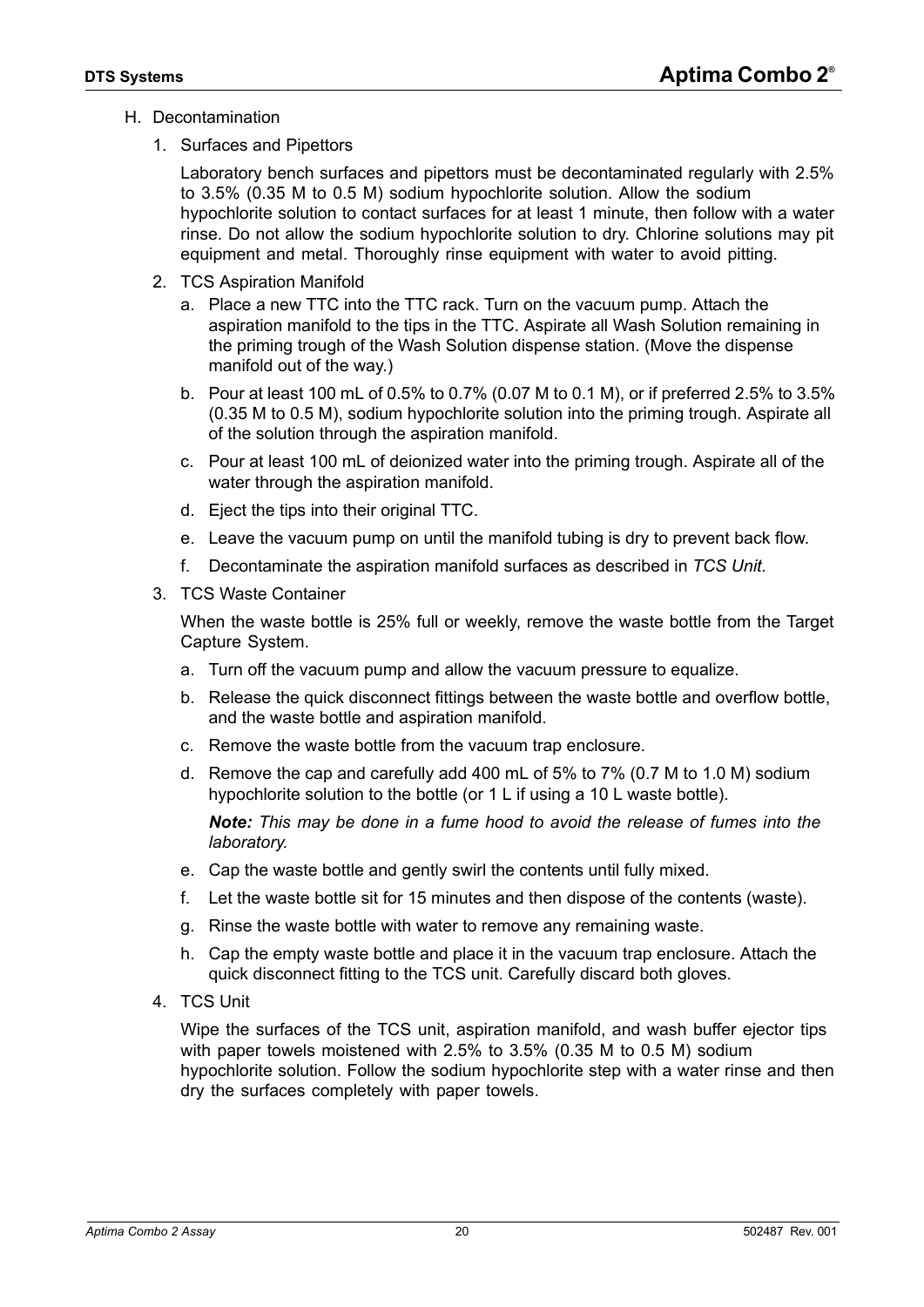H. Decontamination

1. Surfaces and Pipettors

   Laboratory bench surfaces and pipettors must be decontaminated regularly with 2.5% to 3.5% (0.35 M to 0.5 M) sodium hypochlorite solution. Allow the sodium hypochlorite solution to contact surfaces for at least 1 minute, then follow with a water rinse. Do not allow the sodium hypochlorite solution to dry. Chlorine solutions may pit equipment and metal. Thoroughly rinse equipment with water to avoid pitting.

2. TCS Aspiration Manifold

   a. Place a new TTC into the TTC rack. Turn on the vacuum pump. Attach the aspiration manifold to the tips in the TTC. Aspirate all Wash Solution remaining in the priming trough of the Wash Solution dispense station. (Move the dispense manifold out of the way.)

   b. Pour at least 100 mL of 0.5% to 0.7% (0.07 M to 0.1 M), or if preferred 2.5% to 3.5% (0.35 M to 0.5 M), sodium hypochlorite solution into the priming trough. Aspirate all of the solution through the aspiration manifold.

   c. Pour at least 100 mL of deionized water into the priming trough. Aspirate all of the water through the aspiration manifold.

   d. Eject the tips into their original TTC.

   e. Leave the vacuum pump on until the manifold tubing is dry to prevent back flow.

   f. Decontaminate the aspiration manifold surfaces as described in *TCS Unit*.

3. TCS Waste Container

   When the waste bottle is 25% full or weekly, remove the waste bottle from the Target Capture System.

   a. Turn off the vacuum pump and allow the vacuum pressure to equalize.

   b. Release the quick disconnect fittings between the waste bottle and overflow bottle, and the waste bottle and aspiration manifold.

   c. Remove the waste bottle from the vacuum trap enclosure.

   d. Remove the cap and carefully add 400 mL of 5% to 7% (0.7 M to 1.0 M) sodium hypochlorite solution to the bottle (or 1 L if using a 10 L waste bottle).

      ***Note:*** *This may be done in a fume hood to avoid the release of fumes into the laboratory.*

   e. Cap the waste bottle and gently swirl the contents until fully mixed.

   f. Let the waste bottle sit for 15 minutes and then dispose of the contents (waste).

   g. Rinse the waste bottle with water to remove any remaining waste.

   h. Cap the empty waste bottle and place it in the vacuum trap enclosure. Attach the quick disconnect fitting to the TCS unit. Carefully discard both gloves.

4. TCS Unit

   Wipe the surfaces of the TCS unit, aspiration manifold, and wash buffer ejector tips with paper towels moistened with 2.5% to 3.5% (0.35 M to 0.5 M) sodium hypochlorite solution. Follow the sodium hypochlorite step with a water rinse and then dry the surfaces completely with paper towels.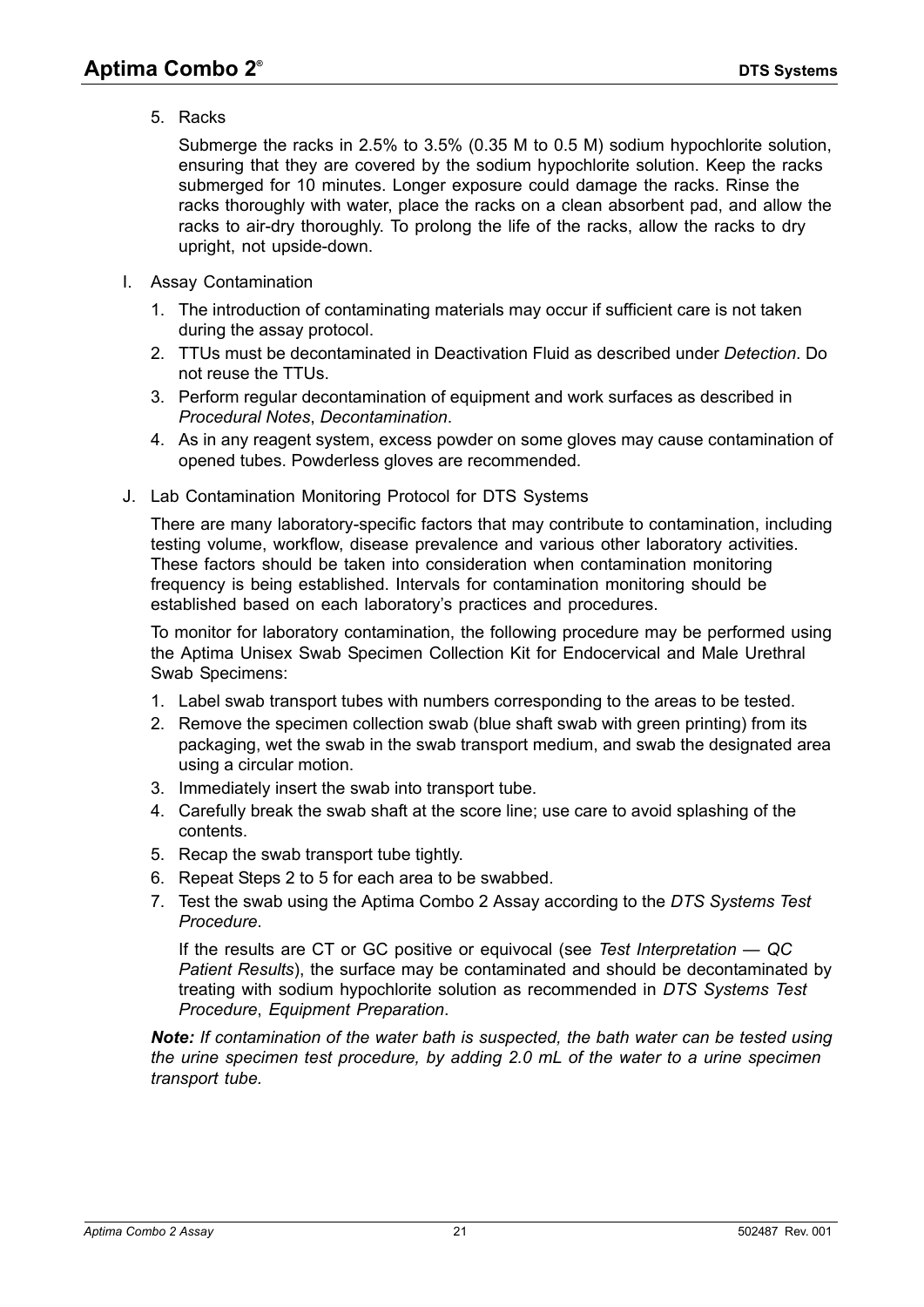5. Racks

   Submerge the racks in 2.5% to 3.5% (0.35 M to 0.5 M) sodium hypochlorite solution, ensuring that they are covered by the sodium hypochlorite solution. Keep the racks submerged for 10 minutes. Longer exposure could damage the racks. Rinse the racks thoroughly with water, place the racks on a clean absorbent pad, and allow the racks to air-dry thoroughly. To prolong the life of the racks, allow the racks to dry upright, not upside-down.

I. Assay Contamination

1. The introduction of contaminating materials may occur if sufficient care is not taken during the assay protocol.
2. TTUs must be decontaminated in Deactivation Fluid as described under *Detection*. Do not reuse the TTUs.
3. Perform regular decontamination of equipment and work surfaces as described in *Procedural Notes*, *Decontamination*.
4. As in any reagent system, excess powder on some gloves may cause contamination of opened tubes. Powderless gloves are recommended.

J. Lab Contamination Monitoring Protocol for DTS Systems

There are many laboratory-specific factors that may contribute to contamination, including testing volume, workflow, disease prevalence and various other laboratory activities. These factors should be taken into consideration when contamination monitoring frequency is being established. Intervals for contamination monitoring should be established based on each laboratory's practices and procedures.

To monitor for laboratory contamination, the following procedure may be performed using the Aptima Unisex Swab Specimen Collection Kit for Endocervical and Male Urethral Swab Specimens:

1. Label swab transport tubes with numbers corresponding to the areas to be tested.
2. Remove the specimen collection swab (blue shaft swab with green printing) from its packaging, wet the swab in the swab transport medium, and swab the designated area using a circular motion.
3. Immediately insert the swab into transport tube.
4. Carefully break the swab shaft at the score line; use care to avoid splashing of the contents.
5. Recap the swab transport tube tightly.
6. Repeat Steps 2 to 5 for each area to be swabbed.
7. Test the swab using the Aptima Combo 2 Assay according to the *DTS Systems Test Procedure*.

   If the results are CT or GC positive or equivocal (see *Test Interpretation — QC Patient Results*), the surface may be contaminated and should be decontaminated by treating with sodium hypochlorite solution as recommended in *DTS Systems Test Procedure*, *Equipment Preparation*.

***Note:*** *If contamination of the water bath is suspected, the bath water can be tested using the urine specimen test procedure, by adding 2.0 mL of the water to a urine specimen transport tube.*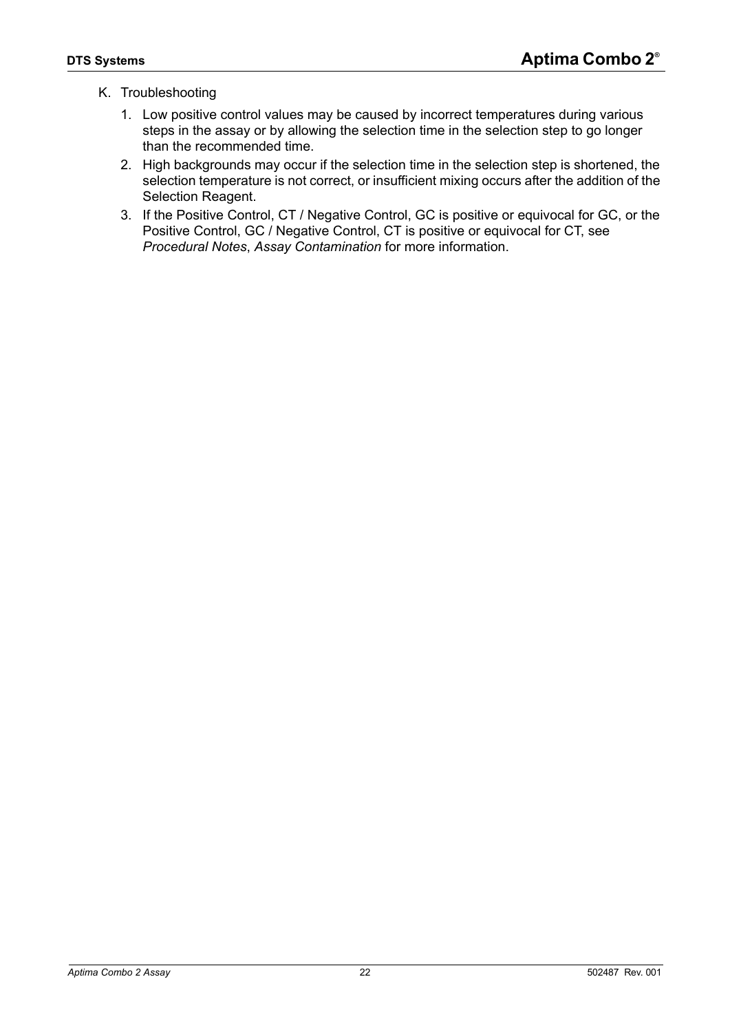K. Troubleshooting

1. Low positive control values may be caused by incorrect temperatures during various steps in the assay or by allowing the selection time in the selection step to go longer than the recommended time.
2. High backgrounds may occur if the selection time in the selection step is shortened, the selection temperature is not correct, or insufficient mixing occurs after the addition of the Selection Reagent.
3. If the Positive Control, CT / Negative Control, GC is positive or equivocal for GC, or the Positive Control, GC / Negative Control, CT is positive or equivocal for CT, see *Procedural Notes*, *Assay Contamination* for more information.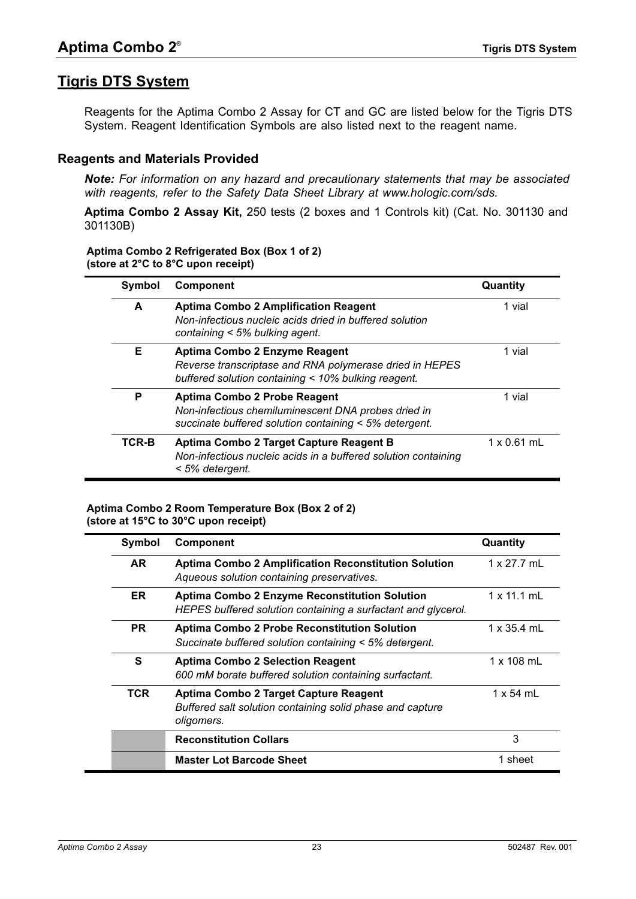## Tigris DTS System

Reagents for the Aptima Combo 2 Assay for CT and GC are listed below for the Tigris DTS System. Reagent Identification Symbols are also listed next to the reagent name.

### Reagents and Materials Provided

***Note:*** *For information on any hazard and precautionary statements that may be associated with reagents, refer to the Safety Data Sheet Library at www.hologic.com/sds.*

**Aptima Combo 2 Assay Kit,** 250 tests (2 boxes and 1 Controls kit) (Cat. No. 301130 and 301130B)

**Aptima Combo 2 Refrigerated Box (Box 1 of 2)**
**(store at 2°C to 8°C upon receipt)**

| Symbol | Component | Quantity |
|---|---|---|
| **A** | **Aptima Combo 2 Amplification Reagent** *Non-infectious nucleic acids dried in buffered solution containing < 5% bulking agent.* | 1 vial |
| **E** | **Aptima Combo 2 Enzyme Reagent** *Reverse transcriptase and RNA polymerase dried in HEPES buffered solution containing < 10% bulking reagent.* | 1 vial |
| **P** | **Aptima Combo 2 Probe Reagent** *Non-infectious chemiluminescent DNA probes dried in succinate buffered solution containing < 5% detergent.* | 1 vial |
| **TCR-B** | **Aptima Combo 2 Target Capture Reagent B** *Non-infectious nucleic acids in a buffered solution containing < 5% detergent.* | 1 x 0.61 mL |

**Aptima Combo 2 Room Temperature Box (Box 2 of 2)**
**(store at 15°C to 30°C upon receipt)**

| Symbol | Component | Quantity |
|---|---|---|
| **AR** | **Aptima Combo 2 Amplification Reconstitution Solution** *Aqueous solution containing preservatives.* | 1 x 27.7 mL |
| **ER** | **Aptima Combo 2 Enzyme Reconstitution Solution** *HEPES buffered solution containing a surfactant and glycerol.* | 1 x 11.1 mL |
| **PR** | **Aptima Combo 2 Probe Reconstitution Solution** *Succinate buffered solution containing < 5% detergent.* | 1 x 35.4 mL |
| **S** | **Aptima Combo 2 Selection Reagent** *600 mM borate buffered solution containing surfactant.* | 1 x 108 mL |
| **TCR** | **Aptima Combo 2 Target Capture Reagent** *Buffered salt solution containing solid phase and capture oligomers.* | 1 x 54 mL |
| | **Reconstitution Collars** | 3 |
| | **Master Lot Barcode Sheet** | 1 sheet |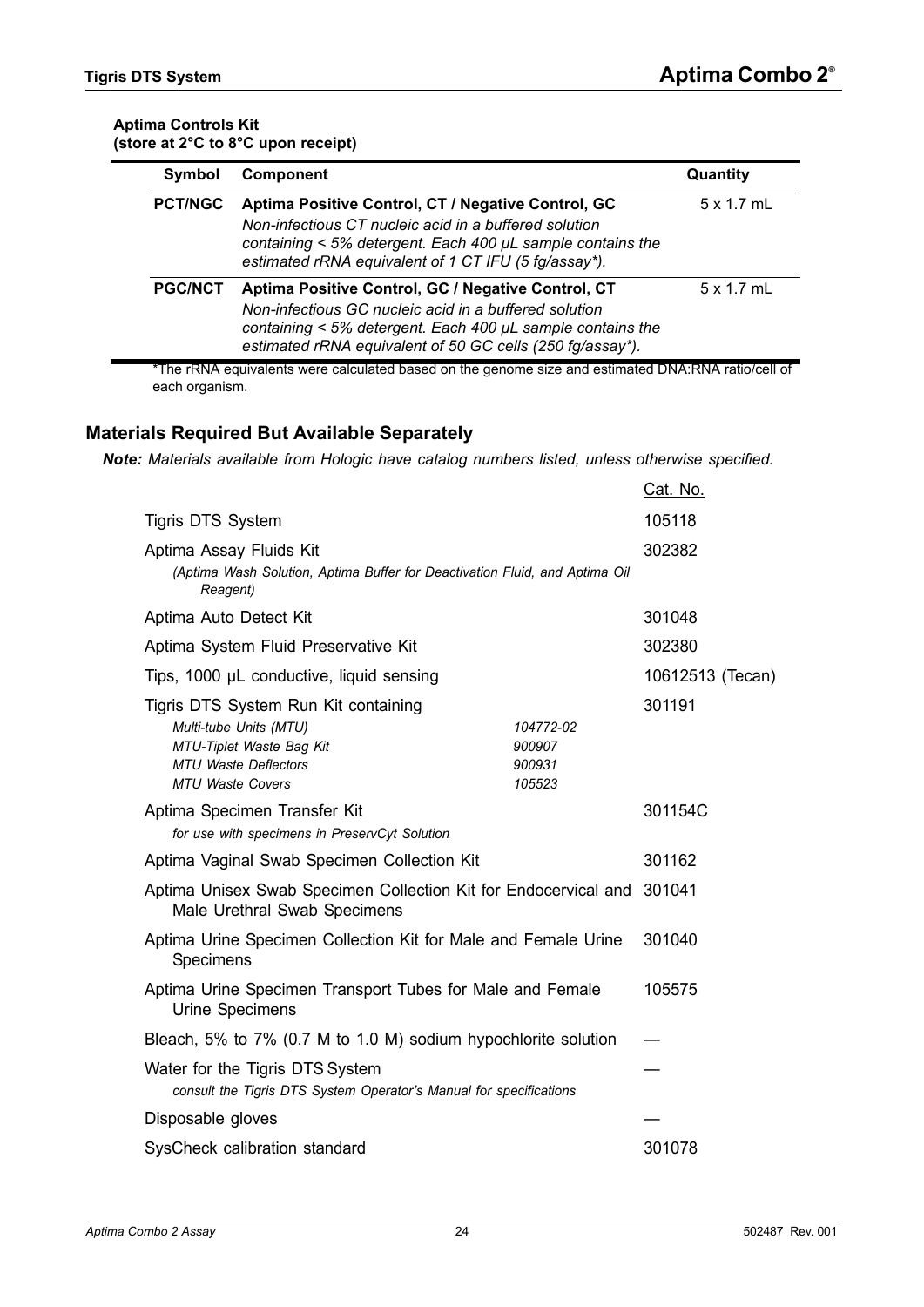**Aptima Controls Kit**
**(store at 2°C to 8°C upon receipt)**

| Symbol | Component | Quantity |
|---|---|---|
| **PCT/NGC** | **Aptima Positive Control, CT / Negative Control, GC** *Non-infectious CT nucleic acid in a buffered solution containing < 5% detergent. Each 400 µL sample contains the estimated rRNA equivalent of 1 CT IFU (5 fg/assay*).* | 5 x 1.7 mL |
| **PGC/NCT** | **Aptima Positive Control, GC / Negative Control, CT** *Non-infectious GC nucleic acid in a buffered solution containing < 5% detergent. Each 400 µL sample contains the estimated rRNA equivalent of 50 GC cells (250 fg/assay*).* | 5 x 1.7 mL |

*The rRNA equivalents were calculated based on the genome size and estimated DNA:RNA ratio/cell of each organism.

## Materials Required But Available Separately

***Note:*** *Materials available from Hologic have catalog numbers listed, unless otherwise specified.*

| | | Cat. No. |
|---|---|---|
| Tigris DTS System | | 105118 |
| Aptima Assay Fluids Kit *(Aptima Wash Solution, Aptima Buffer for Deactivation Fluid, and Aptima Oil Reagent)* | | 302382 |
| Aptima Auto Detect Kit | | 301048 |
| Aptima System Fluid Preservative Kit | | 302380 |
| Tips, 1000 µL conductive, liquid sensing | | 10612513 (Tecan) |
| Tigris DTS System Run Kit containing | | 301191 |
| *Multi-tube Units (MTU)* | *104772-02* | |
| *MTU-Tiplet Waste Bag Kit* | *900907* | |
| *MTU Waste Deflectors* | *900931* | |
| *MTU Waste Covers* | *105523* | |
| Aptima Specimen Transfer Kit *for use with specimens in PreservCyt Solution* | | 301154C |
| Aptima Vaginal Swab Specimen Collection Kit | | 301162 |
| Aptima Unisex Swab Specimen Collection Kit for Endocervical and Male Urethral Swab Specimens | | 301041 |
| Aptima Urine Specimen Collection Kit for Male and Female Urine Specimens | | 301040 |
| Aptima Urine Specimen Transport Tubes for Male and Female Urine Specimens | | 105575 |
| Bleach, 5% to 7% (0.7 M to 1.0 M) sodium hypochlorite solution | | — |
| Water for the Tigris DTS System *consult the Tigris DTS System Operator's Manual for specifications* | | — |
| Disposable gloves | | — |
| SysCheck calibration standard | | 301078 |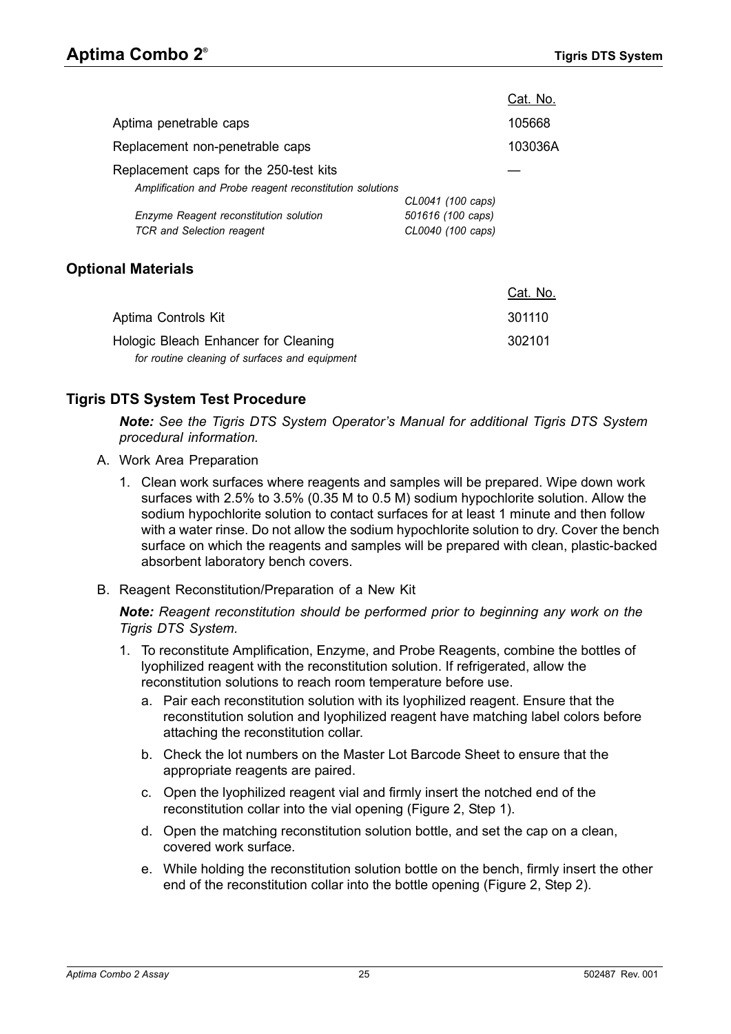| | | Cat. No. |
|---|---|---|
| Aptima penetrable caps | | 105668 |
| Replacement non-penetrable caps | | 103036A |
| Replacement caps for the 250-test kits | | — |
| *Amplification and Probe reagent reconstitution solutions* | *CL0041 (100 caps)* | |
| *Enzyme Reagent reconstitution solution* | *501616 (100 caps)* | |
| *TCR and Selection reagent* | *CL0040 (100 caps)* | |

## Optional Materials

| | Cat. No. |
|---|---|
| Aptima Controls Kit | 301110 |
| Hologic Bleach Enhancer for Cleaning<br>*for routine cleaning of surfaces and equipment* | 302101 |

## Tigris DTS System Test Procedure

***Note:*** *See the Tigris DTS System Operator's Manual for additional Tigris DTS System procedural information.*

A. Work Area Preparation

1. Clean work surfaces where reagents and samples will be prepared. Wipe down work surfaces with 2.5% to 3.5% (0.35 M to 0.5 M) sodium hypochlorite solution. Allow the sodium hypochlorite solution to contact surfaces for at least 1 minute and then follow with a water rinse. Do not allow the sodium hypochlorite solution to dry. Cover the bench surface on which the reagents and samples will be prepared with clean, plastic-backed absorbent laboratory bench covers.

B. Reagent Reconstitution/Preparation of a New Kit

***Note:*** *Reagent reconstitution should be performed prior to beginning any work on the Tigris DTS System.*

1. To reconstitute Amplification, Enzyme, and Probe Reagents, combine the bottles of lyophilized reagent with the reconstitution solution. If refrigerated, allow the reconstitution solutions to reach room temperature before use.
   a. Pair each reconstitution solution with its lyophilized reagent. Ensure that the reconstitution solution and lyophilized reagent have matching label colors before attaching the reconstitution collar.
   b. Check the lot numbers on the Master Lot Barcode Sheet to ensure that the appropriate reagents are paired.
   c. Open the lyophilized reagent vial and firmly insert the notched end of the reconstitution collar into the vial opening (Figure 2, Step 1).
   d. Open the matching reconstitution solution bottle, and set the cap on a clean, covered work surface.
   e. While holding the reconstitution solution bottle on the bench, firmly insert the other end of the reconstitution collar into the bottle opening (Figure 2, Step 2).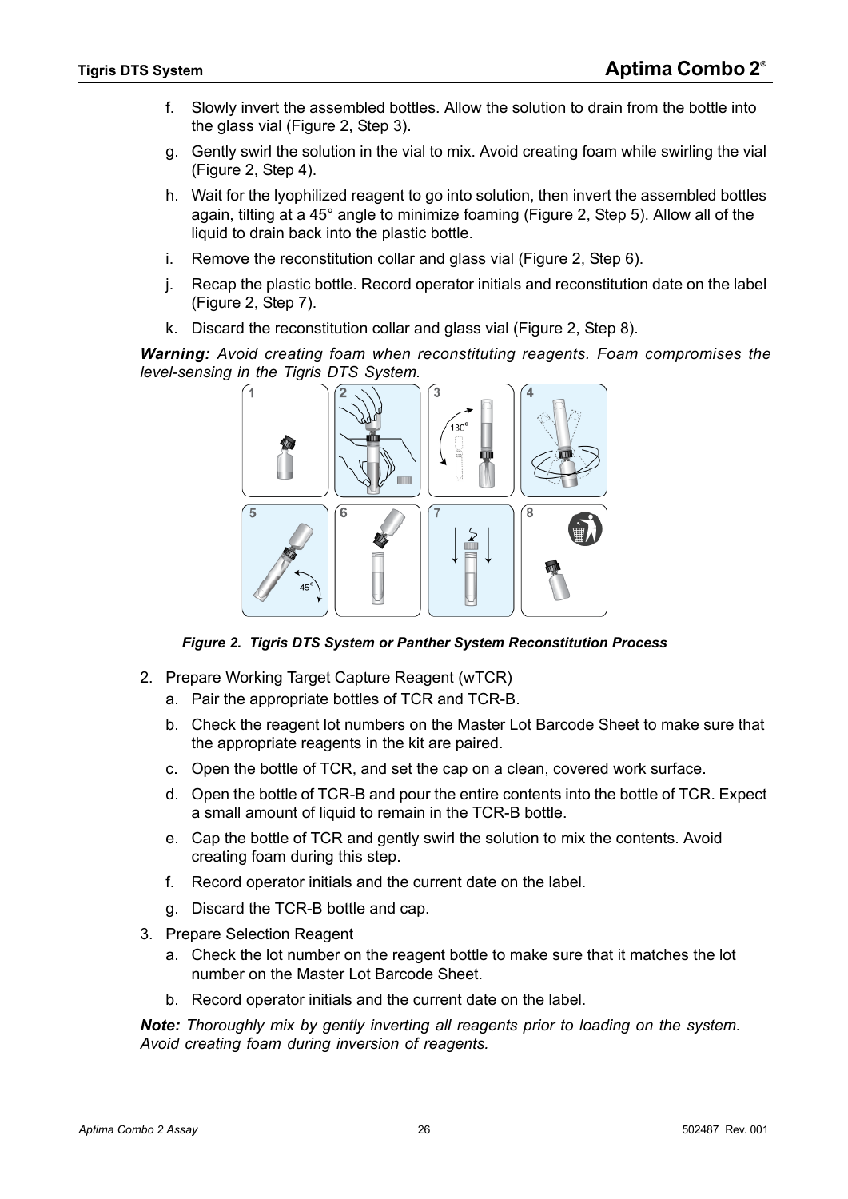f. Slowly invert the assembled bottles. Allow the solution to drain from the bottle into the glass vial (Figure 2, Step 3).

g. Gently swirl the solution in the vial to mix. Avoid creating foam while swirling the vial (Figure 2, Step 4).

h. Wait for the lyophilized reagent to go into solution, then invert the assembled bottles again, tilting at a 45° angle to minimize foaming (Figure 2, Step 5). Allow all of the liquid to drain back into the plastic bottle.

i. Remove the reconstitution collar and glass vial (Figure 2, Step 6).

j. Recap the plastic bottle. Record operator initials and reconstitution date on the label (Figure 2, Step 7).

k. Discard the reconstitution collar and glass vial (Figure 2, Step 8).

***Warning:*** *Avoid creating foam when reconstituting reagents. Foam compromises the level-sensing in the Tigris DTS System.*

***Figure 2. Tigris DTS System or Panther System Reconstitution Process***

2. Prepare Working Target Capture Reagent (wTCR)
   a. Pair the appropriate bottles of TCR and TCR-B.
   b. Check the reagent lot numbers on the Master Lot Barcode Sheet to make sure that the appropriate reagents in the kit are paired.
   c. Open the bottle of TCR, and set the cap on a clean, covered work surface.
   d. Open the bottle of TCR-B and pour the entire contents into the bottle of TCR. Expect a small amount of liquid to remain in the TCR-B bottle.
   e. Cap the bottle of TCR and gently swirl the solution to mix the contents. Avoid creating foam during this step.
   f. Record operator initials and the current date on the label.
   g. Discard the TCR-B bottle and cap.
3. Prepare Selection Reagent
   a. Check the lot number on the reagent bottle to make sure that it matches the lot number on the Master Lot Barcode Sheet.
   b. Record operator initials and the current date on the label.

***Note:*** *Thoroughly mix by gently inverting all reagents prior to loading on the system. Avoid creating foam during inversion of reagents.*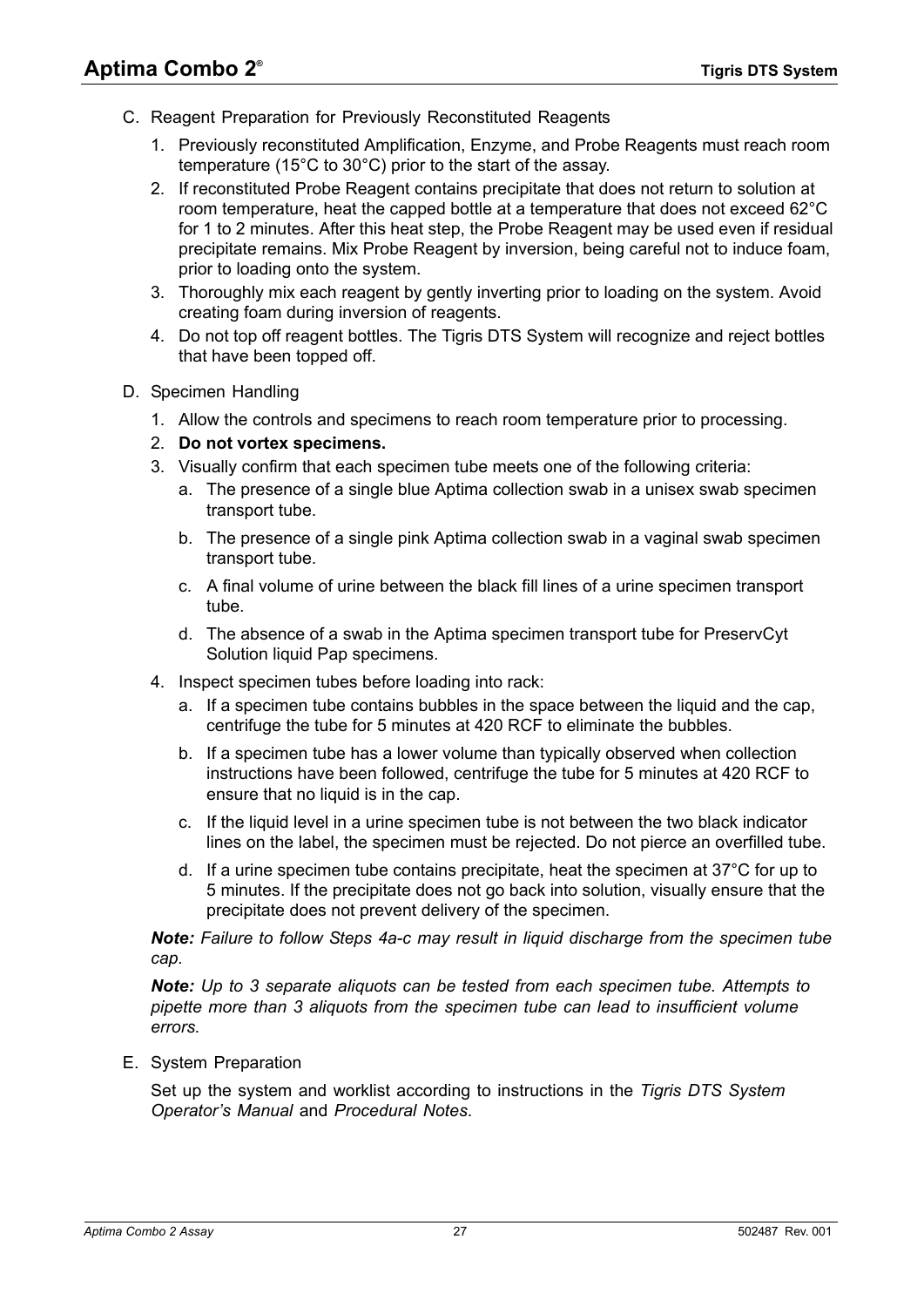C. Reagent Preparation for Previously Reconstituted Reagents

1. Previously reconstituted Amplification, Enzyme, and Probe Reagents must reach room temperature (15°C to 30°C) prior to the start of the assay.
2. If reconstituted Probe Reagent contains precipitate that does not return to solution at room temperature, heat the capped bottle at a temperature that does not exceed 62°C for 1 to 2 minutes. After this heat step, the Probe Reagent may be used even if residual precipitate remains. Mix Probe Reagent by inversion, being careful not to induce foam, prior to loading onto the system.
3. Thoroughly mix each reagent by gently inverting prior to loading on the system. Avoid creating foam during inversion of reagents.
4. Do not top off reagent bottles. The Tigris DTS System will recognize and reject bottles that have been topped off.

D. Specimen Handling

1. Allow the controls and specimens to reach room temperature prior to processing.
2. **Do not vortex specimens.**
3. Visually confirm that each specimen tube meets one of the following criteria:
   a. The presence of a single blue Aptima collection swab in a unisex swab specimen transport tube.
   b. The presence of a single pink Aptima collection swab in a vaginal swab specimen transport tube.
   c. A final volume of urine between the black fill lines of a urine specimen transport tube.
   d. The absence of a swab in the Aptima specimen transport tube for PreservCyt Solution liquid Pap specimens.
4. Inspect specimen tubes before loading into rack:
   a. If a specimen tube contains bubbles in the space between the liquid and the cap, centrifuge the tube for 5 minutes at 420 RCF to eliminate the bubbles.
   b. If a specimen tube has a lower volume than typically observed when collection instructions have been followed, centrifuge the tube for 5 minutes at 420 RCF to ensure that no liquid is in the cap.
   c. If the liquid level in a urine specimen tube is not between the two black indicator lines on the label, the specimen must be rejected. Do not pierce an overfilled tube.
   d. If a urine specimen tube contains precipitate, heat the specimen at 37°C for up to 5 minutes. If the precipitate does not go back into solution, visually ensure that the precipitate does not prevent delivery of the specimen.

***Note:*** *Failure to follow Steps 4a-c may result in liquid discharge from the specimen tube cap.*

***Note:*** *Up to 3 separate aliquots can be tested from each specimen tube. Attempts to pipette more than 3 aliquots from the specimen tube can lead to insufficient volume errors.*

E. System Preparation

Set up the system and worklist according to instructions in the *Tigris DTS System Operator's Manual* and *Procedural Notes*.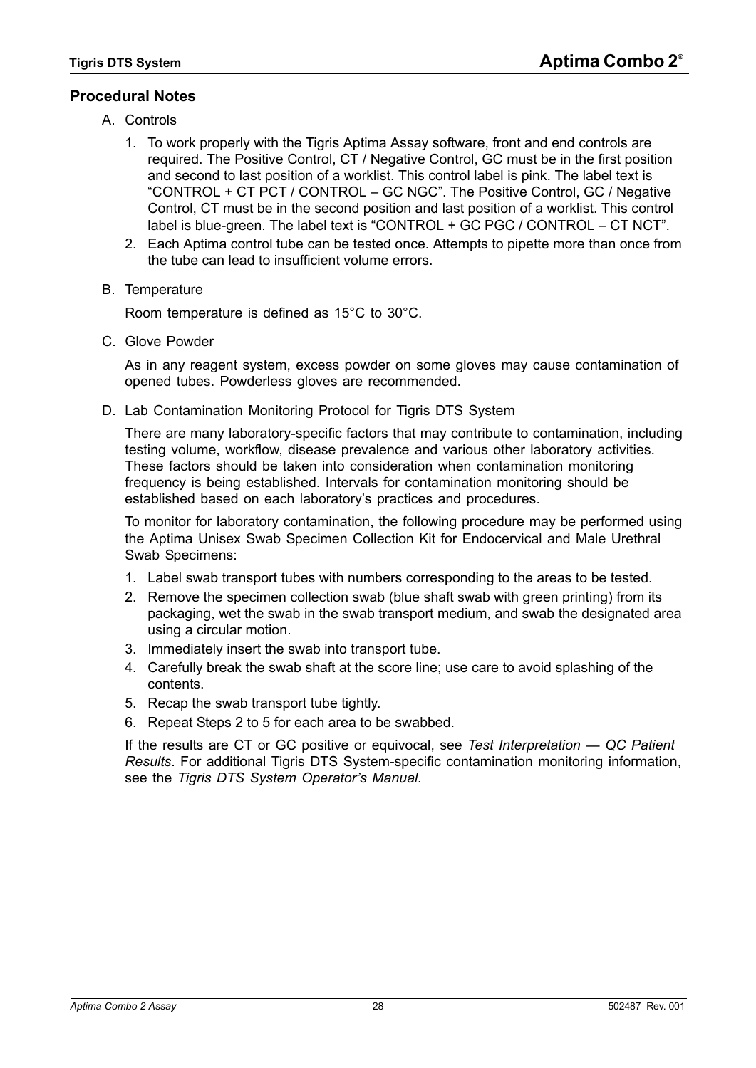## Procedural Notes

A. Controls

1. To work properly with the Tigris Aptima Assay software, front and end controls are required. The Positive Control, CT / Negative Control, GC must be in the first position and second to last position of a worklist. This control label is pink. The label text is “CONTROL + CT PCT / CONTROL – GC NGC”. The Positive Control, GC / Negative Control, CT must be in the second position and last position of a worklist. This control label is blue-green. The label text is “CONTROL + GC PGC / CONTROL – CT NCT”.
2. Each Aptima control tube can be tested once. Attempts to pipette more than once from the tube can lead to insufficient volume errors.

B. Temperature

Room temperature is defined as 15°C to 30°C.

C. Glove Powder

As in any reagent system, excess powder on some gloves may cause contamination of opened tubes. Powderless gloves are recommended.

D. Lab Contamination Monitoring Protocol for Tigris DTS System

There are many laboratory-specific factors that may contribute to contamination, including testing volume, workflow, disease prevalence and various other laboratory activities. These factors should be taken into consideration when contamination monitoring frequency is being established. Intervals for contamination monitoring should be established based on each laboratory’s practices and procedures.

To monitor for laboratory contamination, the following procedure may be performed using the Aptima Unisex Swab Specimen Collection Kit for Endocervical and Male Urethral Swab Specimens:

1. Label swab transport tubes with numbers corresponding to the areas to be tested.
2. Remove the specimen collection swab (blue shaft swab with green printing) from its packaging, wet the swab in the swab transport medium, and swab the designated area using a circular motion.
3. Immediately insert the swab into transport tube.
4. Carefully break the swab shaft at the score line; use care to avoid splashing of the contents.
5. Recap the swab transport tube tightly.
6. Repeat Steps 2 to 5 for each area to be swabbed.

If the results are CT or GC positive or equivocal, see *Test Interpretation — QC Patient Results*. For additional Tigris DTS System-specific contamination monitoring information, see the *Tigris DTS System Operator’s Manual*.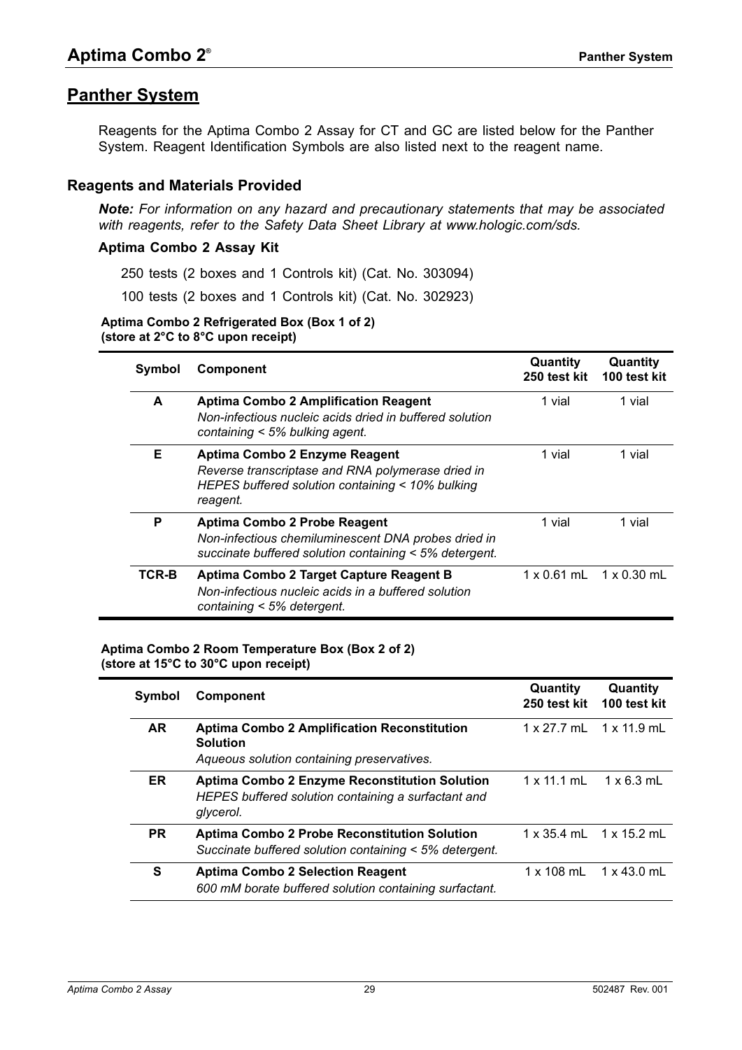## Panther System

Reagents for the Aptima Combo 2 Assay for CT and GC are listed below for the Panther System. Reagent Identification Symbols are also listed next to the reagent name.

### Reagents and Materials Provided

***Note:*** *For information on any hazard and precautionary statements that may be associated with reagents, refer to the Safety Data Sheet Library at www.hologic.com/sds.*

#### Aptima Combo 2 Assay Kit

250 tests (2 boxes and 1 Controls kit) (Cat. No. 303094)

100 tests (2 boxes and 1 Controls kit) (Cat. No. 302923)

**Aptima Combo 2 Refrigerated Box (Box 1 of 2)**
**(store at 2°C to 8°C upon receipt)**

| Symbol | Component | Quantity 250 test kit | Quantity 100 test kit |
|---|---|---|---|
| **A** | **Aptima Combo 2 Amplification Reagent** *Non-infectious nucleic acids dried in buffered solution containing < 5% bulking agent.* | 1 vial | 1 vial |
| **E** | **Aptima Combo 2 Enzyme Reagent** *Reverse transcriptase and RNA polymerase dried in HEPES buffered solution containing < 10% bulking reagent.* | 1 vial | 1 vial |
| **P** | **Aptima Combo 2 Probe Reagent** *Non-infectious chemiluminescent DNA probes dried in succinate buffered solution containing < 5% detergent.* | 1 vial | 1 vial |
| **TCR-B** | **Aptima Combo 2 Target Capture Reagent B** *Non-infectious nucleic acids in a buffered solution containing < 5% detergent.* | 1 x 0.61 mL | 1 x 0.30 mL |

**Aptima Combo 2 Room Temperature Box (Box 2 of 2)**
**(store at 15°C to 30°C upon receipt)**

| Symbol | Component | Quantity 250 test kit | Quantity 100 test kit |
|---|---|---|---|
| **AR** | **Aptima Combo 2 Amplification Reconstitution Solution** *Aqueous solution containing preservatives.* | 1 x 27.7 mL | 1 x 11.9 mL |
| **ER** | **Aptima Combo 2 Enzyme Reconstitution Solution** *HEPES buffered solution containing a surfactant and glycerol.* | 1 x 11.1 mL | 1 x 6.3 mL |
| **PR** | **Aptima Combo 2 Probe Reconstitution Solution** *Succinate buffered solution containing < 5% detergent.* | 1 x 35.4 mL | 1 x 15.2 mL |
| **S** | **Aptima Combo 2 Selection Reagent** *600 mM borate buffered solution containing surfactant.* | 1 x 108 mL | 1 x 43.0 mL |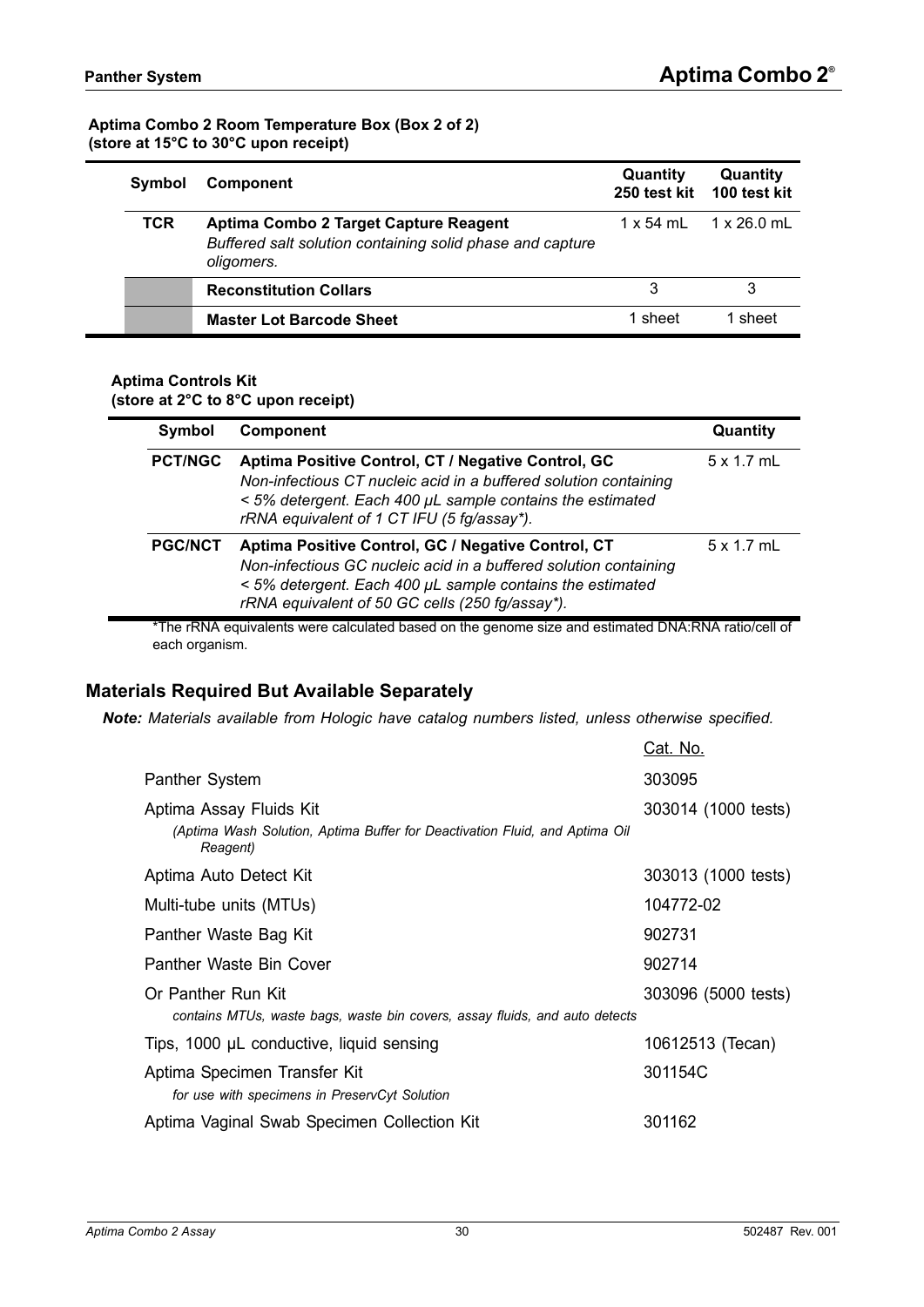**Aptima Combo 2 Room Temperature Box (Box 2 of 2)**
**(store at 15°C to 30°C upon receipt)**

| Symbol | Component | Quantity 250 test kit | Quantity 100 test kit |
|---|---|---|---|
| TCR | **Aptima Combo 2 Target Capture Reagent** *Buffered salt solution containing solid phase and capture oligomers.* | 1 x 54 mL | 1 x 26.0 mL |
| | **Reconstitution Collars** | 3 | 3 |
| | **Master Lot Barcode Sheet** | 1 sheet | 1 sheet |

**Aptima Controls Kit**
**(store at 2°C to 8°C upon receipt)**

| Symbol | Component | Quantity |
|---|---|---|
| PCT/NGC | **Aptima Positive Control, CT / Negative Control, GC** *Non-infectious CT nucleic acid in a buffered solution containing < 5% detergent. Each 400 µL sample contains the estimated rRNA equivalent of 1 CT IFU (5 fg/assay*).* | 5 x 1.7 mL |
| PGC/NCT | **Aptima Positive Control, GC / Negative Control, CT** *Non-infectious GC nucleic acid in a buffered solution containing < 5% detergent. Each 400 µL sample contains the estimated rRNA equivalent of 50 GC cells (250 fg/assay*).* | 5 x 1.7 mL |

*The rRNA equivalents were calculated based on the genome size and estimated DNA:RNA ratio/cell of each organism.

## Materials Required But Available Separately

***Note:** Materials available from Hologic have catalog numbers listed, unless otherwise specified.*

| | Cat. No. |
|---|---|
| Panther System | 303095 |
| Aptima Assay Fluids Kit *(Aptima Wash Solution, Aptima Buffer for Deactivation Fluid, and Aptima Oil Reagent)* | 303014 (1000 tests) |
| Aptima Auto Detect Kit | 303013 (1000 tests) |
| Multi-tube units (MTUs) | 104772-02 |
| Panther Waste Bag Kit | 902731 |
| Panther Waste Bin Cover | 902714 |
| Or Panther Run Kit *contains MTUs, waste bags, waste bin covers, assay fluids, and auto detects* | 303096 (5000 tests) |
| Tips, 1000 µL conductive, liquid sensing | 10612513 (Tecan) |
| Aptima Specimen Transfer Kit *for use with specimens in PreservCyt Solution* | 301154C |
| Aptima Vaginal Swab Specimen Collection Kit | 301162 |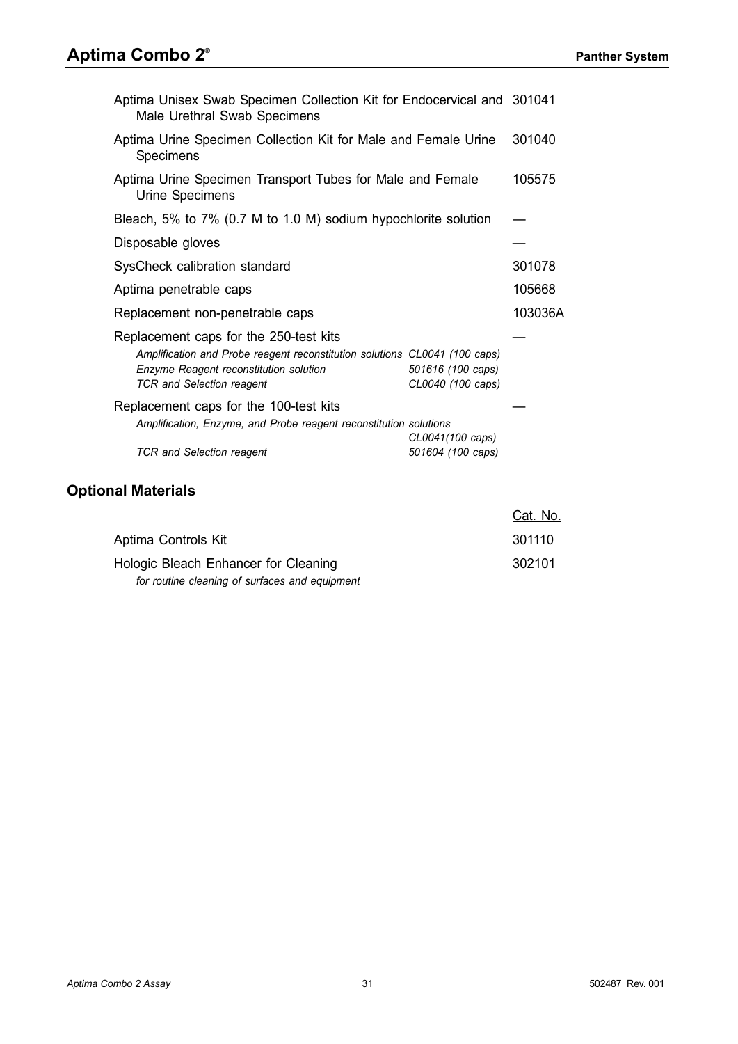| | |
|---|---|
| Aptima Unisex Swab Specimen Collection Kit for Endocervical and Male Urethral Swab Specimens | 301041 |
| Aptima Urine Specimen Collection Kit for Male and Female Urine Specimens | 301040 |
| Aptima Urine Specimen Transport Tubes for Male and Female Urine Specimens | 105575 |
| Bleach, 5% to 7% (0.7 M to 1.0 M) sodium hypochlorite solution | — |
| Disposable gloves | — |
| SysCheck calibration standard | 301078 |
| Aptima penetrable caps | 105668 |
| Replacement non-penetrable caps | 103036A |
| Replacement caps for the 250-test kits<br>*Amplification and Probe reagent reconstitution solutions CL0041 (100 caps)*<br>*Enzyme Reagent reconstitution solution 501616 (100 caps)*<br>*TCR and Selection reagent CL0040 (100 caps)* | — |
| Replacement caps for the 100-test kits<br>*Amplification, Enzyme, and Probe reagent reconstitution solutions CL0041(100 caps)*<br>*TCR and Selection reagent 501604 (100 caps)* | — |

## Optional Materials

| | Cat. No. |
|---|---|
| Aptima Controls Kit | 301110 |
| Hologic Bleach Enhancer for Cleaning<br>*for routine cleaning of surfaces and equipment* | 302101 |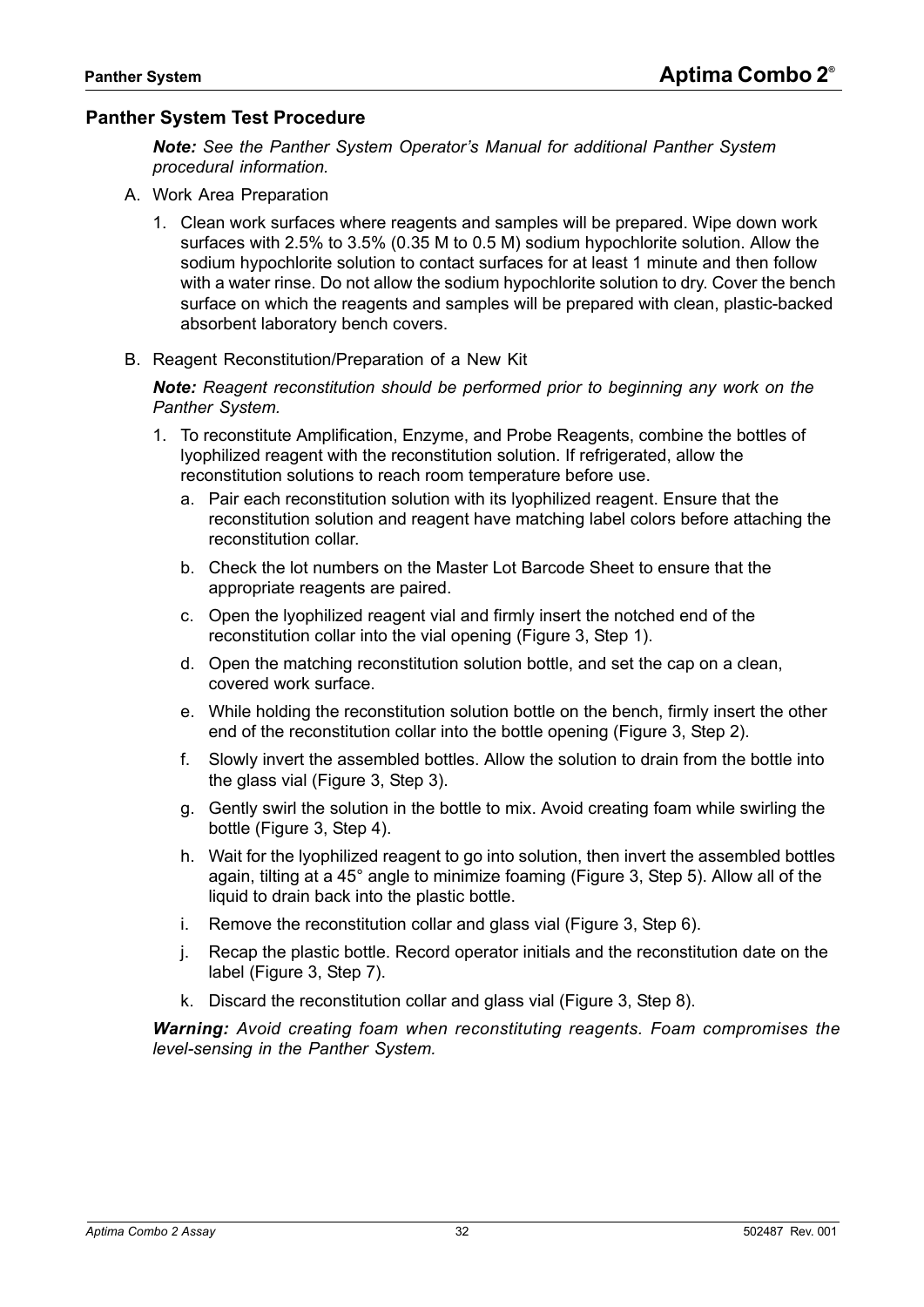## Panther System Test Procedure

*Note: See the Panther System Operator's Manual for additional Panther System procedural information.*

A. Work Area Preparation

1. Clean work surfaces where reagents and samples will be prepared. Wipe down work surfaces with 2.5% to 3.5% (0.35 M to 0.5 M) sodium hypochlorite solution. Allow the sodium hypochlorite solution to contact surfaces for at least 1 minute and then follow with a water rinse. Do not allow the sodium hypochlorite solution to dry. Cover the bench surface on which the reagents and samples will be prepared with clean, plastic-backed absorbent laboratory bench covers.

B. Reagent Reconstitution/Preparation of a New Kit

*Note: Reagent reconstitution should be performed prior to beginning any work on the Panther System.*

1. To reconstitute Amplification, Enzyme, and Probe Reagents, combine the bottles of lyophilized reagent with the reconstitution solution. If refrigerated, allow the reconstitution solutions to reach room temperature before use.
   a. Pair each reconstitution solution with its lyophilized reagent. Ensure that the reconstitution solution and reagent have matching label colors before attaching the reconstitution collar.
   b. Check the lot numbers on the Master Lot Barcode Sheet to ensure that the appropriate reagents are paired.
   c. Open the lyophilized reagent vial and firmly insert the notched end of the reconstitution collar into the vial opening (Figure 3, Step 1).
   d. Open the matching reconstitution solution bottle, and set the cap on a clean, covered work surface.
   e. While holding the reconstitution solution bottle on the bench, firmly insert the other end of the reconstitution collar into the bottle opening (Figure 3, Step 2).
   f. Slowly invert the assembled bottles. Allow the solution to drain from the bottle into the glass vial (Figure 3, Step 3).
   g. Gently swirl the solution in the bottle to mix. Avoid creating foam while swirling the bottle (Figure 3, Step 4).
   h. Wait for the lyophilized reagent to go into solution, then invert the assembled bottles again, tilting at a 45° angle to minimize foaming (Figure 3, Step 5). Allow all of the liquid to drain back into the plastic bottle.
   i. Remove the reconstitution collar and glass vial (Figure 3, Step 6).
   j. Recap the plastic bottle. Record operator initials and the reconstitution date on the label (Figure 3, Step 7).
   k. Discard the reconstitution collar and glass vial (Figure 3, Step 8).

***Warning:*** *Avoid creating foam when reconstituting reagents. Foam compromises the level-sensing in the Panther System.*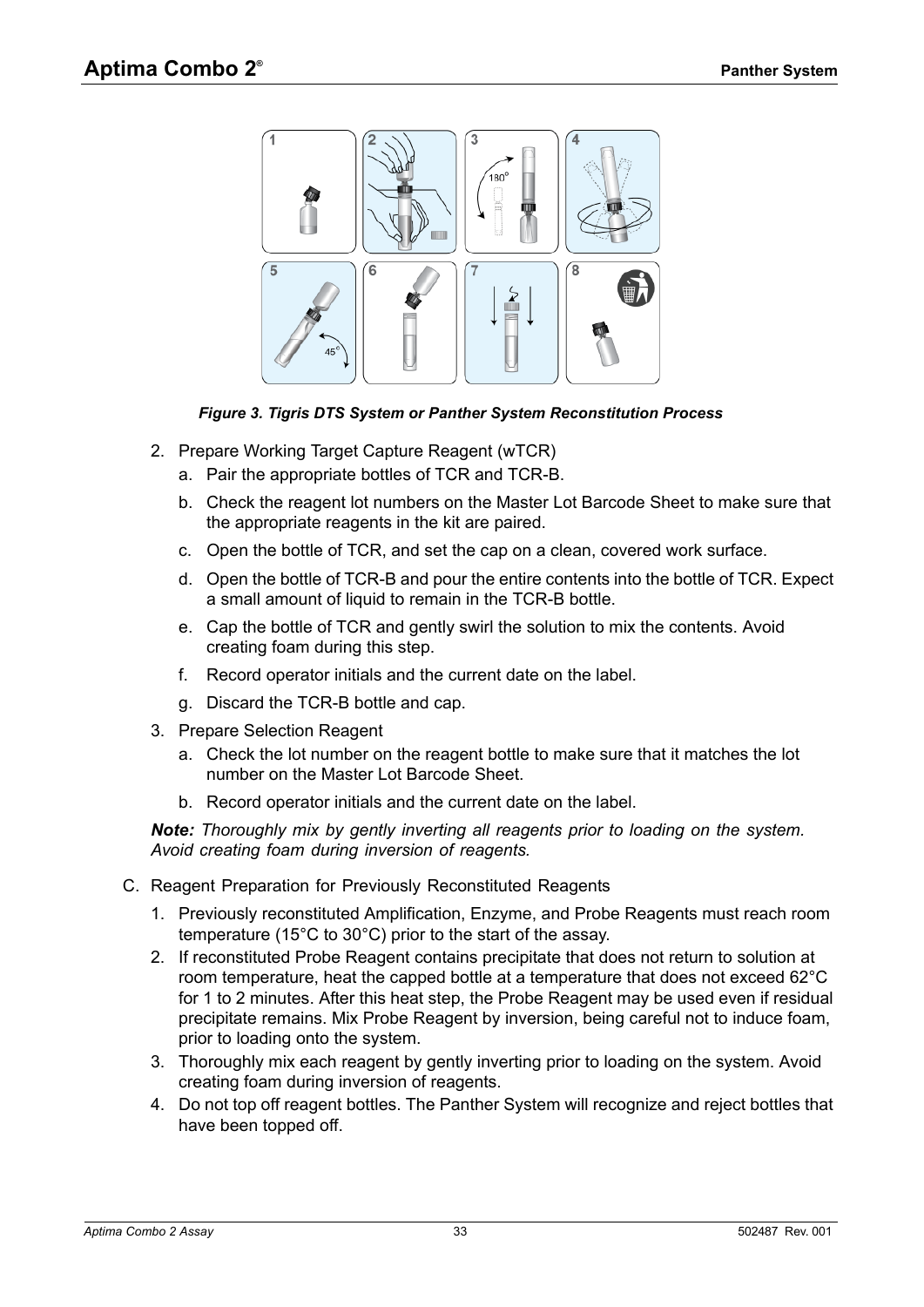*Figure 3. Tigris DTS System or Panther System Reconstitution Process*

2. Prepare Working Target Capture Reagent (wTCR)
   a. Pair the appropriate bottles of TCR and TCR-B.
   b. Check the reagent lot numbers on the Master Lot Barcode Sheet to make sure that the appropriate reagents in the kit are paired.
   c. Open the bottle of TCR, and set the cap on a clean, covered work surface.
   d. Open the bottle of TCR-B and pour the entire contents into the bottle of TCR. Expect a small amount of liquid to remain in the TCR-B bottle.
   e. Cap the bottle of TCR and gently swirl the solution to mix the contents. Avoid creating foam during this step.
   f. Record operator initials and the current date on the label.
   g. Discard the TCR-B bottle and cap.
3. Prepare Selection Reagent
   a. Check the lot number on the reagent bottle to make sure that it matches the lot number on the Master Lot Barcode Sheet.
   b. Record operator initials and the current date on the label.

***Note:*** *Thoroughly mix by gently inverting all reagents prior to loading on the system. Avoid creating foam during inversion of reagents.*

C. Reagent Preparation for Previously Reconstituted Reagents
   1. Previously reconstituted Amplification, Enzyme, and Probe Reagents must reach room temperature (15°C to 30°C) prior to the start of the assay.
   2. If reconstituted Probe Reagent contains precipitate that does not return to solution at room temperature, heat the capped bottle at a temperature that does not exceed 62°C for 1 to 2 minutes. After this heat step, the Probe Reagent may be used even if residual precipitate remains. Mix Probe Reagent by inversion, being careful not to induce foam, prior to loading onto the system.
   3. Thoroughly mix each reagent by gently inverting prior to loading on the system. Avoid creating foam during inversion of reagents.
   4. Do not top off reagent bottles. The Panther System will recognize and reject bottles that have been topped off.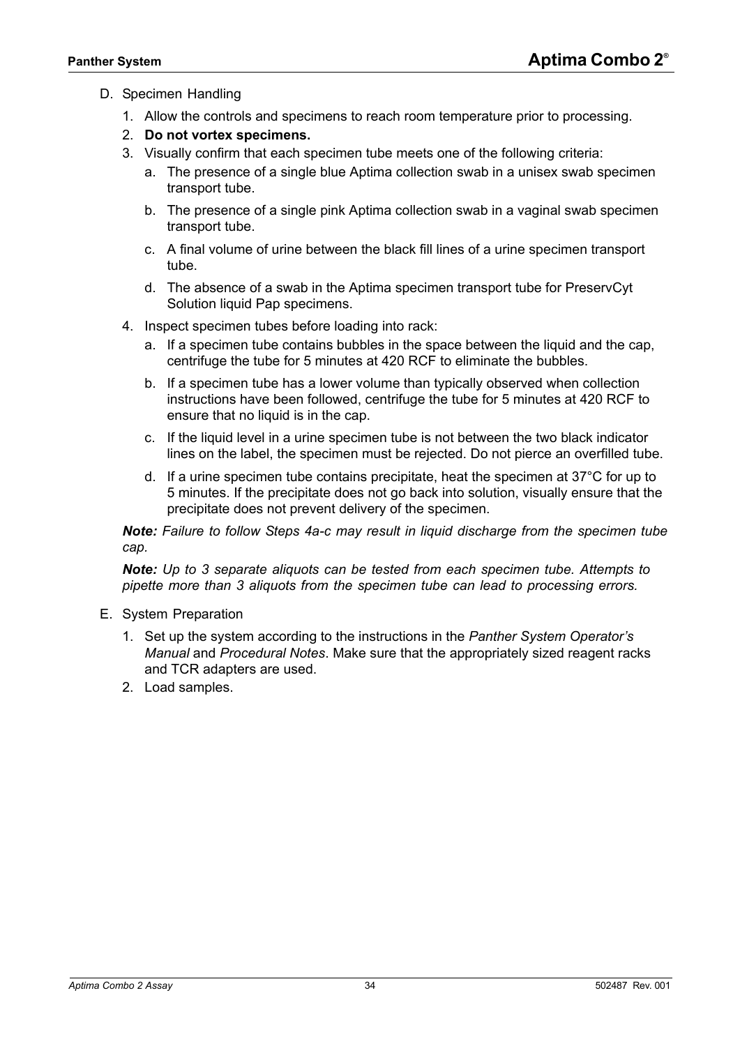D. Specimen Handling

1. Allow the controls and specimens to reach room temperature prior to processing.
2. **Do not vortex specimens.**
3. Visually confirm that each specimen tube meets one of the following criteria:
    a. The presence of a single blue Aptima collection swab in a unisex swab specimen transport tube.
    b. The presence of a single pink Aptima collection swab in a vaginal swab specimen transport tube.
    c. A final volume of urine between the black fill lines of a urine specimen transport tube.
    d. The absence of a swab in the Aptima specimen transport tube for PreservCyt Solution liquid Pap specimens.
4. Inspect specimen tubes before loading into rack:
    a. If a specimen tube contains bubbles in the space between the liquid and the cap, centrifuge the tube for 5 minutes at 420 RCF to eliminate the bubbles.
    b. If a specimen tube has a lower volume than typically observed when collection instructions have been followed, centrifuge the tube for 5 minutes at 420 RCF to ensure that no liquid is in the cap.
    c. If the liquid level in a urine specimen tube is not between the two black indicator lines on the label, the specimen must be rejected. Do not pierce an overfilled tube.
    d. If a urine specimen tube contains precipitate, heat the specimen at 37°C for up to 5 minutes. If the precipitate does not go back into solution, visually ensure that the precipitate does not prevent delivery of the specimen.

***Note:*** *Failure to follow Steps 4a-c may result in liquid discharge from the specimen tube cap.*

***Note:*** *Up to 3 separate aliquots can be tested from each specimen tube. Attempts to pipette more than 3 aliquots from the specimen tube can lead to processing errors.*

E. System Preparation

1. Set up the system according to the instructions in the *Panther System Operator's Manual* and *Procedural Notes*. Make sure that the appropriately sized reagent racks and TCR adapters are used.
2. Load samples.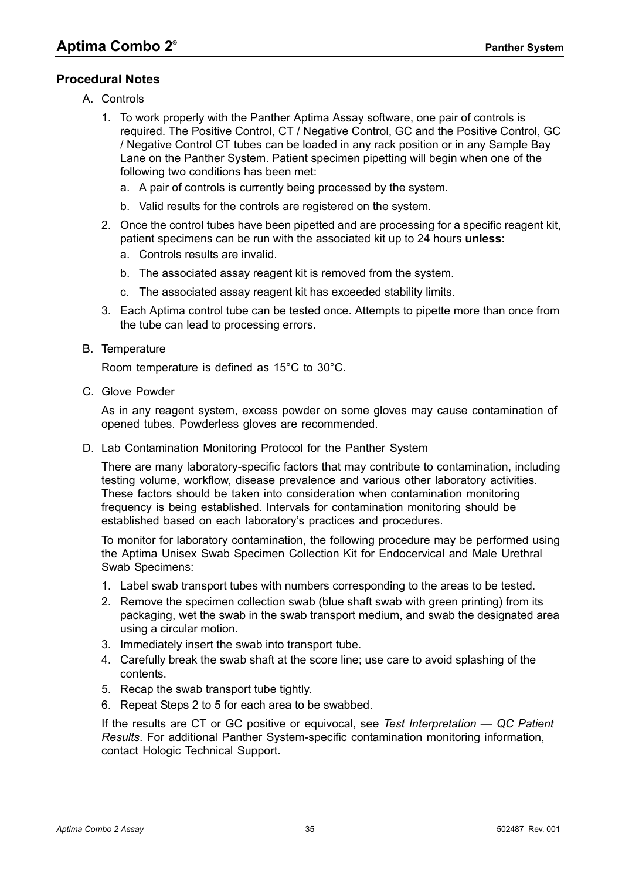## Procedural Notes

A. Controls

1. To work properly with the Panther Aptima Assay software, one pair of controls is required. The Positive Control, CT / Negative Control, GC and the Positive Control, GC / Negative Control CT tubes can be loaded in any rack position or in any Sample Bay Lane on the Panther System. Patient specimen pipetting will begin when one of the following two conditions has been met:
   a. A pair of controls is currently being processed by the system.
   b. Valid results for the controls are registered on the system.
2. Once the control tubes have been pipetted and are processing for a specific reagent kit, patient specimens can be run with the associated kit up to 24 hours **unless:**
   a. Controls results are invalid.
   b. The associated assay reagent kit is removed from the system.
   c. The associated assay reagent kit has exceeded stability limits.
3. Each Aptima control tube can be tested once. Attempts to pipette more than once from the tube can lead to processing errors.

B. Temperature

Room temperature is defined as 15°C to 30°C.

C. Glove Powder

As in any reagent system, excess powder on some gloves may cause contamination of opened tubes. Powderless gloves are recommended.

D. Lab Contamination Monitoring Protocol for the Panther System

There are many laboratory-specific factors that may contribute to contamination, including testing volume, workflow, disease prevalence and various other laboratory activities. These factors should be taken into consideration when contamination monitoring frequency is being established. Intervals for contamination monitoring should be established based on each laboratory's practices and procedures.

To monitor for laboratory contamination, the following procedure may be performed using the Aptima Unisex Swab Specimen Collection Kit for Endocervical and Male Urethral Swab Specimens:

1. Label swab transport tubes with numbers corresponding to the areas to be tested.
2. Remove the specimen collection swab (blue shaft swab with green printing) from its packaging, wet the swab in the swab transport medium, and swab the designated area using a circular motion.
3. Immediately insert the swab into transport tube.
4. Carefully break the swab shaft at the score line; use care to avoid splashing of the contents.
5. Recap the swab transport tube tightly.
6. Repeat Steps 2 to 5 for each area to be swabbed.

If the results are CT or GC positive or equivocal, see *Test Interpretation — QC Patient Results*. For additional Panther System-specific contamination monitoring information, contact Hologic Technical Support.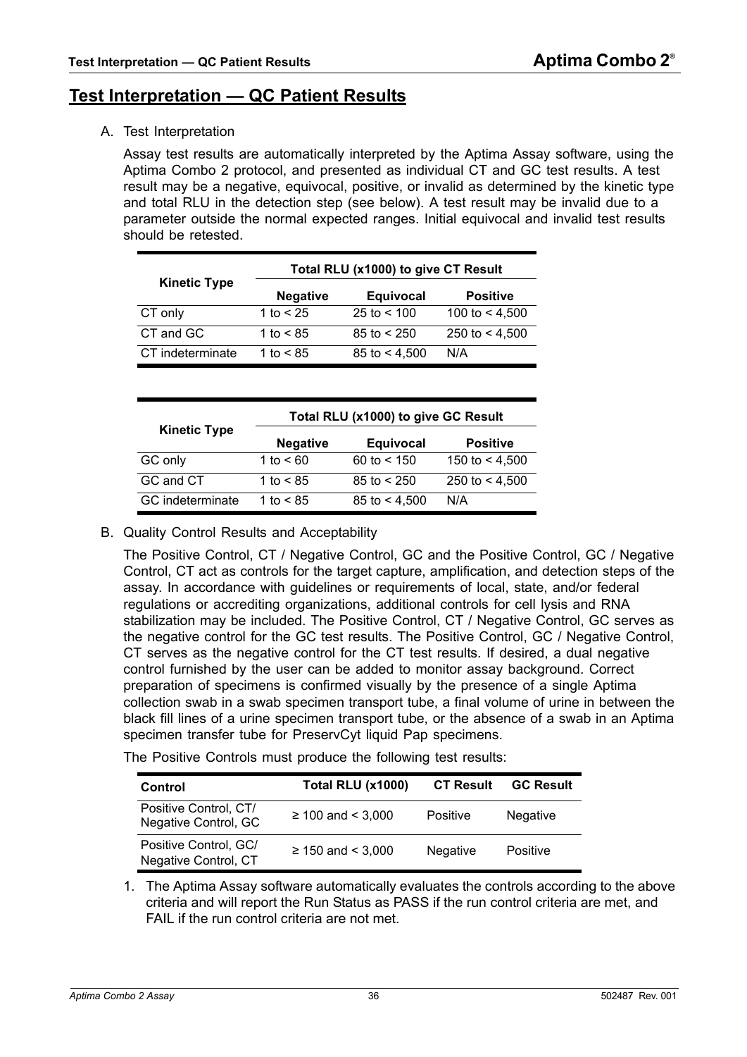## Test Interpretation — QC Patient Results

A. Test Interpretation

Assay test results are automatically interpreted by the Aptima Assay software, using the Aptima Combo 2 protocol, and presented as individual CT and GC test results. A test result may be a negative, equivocal, positive, or invalid as determined by the kinetic type and total RLU in the detection step (see below). A test result may be invalid due to a parameter outside the normal expected ranges. Initial equivocal and invalid test results should be retested.

| Kinetic Type | Total RLU (x1000) to give CT Result | | |
|---|---|---|---|
| | **Negative** | **Equivocal** | **Positive** |
| CT only | 1 to < 25 | 25 to < 100 | 100 to < 4,500 |
| CT and GC | 1 to < 85 | 85 to < 250 | 250 to < 4,500 |
| CT indeterminate | 1 to < 85 | 85 to < 4,500 | N/A |

| Kinetic Type | Total RLU (x1000) to give GC Result | | |
|---|---|---|---|
| | **Negative** | **Equivocal** | **Positive** |
| GC only | 1 to < 60 | 60 to < 150 | 150 to < 4,500 |
| GC and CT | 1 to < 85 | 85 to < 250 | 250 to < 4,500 |
| GC indeterminate | 1 to < 85 | 85 to < 4,500 | N/A |

B. Quality Control Results and Acceptability

The Positive Control, CT / Negative Control, GC and the Positive Control, GC / Negative Control, CT act as controls for the target capture, amplification, and detection steps of the assay. In accordance with guidelines or requirements of local, state, and/or federal regulations or accrediting organizations, additional controls for cell lysis and RNA stabilization may be included. The Positive Control, CT / Negative Control, GC serves as the negative control for the GC test results. The Positive Control, GC / Negative Control, CT serves as the negative control for the CT test results. If desired, a dual negative control furnished by the user can be added to monitor assay background. Correct preparation of specimens is confirmed visually by the presence of a single Aptima collection swab in a swab specimen transport tube, a final volume of urine in between the black fill lines of a urine specimen transport tube, or the absence of a swab in an Aptima specimen transfer tube for PreservCyt liquid Pap specimens.

The Positive Controls must produce the following test results:

| Control | Total RLU (x1000) | CT Result | GC Result |
|---|---|---|---|
| Positive Control, CT/ Negative Control, GC | ≥ 100 and < 3,000 | Positive | Negative |
| Positive Control, GC/ Negative Control, CT | ≥ 150 and < 3,000 | Negative | Positive |

1. The Aptima Assay software automatically evaluates the controls according to the above criteria and will report the Run Status as PASS if the run control criteria are met, and FAIL if the run control criteria are not met.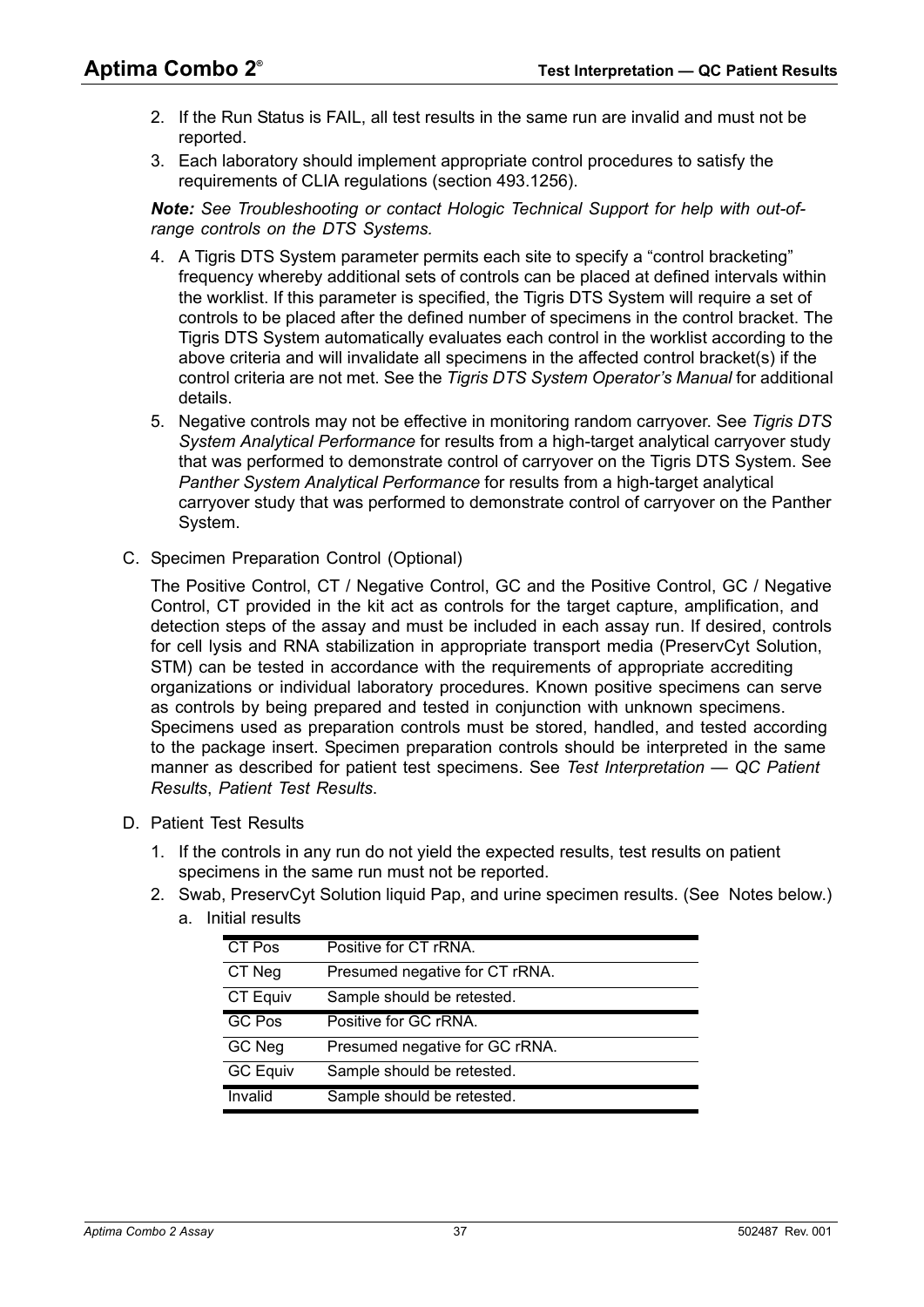2. If the Run Status is FAIL, all test results in the same run are invalid and must not be reported.
3. Each laboratory should implement appropriate control procedures to satisfy the requirements of CLIA regulations (section 493.1256).

***Note:*** *See Troubleshooting or contact Hologic Technical Support for help with out-of-range controls on the DTS Systems.*

4. A Tigris DTS System parameter permits each site to specify a "control bracketing" frequency whereby additional sets of controls can be placed at defined intervals within the worklist. If this parameter is specified, the Tigris DTS System will require a set of controls to be placed after the defined number of specimens in the control bracket. The Tigris DTS System automatically evaluates each control in the worklist according to the above criteria and will invalidate all specimens in the affected control bracket(s) if the control criteria are not met. See the *Tigris DTS System Operator's Manual* for additional details.
5. Negative controls may not be effective in monitoring random carryover. See *Tigris DTS System Analytical Performance* for results from a high-target analytical carryover study that was performed to demonstrate control of carryover on the Tigris DTS System. See *Panther System Analytical Performance* for results from a high-target analytical carryover study that was performed to demonstrate control of carryover on the Panther System.

C. Specimen Preparation Control (Optional)

The Positive Control, CT / Negative Control, GC and the Positive Control, GC / Negative Control, CT provided in the kit act as controls for the target capture, amplification, and detection steps of the assay and must be included in each assay run. If desired, controls for cell lysis and RNA stabilization in appropriate transport media (PreservCyt Solution, STM) can be tested in accordance with the requirements of appropriate accrediting organizations or individual laboratory procedures. Known positive specimens can serve as controls by being prepared and tested in conjunction with unknown specimens. Specimens used as preparation controls must be stored, handled, and tested according to the package insert. Specimen preparation controls should be interpreted in the same manner as described for patient test specimens. See *Test Interpretation — QC Patient Results*, *Patient Test Results*.

D. Patient Test Results

1. If the controls in any run do not yield the expected results, test results on patient specimens in the same run must not be reported.
2. Swab, PreservCyt Solution liquid Pap, and urine specimen results. (See Notes below.)
   a. Initial results

| | |
|---|---|
| CT Pos | Positive for CT rRNA. |
| CT Neg | Presumed negative for CT rRNA. |
| CT Equiv | Sample should be retested. |
| GC Pos | Positive for GC rRNA. |
| GC Neg | Presumed negative for GC rRNA. |
| GC Equiv | Sample should be retested. |
| Invalid | Sample should be retested. |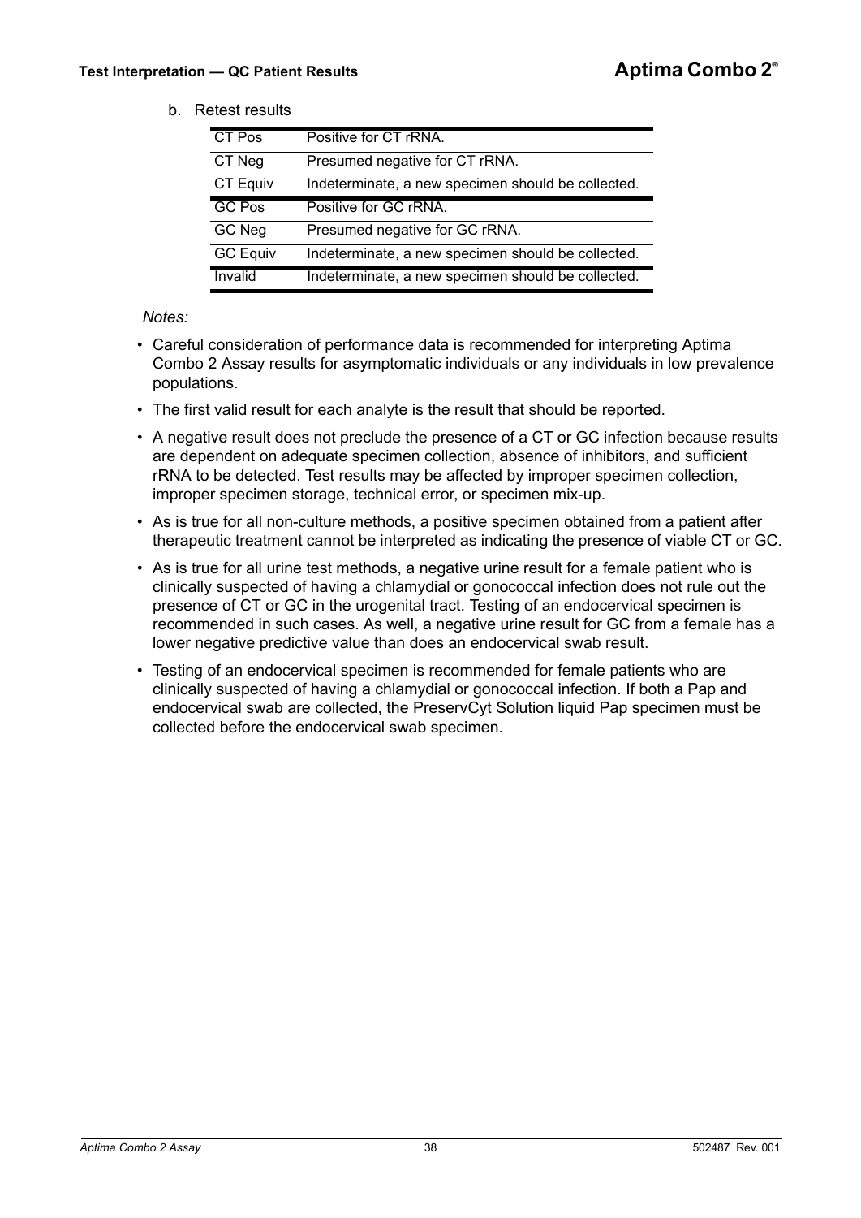b. Retest results

| | |
|---|---|
| CT Pos | Positive for CT rRNA. |
| CT Neg | Presumed negative for CT rRNA. |
| CT Equiv | Indeterminate, a new specimen should be collected. |
| GC Pos | Positive for GC rRNA. |
| GC Neg | Presumed negative for GC rRNA. |
| GC Equiv | Indeterminate, a new specimen should be collected. |
| Invalid | Indeterminate, a new specimen should be collected. |

*Notes:*

- Careful consideration of performance data is recommended for interpreting Aptima Combo 2 Assay results for asymptomatic individuals or any individuals in low prevalence populations.
- The first valid result for each analyte is the result that should be reported.
- A negative result does not preclude the presence of a CT or GC infection because results are dependent on adequate specimen collection, absence of inhibitors, and sufficient rRNA to be detected. Test results may be affected by improper specimen collection, improper specimen storage, technical error, or specimen mix-up.
- As is true for all non-culture methods, a positive specimen obtained from a patient after therapeutic treatment cannot be interpreted as indicating the presence of viable CT or GC.
- As is true for all urine test methods, a negative urine result for a female patient who is clinically suspected of having a chlamydial or gonococcal infection does not rule out the presence of CT or GC in the urogenital tract. Testing of an endocervical specimen is recommended in such cases. As well, a negative urine result for GC from a female has a lower negative predictive value than does an endocervical swab result.
- Testing of an endocervical specimen is recommended for female patients who are clinically suspected of having a chlamydial or gonococcal infection. If both a Pap and endocervical swab are collected, the PreservCyt Solution liquid Pap specimen must be collected before the endocervical swab specimen.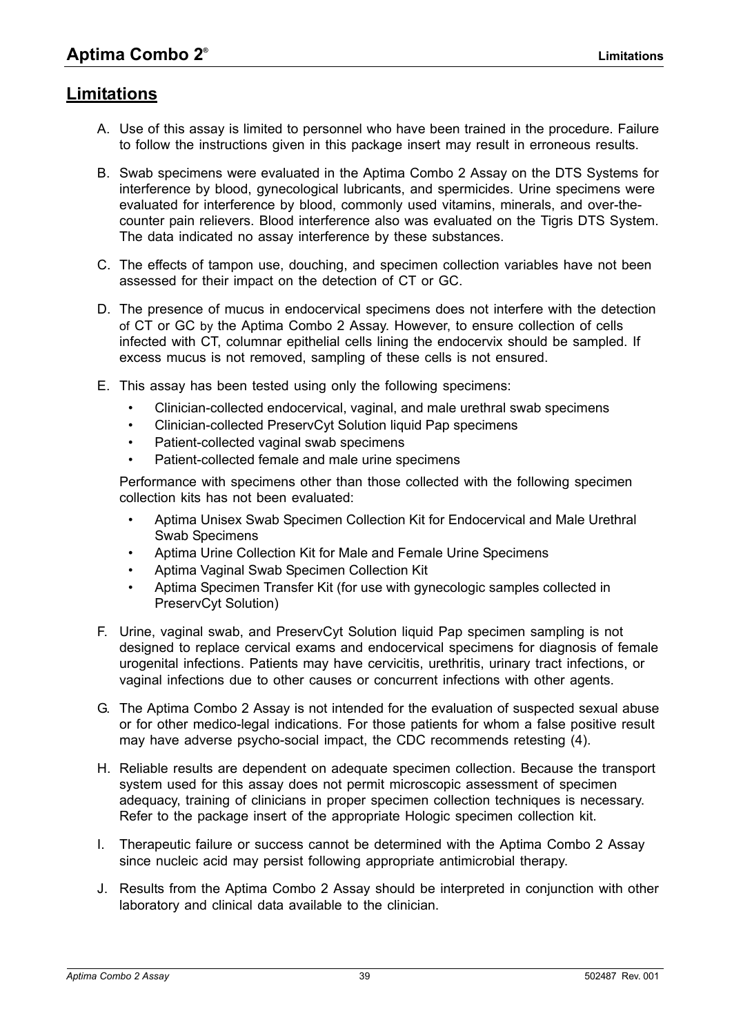## Limitations

A. Use of this assay is limited to personnel who have been trained in the procedure. Failure to follow the instructions given in this package insert may result in erroneous results.

B. Swab specimens were evaluated in the Aptima Combo 2 Assay on the DTS Systems for interference by blood, gynecological lubricants, and spermicides. Urine specimens were evaluated for interference by blood, commonly used vitamins, minerals, and over-the-counter pain relievers. Blood interference also was evaluated on the Tigris DTS System. The data indicated no assay interference by these substances.

C. The effects of tampon use, douching, and specimen collection variables have not been assessed for their impact on the detection of CT or GC.

D. The presence of mucus in endocervical specimens does not interfere with the detection of CT or GC by the Aptima Combo 2 Assay. However, to ensure collection of cells infected with CT, columnar epithelial cells lining the endocervix should be sampled. If excess mucus is not removed, sampling of these cells is not ensured.

E. This assay has been tested using only the following specimens:

- Clinician-collected endocervical, vaginal, and male urethral swab specimens
- Clinician-collected PreservCyt Solution liquid Pap specimens
- Patient-collected vaginal swab specimens
- Patient-collected female and male urine specimens

Performance with specimens other than those collected with the following specimen collection kits has not been evaluated:

- Aptima Unisex Swab Specimen Collection Kit for Endocervical and Male Urethral Swab Specimens
- Aptima Urine Collection Kit for Male and Female Urine Specimens
- Aptima Vaginal Swab Specimen Collection Kit
- Aptima Specimen Transfer Kit (for use with gynecologic samples collected in PreservCyt Solution)

F. Urine, vaginal swab, and PreservCyt Solution liquid Pap specimen sampling is not designed to replace cervical exams and endocervical specimens for diagnosis of female urogenital infections. Patients may have cervicitis, urethritis, urinary tract infections, or vaginal infections due to other causes or concurrent infections with other agents.

G. The Aptima Combo 2 Assay is not intended for the evaluation of suspected sexual abuse or for other medico-legal indications. For those patients for whom a false positive result may have adverse psycho-social impact, the CDC recommends retesting (4).

H. Reliable results are dependent on adequate specimen collection. Because the transport system used for this assay does not permit microscopic assessment of specimen adequacy, training of clinicians in proper specimen collection techniques is necessary. Refer to the package insert of the appropriate Hologic specimen collection kit.

I. Therapeutic failure or success cannot be determined with the Aptima Combo 2 Assay since nucleic acid may persist following appropriate antimicrobial therapy.

J. Results from the Aptima Combo 2 Assay should be interpreted in conjunction with other laboratory and clinical data available to the clinician.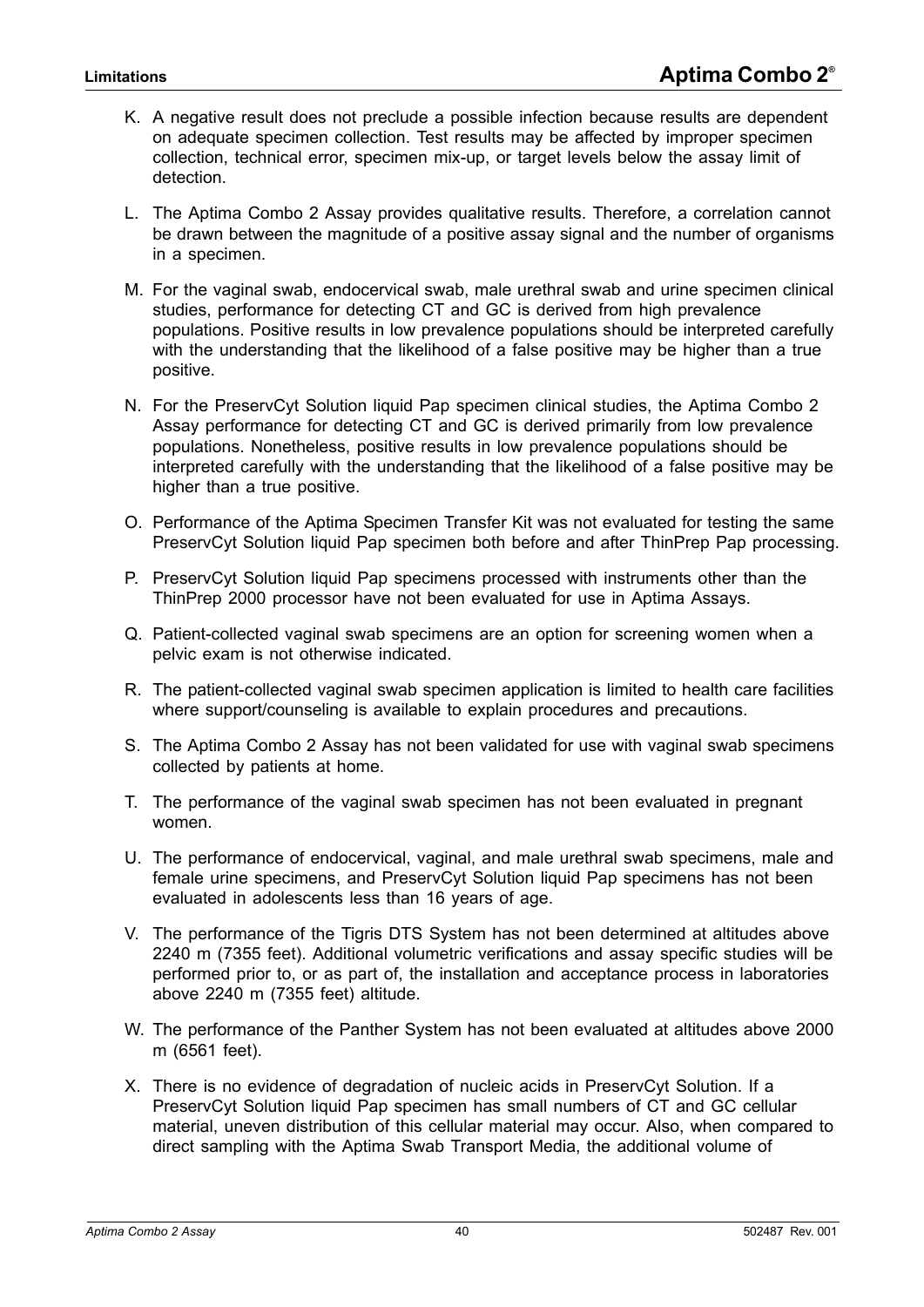K. A negative result does not preclude a possible infection because results are dependent on adequate specimen collection. Test results may be affected by improper specimen collection, technical error, specimen mix-up, or target levels below the assay limit of detection.

L. The Aptima Combo 2 Assay provides qualitative results. Therefore, a correlation cannot be drawn between the magnitude of a positive assay signal and the number of organisms in a specimen.

M. For the vaginal swab, endocervical swab, male urethral swab and urine specimen clinical studies, performance for detecting CT and GC is derived from high prevalence populations. Positive results in low prevalence populations should be interpreted carefully with the understanding that the likelihood of a false positive may be higher than a true positive.

N. For the PreservCyt Solution liquid Pap specimen clinical studies, the Aptima Combo 2 Assay performance for detecting CT and GC is derived primarily from low prevalence populations. Nonetheless, positive results in low prevalence populations should be interpreted carefully with the understanding that the likelihood of a false positive may be higher than a true positive.

O. Performance of the Aptima Specimen Transfer Kit was not evaluated for testing the same PreservCyt Solution liquid Pap specimen both before and after ThinPrep Pap processing.

P. PreservCyt Solution liquid Pap specimens processed with instruments other than the ThinPrep 2000 processor have not been evaluated for use in Aptima Assays.

Q. Patient-collected vaginal swab specimens are an option for screening women when a pelvic exam is not otherwise indicated.

R. The patient-collected vaginal swab specimen application is limited to health care facilities where support/counseling is available to explain procedures and precautions.

S. The Aptima Combo 2 Assay has not been validated for use with vaginal swab specimens collected by patients at home.

T. The performance of the vaginal swab specimen has not been evaluated in pregnant women.

U. The performance of endocervical, vaginal, and male urethral swab specimens, male and female urine specimens, and PreservCyt Solution liquid Pap specimens has not been evaluated in adolescents less than 16 years of age.

V. The performance of the Tigris DTS System has not been determined at altitudes above 2240 m (7355 feet). Additional volumetric verifications and assay specific studies will be performed prior to, or as part of, the installation and acceptance process in laboratories above 2240 m (7355 feet) altitude.

W. The performance of the Panther System has not been evaluated at altitudes above 2000 m (6561 feet).

X. There is no evidence of degradation of nucleic acids in PreservCyt Solution. If a PreservCyt Solution liquid Pap specimen has small numbers of CT and GC cellular material, uneven distribution of this cellular material may occur. Also, when compared to direct sampling with the Aptima Swab Transport Media, the additional volume of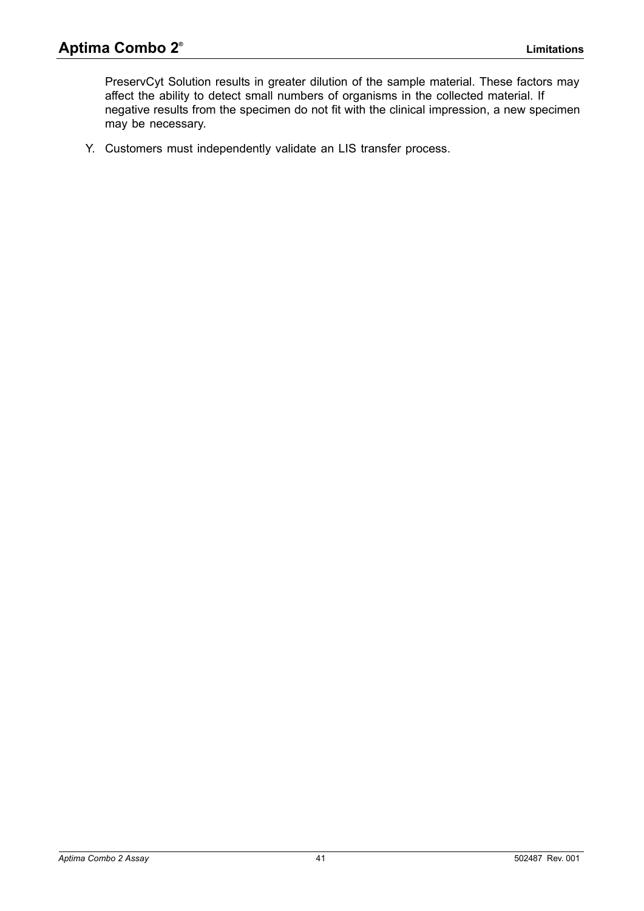PreservCyt Solution results in greater dilution of the sample material. These factors may affect the ability to detect small numbers of organisms in the collected material. If negative results from the specimen do not fit with the clinical impression, a new specimen may be necessary.

Y. Customers must independently validate an LIS transfer process.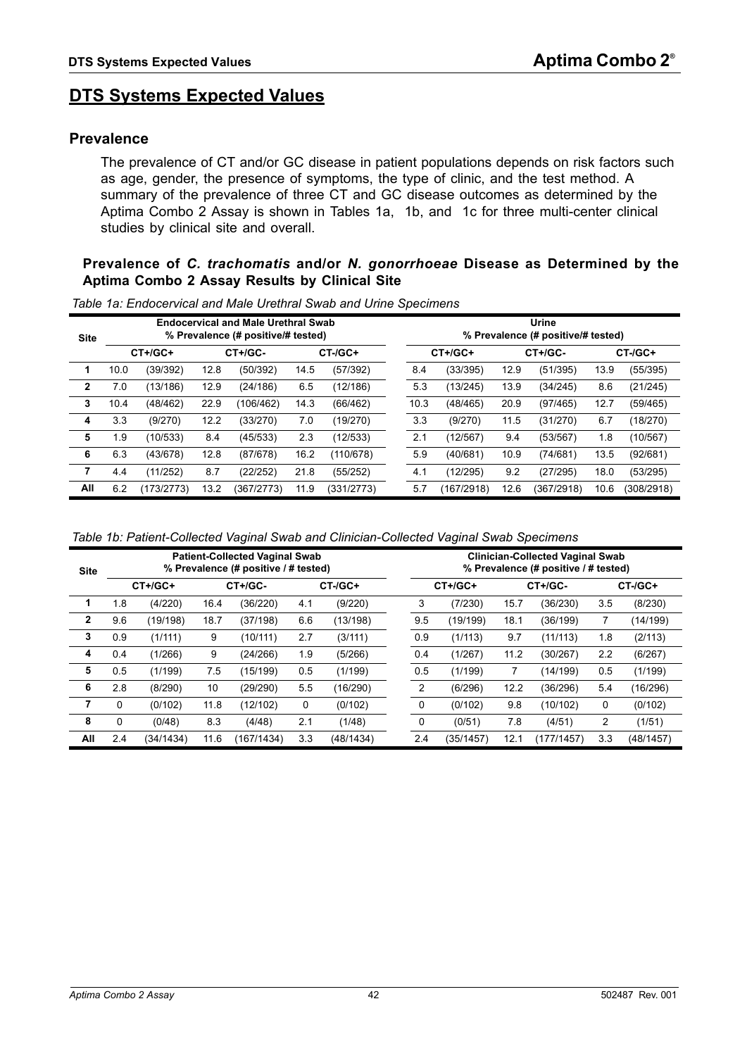# DTS Systems Expected Values

## Prevalence

The prevalence of CT and/or GC disease in patient populations depends on risk factors such as age, gender, the presence of symptoms, the type of clinic, and the test method. A summary of the prevalence of three CT and GC disease outcomes as determined by the Aptima Combo 2 Assay is shown in Tables 1a, 1b, and 1c for three multi-center clinical studies by clinical site and overall.

### Prevalence of *C. trachomatis* and/or *N. gonorrhoeae* Disease as Determined by the Aptima Combo 2 Assay Results by Clinical Site

*Table 1a: Endocervical and Male Urethral Swab and Urine Specimens*

| Site | Endocervical and Male Urethral Swab % Prevalence (# positive/# tested) | | | | | | Urine % Prevalence (# positive/# tested) | | | | | |
|---|---|---|---|---|---|---|---|---|---|---|---|---|
| | CT+/GC+ | | CT+/GC- | | CT-/GC+ | | CT+/GC+ | | CT+/GC- | | CT-/GC+ | |
| **1** | 10.0 | (39/392) | 12.8 | (50/392) | 14.5 | (57/392) | 8.4 | (33/395) | 12.9 | (51/395) | 13.9 | (55/395) |
| **2** | 7.0 | (13/186) | 12.9 | (24/186) | 6.5 | (12/186) | 5.3 | (13/245) | 13.9 | (34/245) | 8.6 | (21/245) |
| **3** | 10.4 | (48/462) | 22.9 | (106/462) | 14.3 | (66/462) | 10.3 | (48/465) | 20.9 | (97/465) | 12.7 | (59/465) |
| **4** | 3.3 | (9/270) | 12.2 | (33/270) | 7.0 | (19/270) | 3.3 | (9/270) | 11.5 | (31/270) | 6.7 | (18/270) |
| **5** | 1.9 | (10/533) | 8.4 | (45/533) | 2.3 | (12/533) | 2.1 | (12/567) | 9.4 | (53/567) | 1.8 | (10/567) |
| **6** | 6.3 | (43/678) | 12.8 | (87/678) | 16.2 | (110/678) | 5.9 | (40/681) | 10.9 | (74/681) | 13.5 | (92/681) |
| **7** | 4.4 | (11/252) | 8.7 | (22/252) | 21.8 | (55/252) | 4.1 | (12/295) | 9.2 | (27/295) | 18.0 | (53/295) |
| **All** | 6.2 | (173/2773) | 13.2 | (367/2773) | 11.9 | (331/2773) | 5.7 | (167/2918) | 12.6 | (367/2918) | 10.6 | (308/2918) |

*Table 1b: Patient-Collected Vaginal Swab and Clinician-Collected Vaginal Swab Specimens*

| Site | Patient-Collected Vaginal Swab % Prevalence (# positive / # tested) | | | | | | Clinician-Collected Vaginal Swab % Prevalence (# positive / # tested) | | | | | |
|---|---|---|---|---|---|---|---|---|---|---|---|---|
| | CT+/GC+ | | CT+/GC- | | CT-/GC+ | | CT+/GC+ | | CT+/GC- | | CT-/GC+ | |
| **1** | 1.8 | (4/220) | 16.4 | (36/220) | 4.1 | (9/220) | 3 | (7/230) | 15.7 | (36/230) | 3.5 | (8/230) |
| **2** | 9.6 | (19/198) | 18.7 | (37/198) | 6.6 | (13/198) | 9.5 | (19/199) | 18.1 | (36/199) | 7 | (14/199) |
| **3** | 0.9 | (1/111) | 9 | (10/111) | 2.7 | (3/111) | 0.9 | (1/113) | 9.7 | (11/113) | 1.8 | (2/113) |
| **4** | 0.4 | (1/266) | 9 | (24/266) | 1.9 | (5/266) | 0.4 | (1/267) | 11.2 | (30/267) | 2.2 | (6/267) |
| **5** | 0.5 | (1/199) | 7.5 | (15/199) | 0.5 | (1/199) | 0.5 | (1/199) | 7 | (14/199) | 0.5 | (1/199) |
| **6** | 2.8 | (8/290) | 10 | (29/290) | 5.5 | (16/290) | 2 | (6/296) | 12.2 | (36/296) | 5.4 | (16/296) |
| **7** | 0 | (0/102) | 11.8 | (12/102) | 0 | (0/102) | 0 | (0/102) | 9.8 | (10/102) | 0 | (0/102) |
| **8** | 0 | (0/48) | 8.3 | (4/48) | 2.1 | (1/48) | 0 | (0/51) | 7.8 | (4/51) | 2 | (1/51) |
| **All** | 2.4 | (34/1434) | 11.6 | (167/1434) | 3.3 | (48/1434) | 2.4 | (35/1457) | 12.1 | (177/1457) | 3.3 | (48/1457) |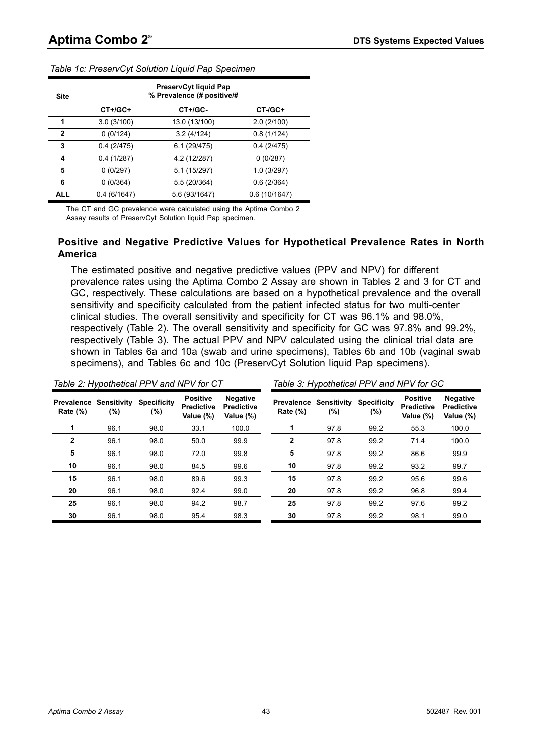*Table 1c: PreservCyt Solution Liquid Pap Specimen*

| Site | PreservCyt liquid Pap % Prevalence (# positive/# | | |
|---|---|---|---|
| | CT+/GC+ | CT+/GC- | CT-/GC+ |
| **1** | 3.0 (3/100) | 13.0 (13/100) | 2.0 (2/100) |
| **2** | 0 (0/124) | 3.2 (4/124) | 0.8 (1/124) |
| **3** | 0.4 (2/475) | 6.1 (29/475) | 0.4 (2/475) |
| **4** | 0.4 (1/287) | 4.2 (12/287) | 0 (0/287) |
| **5** | 0 (0/297) | 5.1 (15/297) | 1.0 (3/297) |
| **6** | 0 (0/364) | 5.5 (20/364) | 0.6 (2/364) |
| **ALL** | 0.4 (6/1647) | 5.6 (93/1647) | 0.6 (10/1647) |

The CT and GC prevalence were calculated using the Aptima Combo 2 Assay results of PreservCyt Solution liquid Pap specimen.

### Positive and Negative Predictive Values for Hypothetical Prevalence Rates in North America

The estimated positive and negative predictive values (PPV and NPV) for different prevalence rates using the Aptima Combo 2 Assay are shown in Tables 2 and 3 for CT and GC, respectively. These calculations are based on a hypothetical prevalence and the overall sensitivity and specificity calculated from the patient infected status for two multi-center clinical studies. The overall sensitivity and specificity for CT was 96.1% and 98.0%, respectively (Table 2). The overall sensitivity and specificity for GC was 97.8% and 99.2%, respectively (Table 3). The actual PPV and NPV calculated using the clinical trial data are shown in Tables 6a and 10a (swab and urine specimens), Tables 6b and 10b (vaginal swab specimens), and Tables 6c and 10c (PreservCyt Solution liquid Pap specimens).

*Table 2: Hypothetical PPV and NPV for CT*

| Prevalence Rate (%) | Sensitivity (%) | Specificity (%) | Positive Predictive Value (%) | Negative Predictive Value (%) |
|---|---|---|---|---|
| **1** | 96.1 | 98.0 | 33.1 | 100.0 |
| **2** | 96.1 | 98.0 | 50.0 | 99.9 |
| **5** | 96.1 | 98.0 | 72.0 | 99.8 |
| **10** | 96.1 | 98.0 | 84.5 | 99.6 |
| **15** | 96.1 | 98.0 | 89.6 | 99.3 |
| **20** | 96.1 | 98.0 | 92.4 | 99.0 |
| **25** | 96.1 | 98.0 | 94.2 | 98.7 |
| **30** | 96.1 | 98.0 | 95.4 | 98.3 |

*Table 3: Hypothetical PPV and NPV for GC*

| Prevalence Rate (%) | Sensitivity (%) | Specificity (%) | Positive Predictive Value (%) | Negative Predictive Value (%) |
|---|---|---|---|---|
| **1** | 97.8 | 99.2 | 55.3 | 100.0 |
| **2** | 97.8 | 99.2 | 71.4 | 100.0 |
| **5** | 97.8 | 99.2 | 86.6 | 99.9 |
| **10** | 97.8 | 99.2 | 93.2 | 99.7 |
| **15** | 97.8 | 99.2 | 95.6 | 99.6 |
| **20** | 97.8 | 99.2 | 96.8 | 99.4 |
| **25** | 97.8 | 99.2 | 97.6 | 99.2 |
| **30** | 97.8 | 99.2 | 98.1 | 99.0 |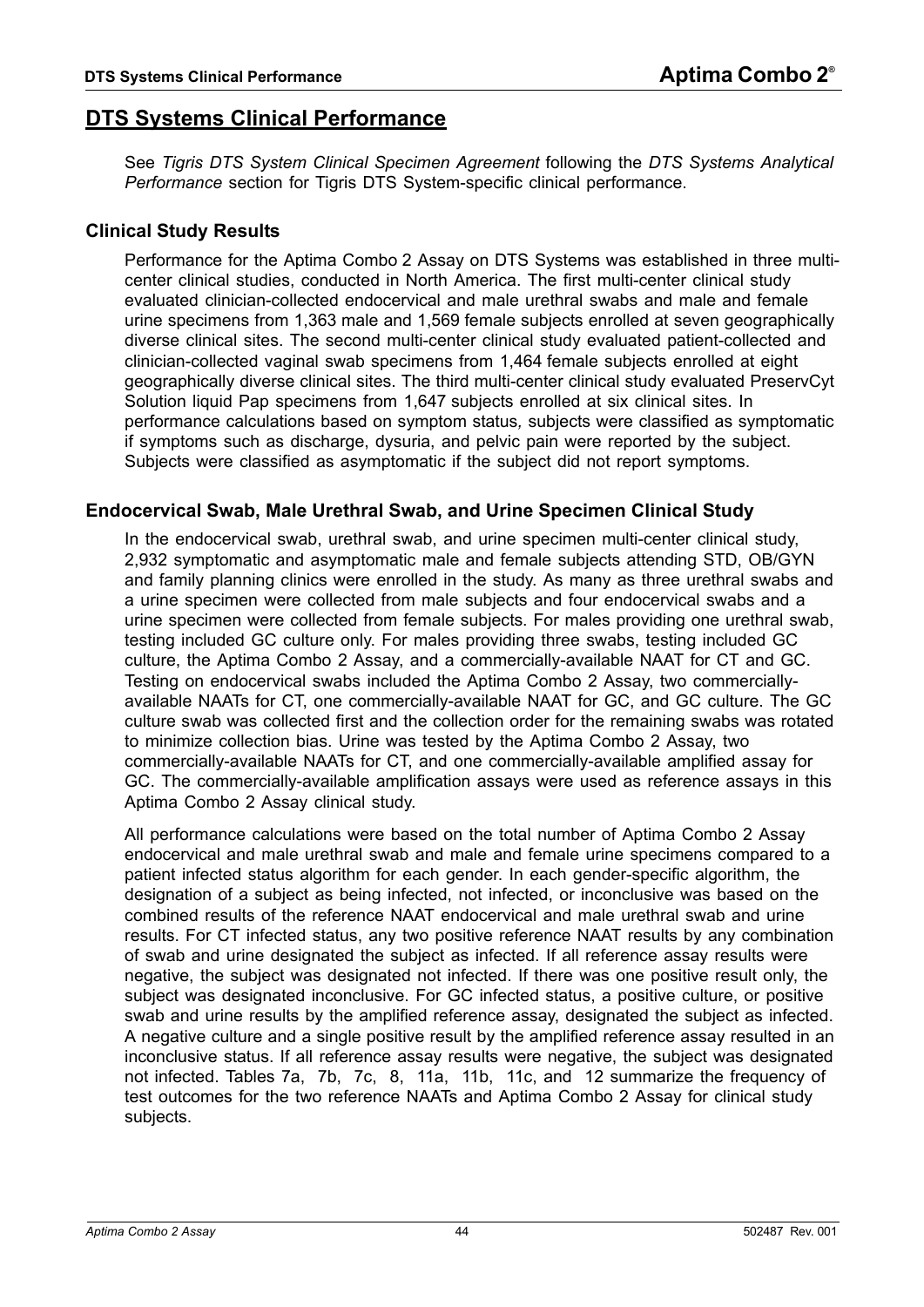## DTS Systems Clinical Performance

See *Tigris DTS System Clinical Specimen Agreement* following the *DTS Systems Analytical Performance* section for Tigris DTS System-specific clinical performance.

### Clinical Study Results

Performance for the Aptima Combo 2 Assay on DTS Systems was established in three multi-center clinical studies, conducted in North America. The first multi-center clinical study evaluated clinician-collected endocervical and male urethral swabs and male and female urine specimens from 1,363 male and 1,569 female subjects enrolled at seven geographically diverse clinical sites. The second multi-center clinical study evaluated patient-collected and clinician-collected vaginal swab specimens from 1,464 female subjects enrolled at eight geographically diverse clinical sites. The third multi-center clinical study evaluated PreservCyt Solution liquid Pap specimens from 1,647 subjects enrolled at six clinical sites. In performance calculations based on symptom status, subjects were classified as symptomatic if symptoms such as discharge, dysuria, and pelvic pain were reported by the subject. Subjects were classified as asymptomatic if the subject did not report symptoms.

### Endocervical Swab, Male Urethral Swab, and Urine Specimen Clinical Study

In the endocervical swab, urethral swab, and urine specimen multi-center clinical study, 2,932 symptomatic and asymptomatic male and female subjects attending STD, OB/GYN and family planning clinics were enrolled in the study. As many as three urethral swabs and a urine specimen were collected from male subjects and four endocervical swabs and a urine specimen were collected from female subjects. For males providing one urethral swab, testing included GC culture only. For males providing three swabs, testing included GC culture, the Aptima Combo 2 Assay, and a commercially-available NAAT for CT and GC. Testing on endocervical swabs included the Aptima Combo 2 Assay, two commercially-available NAATs for CT, one commercially-available NAAT for GC, and GC culture. The GC culture swab was collected first and the collection order for the remaining swabs was rotated to minimize collection bias. Urine was tested by the Aptima Combo 2 Assay, two commercially-available NAATs for CT, and one commercially-available amplified assay for GC. The commercially-available amplification assays were used as reference assays in this Aptima Combo 2 Assay clinical study.

All performance calculations were based on the total number of Aptima Combo 2 Assay endocervical and male urethral swab and male and female urine specimens compared to a patient infected status algorithm for each gender. In each gender-specific algorithm, the designation of a subject as being infected, not infected, or inconclusive was based on the combined results of the reference NAAT endocervical and male urethral swab and urine results. For CT infected status, any two positive reference NAAT results by any combination of swab and urine designated the subject as infected. If all reference assay results were negative, the subject was designated not infected. If there was one positive result only, the subject was designated inconclusive. For GC infected status, a positive culture, or positive swab and urine results by the amplified reference assay, designated the subject as infected. A negative culture and a single positive result by the amplified reference assay resulted in an inconclusive status. If all reference assay results were negative, the subject was designated not infected. Tables 7a, 7b, 7c, 8, 11a, 11b, 11c, and 12 summarize the frequency of test outcomes for the two reference NAATs and Aptima Combo 2 Assay for clinical study subjects.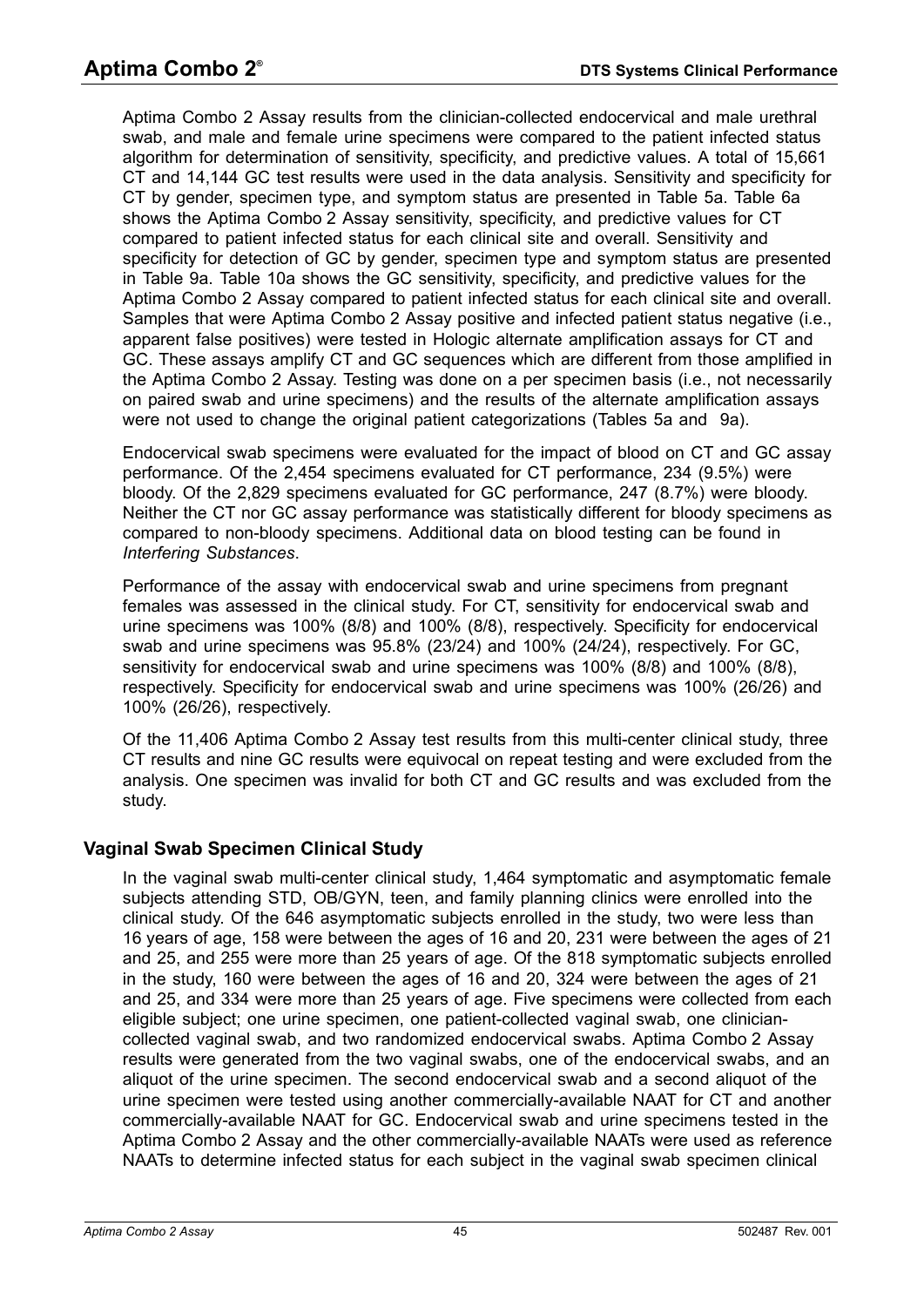Aptima Combo 2 Assay results from the clinician-collected endocervical and male urethral swab, and male and female urine specimens were compared to the patient infected status algorithm for determination of sensitivity, specificity, and predictive values. A total of 15,661 CT and 14,144 GC test results were used in the data analysis. Sensitivity and specificity for CT by gender, specimen type, and symptom status are presented in Table 5a. Table 6a shows the Aptima Combo 2 Assay sensitivity, specificity, and predictive values for CT compared to patient infected status for each clinical site and overall. Sensitivity and specificity for detection of GC by gender, specimen type and symptom status are presented in Table 9a. Table 10a shows the GC sensitivity, specificity, and predictive values for the Aptima Combo 2 Assay compared to patient infected status for each clinical site and overall. Samples that were Aptima Combo 2 Assay positive and infected patient status negative (i.e., apparent false positives) were tested in Hologic alternate amplification assays for CT and GC. These assays amplify CT and GC sequences which are different from those amplified in the Aptima Combo 2 Assay. Testing was done on a per specimen basis (i.e., not necessarily on paired swab and urine specimens) and the results of the alternate amplification assays were not used to change the original patient categorizations (Tables 5a and 9a).

Endocervical swab specimens were evaluated for the impact of blood on CT and GC assay performance. Of the 2,454 specimens evaluated for CT performance, 234 (9.5%) were bloody. Of the 2,829 specimens evaluated for GC performance, 247 (8.7%) were bloody. Neither the CT nor GC assay performance was statistically different for bloody specimens as compared to non-bloody specimens. Additional data on blood testing can be found in *Interfering Substances*.

Performance of the assay with endocervical swab and urine specimens from pregnant females was assessed in the clinical study. For CT, sensitivity for endocervical swab and urine specimens was 100% (8/8) and 100% (8/8), respectively. Specificity for endocervical swab and urine specimens was 95.8% (23/24) and 100% (24/24), respectively. For GC, sensitivity for endocervical swab and urine specimens was 100% (8/8) and 100% (8/8), respectively. Specificity for endocervical swab and urine specimens was 100% (26/26) and 100% (26/26), respectively.

Of the 11,406 Aptima Combo 2 Assay test results from this multi-center clinical study, three CT results and nine GC results were equivocal on repeat testing and were excluded from the analysis. One specimen was invalid for both CT and GC results and was excluded from the study.

## Vaginal Swab Specimen Clinical Study

In the vaginal swab multi-center clinical study, 1,464 symptomatic and asymptomatic female subjects attending STD, OB/GYN, teen, and family planning clinics were enrolled into the clinical study. Of the 646 asymptomatic subjects enrolled in the study, two were less than 16 years of age, 158 were between the ages of 16 and 20, 231 were between the ages of 21 and 25, and 255 were more than 25 years of age. Of the 818 symptomatic subjects enrolled in the study, 160 were between the ages of 16 and 20, 324 were between the ages of 21 and 25, and 334 were more than 25 years of age. Five specimens were collected from each eligible subject; one urine specimen, one patient-collected vaginal swab, one clinician-collected vaginal swab, and two randomized endocervical swabs. Aptima Combo 2 Assay results were generated from the two vaginal swabs, one of the endocervical swabs, and an aliquot of the urine specimen. The second endocervical swab and a second aliquot of the urine specimen were tested using another commercially-available NAAT for CT and another commercially-available NAAT for GC. Endocervical swab and urine specimens tested in the Aptima Combo 2 Assay and the other commercially-available NAATs were used as reference NAATs to determine infected status for each subject in the vaginal swab specimen clinical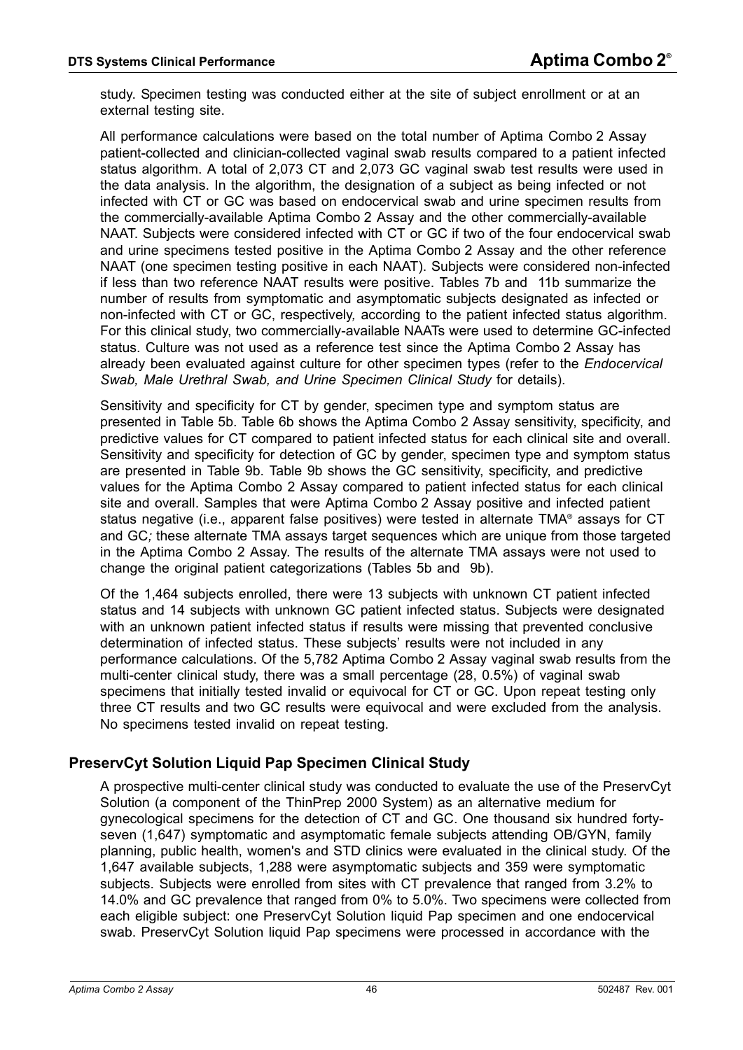study. Specimen testing was conducted either at the site of subject enrollment or at an external testing site.

All performance calculations were based on the total number of Aptima Combo 2 Assay patient-collected and clinician-collected vaginal swab results compared to a patient infected status algorithm. A total of 2,073 CT and 2,073 GC vaginal swab test results were used in the data analysis. In the algorithm, the designation of a subject as being infected or not infected with CT or GC was based on endocervical swab and urine specimen results from the commercially-available Aptima Combo 2 Assay and the other commercially-available NAAT. Subjects were considered infected with CT or GC if two of the four endocervical swab and urine specimens tested positive in the Aptima Combo 2 Assay and the other reference NAAT (one specimen testing positive in each NAAT). Subjects were considered non-infected if less than two reference NAAT results were positive. Tables 7b and 11b summarize the number of results from symptomatic and asymptomatic subjects designated as infected or non-infected with CT or GC, respectively, according to the patient infected status algorithm. For this clinical study, two commercially-available NAATs were used to determine GC-infected status. Culture was not used as a reference test since the Aptima Combo 2 Assay has already been evaluated against culture for other specimen types (refer to the *Endocervical Swab, Male Urethral Swab, and Urine Specimen Clinical Study* for details).

Sensitivity and specificity for CT by gender, specimen type and symptom status are presented in Table 5b. Table 6b shows the Aptima Combo 2 Assay sensitivity, specificity, and predictive values for CT compared to patient infected status for each clinical site and overall. Sensitivity and specificity for detection of GC by gender, specimen type and symptom status are presented in Table 9b. Table 9b shows the GC sensitivity, specificity, and predictive values for the Aptima Combo 2 Assay compared to patient infected status for each clinical site and overall. Samples that were Aptima Combo 2 Assay positive and infected patient status negative (i.e., apparent false positives) were tested in alternate TMA® assays for CT and GC; these alternate TMA assays target sequences which are unique from those targeted in the Aptima Combo 2 Assay. The results of the alternate TMA assays were not used to change the original patient categorizations (Tables 5b and 9b).

Of the 1,464 subjects enrolled, there were 13 subjects with unknown CT patient infected status and 14 subjects with unknown GC patient infected status. Subjects were designated with an unknown patient infected status if results were missing that prevented conclusive determination of infected status. These subjects' results were not included in any performance calculations. Of the 5,782 Aptima Combo 2 Assay vaginal swab results from the multi-center clinical study, there was a small percentage (28, 0.5%) of vaginal swab specimens that initially tested invalid or equivocal for CT or GC. Upon repeat testing only three CT results and two GC results were equivocal and were excluded from the analysis. No specimens tested invalid on repeat testing.

## PreservCyt Solution Liquid Pap Specimen Clinical Study

A prospective multi-center clinical study was conducted to evaluate the use of the PreservCyt Solution (a component of the ThinPrep 2000 System) as an alternative medium for gynecological specimens for the detection of CT and GC. One thousand six hundred forty-seven (1,647) symptomatic and asymptomatic female subjects attending OB/GYN, family planning, public health, women's and STD clinics were evaluated in the clinical study. Of the 1,647 available subjects, 1,288 were asymptomatic subjects and 359 were symptomatic subjects. Subjects were enrolled from sites with CT prevalence that ranged from 3.2% to 14.0% and GC prevalence that ranged from 0% to 5.0%. Two specimens were collected from each eligible subject: one PreservCyt Solution liquid Pap specimen and one endocervical swab. PreservCyt Solution liquid Pap specimens were processed in accordance with the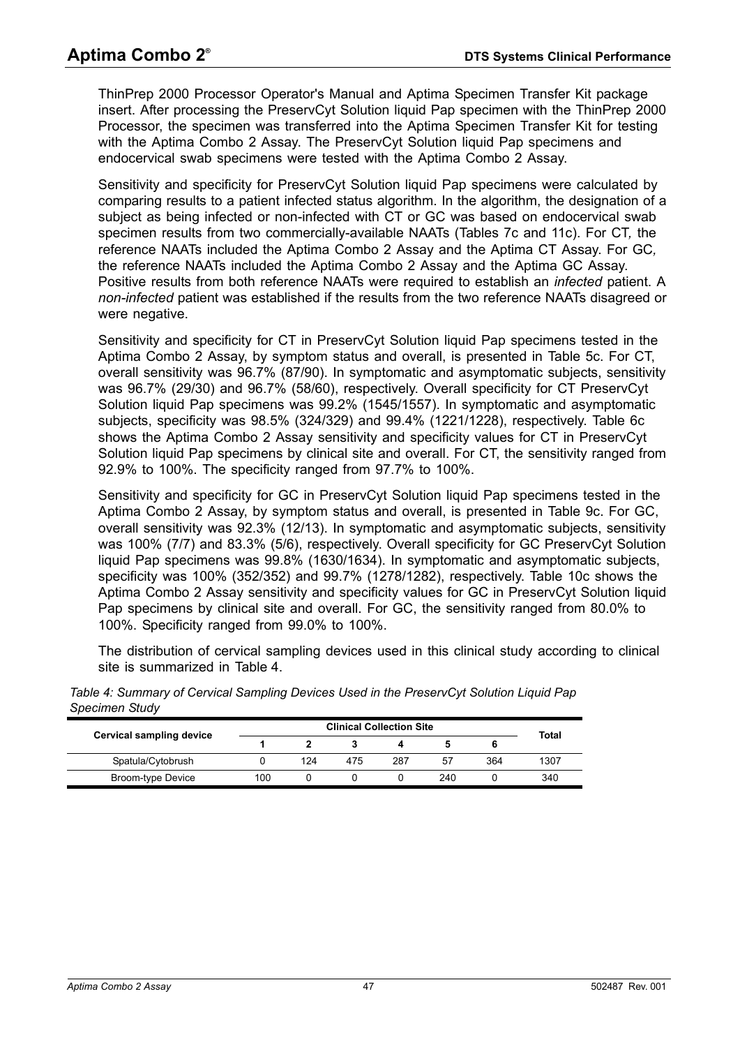ThinPrep 2000 Processor Operator's Manual and Aptima Specimen Transfer Kit package insert. After processing the PreservCyt Solution liquid Pap specimen with the ThinPrep 2000 Processor, the specimen was transferred into the Aptima Specimen Transfer Kit for testing with the Aptima Combo 2 Assay. The PreservCyt Solution liquid Pap specimens and endocervical swab specimens were tested with the Aptima Combo 2 Assay.

Sensitivity and specificity for PreservCyt Solution liquid Pap specimens were calculated by comparing results to a patient infected status algorithm. In the algorithm, the designation of a subject as being infected or non-infected with CT or GC was based on endocervical swab specimen results from two commercially-available NAATs (Tables 7c and 11c). For CT, the reference NAATs included the Aptima Combo 2 Assay and the Aptima CT Assay. For GC, the reference NAATs included the Aptima Combo 2 Assay and the Aptima GC Assay. Positive results from both reference NAATs were required to establish an *infected* patient. A *non-infected* patient was established if the results from the two reference NAATs disagreed or were negative.

Sensitivity and specificity for CT in PreservCyt Solution liquid Pap specimens tested in the Aptima Combo 2 Assay, by symptom status and overall, is presented in Table 5c. For CT, overall sensitivity was 96.7% (87/90). In symptomatic and asymptomatic subjects, sensitivity was 96.7% (29/30) and 96.7% (58/60), respectively. Overall specificity for CT PreservCyt Solution liquid Pap specimens was 99.2% (1545/1557). In symptomatic and asymptomatic subjects, specificity was 98.5% (324/329) and 99.4% (1221/1228), respectively. Table 6c shows the Aptima Combo 2 Assay sensitivity and specificity values for CT in PreservCyt Solution liquid Pap specimens by clinical site and overall. For CT, the sensitivity ranged from 92.9% to 100%. The specificity ranged from 97.7% to 100%.

Sensitivity and specificity for GC in PreservCyt Solution liquid Pap specimens tested in the Aptima Combo 2 Assay, by symptom status and overall, is presented in Table 9c. For GC, overall sensitivity was 92.3% (12/13). In symptomatic and asymptomatic subjects, sensitivity was 100% (7/7) and 83.3% (5/6), respectively. Overall specificity for GC PreservCyt Solution liquid Pap specimens was 99.8% (1630/1634). In symptomatic and asymptomatic subjects, specificity was 100% (352/352) and 99.7% (1278/1282), respectively. Table 10c shows the Aptima Combo 2 Assay sensitivity and specificity values for GC in PreservCyt Solution liquid Pap specimens by clinical site and overall. For GC, the sensitivity ranged from 80.0% to 100%. Specificity ranged from 99.0% to 100%.

The distribution of cervical sampling devices used in this clinical study according to clinical site is summarized in Table 4.

*Table 4: Summary of Cervical Sampling Devices Used in the PreservCyt Solution Liquid Pap Specimen Study*

| Cervical sampling device | Clinical Collection Site | | | | | | Total |
|---|---|---|---|---|---|---|---|
| | 1 | 2 | 3 | 4 | 5 | 6 | |
| Spatula/Cytobrush | 0 | 124 | 475 | 287 | 57 | 364 | 1307 |
| Broom-type Device | 100 | 0 | 0 | 0 | 240 | 0 | 340 |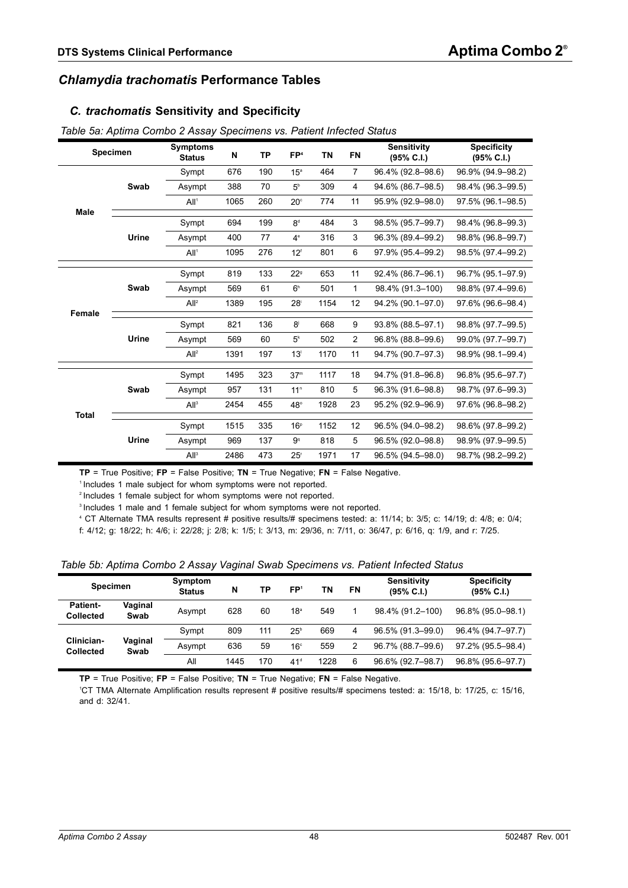## *Chlamydia trachomatis* Performance Tables

### *C. trachomatis* Sensitivity and Specificity

*Table 5a: Aptima Combo 2 Assay Specimens vs. Patient Infected Status*

| Specimen | | Symptoms Status | N | TP | FP[4] | TN | FN | Sensitivity (95% C.I.) | Specificity (95% C.I.) |
|---|---|---|---|---|---|---|---|---|---|
| Male | Swab | Sympt | 676 | 190 | 15[a] | 464 | 7 | 96.4% (92.8–98.6) | 96.9% (94.9–98.2) |
| | | Asympt | 388 | 70 | 5[b] | 309 | 4 | 94.6% (86.7–98.5) | 98.4% (96.3–99.5) |
| | | All[1] | 1065 | 260 | 20[c] | 774 | 11 | 95.9% (92.9–98.0) | 97.5% (96.1–98.5) |
| | Urine | Sympt | 694 | 199 | 8[d] | 484 | 3 | 98.5% (95.7–99.7) | 98.4% (96.8–99.3) |
| | | Asympt | 400 | 77 | 4[e] | 316 | 3 | 96.3% (89.4–99.2) | 98.8% (96.8–99.7) |
| | | All[1] | 1095 | 276 | 12[f] | 801 | 6 | 97.9% (95.4–99.2) | 98.5% (97.4–99.2) |
| Female | Swab | Sympt | 819 | 133 | 22[g] | 653 | 11 | 92.4% (86.7–96.1) | 96.7% (95.1–97.9) |
| | | Asympt | 569 | 61 | 6[h] | 501 | 1 | 98.4% (91.3–100) | 98.8% (97.4–99.6) |
| | | All[2] | 1389 | 195 | 28[i] | 1154 | 12 | 94.2% (90.1–97.0) | 97.6% (96.6–98.4) |
| | Urine | Sympt | 821 | 136 | 8[j] | 668 | 9 | 93.8% (88.5–97.1) | 98.8% (97.7–99.5) |
| | | Asympt | 569 | 60 | 5[k] | 502 | 2 | 96.8% (88.8–99.6) | 99.0% (97.7–99.7) |
| | | All[2] | 1391 | 197 | 13[l] | 1170 | 11 | 94.7% (90.7–97.3) | 98.9% (98.1–99.4) |
| Total | Swab | Sympt | 1495 | 323 | 37[m] | 1117 | 18 | 94.7% (91.8–96.8) | 96.8% (95.6–97.7) |
| | | Asympt | 957 | 131 | 11[n] | 810 | 5 | 96.3% (91.6–98.8) | 98.7% (97.6–99.3) |
| | | All[3] | 2454 | 455 | 48[o] | 1928 | 23 | 95.2% (92.9–96.9) | 97.6% (96.8–98.2) |
| | Urine | Sympt | 1515 | 335 | 16[p] | 1152 | 12 | 96.5% (94.0–98.2) | 98.6% (97.8–99.2) |
| | | Asympt | 969 | 137 | 9[q] | 818 | 5 | 96.5% (92.0–98.8) | 98.9% (97.9–99.5) |
| | | All[3] | 2486 | 473 | 25[r] | 1971 | 17 | 96.5% (94.5–98.0) | 98.7% (98.2–99.2) |

**TP** = True Positive; **FP** = False Positive; **TN** = True Negative; **FN** = False Negative.

[1] Includes 1 male subject for whom symptoms were not reported.

[2] Includes 1 female subject for whom symptoms were not reported.

[3] Includes 1 male and 1 female subject for whom symptoms were not reported.

[4] CT Alternate TMA results represent # positive results/# specimens tested: a: 11/14; b: 3/5; c: 14/19; d: 4/8; e: 0/4; f: 4/12; g: 18/22; h: 4/6; i: 22/28; j: 2/8; k: 1/5; l: 3/13, m: 29/36, n: 7/11, o: 36/47, p: 6/16, q: 1/9, and r: 7/25.

*Table 5b: Aptima Combo 2 Assay Vaginal Swab Specimens vs. Patient Infected Status*

| Specimen | | Symptom Status | N | TP | FP[1] | TN | FN | Sensitivity (95% C.I.) | Specificity (95% C.I.) |
|---|---|---|---|---|---|---|---|---|---|
| Patient-Collected | Vaginal Swab | Asympt | 628 | 60 | 18[a] | 549 | 1 | 98.4% (91.2–100) | 96.8% (95.0–98.1) |
| Clinician-Collected | Vaginal Swab | Sympt | 809 | 111 | 25[b] | 669 | 4 | 96.5% (91.3–99.0) | 96.4% (94.7–97.7) |
| | | Asympt | 636 | 59 | 16[c] | 559 | 2 | 96.7% (88.7–99.6) | 97.2% (95.5–98.4) |
| | | All | 1445 | 170 | 41[d] | 1228 | 6 | 96.6% (92.7–98.7) | 96.8% (95.6–97.7) |

**TP** = True Positive; **FP** = False Positive; **TN** = True Negative; **FN** = False Negative.

[1]CT TMA Alternate Amplification results represent # positive results/# specimens tested: a: 15/18, b: 17/25, c: 15/16, and d: 32/41.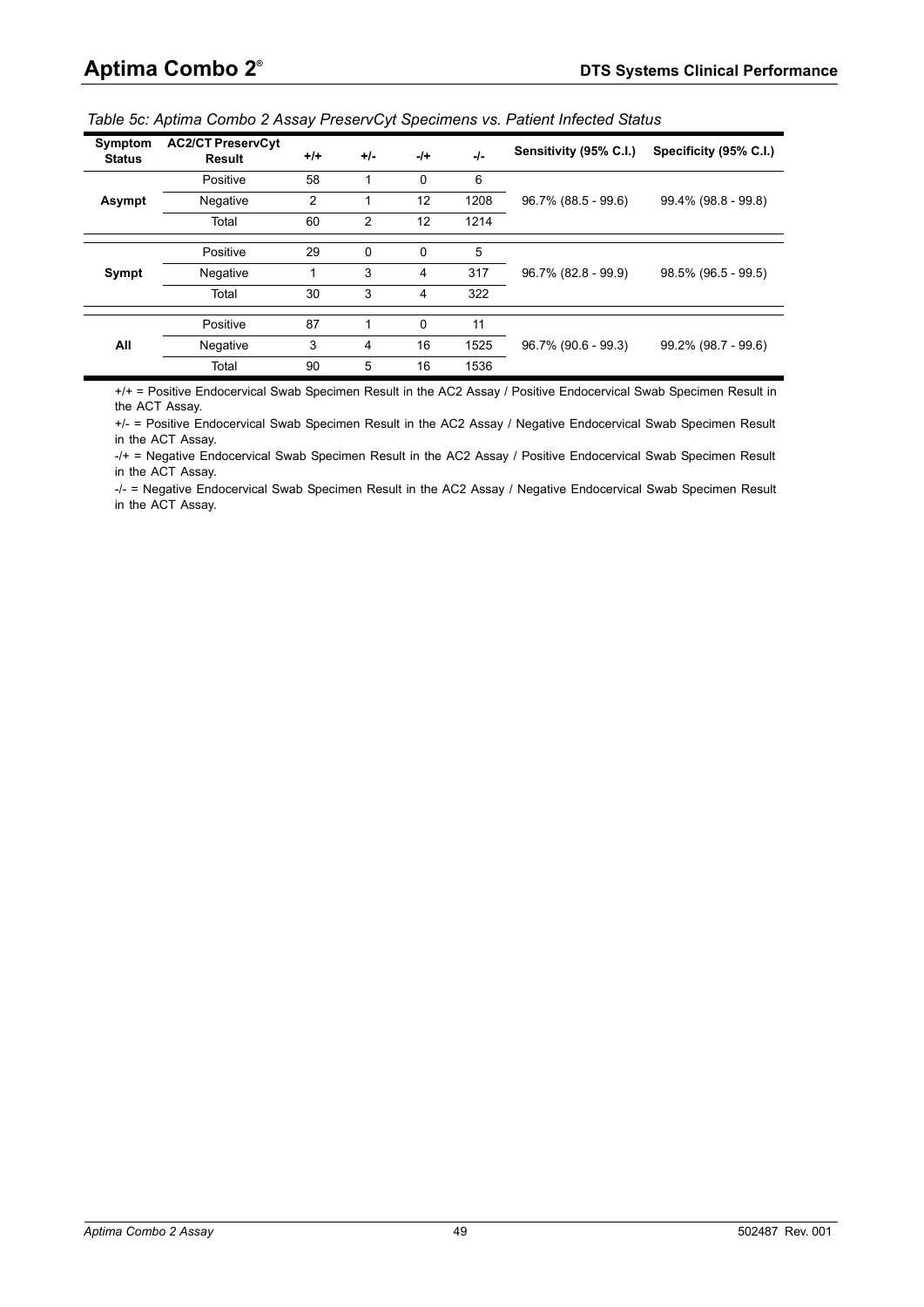*Table 5c: Aptima Combo 2 Assay PreservCyt Specimens vs. Patient Infected Status*

| Symptom Status | AC2/CT PreservCyt Result | +/+ | +/- | -/+ | -/- | Sensitivity (95% C.I.) | Specificity (95% C.I.) |
|---|---|---|---|---|---|---|---|
| Asympt | Positive | 58 | 1 | 0 | 6 | 96.7% (88.5 - 99.6) | 99.4% (98.8 - 99.8) |
| | Negative | 2 | 1 | 12 | 1208 | | |
| | Total | 60 | 2 | 12 | 1214 | | |
| Sympt | Positive | 29 | 0 | 0 | 5 | 96.7% (82.8 - 99.9) | 98.5% (96.5 - 99.5) |
| | Negative | 1 | 3 | 4 | 317 | | |
| | Total | 30 | 3 | 4 | 322 | | |
| All | Positive | 87 | 1 | 0 | 11 | 96.7% (90.6 - 99.3) | 99.2% (98.7 - 99.6) |
| | Negative | 3 | 4 | 16 | 1525 | | |
| | Total | 90 | 5 | 16 | 1536 | | |

+/+ = Positive Endocervical Swab Specimen Result in the AC2 Assay / Positive Endocervical Swab Specimen Result in the ACT Assay.

+/- = Positive Endocervical Swab Specimen Result in the AC2 Assay / Negative Endocervical Swab Specimen Result in the ACT Assay.

-/+ = Negative Endocervical Swab Specimen Result in the AC2 Assay / Positive Endocervical Swab Specimen Result in the ACT Assay.

-/- = Negative Endocervical Swab Specimen Result in the AC2 Assay / Negative Endocervical Swab Specimen Result in the ACT Assay.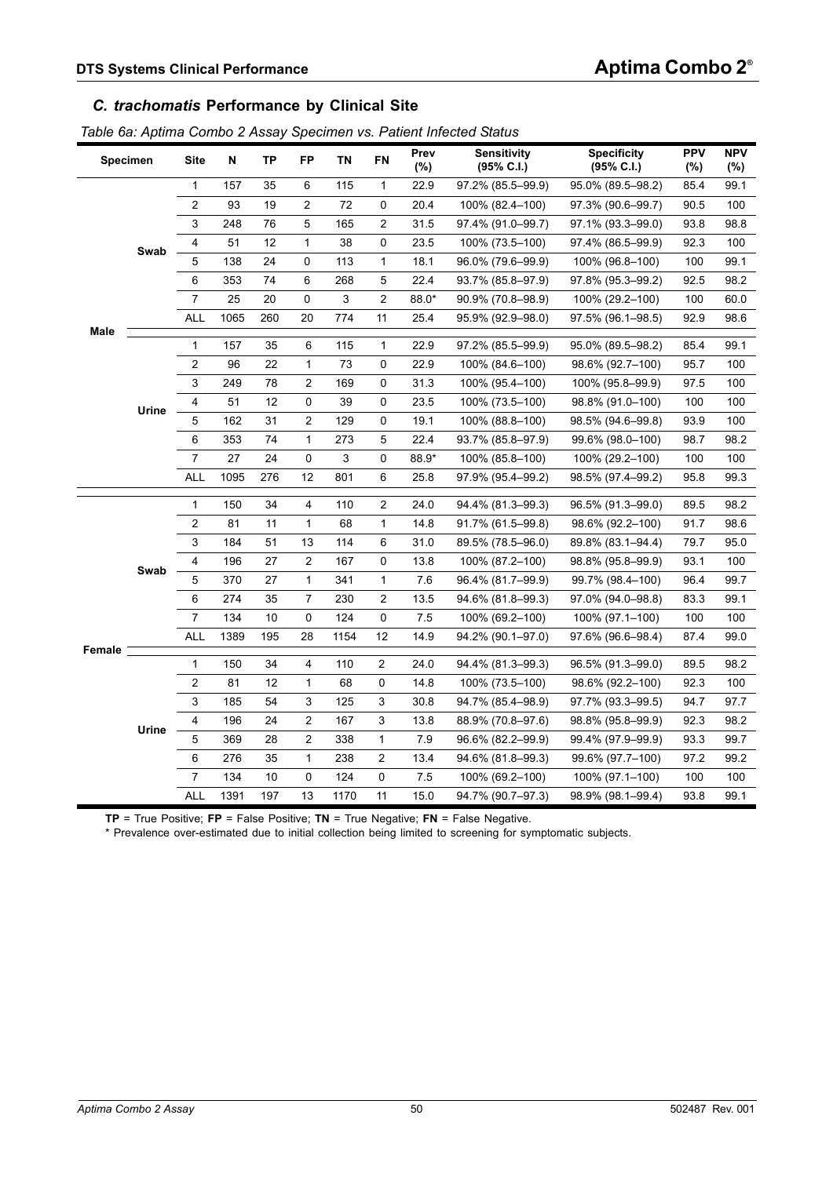## *C. trachomatis* Performance by Clinical Site

*Table 6a: Aptima Combo 2 Assay Specimen vs. Patient Infected Status*

| Specimen | | Site | N | TP | FP | TN | FN | Prev (%) | Sensitivity (95% C.I.) | Specificity (95% C.I.) | PPV (%) | NPV (%) |
|---|---|---|---|---|---|---|---|---|---|---|---|---|
| Male | Swab | 1 | 157 | 35 | 6 | 115 | 1 | 22.9 | 97.2% (85.5–99.9) | 95.0% (89.5–98.2) | 85.4 | 99.1 |
| | | 2 | 93 | 19 | 2 | 72 | 0 | 20.4 | 100% (82.4–100) | 97.3% (90.6–99.7) | 90.5 | 100 |
| | | 3 | 248 | 76 | 5 | 165 | 2 | 31.5 | 97.4% (91.0–99.7) | 97.1% (93.3–99.0) | 93.8 | 98.8 |
| | | 4 | 51 | 12 | 1 | 38 | 0 | 23.5 | 100% (73.5–100) | 97.4% (86.5–99.9) | 92.3 | 100 |
| | | 5 | 138 | 24 | 0 | 113 | 1 | 18.1 | 96.0% (79.6–99.9) | 100% (96.8–100) | 100 | 99.1 |
| | | 6 | 353 | 74 | 6 | 268 | 5 | 22.4 | 93.7% (85.8–97.9) | 97.8% (95.3–99.2) | 92.5 | 98.2 |
| | | 7 | 25 | 20 | 0 | 3 | 2 | 88.0* | 90.9% (70.8–98.9) | 100% (29.2–100) | 100 | 60.0 |
| | | ALL | 1065 | 260 | 20 | 774 | 11 | 25.4 | 95.9% (92.9–98.0) | 97.5% (96.1–98.5) | 92.9 | 98.6 |
| | Urine | 1 | 157 | 35 | 6 | 115 | 1 | 22.9 | 97.2% (85.5–99.9) | 95.0% (89.5–98.2) | 85.4 | 99.1 |
| | | 2 | 96 | 22 | 1 | 73 | 0 | 22.9 | 100% (84.6–100) | 98.6% (92.7–100) | 95.7 | 100 |
| | | 3 | 249 | 78 | 2 | 169 | 0 | 31.3 | 100% (95.4–100) | 100% (95.8–99.9) | 97.5 | 100 |
| | | 4 | 51 | 12 | 0 | 39 | 0 | 23.5 | 100% (73.5–100) | 98.8% (91.0–100) | 100 | 100 |
| | | 5 | 162 | 31 | 2 | 129 | 0 | 19.1 | 100% (88.8–100) | 98.5% (94.6–99.8) | 93.9 | 100 |
| | | 6 | 353 | 74 | 1 | 273 | 5 | 22.4 | 93.7% (85.8–97.9) | 99.6% (98.0–100) | 98.7 | 98.2 |
| | | 7 | 27 | 24 | 0 | 3 | 0 | 88.9* | 100% (85.8–100) | 100% (29.2–100) | 100 | 100 |
| | | ALL | 1095 | 276 | 12 | 801 | 6 | 25.8 | 97.9% (95.4–99.2) | 98.5% (97.4–99.2) | 95.8 | 99.3 |
| Female | Swab | 1 | 150 | 34 | 4 | 110 | 2 | 24.0 | 94.4% (81.3–99.3) | 96.5% (91.3–99.0) | 89.5 | 98.2 |
| | | 2 | 81 | 11 | 1 | 68 | 1 | 14.8 | 91.7% (61.5–99.8) | 98.6% (92.2–100) | 91.7 | 98.6 |
| | | 3 | 184 | 51 | 13 | 114 | 6 | 31.0 | 89.5% (78.5–96.0) | 89.8% (83.1–94.4) | 79.7 | 95.0 |
| | | 4 | 196 | 27 | 2 | 167 | 0 | 13.8 | 100% (87.2–100) | 98.8% (95.8–99.9) | 93.1 | 100 |
| | | 5 | 370 | 27 | 1 | 341 | 1 | 7.6 | 96.4% (81.7–99.9) | 99.7% (98.4–100) | 96.4 | 99.7 |
| | | 6 | 274 | 35 | 7 | 230 | 2 | 13.5 | 94.6% (81.8–99.3) | 97.0% (94.0–98.8) | 83.3 | 99.1 |
| | | 7 | 134 | 10 | 0 | 124 | 0 | 7.5 | 100% (69.2–100) | 100% (97.1–100) | 100 | 100 |
| | | ALL | 1389 | 195 | 28 | 1154 | 12 | 14.9 | 94.2% (90.1–97.0) | 97.6% (96.6–98.4) | 87.4 | 99.0 |
| | Urine | 1 | 150 | 34 | 4 | 110 | 2 | 24.0 | 94.4% (81.3–99.3) | 96.5% (91.3–99.0) | 89.5 | 98.2 |
| | | 2 | 81 | 12 | 1 | 68 | 0 | 14.8 | 100% (73.5–100) | 98.6% (92.2–100) | 92.3 | 100 |
| | | 3 | 185 | 54 | 3 | 125 | 3 | 30.8 | 94.7% (85.4–98.9) | 97.7% (93.3–99.5) | 94.7 | 97.7 |
| | | 4 | 196 | 24 | 2 | 167 | 3 | 13.8 | 88.9% (70.8–97.6) | 98.8% (95.8–99.9) | 92.3 | 98.2 |
| | | 5 | 369 | 28 | 2 | 338 | 1 | 7.9 | 96.6% (82.2–99.9) | 99.4% (97.9–99.9) | 93.3 | 99.7 |
| | | 6 | 276 | 35 | 1 | 238 | 2 | 13.4 | 94.6% (81.8–99.3) | 99.6% (97.7–100) | 97.2 | 99.2 |
| | | 7 | 134 | 10 | 0 | 124 | 0 | 7.5 | 100% (69.2–100) | 100% (97.1–100) | 100 | 100 |
| | | ALL | 1391 | 197 | 13 | 1170 | 11 | 15.0 | 94.7% (90.7–97.3) | 98.9% (98.1–99.4) | 93.8 | 99.1 |

**TP** = True Positive; **FP** = False Positive; **TN** = True Negative; **FN** = False Negative.

* Prevalence over-estimated due to initial collection being limited to screening for symptomatic subjects.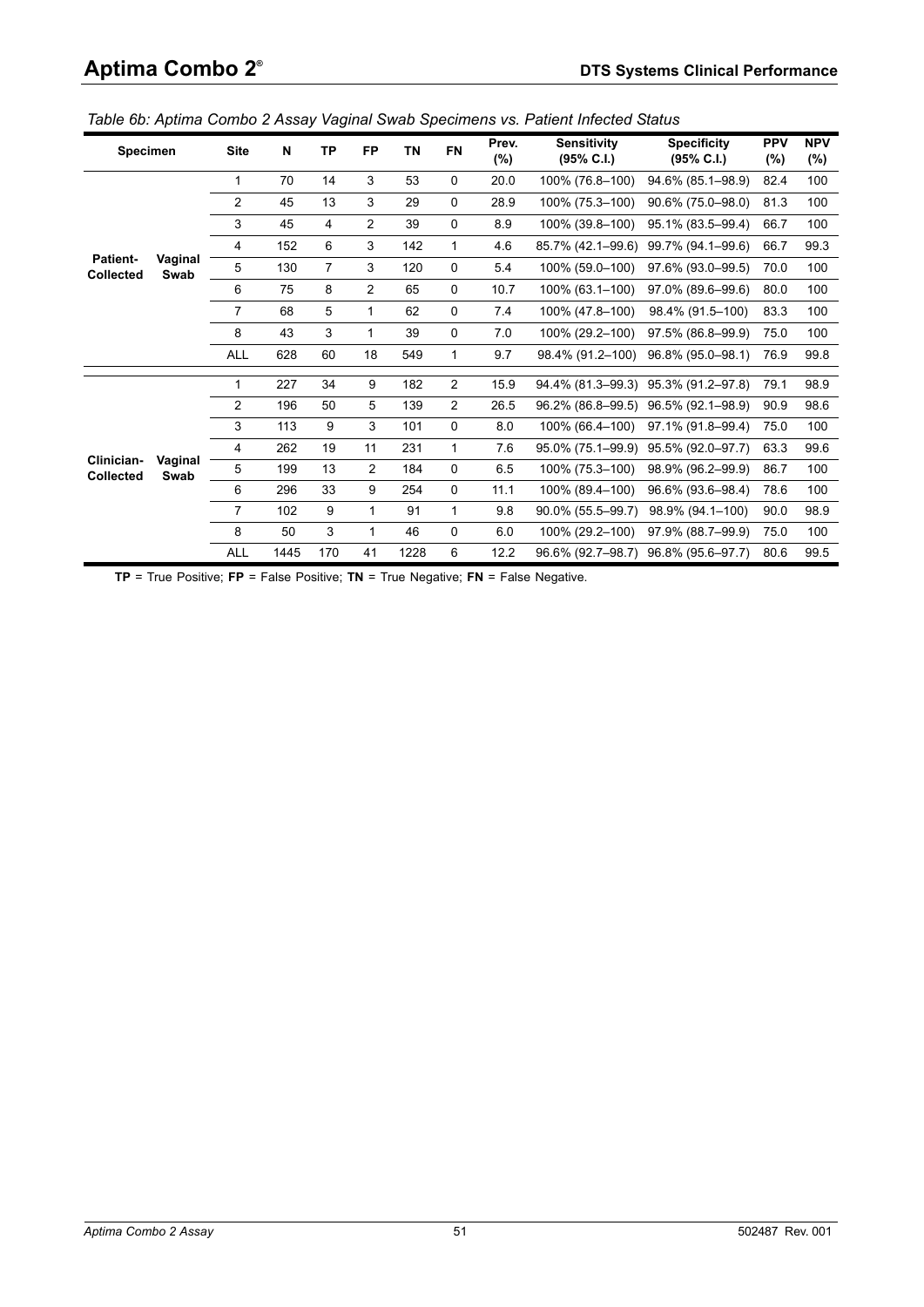*Table 6b: Aptima Combo 2 Assay Vaginal Swab Specimens vs. Patient Infected Status*

| Specimen | | Site | N | TP | FP | TN | FN | Prev. (%) | Sensitivity (95% C.I.) | Specificity (95% C.I.) | PPV (%) | NPV (%) |
|---|---|---|---|---|---|---|---|---|---|---|---|---|
| Patient-Collected | Vaginal Swab | 1 | 70 | 14 | 3 | 53 | 0 | 20.0 | 100% (76.8–100) | 94.6% (85.1–98.9) | 82.4 | 100 |
| | | 2 | 45 | 13 | 3 | 29 | 0 | 28.9 | 100% (75.3–100) | 90.6% (75.0–98.0) | 81.3 | 100 |
| | | 3 | 45 | 4 | 2 | 39 | 0 | 8.9 | 100% (39.8–100) | 95.1% (83.5–99.4) | 66.7 | 100 |
| | | 4 | 152 | 6 | 3 | 142 | 1 | 4.6 | 85.7% (42.1–99.6) | 99.7% (94.1–99.6) | 66.7 | 99.3 |
| | | 5 | 130 | 7 | 3 | 120 | 0 | 5.4 | 100% (59.0–100) | 97.6% (93.0–99.5) | 70.0 | 100 |
| | | 6 | 75 | 8 | 2 | 65 | 0 | 10.7 | 100% (63.1–100) | 97.0% (89.6–99.6) | 80.0 | 100 |
| | | 7 | 68 | 5 | 1 | 62 | 0 | 7.4 | 100% (47.8–100) | 98.4% (91.5–100) | 83.3 | 100 |
| | | 8 | 43 | 3 | 1 | 39 | 0 | 7.0 | 100% (29.2–100) | 97.5% (86.8–99.9) | 75.0 | 100 |
| | | ALL | 628 | 60 | 18 | 549 | 1 | 9.7 | 98.4% (91.2–100) | 96.8% (95.0–98.1) | 76.9 | 99.8 |
| Clinician-Collected | Vaginal Swab | 1 | 227 | 34 | 9 | 182 | 2 | 15.9 | 94.4% (81.3–99.3) | 95.3% (91.2–97.8) | 79.1 | 98.9 |
| | | 2 | 196 | 50 | 5 | 139 | 2 | 26.5 | 96.2% (86.8–99.5) | 96.5% (92.1–98.9) | 90.9 | 98.6 |
| | | 3 | 113 | 9 | 3 | 101 | 0 | 8.0 | 100% (66.4–100) | 97.1% (91.8–99.4) | 75.0 | 100 |
| | | 4 | 262 | 19 | 11 | 231 | 1 | 7.6 | 95.0% (75.1–99.9) | 95.5% (92.0–97.7) | 63.3 | 99.6 |
| | | 5 | 199 | 13 | 2 | 184 | 0 | 6.5 | 100% (75.3–100) | 98.9% (96.2–99.9) | 86.7 | 100 |
| | | 6 | 296 | 33 | 9 | 254 | 0 | 11.1 | 100% (89.4–100) | 96.6% (93.6–98.4) | 78.6 | 100 |
| | | 7 | 102 | 9 | 1 | 91 | 1 | 9.8 | 90.0% (55.5–99.7) | 98.9% (94.1–100) | 90.0 | 98.9 |
| | | 8 | 50 | 3 | 1 | 46 | 0 | 6.0 | 100% (29.2–100) | 97.9% (88.7–99.9) | 75.0 | 100 |
| | | ALL | 1445 | 170 | 41 | 1228 | 6 | 12.2 | 96.6% (92.7–98.7) | 96.8% (95.6–97.7) | 80.6 | 99.5 |

**TP** = True Positive; **FP** = False Positive; **TN** = True Negative; **FN** = False Negative.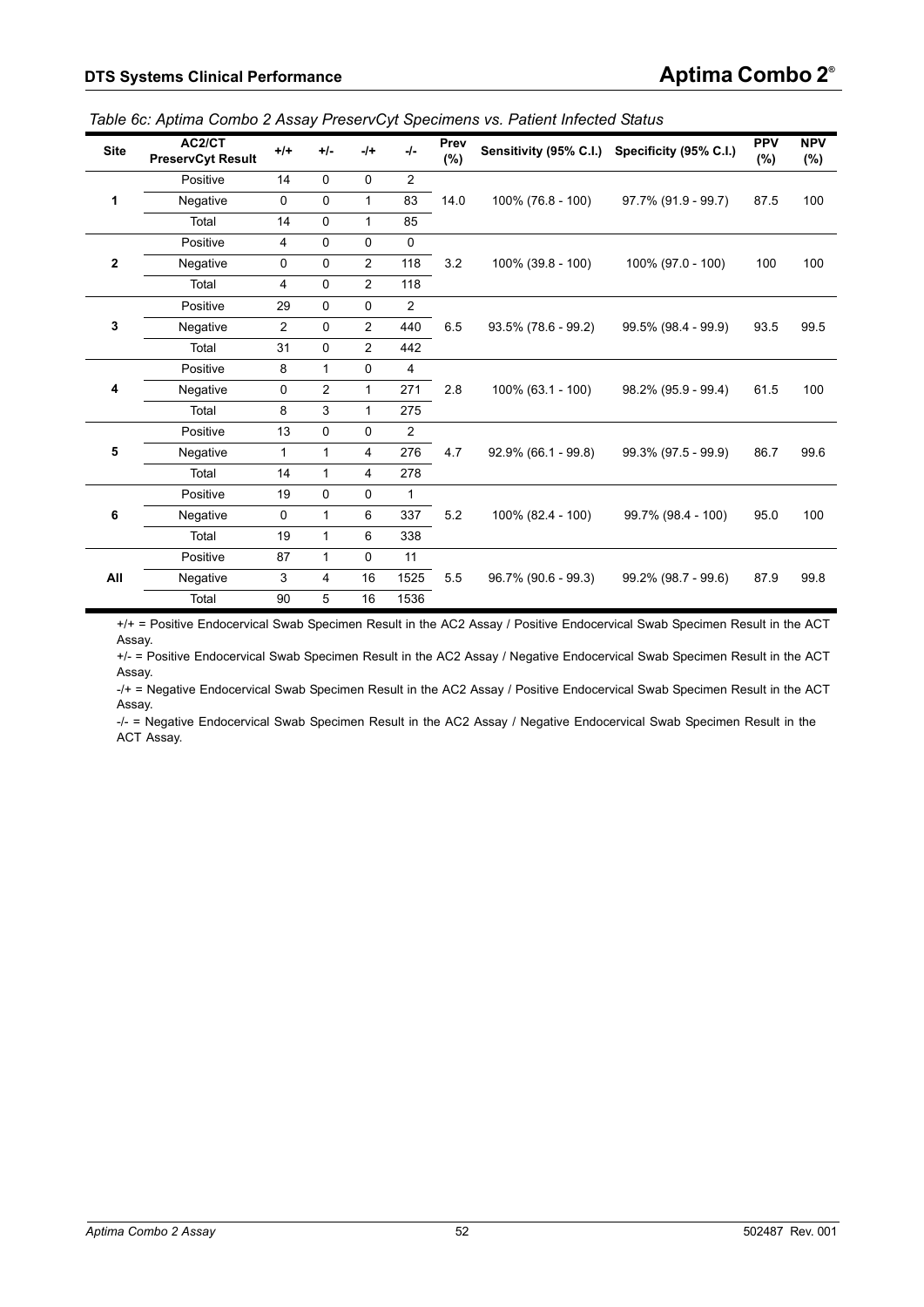*Table 6c: Aptima Combo 2 Assay PreservCyt Specimens vs. Patient Infected Status*

| Site | AC2/CT PreservCyt Result | +/+ | +/- | -/+ | -/- | Prev (%) | Sensitivity (95% C.I.) | Specificity (95% C.I.) | PPV (%) | NPV (%) |
|---|---|---|---|---|---|---|---|---|---|---|
| 1 | Positive | 14 | 0 | 0 | 2 | 14.0 | 100% (76.8 - 100) | 97.7% (91.9 - 99.7) | 87.5 | 100 |
| | Negative | 0 | 0 | 1 | 83 | | | | | |
| | Total | 14 | 0 | 1 | 85 | | | | | |
| 2 | Positive | 4 | 0 | 0 | 0 | 3.2 | 100% (39.8 - 100) | 100% (97.0 - 100) | 100 | 100 |
| | Negative | 0 | 0 | 2 | 118 | | | | | |
| | Total | 4 | 0 | 2 | 118 | | | | | |
| 3 | Positive | 29 | 0 | 0 | 2 | 6.5 | 93.5% (78.6 - 99.2) | 99.5% (98.4 - 99.9) | 93.5 | 99.5 |
| | Negative | 2 | 0 | 2 | 440 | | | | | |
| | Total | 31 | 0 | 2 | 442 | | | | | |
| 4 | Positive | 8 | 1 | 0 | 4 | 2.8 | 100% (63.1 - 100) | 98.2% (95.9 - 99.4) | 61.5 | 100 |
| | Negative | 0 | 2 | 1 | 271 | | | | | |
| | Total | 8 | 3 | 1 | 275 | | | | | |
| 5 | Positive | 13 | 0 | 0 | 2 | 4.7 | 92.9% (66.1 - 99.8) | 99.3% (97.5 - 99.9) | 86.7 | 99.6 |
| | Negative | 1 | 1 | 4 | 276 | | | | | |
| | Total | 14 | 1 | 4 | 278 | | | | | |
| 6 | Positive | 19 | 0 | 0 | 1 | 5.2 | 100% (82.4 - 100) | 99.7% (98.4 - 100) | 95.0 | 100 |
| | Negative | 0 | 1 | 6 | 337 | | | | | |
| | Total | 19 | 1 | 6 | 338 | | | | | |
| All | Positive | 87 | 1 | 0 | 11 | 5.5 | 96.7% (90.6 - 99.3) | 99.2% (98.7 - 99.6) | 87.9 | 99.8 |
| | Negative | 3 | 4 | 16 | 1525 | | | | | |
| | Total | 90 | 5 | 16 | 1536 | | | | | |

+/+ = Positive Endocervical Swab Specimen Result in the AC2 Assay / Positive Endocervical Swab Specimen Result in the ACT Assay.

+/- = Positive Endocervical Swab Specimen Result in the AC2 Assay / Negative Endocervical Swab Specimen Result in the ACT Assay.

-/+ = Negative Endocervical Swab Specimen Result in the AC2 Assay / Positive Endocervical Swab Specimen Result in the ACT Assay.

-/- = Negative Endocervical Swab Specimen Result in the AC2 Assay / Negative Endocervical Swab Specimen Result in the ACT Assay.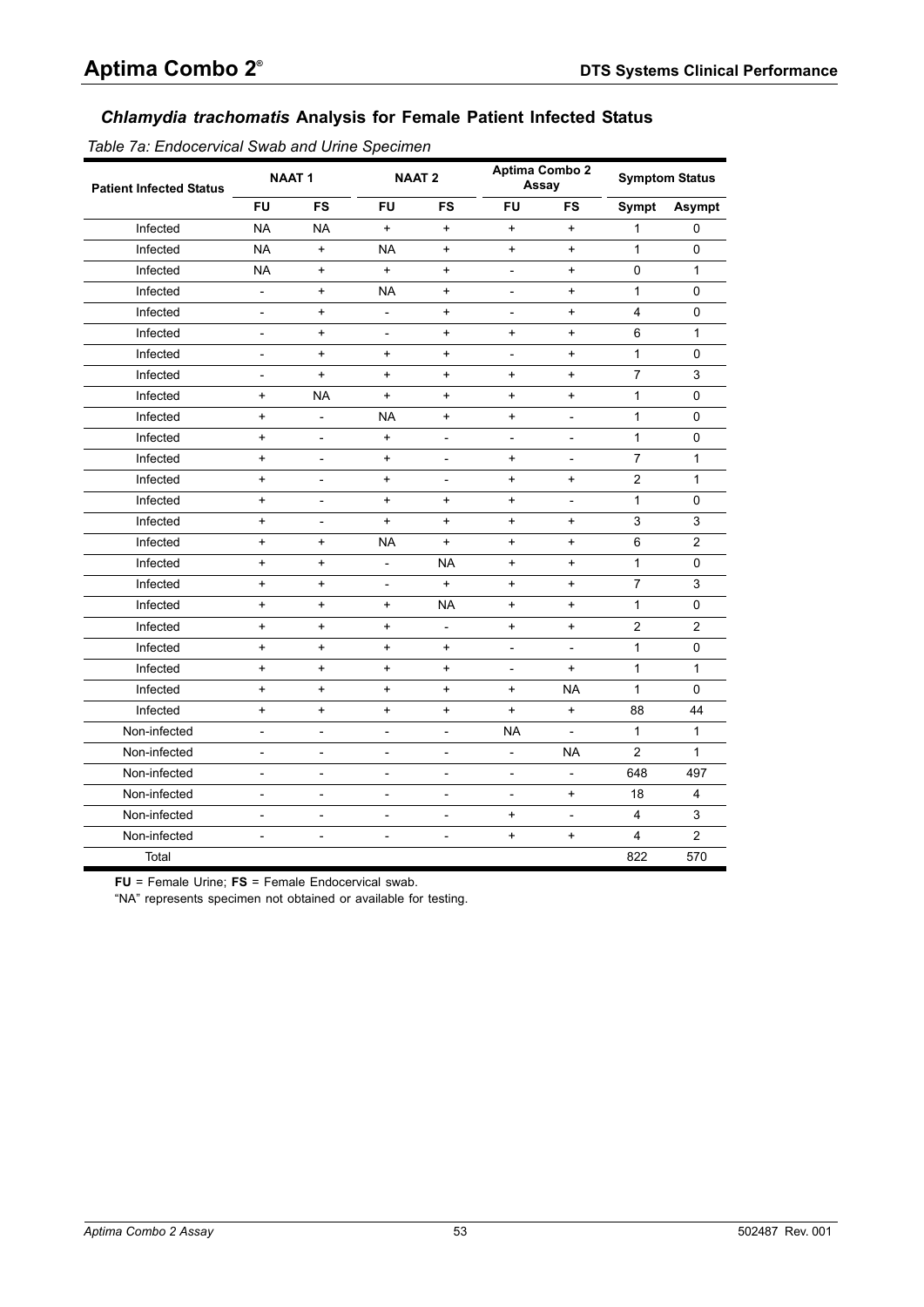## *Chlamydia trachomatis* Analysis for Female Patient Infected Status

*Table 7a: Endocervical Swab and Urine Specimen*

| Patient Infected Status | NAAT 1 | | NAAT 2 | | Aptima Combo 2 Assay | | Symptom Status | |
|---|---|---|---|---|---|---|---|---|
| | FU | FS | FU | FS | FU | FS | Sympt | Asympt |
| Infected | NA | NA | + | + | + | + | 1 | 0 |
| Infected | NA | + | NA | + | + | + | 1 | 0 |
| Infected | NA | + | + | + | - | + | 0 | 1 |
| Infected | - | + | NA | + | - | + | 1 | 0 |
| Infected | - | + | - | + | - | + | 4 | 0 |
| Infected | - | + | - | + | + | + | 6 | 1 |
| Infected | - | + | + | + | - | + | 1 | 0 |
| Infected | - | + | + | + | + | + | 7 | 3 |
| Infected | + | NA | + | + | + | + | 1 | 0 |
| Infected | + | - | NA | + | + | - | 1 | 0 |
| Infected | + | - | + | - | - | - | 1 | 0 |
| Infected | + | - | + | - | + | - | 7 | 1 |
| Infected | + | - | + | - | + | + | 2 | 1 |
| Infected | + | - | + | + | + | - | 1 | 0 |
| Infected | + | - | + | + | + | + | 3 | 3 |
| Infected | + | + | NA | + | + | + | 6 | 2 |
| Infected | + | + | - | NA | + | + | 1 | 0 |
| Infected | + | + | - | + | + | + | 7 | 3 |
| Infected | + | + | + | NA | + | + | 1 | 0 |
| Infected | + | + | + | - | + | + | 2 | 2 |
| Infected | + | + | + | + | - | - | 1 | 0 |
| Infected | + | + | + | + | - | + | 1 | 1 |
| Infected | + | + | + | + | + | NA | 1 | 0 |
| Infected | + | + | + | + | + | + | 88 | 44 |
| Non-infected | - | - | - | - | NA | - | 1 | 1 |
| Non-infected | - | - | - | - | - | NA | 2 | 1 |
| Non-infected | - | - | - | - | - | - | 648 | 497 |
| Non-infected | - | - | - | - | - | + | 18 | 4 |
| Non-infected | - | - | - | - | + | - | 4 | 3 |
| Non-infected | - | - | - | - | + | + | 4 | 2 |
| Total | | | | | | | 822 | 570 |

**FU** = Female Urine; **FS** = Female Endocervical swab.

"NA" represents specimen not obtained or available for testing.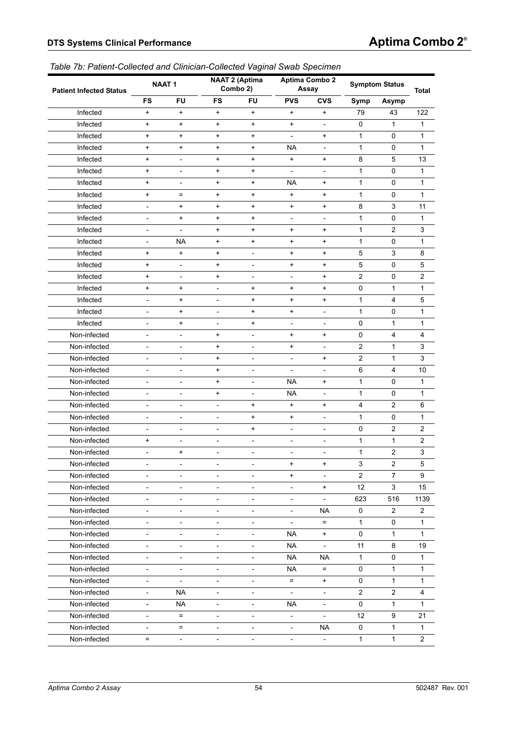*Table 7b: Patient-Collected and Clinician-Collected Vaginal Swab Specimen*

| Patient Infected Status | NAAT 1 | | NAAT 2 (Aptima Combo 2) | | Aptima Combo 2 Assay | | Symptom Status | | Total |
|---|---|---|---|---|---|---|---|---|---|
| | FS | FU | FS | FU | PVS | CVS | Symp | Asymp | |
| Infected | + | + | + | + | + | + | 79 | 43 | 122 |
| Infected | + | + | + | + | + | - | 0 | 1 | 1 |
| Infected | + | + | + | + | - | + | 1 | 0 | 1 |
| Infected | + | + | + | + | NA | - | 1 | 0 | 1 |
| Infected | + | - | + | + | + | + | 8 | 5 | 13 |
| Infected | + | - | + | + | - | - | 1 | 0 | 1 |
| Infected | + | - | + | + | NA | + | 1 | 0 | 1 |
| Infected | + | = | + | + | + | + | 1 | 0 | 1 |
| Infected | - | + | + | + | + | + | 8 | 3 | 11 |
| Infected | - | + | + | + | - | - | 1 | 0 | 1 |
| Infected | - | - | + | + | + | + | 1 | 2 | 3 |
| Infected | - | NA | + | + | + | + | 1 | 0 | 1 |
| Infected | + | + | + | - | + | + | 5 | 3 | 8 |
| Infected | + | - | + | - | + | + | 5 | 0 | 5 |
| Infected | + | - | + | - | - | + | 2 | 0 | 2 |
| Infected | + | + | - | + | + | + | 0 | 1 | 1 |
| Infected | - | + | - | + | + | + | 1 | 4 | 5 |
| Infected | - | + | - | + | + | - | 1 | 0 | 1 |
| Infected | - | + | - | + | - | - | 0 | 1 | 1 |
| Non-infected | - | - | + | - | + | + | 0 | 4 | 4 |
| Non-infected | - | - | + | - | + | - | 2 | 1 | 3 |
| Non-infected | - | - | + | - | - | + | 2 | 1 | 3 |
| Non-infected | - | - | + | - | - | - | 6 | 4 | 10 |
| Non-infected | - | - | + | - | NA | + | 1 | 0 | 1 |
| Non-infected | - | - | + | - | NA | - | 1 | 0 | 1 |
| Non-infected | - | - | - | + | + | + | 4 | 2 | 6 |
| Non-infected | - | - | - | + | + | - | 1 | 0 | 1 |
| Non-infected | - | - | - | + | - | - | 0 | 2 | 2 |
| Non-infected | + | - | - | - | - | - | 1 | 1 | 2 |
| Non-infected | - | + | - | - | - | - | 1 | 2 | 3 |
| Non-infected | - | - | - | - | + | + | 3 | 2 | 5 |
| Non-infected | - | - | - | - | + | - | 2 | 7 | 9 |
| Non-infected | - | - | - | - | - | + | 12 | 3 | 15 |
| Non-infected | - | - | - | - | - | - | 623 | 516 | 1139 |
| Non-infected | - | - | - | - | - | NA | 0 | 2 | 2 |
| Non-infected | - | - | - | - | - | = | 1 | 0 | 1 |
| Non-infected | - | - | - | - | NA | + | 0 | 1 | 1 |
| Non-infected | - | - | - | - | NA | - | 11 | 8 | 19 |
| Non-infected | - | - | - | - | NA | NA | 1 | 0 | 1 |
| Non-infected | - | - | - | - | NA | = | 0 | 1 | 1 |
| Non-infected | - | - | - | - | = | + | 0 | 1 | 1 |
| Non-infected | - | NA | - | - | - | - | 2 | 2 | 4 |
| Non-infected | - | NA | - | - | NA | - | 0 | 1 | 1 |
| Non-infected | - | = | - | - | - | - | 12 | 9 | 21 |
| Non-infected | - | = | - | - | - | NA | 0 | 1 | 1 |
| Non-infected | = | - | - | - | - | - | 1 | 1 | 2 |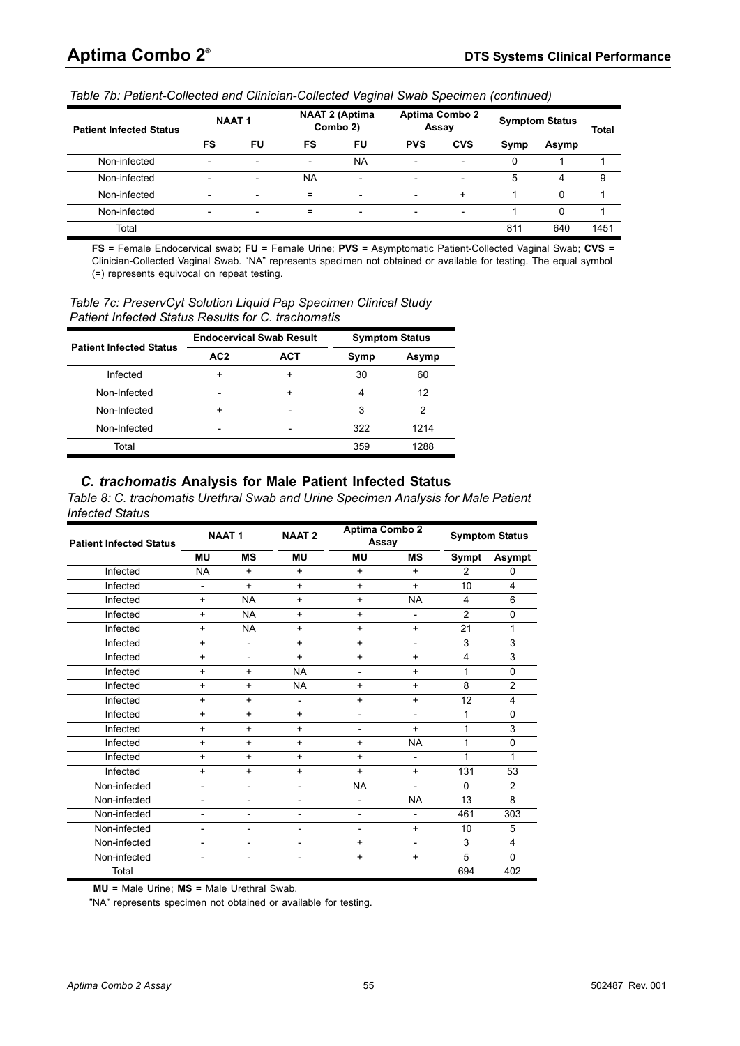*Table 7b: Patient-Collected and Clinician-Collected Vaginal Swab Specimen (continued)*

| Patient Infected Status | NAAT 1 | | NAAT 2 (Aptima Combo 2) | | Aptima Combo 2 Assay | | Symptom Status | | Total |
|---|---|---|---|---|---|---|---|---|---|
| | FS | FU | FS | FU | PVS | CVS | Symp | Asymp | |
| Non-infected | - | - | - | NA | - | - | 0 | 1 | 1 |
| Non-infected | - | - | NA | - | - | - | 5 | 4 | 9 |
| Non-infected | - | - | = | - | - | + | 1 | 0 | 1 |
| Non-infected | - | - | = | - | - | - | 1 | 0 | 1 |
| Total | | | | | | | 811 | 640 | 1451 |

**FS** = Female Endocervical swab; **FU** = Female Urine; **PVS** = Asymptomatic Patient-Collected Vaginal Swab; **CVS** = Clinician-Collected Vaginal Swab. "NA" represents specimen not obtained or available for testing. The equal symbol (=) represents equivocal on repeat testing.

*Table 7c: PreservCyt Solution Liquid Pap Specimen Clinical Study Patient Infected Status Results for C. trachomatis*

| Patient Infected Status | Endocervical Swab Result | | Symptom Status | |
|---|---|---|---|---|
| | AC2 | ACT | Symp | Asymp |
| Infected | + | + | 30 | 60 |
| Non-Infected | - | + | 4 | 12 |
| Non-Infected | + | - | 3 | 2 |
| Non-Infected | - | - | 322 | 1214 |
| Total | | | 359 | 1288 |

### *C. trachomatis* Analysis for Male Patient Infected Status

*Table 8: C. trachomatis Urethral Swab and Urine Specimen Analysis for Male Patient Infected Status*

| Patient Infected Status | NAAT 1 | | NAAT 2 | Aptima Combo 2 Assay | | Symptom Status | |
|---|---|---|---|---|---|---|---|
| | MU | MS | MU | MU | MS | Sympt | Asympt |
| Infected | NA | + | + | + | + | 2 | 0 |
| Infected | - | + | + | + | + | 10 | 4 |
| Infected | + | NA | + | + | NA | 4 | 6 |
| Infected | + | NA | + | + | - | 2 | 0 |
| Infected | + | NA | + | + | + | 21 | 1 |
| Infected | + | - | + | + | - | 3 | 3 |
| Infected | + | - | + | + | + | 4 | 3 |
| Infected | + | + | NA | - | + | 1 | 0 |
| Infected | + | + | NA | + | + | 8 | 2 |
| Infected | + | + | - | + | + | 12 | 4 |
| Infected | + | + | + | - | - | 1 | 0 |
| Infected | + | + | + | - | + | 1 | 3 |
| Infected | + | + | + | + | NA | 1 | 0 |
| Infected | + | + | + | + | - | 1 | 1 |
| Infected | + | + | + | + | + | 131 | 53 |
| Non-infected | - | - | - | NA | - | 0 | 2 |
| Non-infected | - | - | - | - | NA | 13 | 8 |
| Non-infected | - | - | - | - | - | 461 | 303 |
| Non-infected | - | - | - | - | + | 10 | 5 |
| Non-infected | - | - | - | + | - | 3 | 4 |
| Non-infected | - | - | - | + | + | 5 | 0 |
| Total | | | | | | 694 | 402 |

**MU** = Male Urine; **MS** = Male Urethral Swab.

"NA" represents specimen not obtained or available for testing.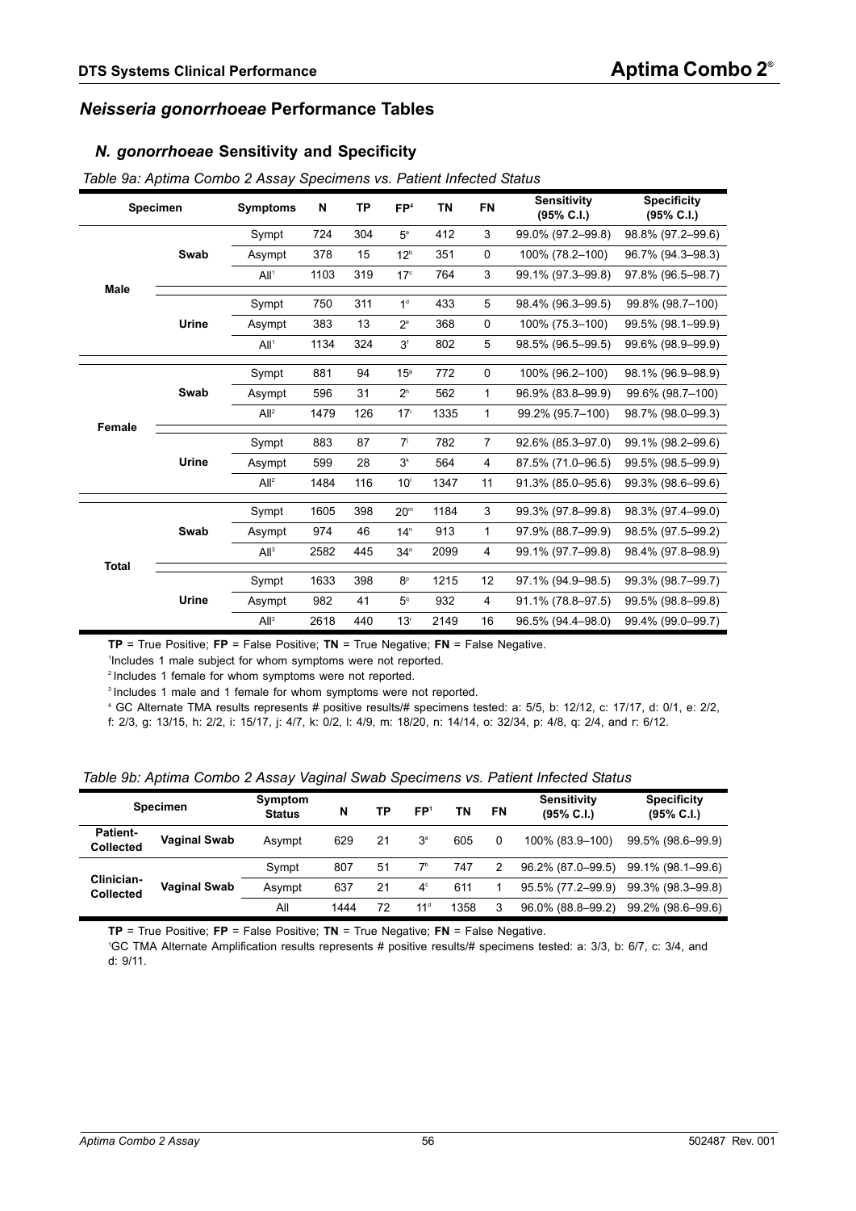## *Neisseria gonorrhoeae* Performance Tables

### *N. gonorrhoeae* Sensitivity and Specificity

*Table 9a: Aptima Combo 2 Assay Specimens vs. Patient Infected Status*

| Specimen | | Symptoms | N | TP | FP[4] | TN | FN | Sensitivity (95% C.I.) | Specificity (95% C.I.) |
|---|---|---|---|---|---|---|---|---|---|
| Male | Swab | Sympt | 724 | 304 | 5[a] | 412 | 3 | 99.0% (97.2–99.8) | 98.8% (97.2–99.6) |
| | | Asympt | 378 | 15 | 12[b] | 351 | 0 | 100% (78.2–100) | 96.7% (94.3–98.3) |
| | | All[1] | 1103 | 319 | 17[c] | 764 | 3 | 99.1% (97.3–99.8) | 97.8% (96.5–98.7) |
| | Urine | Sympt | 750 | 311 | 1[d] | 433 | 5 | 98.4% (96.3–99.5) | 99.8% (98.7–100) |
| | | Asympt | 383 | 13 | 2[e] | 368 | 0 | 100% (75.3–100) | 99.5% (98.1–99.9) |
| | | All[1] | 1134 | 324 | 3[f] | 802 | 5 | 98.5% (96.5–99.5) | 99.6% (98.9–99.9) |
| Female | Swab | Sympt | 881 | 94 | 15[g] | 772 | 0 | 100% (96.2–100) | 98.1% (96.9–98.9) |
| | | Asympt | 596 | 31 | 2[h] | 562 | 1 | 96.9% (83.8–99.9) | 99.6% (98.7–100) |
| | | All[2] | 1479 | 126 | 17[i] | 1335 | 1 | 99.2% (95.7–100) | 98.7% (98.0–99.3) |
| | Urine | Sympt | 883 | 87 | 7[j] | 782 | 7 | 92.6% (85.3–97.0) | 99.1% (98.2–99.6) |
| | | Asympt | 599 | 28 | 3[k] | 564 | 4 | 87.5% (71.0–96.5) | 99.5% (98.5–99.9) |
| | | All[2] | 1484 | 116 | 10[l] | 1347 | 11 | 91.3% (85.0–95.6) | 99.3% (98.6–99.6) |
| Total | Swab | Sympt | 1605 | 398 | 20[m] | 1184 | 3 | 99.3% (97.8–99.8) | 98.3% (97.4–99.0) |
| | | Asympt | 974 | 46 | 14[n] | 913 | 1 | 97.9% (88.7–99.9) | 98.5% (97.5–99.2) |
| | | All[3] | 2582 | 445 | 34[o] | 2099 | 4 | 99.1% (97.7–99.8) | 98.4% (97.8–98.9) |
| | Urine | Sympt | 1633 | 398 | 8[p] | 1215 | 12 | 97.1% (94.9–98.5) | 99.3% (98.7–99.7) |
| | | Asympt | 982 | 41 | 5[q] | 932 | 4 | 91.1% (78.8–97.5) | 99.5% (98.8–99.8) |
| | | All[3] | 2618 | 440 | 13[r] | 2149 | 16 | 96.5% (94.4–98.0) | 99.4% (99.0–99.7) |

**TP** = True Positive; **FP** = False Positive; **TN** = True Negative; **FN** = False Negative.

[1]Includes 1 male subject for whom symptoms were not reported.

[2]Includes 1 female for whom symptoms were not reported.

[3]Includes 1 male and 1 female for whom symptoms were not reported.

[4] GC Alternate TMA results represents # positive results/# specimens tested: a: 5/5, b: 12/12, c: 17/17, d: 0/1, e: 2/2, f: 2/3, g: 13/15, h: 2/2, i: 15/17, j: 4/7, k: 0/2, l: 4/9, m: 18/20, n: 14/14, o: 32/34, p: 4/8, q: 2/4, and r: 6/12.

*Table 9b: Aptima Combo 2 Assay Vaginal Swab Specimens vs. Patient Infected Status*

| Specimen | | Symptom Status | N | TP | FP[1] | TN | FN | Sensitivity (95% C.I.) | Specificity (95% C.I.) |
|---|---|---|---|---|---|---|---|---|---|
| Patient-Collected | Vaginal Swab | Asympt | 629 | 21 | 3[a] | 605 | 0 | 100% (83.9–100) | 99.5% (98.6–99.9) |
| Clinician-Collected | Vaginal Swab | Sympt | 807 | 51 | 7[b] | 747 | 2 | 96.2% (87.0–99.5) | 99.1% (98.1–99.6) |
| | | Asympt | 637 | 21 | 4[c] | 611 | 1 | 95.5% (77.2–99.9) | 99.3% (98.3–99.8) |
| | | All | 1444 | 72 | 11[d] | 1358 | 3 | 96.0% (88.8–99.2) | 99.2% (98.6–99.6) |

**TP** = True Positive; **FP** = False Positive; **TN** = True Negative; **FN** = False Negative.

[1]GC TMA Alternate Amplification results represents # positive results/# specimens tested: a: 3/3, b: 6/7, c: 3/4, and d: 9/11.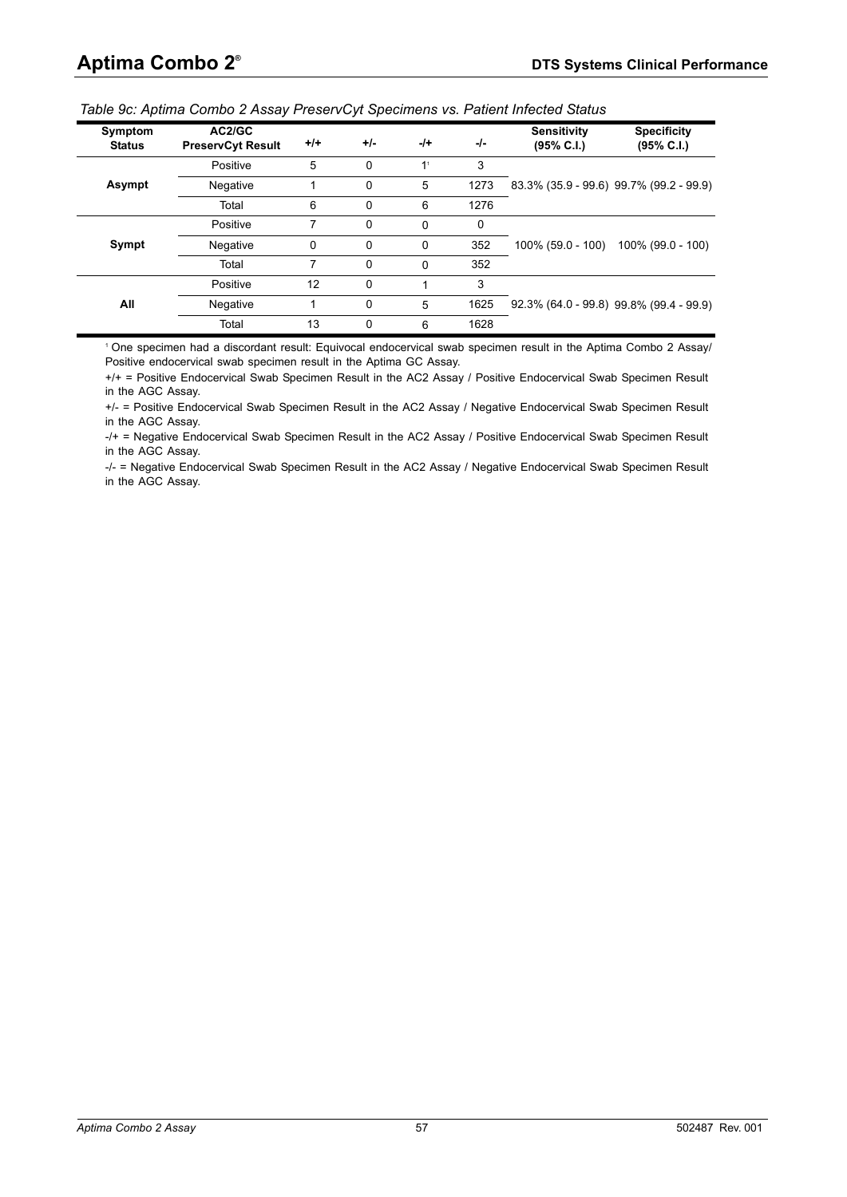*Table 9c: Aptima Combo 2 Assay PreservCyt Specimens vs. Patient Infected Status*

| Symptom Status | AC2/GC PreservCyt Result | +/+ | +/- | -/+ | -/- | Sensitivity (95% C.I.) | Specificity (95% C.I.) |
|---|---|---|---|---|---|---|---|
| Asympt | Positive | 5 | 0 | 1[1] | 3 | 83.3% (35.9 - 99.6) | 99.7% (99.2 - 99.9) |
| | Negative | 1 | 0 | 5 | 1273 | | |
| | Total | 6 | 0 | 6 | 1276 | | |
| Sympt | Positive | 7 | 0 | 0 | 0 | 100% (59.0 - 100) | 100% (99.0 - 100) |
| | Negative | 0 | 0 | 0 | 352 | | |
| | Total | 7 | 0 | 0 | 352 | | |
| All | Positive | 12 | 0 | 1 | 3 | 92.3% (64.0 - 99.8) | 99.8% (99.4 - 99.9) |
| | Negative | 1 | 0 | 5 | 1625 | | |
| | Total | 13 | 0 | 6 | 1628 | | |

[1] One specimen had a discordant result: Equivocal endocervical swab specimen result in the Aptima Combo 2 Assay/ Positive endocervical swab specimen result in the Aptima GC Assay.

+/+ = Positive Endocervical Swab Specimen Result in the AC2 Assay / Positive Endocervical Swab Specimen Result in the AGC Assay.

+/- = Positive Endocervical Swab Specimen Result in the AC2 Assay / Negative Endocervical Swab Specimen Result in the AGC Assay.

-/+ = Negative Endocervical Swab Specimen Result in the AC2 Assay / Positive Endocervical Swab Specimen Result in the AGC Assay.

-/- = Negative Endocervical Swab Specimen Result in the AC2 Assay / Negative Endocervical Swab Specimen Result in the AGC Assay.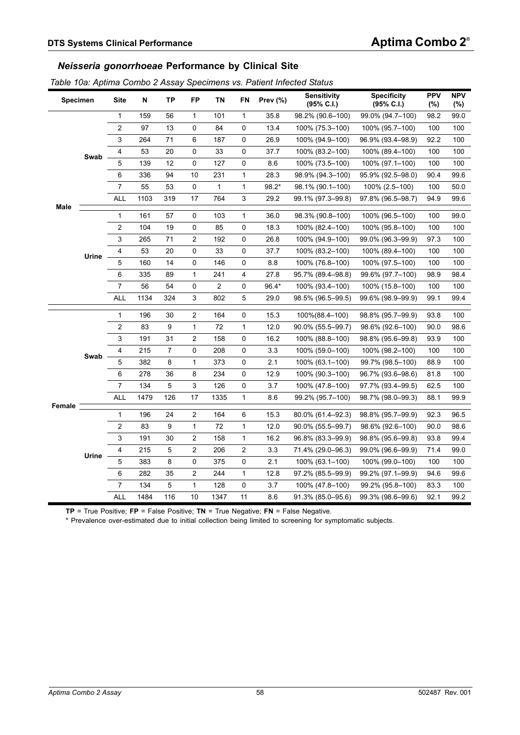## *Neisseria gonorrhoeae* Performance by Clinical Site

*Table 10a: Aptima Combo 2 Assay Specimens vs. Patient Infected Status*

| Specimen | | Site | N | TP | FP | TN | FN | Prev (%) | Sensitivity (95% C.I.) | Specificity (95% C.I.) | PPV (%) | NPV (%) |
|---|---|---|---|---|---|---|---|---|---|---|---|---|
| Male | Swab | 1 | 159 | 56 | 1 | 101 | 1 | 35.8 | 98.2% (90.6–100) | 99.0% (94.7–100) | 98.2 | 99.0 |
| | | 2 | 97 | 13 | 0 | 84 | 0 | 13.4 | 100% (75.3–100) | 100% (95.7–100) | 100 | 100 |
| | | 3 | 264 | 71 | 6 | 187 | 0 | 26.9 | 100% (94.9–100) | 96.9% (93.4–98.9) | 92.2 | 100 |
| | | 4 | 53 | 20 | 0 | 33 | 0 | 37.7 | 100% (83.2–100) | 100% (89.4–100) | 100 | 100 |
| | | 5 | 139 | 12 | 0 | 127 | 0 | 8.6 | 100% (73.5–100) | 100% (97.1–100) | 100 | 100 |
| | | 6 | 336 | 94 | 10 | 231 | 1 | 28.3 | 98.9% (94.3–100) | 95.9% (92.5–98.0) | 90.4 | 99.6 |
| | | 7 | 55 | 53 | 0 | 1 | 1 | 98.2* | 98.1% (90.1–100) | 100% (2.5–100) | 100 | 50.0 |
| | | ALL | 1103 | 319 | 17 | 764 | 3 | 29.2 | 99.1% (97.3–99.8) | 97.8% (96.5–98.7) | 94.9 | 99.6 |
| | Urine | 1 | 161 | 57 | 0 | 103 | 1 | 36.0 | 98.3% (90.8–100) | 100% (96.5–100) | 100 | 99.0 |
| | | 2 | 104 | 19 | 0 | 85 | 0 | 18.3 | 100% (82.4–100) | 100% (95.8–100) | 100 | 100 |
| | | 3 | 265 | 71 | 2 | 192 | 0 | 26.8 | 100% (94.9–100) | 99.0% (96.3–99.9) | 97.3 | 100 |
| | | 4 | 53 | 20 | 0 | 33 | 0 | 37.7 | 100% (83.2–100) | 100% (89.4–100) | 100 | 100 |
| | | 5 | 160 | 14 | 0 | 146 | 0 | 8.8 | 100% (76.8–100) | 100% (97.5–100) | 100 | 100 |
| | | 6 | 335 | 89 | 1 | 241 | 4 | 27.8 | 95.7% (89.4–98.8) | 99.6% (97.7–100) | 98.9 | 98.4 |
| | | 7 | 56 | 54 | 0 | 2 | 0 | 96.4* | 100% (93.4–100) | 100% (15.8–100) | 100 | 100 |
| | | ALL | 1134 | 324 | 3 | 802 | 5 | 29.0 | 98.5% (96.5–99.5) | 99.6% (98.9–99.9) | 99.1 | 99.4 |
| Female | Swab | 1 | 196 | 30 | 2 | 164 | 0 | 15.3 | 100%(88.4–100) | 98.8% (95.7–99.9) | 93.8 | 100 |
| | | 2 | 83 | 9 | 1 | 72 | 1 | 12.0 | 90.0% (55.5–99.7) | 98.6% (92.6–100) | 90.0 | 98.6 |
| | | 3 | 191 | 31 | 2 | 158 | 0 | 16.2 | 100% (88.8–100) | 98.8% (95.6–99.8) | 93.9 | 100 |
| | | 4 | 215 | 7 | 0 | 208 | 0 | 3.3 | 100% (59.0–100) | 100% (98.2–100) | 100 | 100 |
| | | 5 | 382 | 8 | 1 | 373 | 0 | 2.1 | 100% (63.1–100) | 99.7% (98.5–100) | 88.9 | 100 |
| | | 6 | 278 | 36 | 8 | 234 | 0 | 12.9 | 100% (90.3–100) | 96.7% (93.6–98.6) | 81.8 | 100 |
| | | 7 | 134 | 5 | 3 | 126 | 0 | 3.7 | 100% (47.8–100) | 97.7% (93.4–99.5) | 62.5 | 100 |
| | | ALL | 1479 | 126 | 17 | 1335 | 1 | 8.6 | 99.2% (95.7–100) | 98.7% (98.0–99.3) | 88.1 | 99.9 |
| | Urine | 1 | 196 | 24 | 2 | 164 | 6 | 15.3 | 80.0% (61.4–92.3) | 98.8% (95.7–99.9) | 92.3 | 96.5 |
| | | 2 | 83 | 9 | 1 | 72 | 1 | 12.0 | 90.0% (55.5–99.7) | 98.6% (92.6–100) | 90.0 | 98.6 |
| | | 3 | 191 | 30 | 2 | 158 | 1 | 16.2 | 96.8% (83.3–99.9) | 98.8% (95.6–99.8) | 93.8 | 99.4 |
| | | 4 | 215 | 5 | 2 | 206 | 2 | 3.3 | 71.4% (29.0–96.3) | 99.0% (96.6–99.9) | 71.4 | 99.0 |
| | | 5 | 383 | 8 | 0 | 375 | 0 | 2.1 | 100% (63.1–100) | 100% (99.0–100) | 100 | 100 |
| | | 6 | 282 | 35 | 2 | 244 | 1 | 12.8 | 97.2% (85.5–99.9) | 99.2% (97.1–99.9) | 94.6 | 99.6 |
| | | 7 | 134 | 5 | 1 | 128 | 0 | 3.7 | 100% (47.8–100) | 99.2% (95.8–100) | 83.3 | 100 |
| | | ALL | 1484 | 116 | 10 | 1347 | 11 | 8.6 | 91.3% (85.0–95.6) | 99.3% (98.6–99.6) | 92.1 | 99.2 |

**TP** = True Positive; **FP** = False Positive; **TN** = True Negative; **FN** = False Negative.

\* Prevalence over-estimated due to initial collection being limited to screening for symptomatic subjects.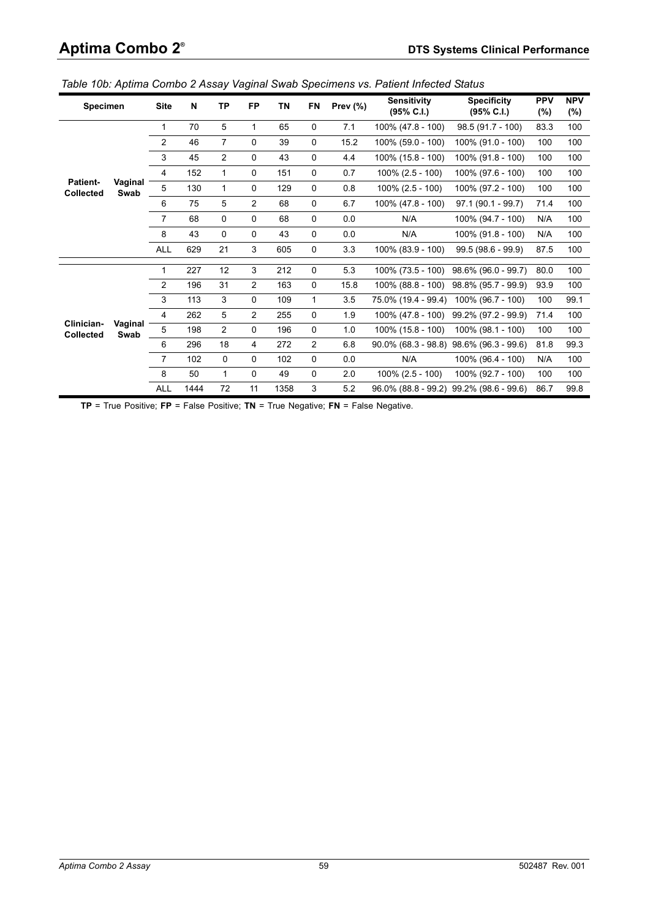*Table 10b: Aptima Combo 2 Assay Vaginal Swab Specimens vs. Patient Infected Status*

| Specimen | | Site | N | TP | FP | TN | FN | Prev (%) | Sensitivity (95% C.I.) | Specificity (95% C.I.) | PPV (%) | NPV (%) |
|---|---|---|---|---|---|---|---|---|---|---|---|---|
| Patient-Collected | Vaginal Swab | 1 | 70 | 5 | 1 | 65 | 0 | 7.1 | 100% (47.8 - 100) | 98.5 (91.7 - 100) | 83.3 | 100 |
| | | 2 | 46 | 7 | 0 | 39 | 0 | 15.2 | 100% (59.0 - 100) | 100% (91.0 - 100) | 100 | 100 |
| | | 3 | 45 | 2 | 0 | 43 | 0 | 4.4 | 100% (15.8 - 100) | 100% (91.8 - 100) | 100 | 100 |
| | | 4 | 152 | 1 | 0 | 151 | 0 | 0.7 | 100% (2.5 - 100) | 100% (97.6 - 100) | 100 | 100 |
| | | 5 | 130 | 1 | 0 | 129 | 0 | 0.8 | 100% (2.5 - 100) | 100% (97.2 - 100) | 100 | 100 |
| | | 6 | 75 | 5 | 2 | 68 | 0 | 6.7 | 100% (47.8 - 100) | 97.1 (90.1 - 99.7) | 71.4 | 100 |
| | | 7 | 68 | 0 | 0 | 68 | 0 | 0.0 | N/A | 100% (94.7 - 100) | N/A | 100 |
| | | 8 | 43 | 0 | 0 | 43 | 0 | 0.0 | N/A | 100% (91.8 - 100) | N/A | 100 |
| | | ALL | 629 | 21 | 3 | 605 | 0 | 3.3 | 100% (83.9 - 100) | 99.5 (98.6 - 99.9) | 87.5 | 100 |
| Clinician-Collected | Vaginal Swab | 1 | 227 | 12 | 3 | 212 | 0 | 5.3 | 100% (73.5 - 100) | 98.6% (96.0 - 99.7) | 80.0 | 100 |
| | | 2 | 196 | 31 | 2 | 163 | 0 | 15.8 | 100% (88.8 - 100) | 98.8% (95.7 - 99.9) | 93.9 | 100 |
| | | 3 | 113 | 3 | 0 | 109 | 1 | 3.5 | 75.0% (19.4 - 99.4) | 100% (96.7 - 100) | 100 | 99.1 |
| | | 4 | 262 | 5 | 2 | 255 | 0 | 1.9 | 100% (47.8 - 100) | 99.2% (97.2 - 99.9) | 71.4 | 100 |
| | | 5 | 198 | 2 | 0 | 196 | 0 | 1.0 | 100% (15.8 - 100) | 100% (98.1 - 100) | 100 | 100 |
| | | 6 | 296 | 18 | 4 | 272 | 2 | 6.8 | 90.0% (68.3 - 98.8) | 98.6% (96.3 - 99.6) | 81.8 | 99.3 |
| | | 7 | 102 | 0 | 0 | 102 | 0 | 0.0 | N/A | 100% (96.4 - 100) | N/A | 100 |
| | | 8 | 50 | 1 | 0 | 49 | 0 | 2.0 | 100% (2.5 - 100) | 100% (92.7 - 100) | 100 | 100 |
| | | ALL | 1444 | 72 | 11 | 1358 | 3 | 5.2 | 96.0% (88.8 - 99.2) | 99.2% (98.6 - 99.6) | 86.7 | 99.8 |

**TP** = True Positive; **FP** = False Positive; **TN** = True Negative; **FN** = False Negative.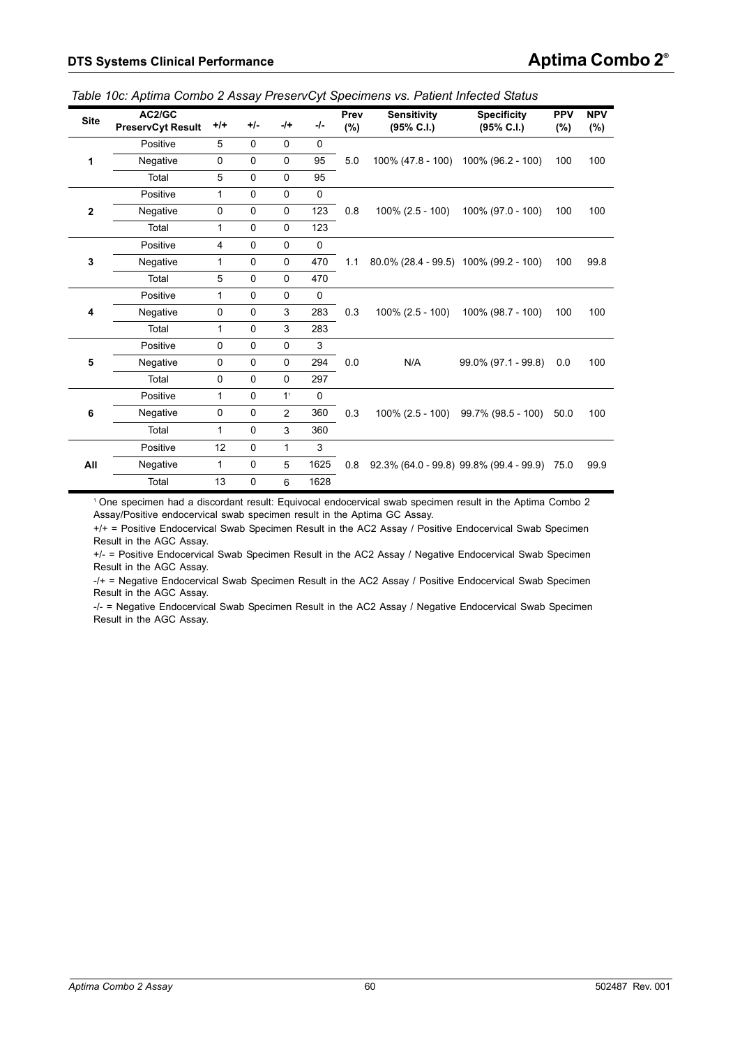*Table 10c: Aptima Combo 2 Assay PreservCyt Specimens vs. Patient Infected Status*

| Site | AC2/GC PreservCyt Result | +/+ | +/- | -/+ | -/- | Prev (%) | Sensitivity (95% C.I.) | Specificity (95% C.I.) | PPV (%) | NPV (%) |
|---|---|---|---|---|---|---|---|---|---|---|
| 1 | Positive | 5 | 0 | 0 | 0 | 5.0 | 100% (47.8 - 100) | 100% (96.2 - 100) | 100 | 100 |
| | Negative | 0 | 0 | 0 | 95 | | | | | |
| | Total | 5 | 0 | 0 | 95 | | | | | |
| 2 | Positive | 1 | 0 | 0 | 0 | 0.8 | 100% (2.5 - 100) | 100% (97.0 - 100) | 100 | 100 |
| | Negative | 0 | 0 | 0 | 123 | | | | | |
| | Total | 1 | 0 | 0 | 123 | | | | | |
| 3 | Positive | 4 | 0 | 0 | 0 | 1.1 | 80.0% (28.4 - 99.5) | 100% (99.2 - 100) | 100 | 99.8 |
| | Negative | 1 | 0 | 0 | 470 | | | | | |
| | Total | 5 | 0 | 0 | 470 | | | | | |
| 4 | Positive | 1 | 0 | 0 | 0 | 0.3 | 100% (2.5 - 100) | 100% (98.7 - 100) | 100 | 100 |
| | Negative | 0 | 0 | 3 | 283 | | | | | |
| | Total | 1 | 0 | 3 | 283 | | | | | |
| 5 | Positive | 0 | 0 | 0 | 3 | 0.0 | N/A | 99.0% (97.1 - 99.8) | 0.0 | 100 |
| | Negative | 0 | 0 | 0 | 294 | | | | | |
| | Total | 0 | 0 | 0 | 297 | | | | | |
| 6 | Positive | 1 | 0 | 1[1] | 0 | 0.3 | 100% (2.5 - 100) | 99.7% (98.5 - 100) | 50.0 | 100 |
| | Negative | 0 | 0 | 2 | 360 | | | | | |
| | Total | 1 | 0 | 3 | 360 | | | | | |
| All | Positive | 12 | 0 | 1 | 3 | 0.8 | 92.3% (64.0 - 99.8) | 99.8% (99.4 - 99.9) | 75.0 | 99.9 |
| | Negative | 1 | 0 | 5 | 1625 | | | | | |
| | Total | 13 | 0 | 6 | 1628 | | | | | |

[1] One specimen had a discordant result: Equivocal endocervical swab specimen result in the Aptima Combo 2 Assay/Positive endocervical swab specimen result in the Aptima GC Assay.

+/+ = Positive Endocervical Swab Specimen Result in the AC2 Assay / Positive Endocervical Swab Specimen Result in the AGC Assay.

+/- = Positive Endocervical Swab Specimen Result in the AC2 Assay / Negative Endocervical Swab Specimen Result in the AGC Assay.

-/+ = Negative Endocervical Swab Specimen Result in the AC2 Assay / Positive Endocervical Swab Specimen Result in the AGC Assay.

-/- = Negative Endocervical Swab Specimen Result in the AC2 Assay / Negative Endocervical Swab Specimen Result in the AGC Assay.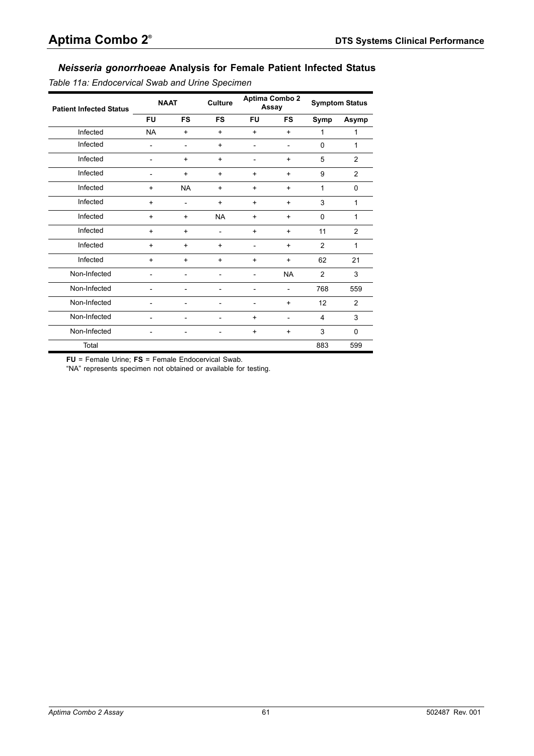## *Neisseria gonorrhoeae* Analysis for Female Patient Infected Status

*Table 11a: Endocervical Swab and Urine Specimen*

| Patient Infected Status | NAAT | | Culture | Aptima Combo 2 Assay | | Symptom Status | |
|---|---|---|---|---|---|---|---|
| | **FU** | **FS** | **FS** | **FU** | **FS** | **Symp** | **Asymp** |
| Infected | NA | + | + | + | + | 1 | 1 |
| Infected | - | - | + | - | - | 0 | 1 |
| Infected | - | + | + | - | + | 5 | 2 |
| Infected | - | + | + | + | + | 9 | 2 |
| Infected | + | NA | + | + | + | 1 | 0 |
| Infected | + | - | + | + | + | 3 | 1 |
| Infected | + | + | NA | + | + | 0 | 1 |
| Infected | + | + | - | + | + | 11 | 2 |
| Infected | + | + | + | - | + | 2 | 1 |
| Infected | + | + | + | + | + | 62 | 21 |
| Non-Infected | - | - | - | - | NA | 2 | 3 |
| Non-Infected | - | - | - | - | - | 768 | 559 |
| Non-Infected | - | - | - | - | + | 12 | 2 |
| Non-Infected | - | - | - | + | - | 4 | 3 |
| Non-Infected | - | - | - | + | + | 3 | 0 |
| Total | | | | | | 883 | 599 |

**FU** = Female Urine; **FS** = Female Endocervical Swab.

"NA" represents specimen not obtained or available for testing.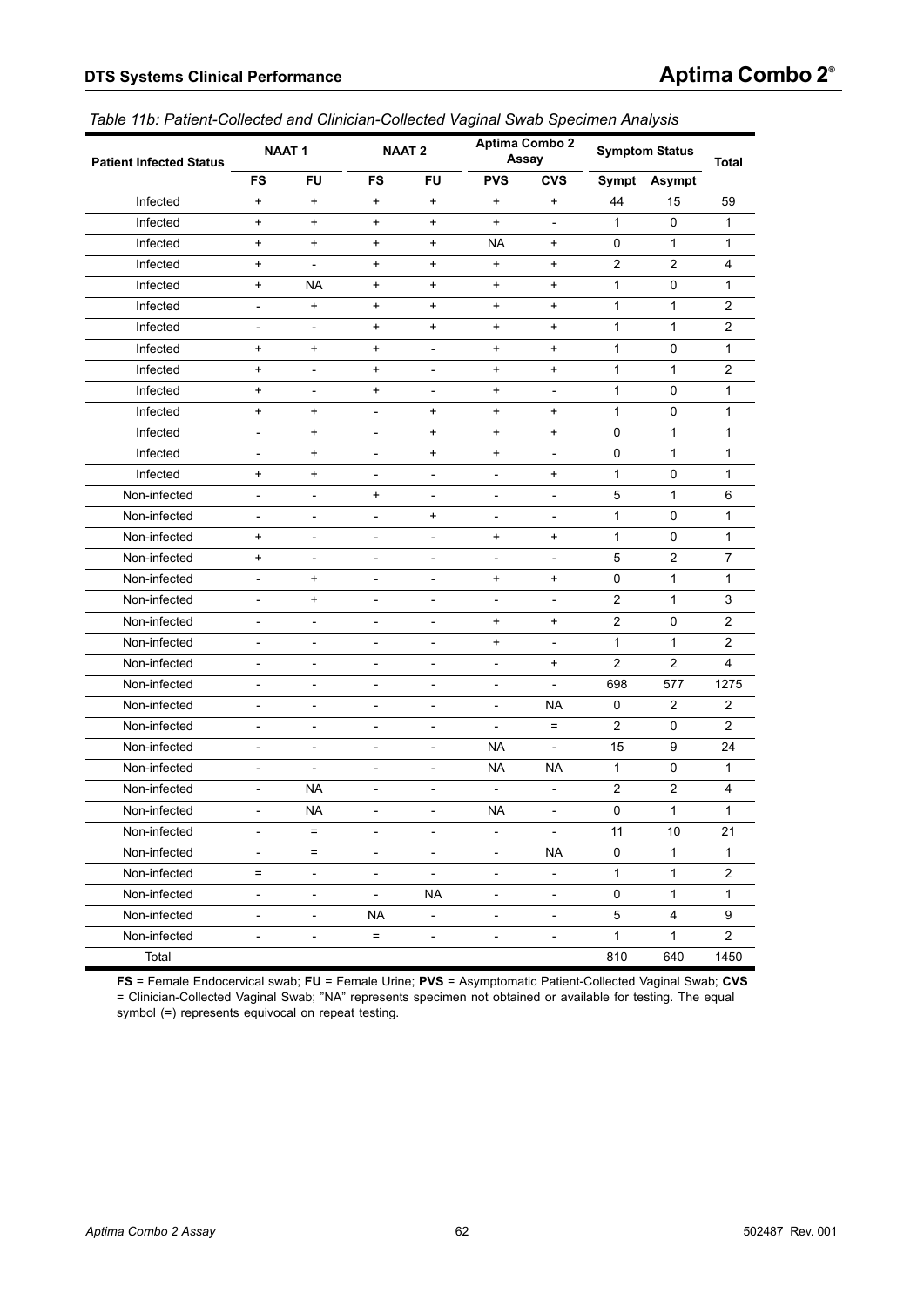*Table 11b: Patient-Collected and Clinician-Collected Vaginal Swab Specimen Analysis*

| Patient Infected Status | NAAT 1 | | NAAT 2 | | Aptima Combo 2 Assay | | Symptom Status | | Total |
|---|---|---|---|---|---|---|---|---|---|
| | FS | FU | FS | FU | PVS | CVS | Sympt | Asympt | |
| Infected | + | + | + | + | + | + | 44 | 15 | 59 |
| Infected | + | + | + | + | + | - | 1 | 0 | 1 |
| Infected | + | + | + | + | NA | + | 0 | 1 | 1 |
| Infected | + | - | + | + | + | + | 2 | 2 | 4 |
| Infected | + | NA | + | + | + | + | 1 | 0 | 1 |
| Infected | - | + | + | + | + | + | 1 | 1 | 2 |
| Infected | - | - | + | + | + | + | 1 | 1 | 2 |
| Infected | + | + | + | - | + | + | 1 | 0 | 1 |
| Infected | + | - | + | - | + | + | 1 | 1 | 2 |
| Infected | + | - | + | - | + | - | 1 | 0 | 1 |
| Infected | + | + | - | + | + | + | 1 | 0 | 1 |
| Infected | - | + | - | + | + | + | 0 | 1 | 1 |
| Infected | - | + | - | + | + | - | 0 | 1 | 1 |
| Infected | + | + | - | - | - | + | 1 | 0 | 1 |
| Non-infected | - | - | + | - | - | - | 5 | 1 | 6 |
| Non-infected | - | - | - | + | - | - | 1 | 0 | 1 |
| Non-infected | + | - | - | - | + | + | 1 | 0 | 1 |
| Non-infected | + | - | - | - | - | - | 5 | 2 | 7 |
| Non-infected | - | + | - | - | + | + | 0 | 1 | 1 |
| Non-infected | - | + | - | - | - | - | 2 | 1 | 3 |
| Non-infected | - | - | - | - | + | + | 2 | 0 | 2 |
| Non-infected | - | - | - | - | + | - | 1 | 1 | 2 |
| Non-infected | - | - | - | - | - | + | 2 | 2 | 4 |
| Non-infected | - | - | - | - | - | - | 698 | 577 | 1275 |
| Non-infected | - | - | - | - | - | NA | 0 | 2 | 2 |
| Non-infected | - | - | - | - | - | = | 2 | 0 | 2 |
| Non-infected | - | - | - | - | NA | - | 15 | 9 | 24 |
| Non-infected | - | - | - | - | NA | NA | 1 | 0 | 1 |
| Non-infected | - | NA | - | - | - | - | 2 | 2 | 4 |
| Non-infected | - | NA | - | - | NA | - | 0 | 1 | 1 |
| Non-infected | - | = | - | - | - | - | 11 | 10 | 21 |
| Non-infected | - | = | - | - | - | NA | 0 | 1 | 1 |
| Non-infected | = | - | - | - | - | - | 1 | 1 | 2 |
| Non-infected | - | - | - | NA | - | - | 0 | 1 | 1 |
| Non-infected | - | - | NA | - | - | - | 5 | 4 | 9 |
| Non-infected | - | - | = | - | - | - | 1 | 1 | 2 |
| Total | | | | | | | 810 | 640 | 1450 |

**FS** = Female Endocervical swab; **FU** = Female Urine; **PVS** = Asymptomatic Patient-Collected Vaginal Swab; **CVS** = Clinician-Collected Vaginal Swab; "NA" represents specimen not obtained or available for testing. The equal symbol (=) represents equivocal on repeat testing.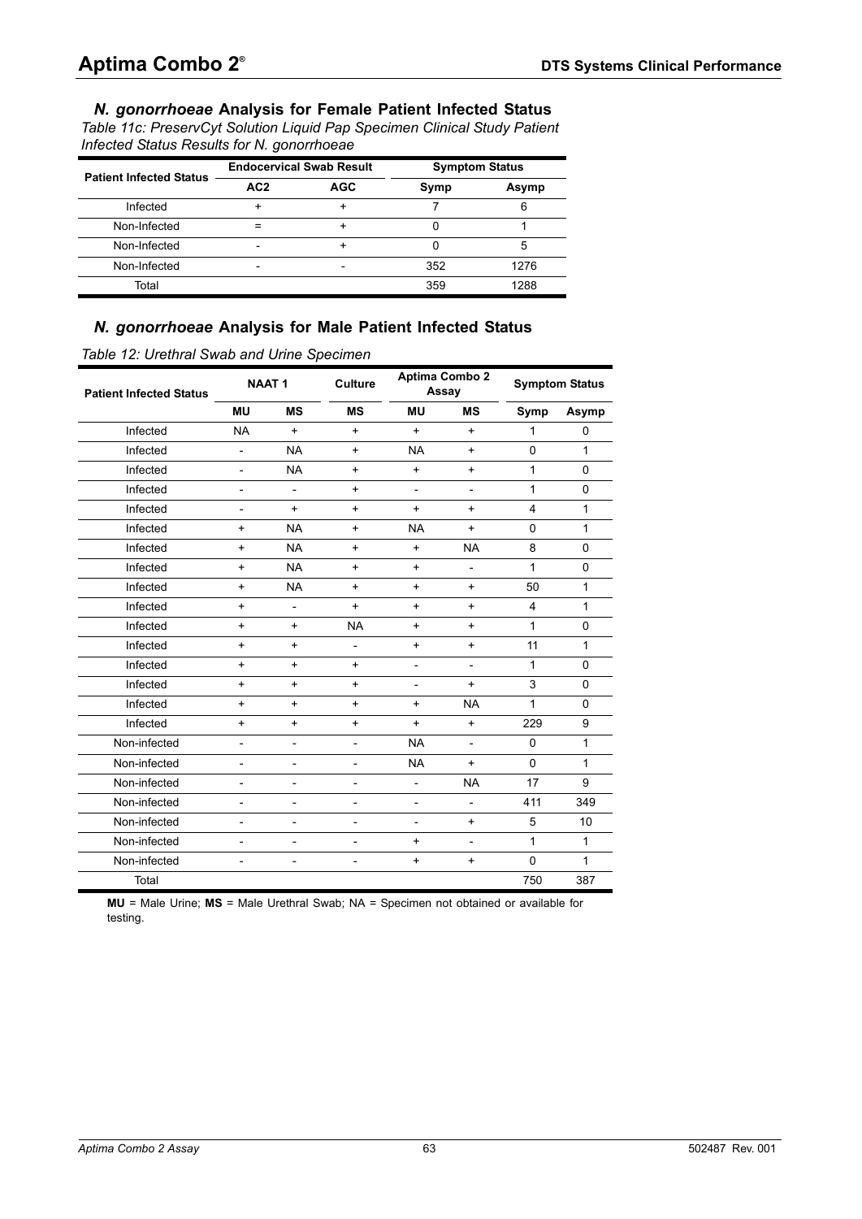### *N. gonorrhoeae* Analysis for Female Patient Infected Status

*Table 11c: PreservCyt Solution Liquid Pap Specimen Clinical Study Patient Infected Status Results for N. gonorrhoeae*

| Patient Infected Status | Endocervical Swab Result | | Symptom Status | |
|---|---|---|---|---|
| | AC2 | AGC | Symp | Asymp |
| Infected | + | + | 7 | 6 |
| Non-Infected | = | + | 0 | 1 |
| Non-Infected | - | + | 0 | 5 |
| Non-Infected | - | - | 352 | 1276 |
| Total | | | 359 | 1288 |

### *N. gonorrhoeae* Analysis for Male Patient Infected Status

*Table 12: Urethral Swab and Urine Specimen*

| Patient Infected Status | NAAT 1 | | Culture | Aptima Combo 2 Assay | | Symptom Status | |
|---|---|---|---|---|---|---|---|
| | MU | MS | MS | MU | MS | Symp | Asymp |
| Infected | NA | + | + | + | + | 1 | 0 |
| Infected | - | NA | + | NA | + | 0 | 1 |
| Infected | - | NA | + | + | + | 1 | 0 |
| Infected | - | - | + | - | - | 1 | 0 |
| Infected | - | + | + | + | + | 4 | 1 |
| Infected | + | NA | + | NA | + | 0 | 1 |
| Infected | + | NA | + | + | NA | 8 | 0 |
| Infected | + | NA | + | + | - | 1 | 0 |
| Infected | + | NA | + | + | + | 50 | 1 |
| Infected | + | - | + | + | + | 4 | 1 |
| Infected | + | + | NA | + | + | 1 | 0 |
| Infected | + | + | - | + | + | 11 | 1 |
| Infected | + | + | + | - | - | 1 | 0 |
| Infected | + | + | + | - | + | 3 | 0 |
| Infected | + | + | + | + | NA | 1 | 0 |
| Infected | + | + | + | + | + | 229 | 9 |
| Non-infected | - | - | - | NA | - | 0 | 1 |
| Non-infected | - | - | - | NA | + | 0 | 1 |
| Non-infected | - | - | - | - | NA | 17 | 9 |
| Non-infected | - | - | - | - | - | 411 | 349 |
| Non-infected | - | - | - | - | + | 5 | 10 |
| Non-infected | - | - | - | + | - | 1 | 1 |
| Non-infected | - | - | - | + | + | 0 | 1 |
| Total | | | | | | 750 | 387 |

**MU** = Male Urine; **MS** = Male Urethral Swab; NA = Specimen not obtained or available for testing.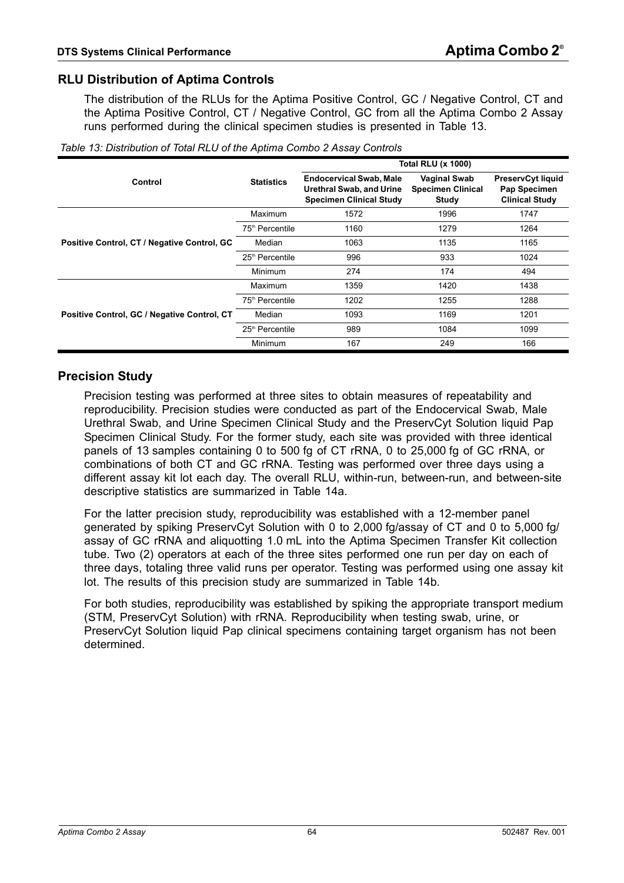## RLU Distribution of Aptima Controls

The distribution of the RLUs for the Aptima Positive Control, GC / Negative Control, CT and the Aptima Positive Control, CT / Negative Control, GC from all the Aptima Combo 2 Assay runs performed during the clinical specimen studies is presented in Table 13.

*Table 13: Distribution of Total RLU of the Aptima Combo 2 Assay Controls*

| Control | Statistics | Total RLU (x 1000) | | |
|---|---|---|---|---|
| | | **Endocervical Swab, Male Urethral Swab, and Urine Specimen Clinical Study** | **Vaginal Swab Specimen Clinical Study** | **PreservCyt liquid Pap Specimen Clinical Study** |
| **Positive Control, CT / Negative Control, GC** | Maximum | 1572 | 1996 | 1747 |
| | 75th Percentile | 1160 | 1279 | 1264 |
| | Median | 1063 | 1135 | 1165 |
| | 25th Percentile | 996 | 933 | 1024 |
| | Minimum | 274 | 174 | 494 |
| **Positive Control, GC / Negative Control, CT** | Maximum | 1359 | 1420 | 1438 |
| | 75th Percentile | 1202 | 1255 | 1288 |
| | Median | 1093 | 1169 | 1201 |
| | 25th Percentile | 989 | 1084 | 1099 |
| | Minimum | 167 | 249 | 166 |

## Precision Study

Precision testing was performed at three sites to obtain measures of repeatability and reproducibility. Precision studies were conducted as part of the Endocervical Swab, Male Urethral Swab, and Urine Specimen Clinical Study and the PreservCyt Solution liquid Pap Specimen Clinical Study. For the former study, each site was provided with three identical panels of 13 samples containing 0 to 500 fg of CT rRNA, 0 to 25,000 fg of GC rRNA, or combinations of both CT and GC rRNA. Testing was performed over three days using a different assay kit lot each day. The overall RLU, within-run, between-run, and between-site descriptive statistics are summarized in Table 14a.

For the latter precision study, reproducibility was established with a 12-member panel generated by spiking PreservCyt Solution with 0 to 2,000 fg/assay of CT and 0 to 5,000 fg/assay of GC rRNA and aliquotting 1.0 mL into the Aptima Specimen Transfer Kit collection tube. Two (2) operators at each of the three sites performed one run per day on each of three days, totaling three valid runs per operator. Testing was performed using one assay kit lot. The results of this precision study are summarized in Table 14b.

For both studies, reproducibility was established by spiking the appropriate transport medium (STM, PreservCyt Solution) with rRNA. Reproducibility when testing swab, urine, or PreservCyt Solution liquid Pap clinical specimens containing target organism has not been determined.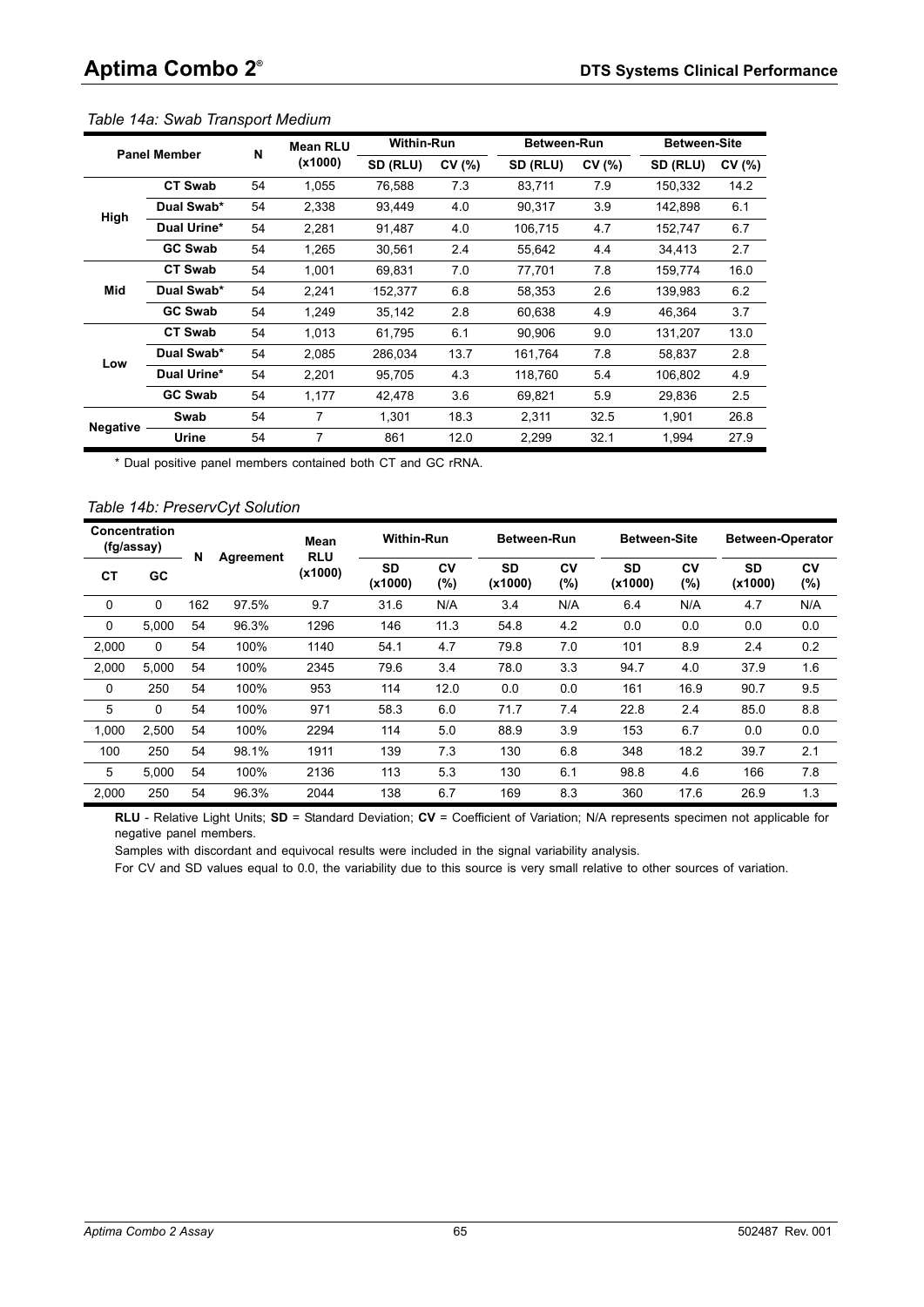*Table 14a: Swab Transport Medium*

| Panel Member | | N | Mean RLU (x1000) | Within-Run | | Between-Run | | Between-Site | |
|---|---|---|---|---|---|---|---|---|---|
| | | | | SD (RLU) | CV (%) | SD (RLU) | CV (%) | SD (RLU) | CV (%) |
| High | CT Swab | 54 | 1,055 | 76,588 | 7.3 | 83,711 | 7.9 | 150,332 | 14.2 |
| | Dual Swab* | 54 | 2,338 | 93,449 | 4.0 | 90,317 | 3.9 | 142,898 | 6.1 |
| | Dual Urine* | 54 | 2,281 | 91,487 | 4.0 | 106,715 | 4.7 | 152,747 | 6.7 |
| | GC Swab | 54 | 1,265 | 30,561 | 2.4 | 55,642 | 4.4 | 34,413 | 2.7 |
| Mid | CT Swab | 54 | 1,001 | 69,831 | 7.0 | 77,701 | 7.8 | 159,774 | 16.0 |
| | Dual Swab* | 54 | 2,241 | 152,377 | 6.8 | 58,353 | 2.6 | 139,983 | 6.2 |
| | GC Swab | 54 | 1,249 | 35,142 | 2.8 | 60,638 | 4.9 | 46,364 | 3.7 |
| Low | CT Swab | 54 | 1,013 | 61,795 | 6.1 | 90,906 | 9.0 | 131,207 | 13.0 |
| | Dual Swab* | 54 | 2,085 | 286,034 | 13.7 | 161,764 | 7.8 | 58,837 | 2.8 |
| | Dual Urine* | 54 | 2,201 | 95,705 | 4.3 | 118,760 | 5.4 | 106,802 | 4.9 |
| | GC Swab | 54 | 1,177 | 42,478 | 3.6 | 69,821 | 5.9 | 29,836 | 2.5 |
| Negative | Swab | 54 | 7 | 1,301 | 18.3 | 2,311 | 32.5 | 1,901 | 26.8 |
| | Urine | 54 | 7 | 861 | 12.0 | 2,299 | 32.1 | 1,994 | 27.9 |

* Dual positive panel members contained both CT and GC rRNA.

*Table 14b: PreservCyt Solution*

| Concentration (fg/assay) | | N | Agreement | Mean RLU (x1000) | Within-Run | | Between-Run | | Between-Site | | Between-Operator | |
|---|---|---|---|---|---|---|---|---|---|---|---|---|
| CT | GC | | | | SD (x1000) | CV (%) | SD (x1000) | CV (%) | SD (x1000) | CV (%) | SD (x1000) | CV (%) |
| 0 | 0 | 162 | 97.5% | 9.7 | 31.6 | N/A | 3.4 | N/A | 6.4 | N/A | 4.7 | N/A |
| 0 | 5,000 | 54 | 96.3% | 1296 | 146 | 11.3 | 54.8 | 4.2 | 0.0 | 0.0 | 0.0 | 0.0 |
| 2,000 | 0 | 54 | 100% | 1140 | 54.1 | 4.7 | 79.8 | 7.0 | 101 | 8.9 | 2.4 | 0.2 |
| 2,000 | 5,000 | 54 | 100% | 2345 | 79.6 | 3.4 | 78.0 | 3.3 | 94.7 | 4.0 | 37.9 | 1.6 |
| 0 | 250 | 54 | 100% | 953 | 114 | 12.0 | 0.0 | 0.0 | 161 | 16.9 | 90.7 | 9.5 |
| 5 | 0 | 54 | 100% | 971 | 58.3 | 6.0 | 71.7 | 7.4 | 22.8 | 2.4 | 85.0 | 8.8 |
| 1,000 | 2,500 | 54 | 100% | 2294 | 114 | 5.0 | 88.9 | 3.9 | 153 | 6.7 | 0.0 | 0.0 |
| 100 | 250 | 54 | 98.1% | 1911 | 139 | 7.3 | 130 | 6.8 | 348 | 18.2 | 39.7 | 2.1 |
| 5 | 5,000 | 54 | 100% | 2136 | 113 | 5.3 | 130 | 6.1 | 98.8 | 4.6 | 166 | 7.8 |
| 2,000 | 250 | 54 | 96.3% | 2044 | 138 | 6.7 | 169 | 8.3 | 360 | 17.6 | 26.9 | 1.3 |

**RLU** - Relative Light Units; **SD** = Standard Deviation; **CV** = Coefficient of Variation; N/A represents specimen not applicable for negative panel members.

Samples with discordant and equivocal results were included in the signal variability analysis.

For CV and SD values equal to 0.0, the variability due to this source is very small relative to other sources of variation.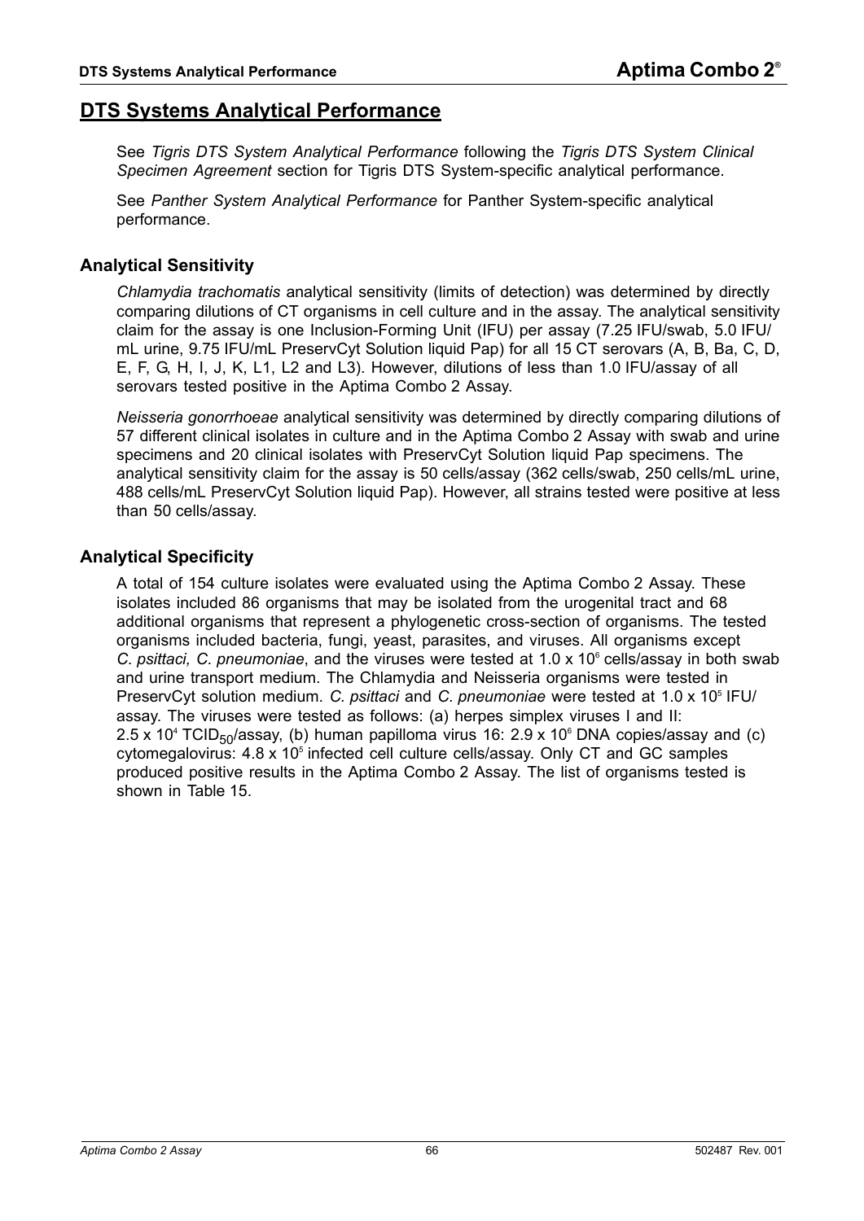# DTS Systems Analytical Performance

See *Tigris DTS System Analytical Performance* following the *Tigris DTS System Clinical Specimen Agreement* section for Tigris DTS System-specific analytical performance.

See *Panther System Analytical Performance* for Panther System-specific analytical performance.

## Analytical Sensitivity

*Chlamydia trachomatis* analytical sensitivity (limits of detection) was determined by directly comparing dilutions of CT organisms in cell culture and in the assay. The analytical sensitivity claim for the assay is one Inclusion-Forming Unit (IFU) per assay (7.25 IFU/swab, 5.0 IFU/mL urine, 9.75 IFU/mL PreservCyt Solution liquid Pap) for all 15 CT serovars (A, B, Ba, C, D, E, F, G, H, I, J, K, L1, L2 and L3). However, dilutions of less than 1.0 IFU/assay of all serovars tested positive in the Aptima Combo 2 Assay.

*Neisseria gonorrhoeae* analytical sensitivity was determined by directly comparing dilutions of 57 different clinical isolates in culture and in the Aptima Combo 2 Assay with swab and urine specimens and 20 clinical isolates with PreservCyt Solution liquid Pap specimens. The analytical sensitivity claim for the assay is 50 cells/assay (362 cells/swab, 250 cells/mL urine, 488 cells/mL PreservCyt Solution liquid Pap). However, all strains tested were positive at less than 50 cells/assay.

## Analytical Specificity

A total of 154 culture isolates were evaluated using the Aptima Combo 2 Assay. These isolates included 86 organisms that may be isolated from the urogenital tract and 68 additional organisms that represent a phylogenetic cross-section of organisms. The tested organisms included bacteria, fungi, yeast, parasites, and viruses. All organisms except *C. psittaci, C. pneumoniae*, and the viruses were tested at $1.0 \times 10^6$ cells/assay in both swab and urine transport medium. The Chlamydia and Neisseria organisms were tested in PreservCyt solution medium. *C. psittaci* and *C. pneumoniae* were tested at $1.0 \times 10^5$ IFU/assay. The viruses were tested as follows: (a) herpes simplex viruses I and II: $2.5 \times 10^4$ $TCID_{50}$/assay, (b) human papilloma virus 16: $2.9 \times 10^6$ DNA copies/assay and (c) cytomegalovirus: $4.8 \times 10^5$ infected cell culture cells/assay. Only CT and GC samples produced positive results in the Aptima Combo 2 Assay. The list of organisms tested is shown in Table 15.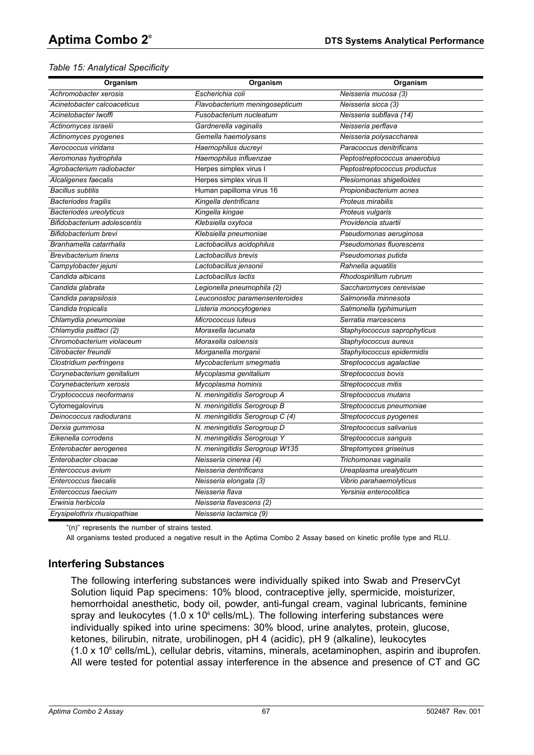*Table 15: Analytical Specificity*

| Organism | Organism | Organism |
|---|---|---|
| *Achromobacter xerosis* | *Escherichia coli* | *Neisseria mucosa (3)* |
| *Acinetobacter calcoaceticus* | *Flavobacterium meningosepticum* | *Neisseria sicca (3)* |
| *Acinetobacter lwoffi* | *Fusobacterium nucleatum* | *Neisseria subflava (14)* |
| *Actinomyces israelii* | *Gardnerella vaginalis* | *Neisseria perflava* |
| *Actinomyces pyogenes* | *Gemella haemolysans* | *Neisseria polysaccharea* |
| *Aerococcus viridans* | *Haemophilus ducreyi* | *Paracoccus denitrificans* |
| *Aeromonas hydrophila* | *Haemophilus influenzae* | *Peptostreptococcus anaerobius* |
| *Agrobacterium radiobacter* | Herpes simplex virus I | *Peptostreptococcus productus* |
| *Alcaligenes faecalis* | Herpes simplex virus II | *Plesiomonas shigelloides* |
| *Bacillus subtilis* | Human papilloma virus 16 | *Propionibacterium acnes* |
| *Bacteriodes fragilis* | *Kingella dentrificans* | *Proteus mirabilis* |
| *Bacteriodes ureolyticus* | *Kingella kingae* | *Proteus vulgaris* |
| *Bifidobacterium adolescentis* | *Klebsiella oxytoca* | *Providencia stuartii* |
| *Bifidobacterium brevi* | *Klebsiella pneumoniae* | *Pseudomonas aeruginosa* |
| *Branhamella catarrhalis* | *Lactobacillus acidophilus* | *Pseudomonas fluorescens* |
| *Brevibacterium linens* | *Lactobacillus brevis* | *Pseudomonas putida* |
| *Campylobacter jejuni* | *Lactobacillus jensonii* | *Rahnella aquatilis* |
| *Candida albicans* | *Lactobacillus lactis* | *Rhodospirillum rubrum* |
| *Candida glabrata* | *Legionella pneumophila (2)* | *Saccharomyces cerevisiae* |
| *Candida parapsilosis* | *Leuconostoc paramensenteroides* | *Salmonella minnesota* |
| *Candida tropicalis* | *Listeria monocytogenes* | *Salmonella typhimurium* |
| *Chlamydia pneumoniae* | *Micrococcus luteus* | *Serratia marcescens* |
| *Chlamydia psittaci (2)* | *Moraxella lacunata* | *Staphylococcus saprophyticus* |
| *Chromobacterium violaceum* | *Moraxella osloensis* | *Staphylococcus aureus* |
| *Citrobacter freundii* | *Morganella morganii* | *Staphylococcus epidermidis* |
| *Clostridium perfringens* | *Mycobacterium smegmatis* | *Streptococcus agalactiae* |
| *Corynebacterium genitalium* | *Mycoplasma genitalium* | *Streptococcus bovis* |
| *Corynebacterium xerosis* | *Mycoplasma hominis* | *Streptococcus mitis* |
| *Cryptococcus neoformans* | *N. meningitidis Serogroup A* | *Streptococcus mutans* |
| Cytomegalovirus | *N. meningitidis Serogroup B* | *Streptococcus pneumoniae* |
| *Deinococcus radiodurans* | *N. meningitidis Serogroup C (4)* | *Streptococcus pyogenes* |
| *Derxia gummosa* | *N. meningitidis Serogroup D* | *Streptococcus salivarius* |
| *Eikenella corrodens* | *N. meningitidis Serogroup Y* | *Streptococcus sanguis* |
| *Enterobacter aerogenes* | *N. meningitidis Serogroup W135* | *Streptomyces griseinus* |
| *Enterobacter cloacae* | *Neisseria cinerea (4)* | *Trichomonas vaginalis* |
| *Entercoccus avium* | *Neisseria dentrificans* | *Ureaplasma urealyticum* |
| *Entercoccus faecalis* | *Neisseria elongata (3)* | *Vibrio parahaemolyticus* |
| *Entercoccus faecium* | *Neisseria flava* | *Yersinia enterocolitica* |
| *Erwinia herbicola* | *Neisseria flavescens (2)* | |
| *Erysipelothrix rhusiopathiae* | *Neisseria lactamica (9)* | |

"(n)" represents the number of strains tested.

All organisms tested produced a negative result in the Aptima Combo 2 Assay based on kinetic profile type and RLU.

## Interfering Substances

The following interfering substances were individually spiked into Swab and PreservCyt Solution liquid Pap specimens: 10% blood, contraceptive jelly, spermicide, moisturizer, hemorrhoidal anesthetic, body oil, powder, anti-fungal cream, vaginal lubricants, feminine spray and leukocytes ($1.0 \times 10^6$ cells/mL). The following interfering substances were individually spiked into urine specimens: 30% blood, urine analytes, protein, glucose, ketones, bilirubin, nitrate, urobilinogen, pH 4 (acidic), pH 9 (alkaline), leukocytes ($1.0 \times 10^6$ cells/mL), cellular debris, vitamins, minerals, acetaminophen, aspirin and ibuprofen. All were tested for potential assay interference in the absence and presence of CT and GC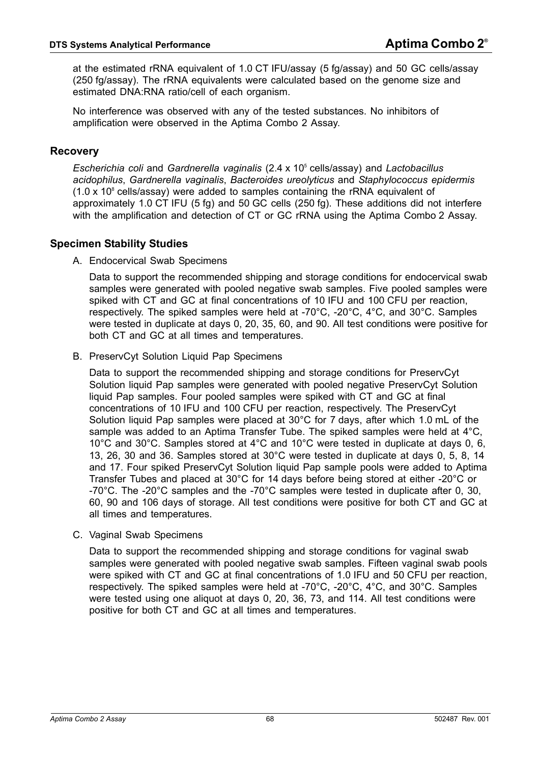at the estimated rRNA equivalent of 1.0 CT IFU/assay (5 fg/assay) and 50 GC cells/assay (250 fg/assay). The rRNA equivalents were calculated based on the genome size and estimated DNA:RNA ratio/cell of each organism.

No interference was observed with any of the tested substances. No inhibitors of amplification were observed in the Aptima Combo 2 Assay.

## Recovery

*Escherichia coli* and *Gardnerella vaginalis* ($2.4 \times 10^5$ cells/assay) and *Lactobacillus acidophilus*, *Gardnerella vaginalis*, *Bacteroides ureolyticus* and *Staphylococcus epidermis* ($1.0 \times 10^8$ cells/assay) were added to samples containing the rRNA equivalent of approximately 1.0 CT IFU (5 fg) and 50 GC cells (250 fg). These additions did not interfere with the amplification and detection of CT or GC rRNA using the Aptima Combo 2 Assay.

## Specimen Stability Studies

A. Endocervical Swab Specimens

Data to support the recommended shipping and storage conditions for endocervical swab samples were generated with pooled negative swab samples. Five pooled samples were spiked with CT and GC at final concentrations of 10 IFU and 100 CFU per reaction, respectively. The spiked samples were held at -70°C, -20°C, 4°C, and 30°C. Samples were tested in duplicate at days 0, 20, 35, 60, and 90. All test conditions were positive for both CT and GC at all times and temperatures.

B. PreservCyt Solution Liquid Pap Specimens

Data to support the recommended shipping and storage conditions for PreservCyt Solution liquid Pap samples were generated with pooled negative PreservCyt Solution liquid Pap samples. Four pooled samples were spiked with CT and GC at final concentrations of 10 IFU and 100 CFU per reaction, respectively. The PreservCyt Solution liquid Pap samples were placed at 30°C for 7 days, after which 1.0 mL of the sample was added to an Aptima Transfer Tube. The spiked samples were held at 4°C, 10°C and 30°C. Samples stored at 4°C and 10°C were tested in duplicate at days 0, 6, 13, 26, 30 and 36. Samples stored at 30°C were tested in duplicate at days 0, 5, 8, 14 and 17. Four spiked PreservCyt Solution liquid Pap sample pools were added to Aptima Transfer Tubes and placed at 30°C for 14 days before being stored at either -20°C or -70°C. The -20°C samples and the -70°C samples were tested in duplicate after 0, 30, 60, 90 and 106 days of storage. All test conditions were positive for both CT and GC at all times and temperatures.

C. Vaginal Swab Specimens

Data to support the recommended shipping and storage conditions for vaginal swab samples were generated with pooled negative swab samples. Fifteen vaginal swab pools were spiked with CT and GC at final concentrations of 1.0 IFU and 50 CFU per reaction, respectively. The spiked samples were held at -70°C, -20°C, 4°C, and 30°C. Samples were tested using one aliquot at days 0, 20, 36, 73, and 114. All test conditions were positive for both CT and GC at all times and temperatures.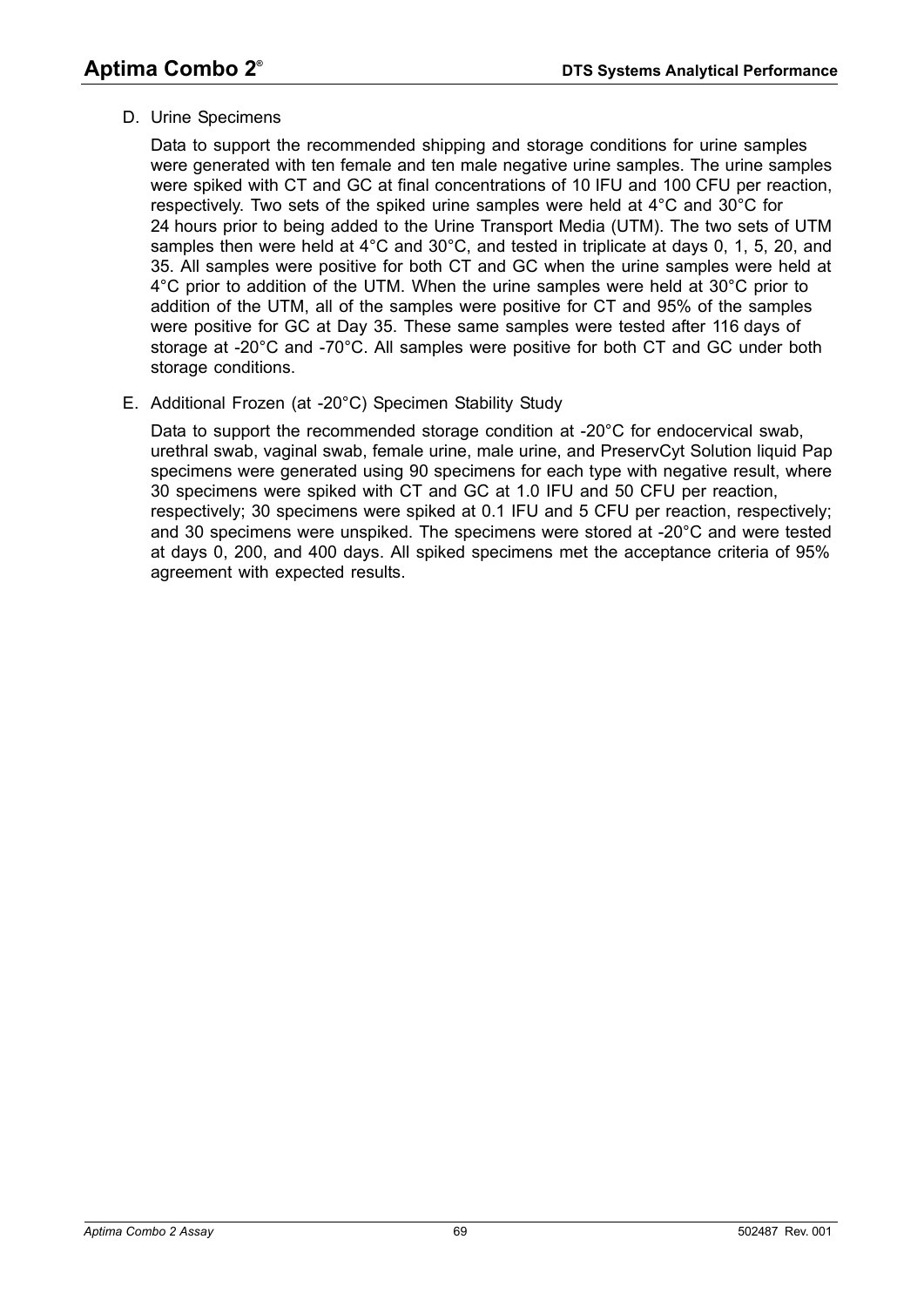D. Urine Specimens

Data to support the recommended shipping and storage conditions for urine samples were generated with ten female and ten male negative urine samples. The urine samples were spiked with CT and GC at final concentrations of 10 IFU and 100 CFU per reaction, respectively. Two sets of the spiked urine samples were held at 4°C and 30°C for 24 hours prior to being added to the Urine Transport Media (UTM). The two sets of UTM samples then were held at 4°C and 30°C, and tested in triplicate at days 0, 1, 5, 20, and 35. All samples were positive for both CT and GC when the urine samples were held at 4°C prior to addition of the UTM. When the urine samples were held at 30°C prior to addition of the UTM, all of the samples were positive for CT and 95% of the samples were positive for GC at Day 35. These same samples were tested after 116 days of storage at -20°C and -70°C. All samples were positive for both CT and GC under both storage conditions.

E. Additional Frozen (at -20°C) Specimen Stability Study

Data to support the recommended storage condition at -20°C for endocervical swab, urethral swab, vaginal swab, female urine, male urine, and PreservCyt Solution liquid Pap specimens were generated using 90 specimens for each type with negative result, where 30 specimens were spiked with CT and GC at 1.0 IFU and 50 CFU per reaction, respectively; 30 specimens were spiked at 0.1 IFU and 5 CFU per reaction, respectively; and 30 specimens were unspiked. The specimens were stored at -20°C and were tested at days 0, 200, and 400 days. All spiked specimens met the acceptance criteria of 95% agreement with expected results.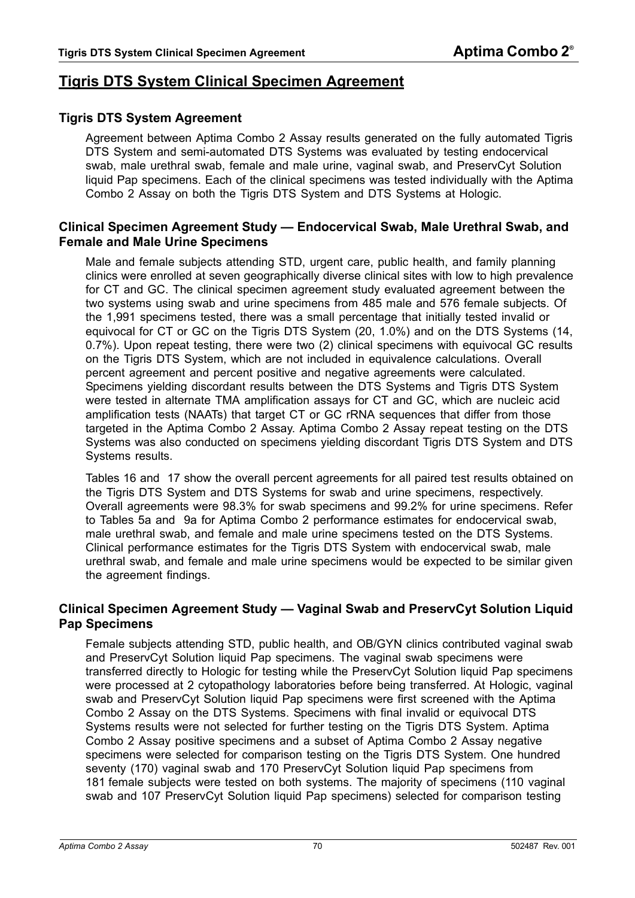# Tigris DTS System Clinical Specimen Agreement

## Tigris DTS System Agreement

Agreement between Aptima Combo 2 Assay results generated on the fully automated Tigris DTS System and semi-automated DTS Systems was evaluated by testing endocervical swab, male urethral swab, female and male urine, vaginal swab, and PreservCyt Solution liquid Pap specimens. Each of the clinical specimens was tested individually with the Aptima Combo 2 Assay on both the Tigris DTS System and DTS Systems at Hologic.

## Clinical Specimen Agreement Study — Endocervical Swab, Male Urethral Swab, and Female and Male Urine Specimens

Male and female subjects attending STD, urgent care, public health, and family planning clinics were enrolled at seven geographically diverse clinical sites with low to high prevalence for CT and GC. The clinical specimen agreement study evaluated agreement between the two systems using swab and urine specimens from 485 male and 576 female subjects. Of the 1,991 specimens tested, there was a small percentage that initially tested invalid or equivocal for CT or GC on the Tigris DTS System (20, 1.0%) and on the DTS Systems (14, 0.7%). Upon repeat testing, there were two (2) clinical specimens with equivocal GC results on the Tigris DTS System, which are not included in equivalence calculations. Overall percent agreement and percent positive and negative agreements were calculated. Specimens yielding discordant results between the DTS Systems and Tigris DTS System were tested in alternate TMA amplification assays for CT and GC, which are nucleic acid amplification tests (NAATs) that target CT or GC rRNA sequences that differ from those targeted in the Aptima Combo 2 Assay. Aptima Combo 2 Assay repeat testing on the DTS Systems was also conducted on specimens yielding discordant Tigris DTS System and DTS Systems results.

Tables 16 and 17 show the overall percent agreements for all paired test results obtained on the Tigris DTS System and DTS Systems for swab and urine specimens, respectively. Overall agreements were 98.3% for swab specimens and 99.2% for urine specimens. Refer to Tables 5a and 9a for Aptima Combo 2 performance estimates for endocervical swab, male urethral swab, and female and male urine specimens tested on the DTS Systems. Clinical performance estimates for the Tigris DTS System with endocervical swab, male urethral swab, and female and male urine specimens would be expected to be similar given the agreement findings.

## Clinical Specimen Agreement Study — Vaginal Swab and PreservCyt Solution Liquid Pap Specimens

Female subjects attending STD, public health, and OB/GYN clinics contributed vaginal swab and PreservCyt Solution liquid Pap specimens. The vaginal swab specimens were transferred directly to Hologic for testing while the PreservCyt Solution liquid Pap specimens were processed at 2 cytopathology laboratories before being transferred. At Hologic, vaginal swab and PreservCyt Solution liquid Pap specimens were first screened with the Aptima Combo 2 Assay on the DTS Systems. Specimens with final invalid or equivocal DTS Systems results were not selected for further testing on the Tigris DTS System. Aptima Combo 2 Assay positive specimens and a subset of Aptima Combo 2 Assay negative specimens were selected for comparison testing on the Tigris DTS System. One hundred seventy (170) vaginal swab and 170 PreservCyt Solution liquid Pap specimens from 181 female subjects were tested on both systems. The majority of specimens (110 vaginal swab and 107 PreservCyt Solution liquid Pap specimens) selected for comparison testing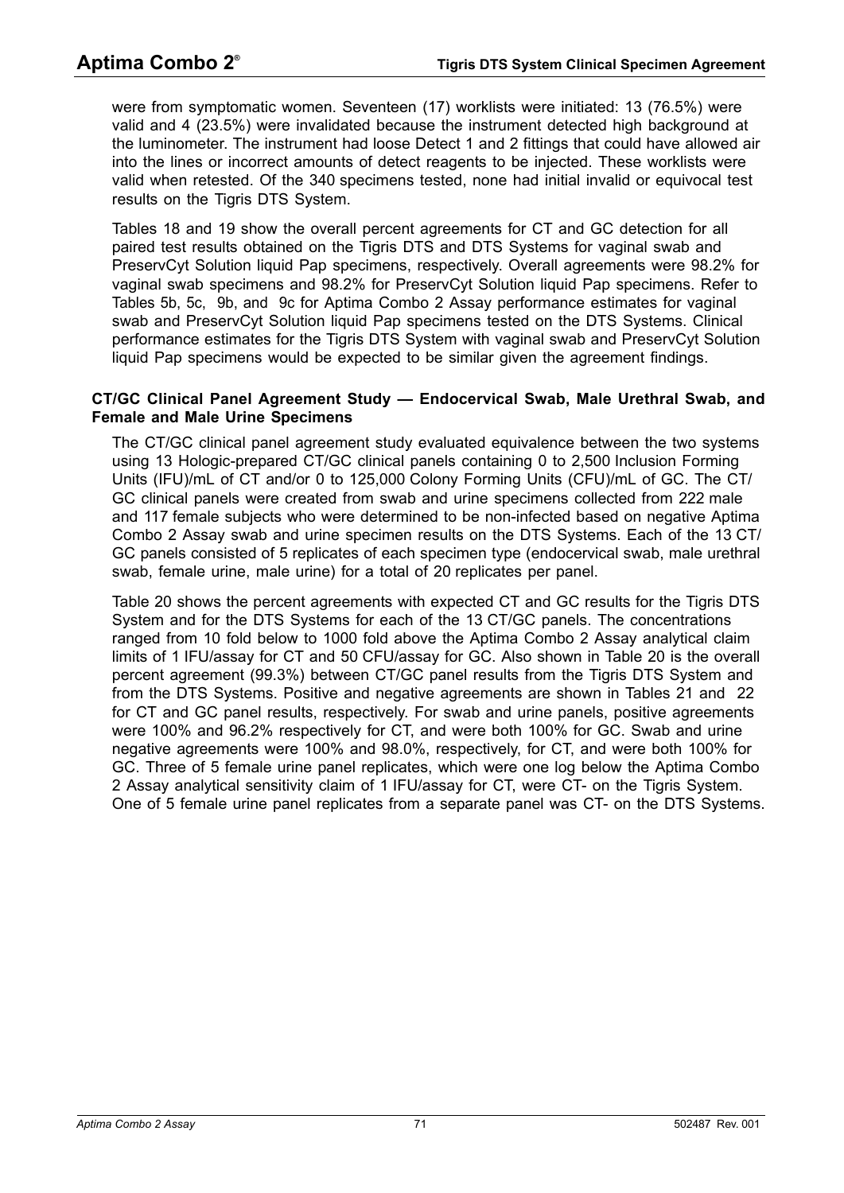were from symptomatic women. Seventeen (17) worklists were initiated: 13 (76.5%) were valid and 4 (23.5%) were invalidated because the instrument detected high background at the luminometer. The instrument had loose Detect 1 and 2 fittings that could have allowed air into the lines or incorrect amounts of detect reagents to be injected. These worklists were valid when retested. Of the 340 specimens tested, none had initial invalid or equivocal test results on the Tigris DTS System.

Tables 18 and 19 show the overall percent agreements for CT and GC detection for all paired test results obtained on the Tigris DTS and DTS Systems for vaginal swab and PreservCyt Solution liquid Pap specimens, respectively. Overall agreements were 98.2% for vaginal swab specimens and 98.2% for PreservCyt Solution liquid Pap specimens. Refer to Tables 5b, 5c, 9b, and 9c for Aptima Combo 2 Assay performance estimates for vaginal swab and PreservCyt Solution liquid Pap specimens tested on the DTS Systems. Clinical performance estimates for the Tigris DTS System with vaginal swab and PreservCyt Solution liquid Pap specimens would be expected to be similar given the agreement findings.

### CT/GC Clinical Panel Agreement Study — Endocervical Swab, Male Urethral Swab, and Female and Male Urine Specimens

The CT/GC clinical panel agreement study evaluated equivalence between the two systems using 13 Hologic-prepared CT/GC clinical panels containing 0 to 2,500 Inclusion Forming Units (IFU)/mL of CT and/or 0 to 125,000 Colony Forming Units (CFU)/mL of GC. The CT/GC clinical panels were created from swab and urine specimens collected from 222 male and 117 female subjects who were determined to be non-infected based on negative Aptima Combo 2 Assay swab and urine specimen results on the DTS Systems. Each of the 13 CT/GC panels consisted of 5 replicates of each specimen type (endocervical swab, male urethral swab, female urine, male urine) for a total of 20 replicates per panel.

Table 20 shows the percent agreements with expected CT and GC results for the Tigris DTS System and for the DTS Systems for each of the 13 CT/GC panels. The concentrations ranged from 10 fold below to 1000 fold above the Aptima Combo 2 Assay analytical claim limits of 1 IFU/assay for CT and 50 CFU/assay for GC. Also shown in Table 20 is the overall percent agreement (99.3%) between CT/GC panel results from the Tigris DTS System and from the DTS Systems. Positive and negative agreements are shown in Tables 21 and 22 for CT and GC panel results, respectively. For swab and urine panels, positive agreements were 100% and 96.2% respectively for CT, and were both 100% for GC. Swab and urine negative agreements were 100% and 98.0%, respectively, for CT, and were both 100% for GC. Three of 5 female urine panel replicates, which were one log below the Aptima Combo 2 Assay analytical sensitivity claim of 1 IFU/assay for CT, were CT- on the Tigris System. One of 5 female urine panel replicates from a separate panel was CT- on the DTS Systems.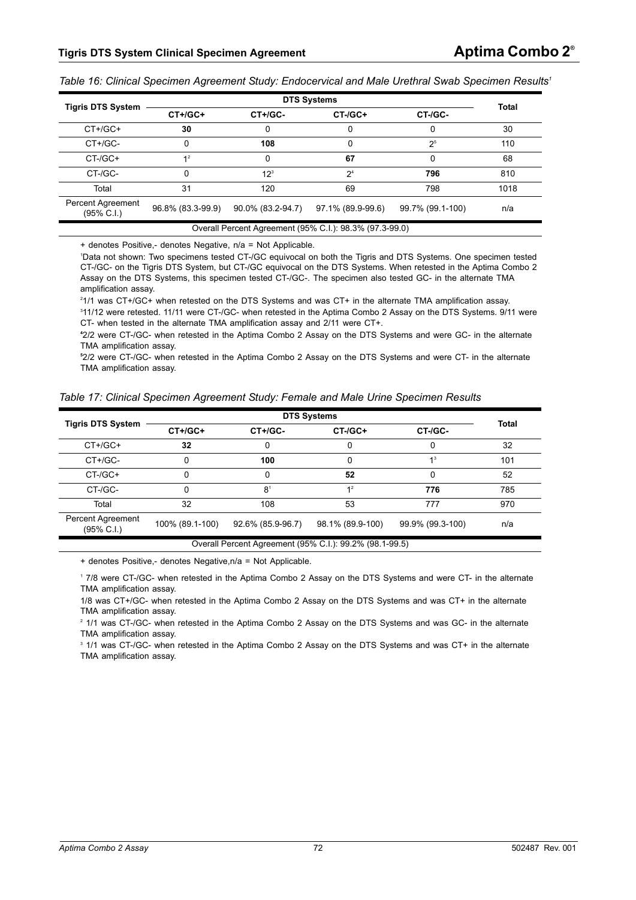*Table 16: Clinical Specimen Agreement Study: Endocervical and Male Urethral Swab Specimen Results[1]*

| Tigris DTS System | DTS Systems | | | | Total |
|---|---|---|---|---|---|
| | CT+/GC+ | CT+/GC- | CT-/GC+ | CT-/GC- | |
| CT+/GC+ | **30** | 0 | 0 | 0 | 30 |
| CT+/GC- | 0 | **108** | 0 | 2[5] | 110 |
| CT-/GC+ | 1[2] | 0 | **67** | 0 | 68 |
| CT-/GC- | 0 | 12[3] | 2[4] | **796** | 810 |
| Total | 31 | 120 | 69 | 798 | 1018 |
| Percent Agreement (95% C.I.) | 96.8% (83.3-99.9) | 90.0% (83.2-94.7) | 97.1% (89.9-99.6) | 99.7% (99.1-100) | n/a |
| Overall Percent Agreement (95% C.I.): 98.3% (97.3-99.0) | | | | | |

+ denotes Positive,- denotes Negative, n/a = Not Applicable.

[1]Data not shown: Two specimens tested CT-/GC equivocal on both the Tigris and DTS Systems. One specimen tested CT-/GC- on the Tigris DTS System, but CT-/GC equivocal on the DTS Systems. When retested in the Aptima Combo 2 Assay on the DTS Systems, this specimen tested CT-/GC-. The specimen also tested GC- in the alternate TMA amplification assay.

[2]1/1 was CT+/GC+ when retested on the DTS Systems and was CT+ in the alternate TMA amplification assay.

[3]11/12 were retested. 11/11 were CT-/GC- when retested in the Aptima Combo 2 Assay on the DTS Systems. 9/11 were CT- when tested in the alternate TMA amplification assay and 2/11 were CT+.

[4]2/2 were CT-/GC- when retested in the Aptima Combo 2 Assay on the DTS Systems and were GC- in the alternate TMA amplification assay.

[5]2/2 were CT-/GC- when retested in the Aptima Combo 2 Assay on the DTS Systems and were CT- in the alternate TMA amplification assay.

*Table 17: Clinical Specimen Agreement Study: Female and Male Urine Specimen Results*

| Tigris DTS System | DTS Systems | | | | Total |
|---|---|---|---|---|---|
| | CT+/GC+ | CT+/GC- | CT-/GC+ | CT-/GC- | |
| CT+/GC+ | **32** | 0 | 0 | 0 | 32 |
| CT+/GC- | 0 | **100** | 0 | 1[3] | 101 |
| CT-/GC+ | 0 | 0 | **52** | 0 | 52 |
| CT-/GC- | 0 | 8[1] | 1[2] | **776** | 785 |
| Total | 32 | 108 | 53 | 777 | 970 |
| Percent Agreement (95% C.I.) | 100% (89.1-100) | 92.6% (85.9-96.7) | 98.1% (89.9-100) | 99.9% (99.3-100) | n/a |
| Overall Percent Agreement (95% C.I.): 99.2% (98.1-99.5) | | | | | |

+ denotes Positive,- denotes Negative,n/a = Not Applicable.

[1] 7/8 were CT-/GC- when retested in the Aptima Combo 2 Assay on the DTS Systems and were CT- in the alternate TMA amplification assay.

1/8 was CT+/GC- when retested in the Aptima Combo 2 Assay on the DTS Systems and was CT+ in the alternate TMA amplification assay.

[2] 1/1 was CT-/GC- when retested in the Aptima Combo 2 Assay on the DTS Systems and was GC- in the alternate TMA amplification assay.

[3] 1/1 was CT-/GC- when retested in the Aptima Combo 2 Assay on the DTS Systems and was CT+ in the alternate TMA amplification assay.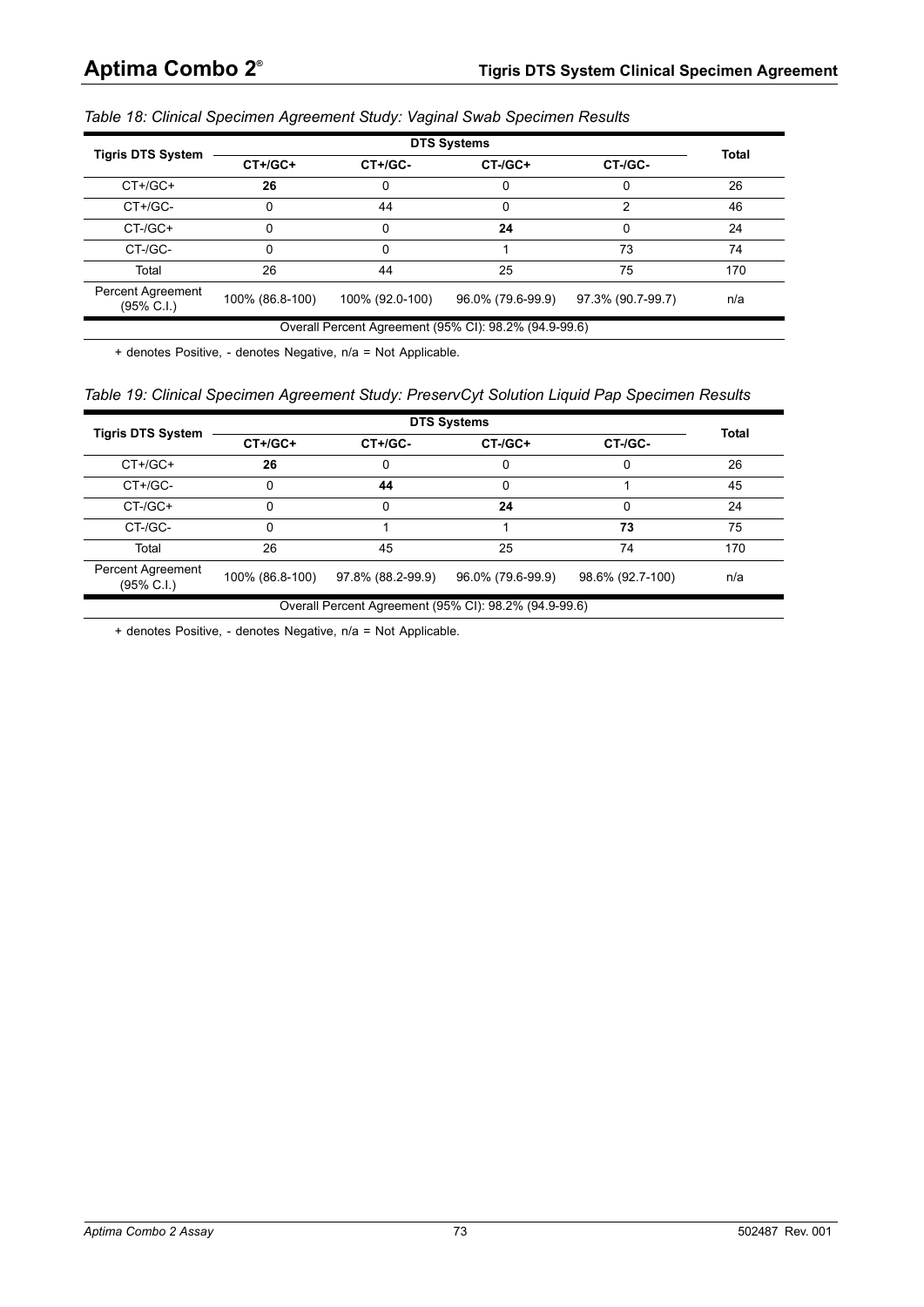*Table 18: Clinical Specimen Agreement Study: Vaginal Swab Specimen Results*

| Tigris DTS System | DTS Systems | | | | Total |
|---|---|---|---|---|---|
| | CT+/GC+ | CT+/GC- | CT-/GC+ | CT-/GC- | |
| CT+/GC+ | **26** | 0 | 0 | 0 | 26 |
| CT+/GC- | 0 | 44 | 0 | 2 | 46 |
| CT-/GC+ | 0 | 0 | **24** | 0 | 24 |
| CT-/GC- | 0 | 0 | 1 | 73 | 74 |
| Total | 26 | 44 | 25 | 75 | 170 |
| Percent Agreement (95% C.I.) | 100% (86.8-100) | 100% (92.0-100) | 96.0% (79.6-99.9) | 97.3% (90.7-99.7) | n/a |
| Overall Percent Agreement (95% CI): 98.2% (94.9-99.6) | | | | | |

+ denotes Positive, - denotes Negative, n/a = Not Applicable.

*Table 19: Clinical Specimen Agreement Study: PreservCyt Solution Liquid Pap Specimen Results*

| Tigris DTS System | DTS Systems | | | | Total |
|---|---|---|---|---|---|
| | CT+/GC+ | CT+/GC- | CT-/GC+ | CT-/GC- | |
| CT+/GC+ | **26** | 0 | 0 | 0 | 26 |
| CT+/GC- | 0 | **44** | 0 | 1 | 45 |
| CT-/GC+ | 0 | 0 | **24** | 0 | 24 |
| CT-/GC- | 0 | 1 | 1 | **73** | 75 |
| Total | 26 | 45 | 25 | 74 | 170 |
| Percent Agreement (95% C.I.) | 100% (86.8-100) | 97.8% (88.2-99.9) | 96.0% (79.6-99.9) | 98.6% (92.7-100) | n/a |
| Overall Percent Agreement (95% CI): 98.2% (94.9-99.6) | | | | | |

+ denotes Positive, - denotes Negative, n/a = Not Applicable.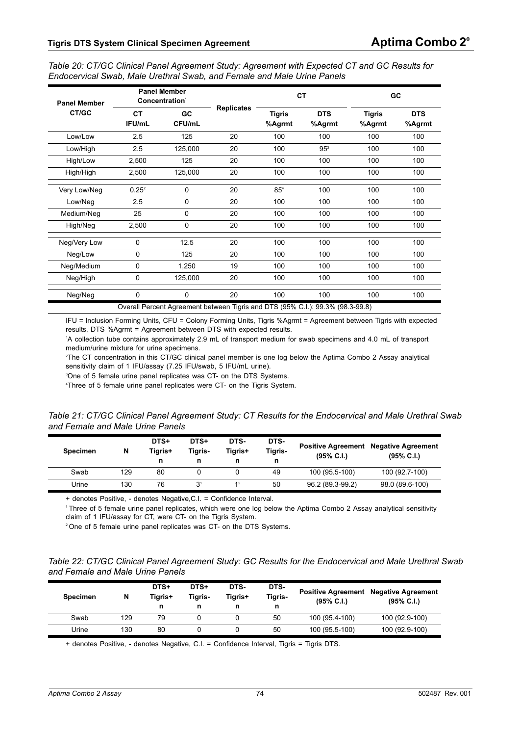*Table 20: CT/GC Clinical Panel Agreement Study: Agreement with Expected CT and GC Results for Endocervical Swab, Male Urethral Swab, and Female and Male Urine Panels*

| Panel Member CT/GC | Panel Member Concentration[1] | | Replicates | CT | | GC | |
|---|---|---|---|---|---|---|---|
| | CT IFU/mL | GC CFU/mL | | Tigris %Agrmt | DTS %Agrmt | Tigris %Agrmt | DTS %Agrmt |
| Low/Low | 2.5 | 125 | 20 | 100 | 100 | 100 | 100 |
| Low/High | 2.5 | 125,000 | 20 | 100 | 95[3] | 100 | 100 |
| High/Low | 2,500 | 125 | 20 | 100 | 100 | 100 | 100 |
| High/High | 2,500 | 125,000 | 20 | 100 | 100 | 100 | 100 |
| Very Low/Neg | 0.25[2] | 0 | 20 | 85[4] | 100 | 100 | 100 |
| Low/Neg | 2.5 | 0 | 20 | 100 | 100 | 100 | 100 |
| Medium/Neg | 25 | 0 | 20 | 100 | 100 | 100 | 100 |
| High/Neg | 2,500 | 0 | 20 | 100 | 100 | 100 | 100 |
| Neg/Very Low | 0 | 12.5 | 20 | 100 | 100 | 100 | 100 |
| Neg/Low | 0 | 125 | 20 | 100 | 100 | 100 | 100 |
| Neg/Medium | 0 | 1,250 | 19 | 100 | 100 | 100 | 100 |
| Neg/High | 0 | 125,000 | 20 | 100 | 100 | 100 | 100 |
| Neg/Neg | 0 | 0 | 20 | 100 | 100 | 100 | 100 |
| Overall Percent Agreement between Tigris and DTS (95% C.I.): 99.3% (98.3-99.8) | | | | | | | |

IFU = Inclusion Forming Units, CFU = Colony Forming Units, Tigris %Agrmt = Agreement between Tigris with expected results, DTS %Agrmt = Agreement between DTS with expected results.

[1]A collection tube contains approximately 2.9 mL of transport medium for swab specimens and 4.0 mL of transport medium/urine mixture for urine specimens.

[2]The CT concentration in this CT/GC clinical panel member is one log below the Aptima Combo 2 Assay analytical sensitivity claim of 1 IFU/assay (7.25 IFU/swab, 5 IFU/mL urine).

[3]One of 5 female urine panel replicates was CT- on the DTS Systems.

[4]Three of 5 female urine panel replicates were CT- on the Tigris System.

*Table 21: CT/GC Clinical Panel Agreement Study: CT Results for the Endocervical and Male Urethral Swab and Female and Male Urine Panels*

| Specimen | N | DTS+ Tigris+ n | DTS+ Tigris- n | DTS- Tigris+ n | DTS- Tigris- n | Positive Agreement (95% C.I.) | Negative Agreement (95% C.I.) |
|---|---|---|---|---|---|---|---|
| Swab | 129 | 80 | 0 | 0 | 49 | 100 (95.5-100) | 100 (92.7-100) |
| Urine | 130 | 76 | 3[1] | 1[2] | 50 | 96.2 (89.3-99.2) | 98.0 (89.6-100) |

+ denotes Positive, - denotes Negative,C.I. = Confidence Interval.

[1]Three of 5 female urine panel replicates, which were one log below the Aptima Combo 2 Assay analytical sensitivity claim of 1 IFU/assay for CT, were CT- on the Tigris System.

[2]One of 5 female urine panel replicates was CT- on the DTS Systems.

*Table 22: CT/GC Clinical Panel Agreement Study: GC Results for the Endocervical and Male Urethral Swab and Female and Male Urine Panels*

| Specimen | N | DTS+ Tigris+ n | DTS+ Tigris- n | DTS- Tigris+ n | DTS- Tigris- n | Positive Agreement (95% C.I.) | Negative Agreement (95% C.I.) |
|---|---|---|---|---|---|---|---|
| Swab | 129 | 79 | 0 | 0 | 50 | 100 (95.4-100) | 100 (92.9-100) |
| Urine | 130 | 80 | 0 | 0 | 50 | 100 (95.5-100) | 100 (92.9-100) |

+ denotes Positive, - denotes Negative, C.I. = Confidence Interval, Tigris = Tigris DTS.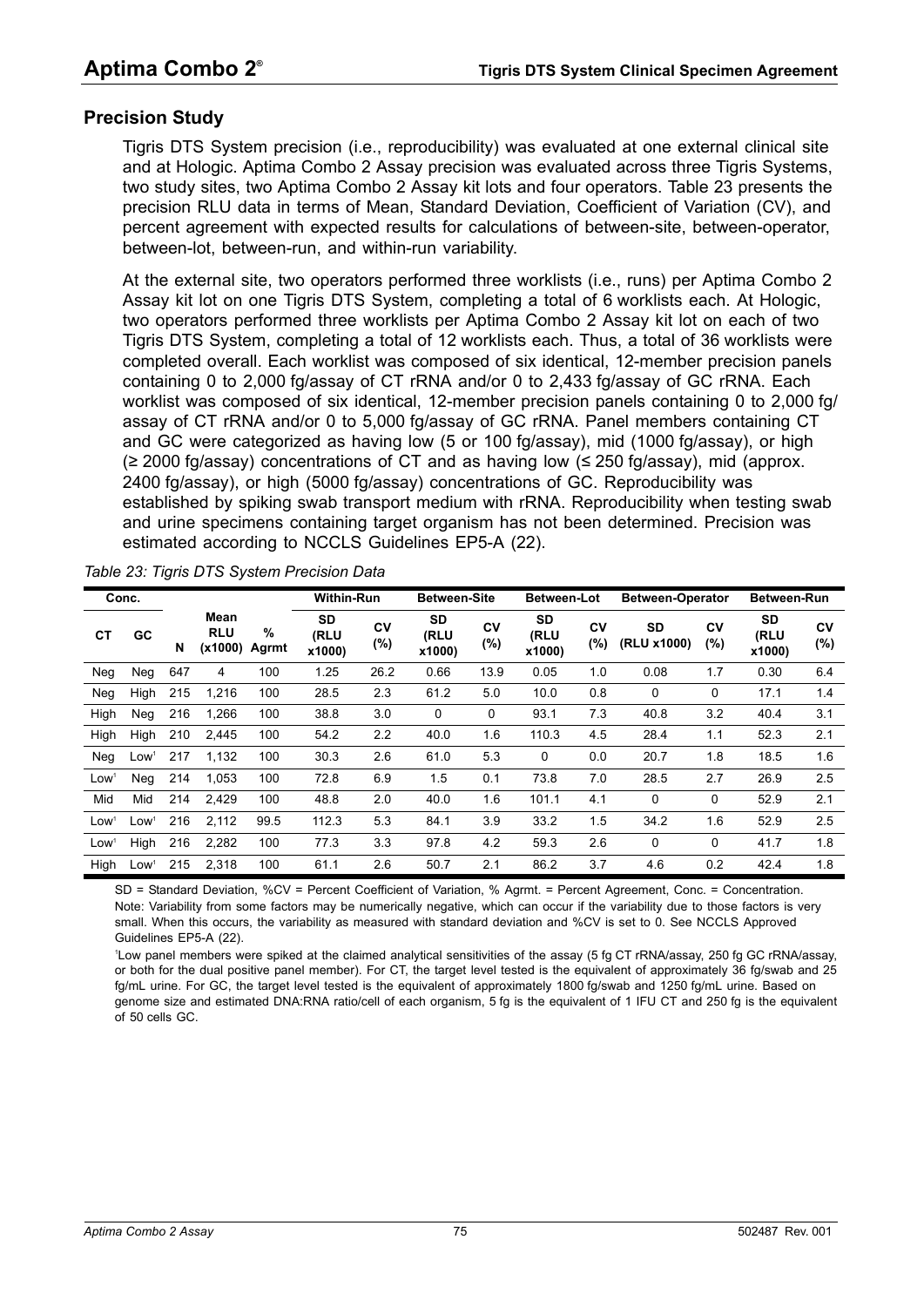## Precision Study

Tigris DTS System precision (i.e., reproducibility) was evaluated at one external clinical site and at Hologic. Aptima Combo 2 Assay precision was evaluated across three Tigris Systems, two study sites, two Aptima Combo 2 Assay kit lots and four operators. Table 23 presents the precision RLU data in terms of Mean, Standard Deviation, Coefficient of Variation (CV), and percent agreement with expected results for calculations of between-site, between-operator, between-lot, between-run, and within-run variability.

At the external site, two operators performed three worklists (i.e., runs) per Aptima Combo 2 Assay kit lot on one Tigris DTS System, completing a total of 6 worklists each. At Hologic, two operators performed three worklists per Aptima Combo 2 Assay kit lot on each of two Tigris DTS System, completing a total of 12 worklists each. Thus, a total of 36 worklists were completed overall. Each worklist was composed of six identical, 12-member precision panels containing 0 to 2,000 fg/assay of CT rRNA and/or 0 to 2,433 fg/assay of GC rRNA. Each worklist was composed of six identical, 12-member precision panels containing 0 to 2,000 fg/assay of CT rRNA and/or 0 to 5,000 fg/assay of GC rRNA. Panel members containing CT and GC were categorized as having low (5 or 100 fg/assay), mid (1000 fg/assay), or high (≥ 2000 fg/assay) concentrations of CT and as having low (≤ 250 fg/assay), mid (approx. 2400 fg/assay), or high (5000 fg/assay) concentrations of GC. Reproducibility was established by spiking swab transport medium with rRNA. Reproducibility when testing swab and urine specimens containing target organism has not been determined. Precision was estimated according to NCCLS Guidelines EP5-A (22).

*Table 23: Tigris DTS System Precision Data*

| Conc. | | | | | Within-Run | | Between-Site | | Between-Lot | | Between-Operator | | Between-Run | |
|---|---|---|---|---|---|---|---|---|---|---|---|---|---|---|
| CT | GC | N | Mean RLU (x1000) | % Agrmt | SD (RLU x1000) | CV (%) | SD (RLU x1000) | CV (%) | SD (RLU x1000) | CV (%) | SD (RLU x1000) | CV (%) | SD (RLU x1000) | CV (%) |
| Neg | Neg | 647 | 4 | 100 | 1.25 | 26.2 | 0.66 | 13.9 | 0.05 | 1.0 | 0.08 | 1.7 | 0.30 | 6.4 |
| Neg | High | 215 | 1,216 | 100 | 28.5 | 2.3 | 61.2 | 5.0 | 10.0 | 0.8 | 0 | 0 | 17.1 | 1.4 |
| High | Neg | 216 | 1,266 | 100 | 38.8 | 3.0 | 0 | 0 | 93.1 | 7.3 | 40.8 | 3.2 | 40.4 | 3.1 |
| High | High | 210 | 2,445 | 100 | 54.2 | 2.2 | 40.0 | 1.6 | 110.3 | 4.5 | 28.4 | 1.1 | 52.3 | 2.1 |
| Neg | Low[1] | 217 | 1,132 | 100 | 30.3 | 2.6 | 61.0 | 5.3 | 0 | 0.0 | 20.7 | 1.8 | 18.5 | 1.6 |
| Low[1] | Neg | 214 | 1,053 | 100 | 72.8 | 6.9 | 1.5 | 0.1 | 73.8 | 7.0 | 28.5 | 2.7 | 26.9 | 2.5 |
| Mid | Mid | 214 | 2,429 | 100 | 48.8 | 2.0 | 40.0 | 1.6 | 101.1 | 4.1 | 0 | 0 | 52.9 | 2.1 |
| Low[1] | Low[1] | 216 | 2,112 | 99.5 | 112.3 | 5.3 | 84.1 | 3.9 | 33.2 | 1.5 | 34.2 | 1.6 | 52.9 | 2.5 |
| Low[1] | High | 216 | 2,282 | 100 | 77.3 | 3.3 | 97.8 | 4.2 | 59.3 | 2.6 | 0 | 0 | 41.7 | 1.8 |
| High | Low[1] | 215 | 2,318 | 100 | 61.1 | 2.6 | 50.7 | 2.1 | 86.2 | 3.7 | 4.6 | 0.2 | 42.4 | 1.8 |

SD = Standard Deviation, %CV = Percent Coefficient of Variation, % Agrmt. = Percent Agreement, Conc. = Concentration.
Note: Variability from some factors may be numerically negative, which can occur if the variability due to those factors is very small. When this occurs, the variability as measured with standard deviation and %CV is set to 0. See NCCLS Approved Guidelines EP5-A (22).

[1]Low panel members were spiked at the claimed analytical sensitivities of the assay (5 fg CT rRNA/assay, 250 fg GC rRNA/assay, or both for the dual positive panel member). For CT, the target level tested is the equivalent of approximately 36 fg/swab and 25 fg/mL urine. For GC, the target level tested is the equivalent of approximately 1800 fg/swab and 1250 fg/mL urine. Based on genome size and estimated DNA:RNA ratio/cell of each organism, 5 fg is the equivalent of 1 IFU CT and 250 fg is the equivalent of 50 cells GC.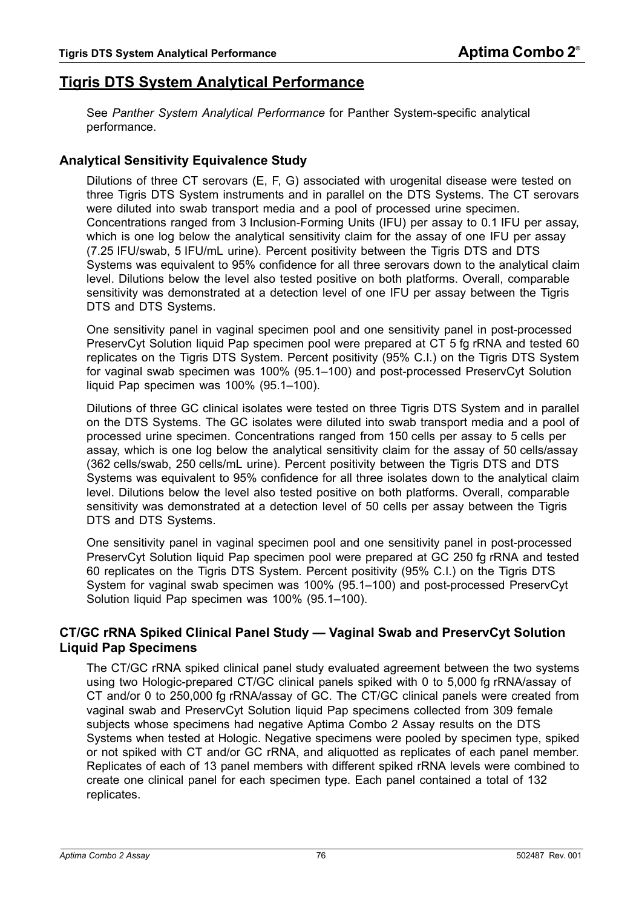# Tigris DTS System Analytical Performance

See *Panther System Analytical Performance* for Panther System-specific analytical performance.

## Analytical Sensitivity Equivalence Study

Dilutions of three CT serovars (E, F, G) associated with urogenital disease were tested on three Tigris DTS System instruments and in parallel on the DTS Systems. The CT serovars were diluted into swab transport media and a pool of processed urine specimen. Concentrations ranged from 3 Inclusion-Forming Units (IFU) per assay to 0.1 IFU per assay, which is one log below the analytical sensitivity claim for the assay of one IFU per assay (7.25 IFU/swab, 5 IFU/mL urine). Percent positivity between the Tigris DTS and DTS Systems was equivalent to 95% confidence for all three serovars down to the analytical claim level. Dilutions below the level also tested positive on both platforms. Overall, comparable sensitivity was demonstrated at a detection level of one IFU per assay between the Tigris DTS and DTS Systems.

One sensitivity panel in vaginal specimen pool and one sensitivity panel in post-processed PreservCyt Solution liquid Pap specimen pool were prepared at CT 5 fg rRNA and tested 60 replicates on the Tigris DTS System. Percent positivity (95% C.I.) on the Tigris DTS System for vaginal swab specimen was 100% (95.1–100) and post-processed PreservCyt Solution liquid Pap specimen was 100% (95.1–100).

Dilutions of three GC clinical isolates were tested on three Tigris DTS System and in parallel on the DTS Systems. The GC isolates were diluted into swab transport media and a pool of processed urine specimen. Concentrations ranged from 150 cells per assay to 5 cells per assay, which is one log below the analytical sensitivity claim for the assay of 50 cells/assay (362 cells/swab, 250 cells/mL urine). Percent positivity between the Tigris DTS and DTS Systems was equivalent to 95% confidence for all three isolates down to the analytical claim level. Dilutions below the level also tested positive on both platforms. Overall, comparable sensitivity was demonstrated at a detection level of 50 cells per assay between the Tigris DTS and DTS Systems.

One sensitivity panel in vaginal specimen pool and one sensitivity panel in post-processed PreservCyt Solution liquid Pap specimen pool were prepared at GC 250 fg rRNA and tested 60 replicates on the Tigris DTS System. Percent positivity (95% C.I.) on the Tigris DTS System for vaginal swab specimen was 100% (95.1–100) and post-processed PreservCyt Solution liquid Pap specimen was 100% (95.1–100).

## CT/GC rRNA Spiked Clinical Panel Study — Vaginal Swab and PreservCyt Solution Liquid Pap Specimens

The CT/GC rRNA spiked clinical panel study evaluated agreement between the two systems using two Hologic-prepared CT/GC clinical panels spiked with 0 to 5,000 fg rRNA/assay of CT and/or 0 to 250,000 fg rRNA/assay of GC. The CT/GC clinical panels were created from vaginal swab and PreservCyt Solution liquid Pap specimens collected from 309 female subjects whose specimens had negative Aptima Combo 2 Assay results on the DTS Systems when tested at Hologic. Negative specimens were pooled by specimen type, spiked or not spiked with CT and/or GC rRNA, and aliquotted as replicates of each panel member. Replicates of each of 13 panel members with different spiked rRNA levels were combined to create one clinical panel for each specimen type. Each panel contained a total of 132 replicates.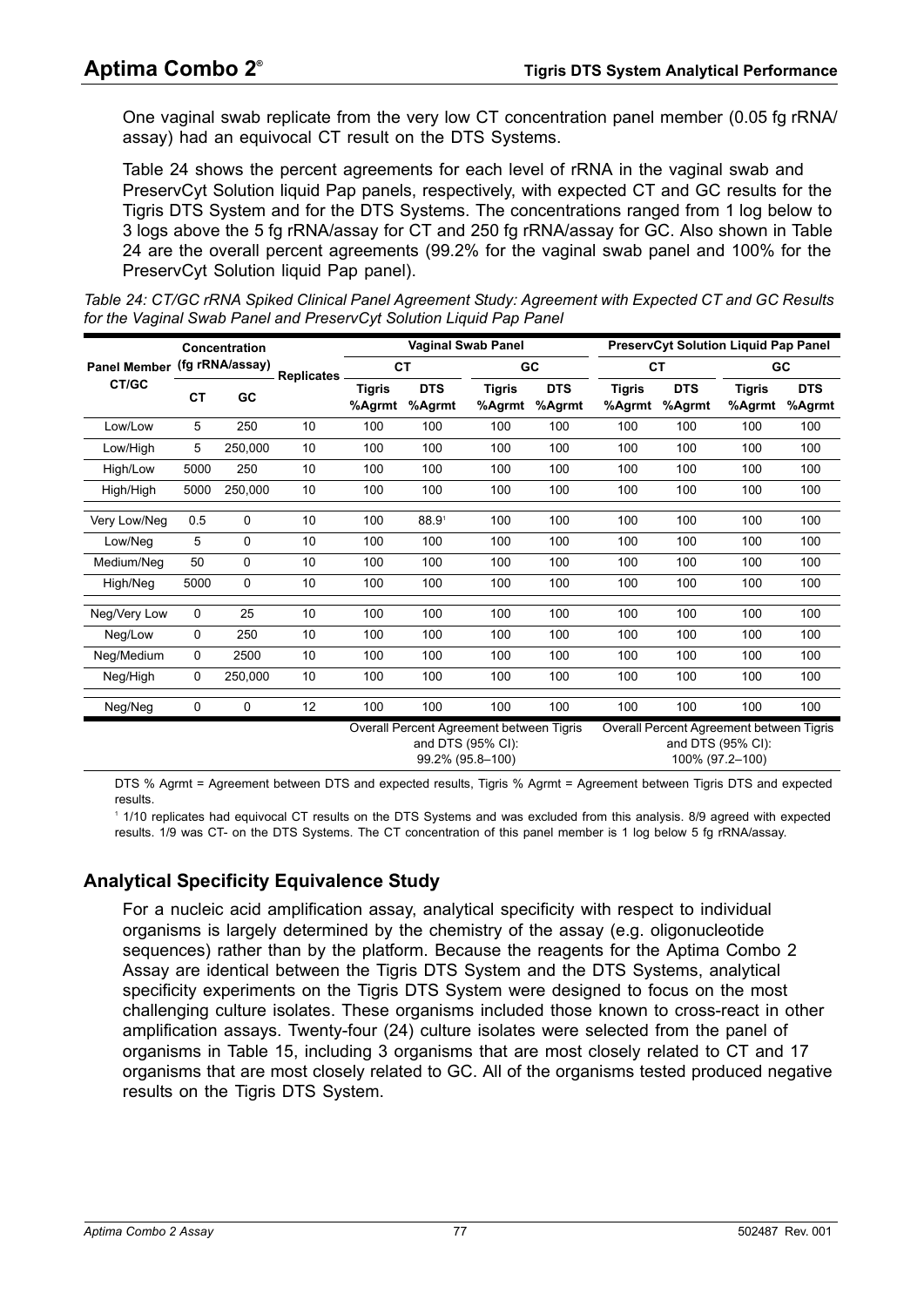One vaginal swab replicate from the very low CT concentration panel member (0.05 fg rRNA/assay) had an equivocal CT result on the DTS Systems.

Table 24 shows the percent agreements for each level of rRNA in the vaginal swab and PreservCyt Solution liquid Pap panels, respectively, with expected CT and GC results for the Tigris DTS System and for the DTS Systems. The concentrations ranged from 1 log below to 3 logs above the 5 fg rRNA/assay for CT and 250 fg rRNA/assay for GC. Also shown in Table 24 are the overall percent agreements (99.2% for the vaginal swab panel and 100% for the PreservCyt Solution liquid Pap panel).

*Table 24: CT/GC rRNA Spiked Clinical Panel Agreement Study: Agreement with Expected CT and GC Results for the Vaginal Swab Panel and PreservCyt Solution Liquid Pap Panel*

| Panel Member CT/GC | Concentration (fg rRNA/assay) | | Replicates | Vaginal Swab Panel | | | | PreservCyt Solution Liquid Pap Panel | | | |
|---|---|---|---|---|---|---|---|---|---|---|---|
| | | | | CT | | GC | | CT | | GC | |
| | CT | GC | | Tigris %Agrmt | DTS %Agrmt | Tigris %Agrmt | DTS %Agrmt | Tigris %Agrmt | DTS %Agrmt | Tigris %Agrmt | DTS %Agrmt |
| Low/Low | 5 | 250 | 10 | 100 | 100 | 100 | 100 | 100 | 100 | 100 | 100 |
| Low/High | 5 | 250,000 | 10 | 100 | 100 | 100 | 100 | 100 | 100 | 100 | 100 |
| High/Low | 5000 | 250 | 10 | 100 | 100 | 100 | 100 | 100 | 100 | 100 | 100 |
| High/High | 5000 | 250,000 | 10 | 100 | 100 | 100 | 100 | 100 | 100 | 100 | 100 |
| Very Low/Neg | 0.5 | 0 | 10 | 100 | 88.9[1] | 100 | 100 | 100 | 100 | 100 | 100 |
| Low/Neg | 5 | 0 | 10 | 100 | 100 | 100 | 100 | 100 | 100 | 100 | 100 |
| Medium/Neg | 50 | 0 | 10 | 100 | 100 | 100 | 100 | 100 | 100 | 100 | 100 |
| High/Neg | 5000 | 0 | 10 | 100 | 100 | 100 | 100 | 100 | 100 | 100 | 100 |
| Neg/Very Low | 0 | 25 | 10 | 100 | 100 | 100 | 100 | 100 | 100 | 100 | 100 |
| Neg/Low | 0 | 250 | 10 | 100 | 100 | 100 | 100 | 100 | 100 | 100 | 100 |
| Neg/Medium | 0 | 2500 | 10 | 100 | 100 | 100 | 100 | 100 | 100 | 100 | 100 |
| Neg/High | 0 | 250,000 | 10 | 100 | 100 | 100 | 100 | 100 | 100 | 100 | 100 |
| Neg/Neg | 0 | 0 | 12 | 100 | 100 | 100 | 100 | 100 | 100 | 100 | 100 |
| | | | | Overall Percent Agreement between Tigris and DTS (95% CI): 99.2% (95.8–100) | | | | Overall Percent Agreement between Tigris and DTS (95% CI): 100% (97.2–100) | | | |

DTS % Agrmt = Agreement between DTS and expected results, Tigris % Agrmt = Agreement between Tigris DTS and expected results.

[1] 1/10 replicates had equivocal CT results on the DTS Systems and was excluded from this analysis. 8/9 agreed with expected results. 1/9 was CT- on the DTS Systems. The CT concentration of this panel member is 1 log below 5 fg rRNA/assay.

## Analytical Specificity Equivalence Study

For a nucleic acid amplification assay, analytical specificity with respect to individual organisms is largely determined by the chemistry of the assay (e.g. oligonucleotide sequences) rather than by the platform. Because the reagents for the Aptima Combo 2 Assay are identical between the Tigris DTS System and the DTS Systems, analytical specificity experiments on the Tigris DTS System were designed to focus on the most challenging culture isolates. These organisms included those known to cross-react in other amplification assays. Twenty-four (24) culture isolates were selected from the panel of organisms in Table 15, including 3 organisms that are most closely related to CT and 17 organisms that are most closely related to GC. All of the organisms tested produced negative results on the Tigris DTS System.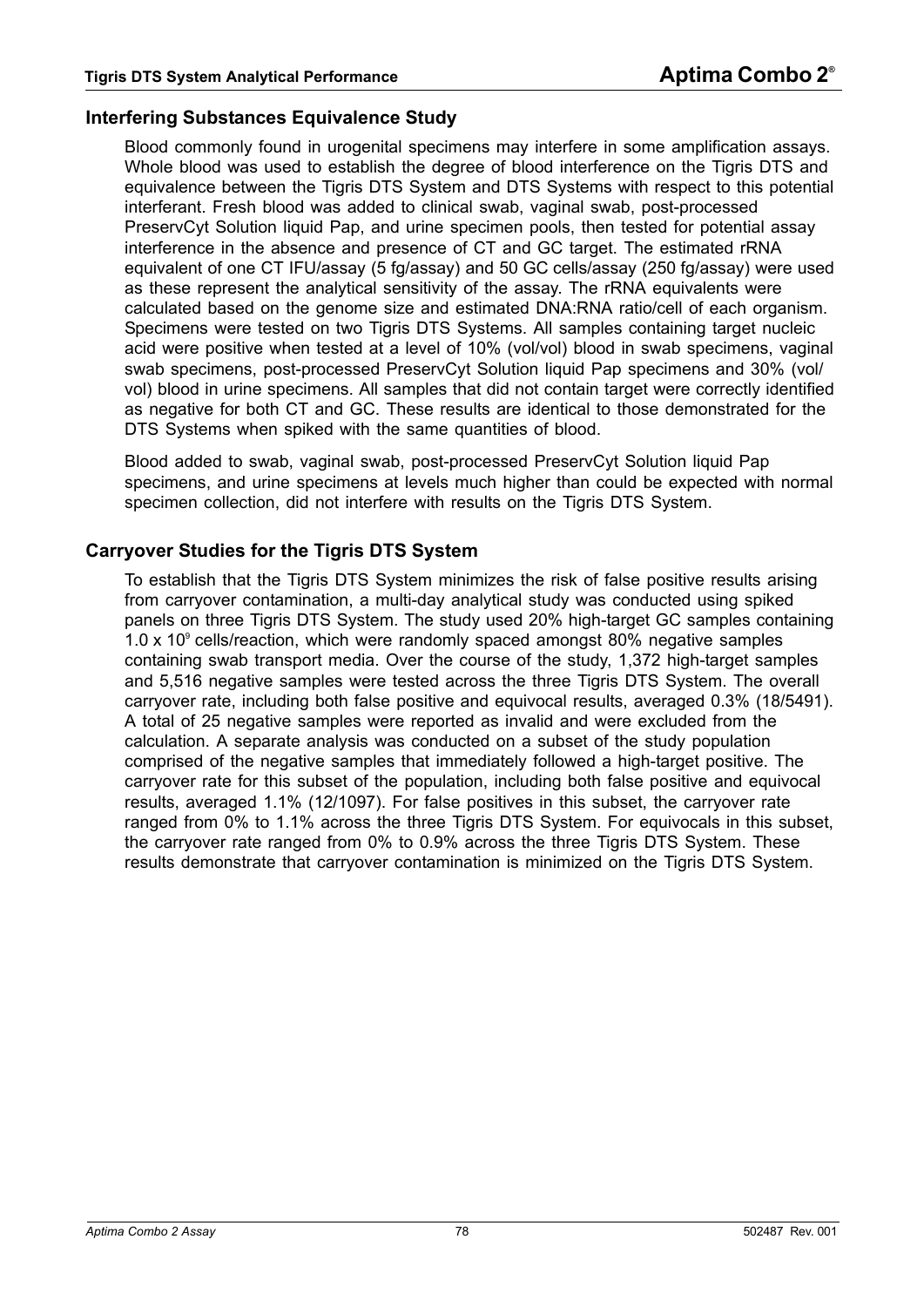## Interfering Substances Equivalence Study

Blood commonly found in urogenital specimens may interfere in some amplification assays. Whole blood was used to establish the degree of blood interference on the Tigris DTS and equivalence between the Tigris DTS System and DTS Systems with respect to this potential interferant. Fresh blood was added to clinical swab, vaginal swab, post-processed PreservCyt Solution liquid Pap, and urine specimen pools, then tested for potential assay interference in the absence and presence of CT and GC target. The estimated rRNA equivalent of one CT IFU/assay (5 fg/assay) and 50 GC cells/assay (250 fg/assay) were used as these represent the analytical sensitivity of the assay. The rRNA equivalents were calculated based on the genome size and estimated DNA:RNA ratio/cell of each organism. Specimens were tested on two Tigris DTS Systems. All samples containing target nucleic acid were positive when tested at a level of 10% (vol/vol) blood in swab specimens, vaginal swab specimens, post-processed PreservCyt Solution liquid Pap specimens and 30% (vol/vol) blood in urine specimens. All samples that did not contain target were correctly identified as negative for both CT and GC. These results are identical to those demonstrated for the DTS Systems when spiked with the same quantities of blood.

Blood added to swab, vaginal swab, post-processed PreservCyt Solution liquid Pap specimens, and urine specimens at levels much higher than could be expected with normal specimen collection, did not interfere with results on the Tigris DTS System.

## Carryover Studies for the Tigris DTS System

To establish that the Tigris DTS System minimizes the risk of false positive results arising from carryover contamination, a multi-day analytical study was conducted using spiked panels on three Tigris DTS System. The study used 20% high-target GC samples containing $1.0 \times 10^9$ cells/reaction, which were randomly spaced amongst 80% negative samples containing swab transport media. Over the course of the study, 1,372 high-target samples and 5,516 negative samples were tested across the three Tigris DTS System. The overall carryover rate, including both false positive and equivocal results, averaged 0.3% (18/5491). A total of 25 negative samples were reported as invalid and were excluded from the calculation. A separate analysis was conducted on a subset of the study population comprised of the negative samples that immediately followed a high-target positive. The carryover rate for this subset of the population, including both false positive and equivocal results, averaged 1.1% (12/1097). For false positives in this subset, the carryover rate ranged from 0% to 1.1% across the three Tigris DTS System. For equivocals in this subset, the carryover rate ranged from 0% to 0.9% across the three Tigris DTS System. These results demonstrate that carryover contamination is minimized on the Tigris DTS System.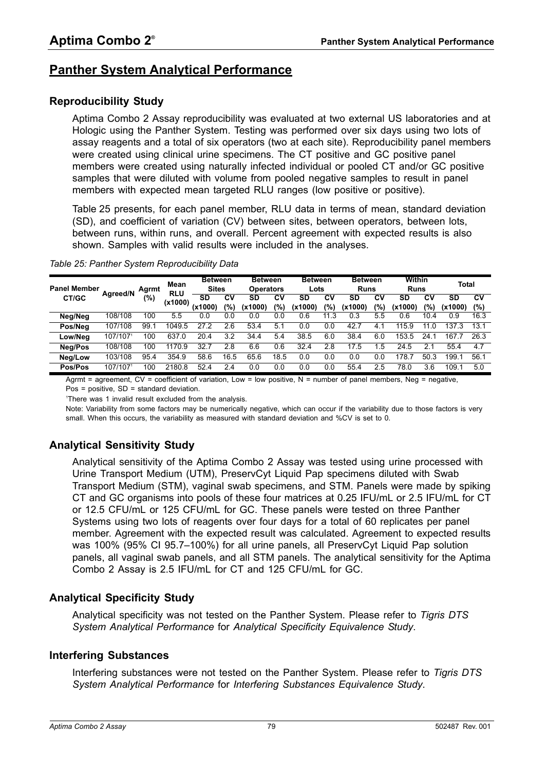## Panther System Analytical Performance

### Reproducibility Study

Aptima Combo 2 Assay reproducibility was evaluated at two external US laboratories and at Hologic using the Panther System. Testing was performed over six days using two lots of assay reagents and a total of six operators (two at each site). Reproducibility panel members were created using clinical urine specimens. The CT positive and GC positive panel members were created using naturally infected individual or pooled CT and/or GC positive samples that were diluted with volume from pooled negative samples to result in panel members with expected mean targeted RLU ranges (low positive or positive).

Table 25 presents, for each panel member, RLU data in terms of mean, standard deviation (SD), and coefficient of variation (CV) between sites, between operators, between lots, between runs, within runs, and overall. Percent agreement with expected results is also shown. Samples with valid results were included in the analyses.

*Table 25: Panther System Reproducibility Data*

| Panel Member CT/GC | Agreed/N | Agrmt (%) | Mean RLU (x1000) | Between Sites | | Between Operators | | Between Lots | | Between Runs | | Within Runs | | Total | |
|---|---|---|---|---|---|---|---|---|---|---|---|---|---|---|---|
| | | | | SD (x1000) | CV (%) | SD (x1000) | CV (%) | SD (x1000) | CV (%) | SD (x1000) | CV (%) | SD (x1000) | CV (%) | SD (x1000) | CV (%) |
| Neg/Neg | 108/108 | 100 | 5.5 | 0.0 | 0.0 | 0.0 | 0.0 | 0.6 | 11.3 | 0.3 | 5.5 | 0.6 | 10.4 | 0.9 | 16.3 |
| Pos/Neg | 107/108 | 99.1 | 1049.5 | 27.2 | 2.6 | 53.4 | 5.1 | 0.0 | 0.0 | 42.7 | 4.1 | 115.9 | 11.0 | 137.3 | 13.1 |
| Low/Neg | 107/107[1] | 100 | 637.0 | 20.4 | 3.2 | 34.4 | 5.4 | 38.5 | 6.0 | 38.4 | 6.0 | 153.5 | 24.1 | 167.7 | 26.3 |
| Neg/Pos | 108/108 | 100 | 1170.9 | 32.7 | 2.8 | 6.6 | 0.6 | 32.4 | 2.8 | 17.5 | 1.5 | 24.5 | 2.1 | 55.4 | 4.7 |
| Neg/Low | 103/108 | 95.4 | 354.9 | 58.6 | 16.5 | 65.6 | 18.5 | 0.0 | 0.0 | 0.0 | 0.0 | 178.7 | 50.3 | 199.1 | 56.1 |
| Pos/Pos | 107/107[1] | 100 | 2180.8 | 52.4 | 2.4 | 0.0 | 0.0 | 0.0 | 0.0 | 55.4 | 2.5 | 78.0 | 3.6 | 109.1 | 5.0 |

Agrmt = agreement, CV = coefficient of variation, Low = low positive, N = number of panel members, Neg = negative, Pos = positive, SD = standard deviation.

[1]There was 1 invalid result excluded from the analysis.

Note: Variability from some factors may be numerically negative, which can occur if the variability due to those factors is very small. When this occurs, the variability as measured with standard deviation and %CV is set to 0.

### Analytical Sensitivity Study

Analytical sensitivity of the Aptima Combo 2 Assay was tested using urine processed with Urine Transport Medium (UTM), PreservCyt Liquid Pap specimens diluted with Swab Transport Medium (STM), vaginal swab specimens, and STM. Panels were made by spiking CT and GC organisms into pools of these four matrices at 0.25 IFU/mL or 2.5 IFU/mL for CT or 12.5 CFU/mL or 125 CFU/mL for GC. These panels were tested on three Panther Systems using two lots of reagents over four days for a total of 60 replicates per panel member. Agreement with the expected result was calculated. Agreement to expected results was 100% (95% CI 95.7–100%) for all urine panels, all PreservCyt Liquid Pap solution panels, all vaginal swab panels, and all STM panels. The analytical sensitivity for the Aptima Combo 2 Assay is 2.5 IFU/mL for CT and 125 CFU/mL for GC.

### Analytical Specificity Study

Analytical specificity was not tested on the Panther System. Please refer to *Tigris DTS System Analytical Performance* for *Analytical Specificity Equivalence Study*.

### Interfering Substances

Interfering substances were not tested on the Panther System. Please refer to *Tigris DTS System Analytical Performance* for *Interfering Substances Equivalence Study*.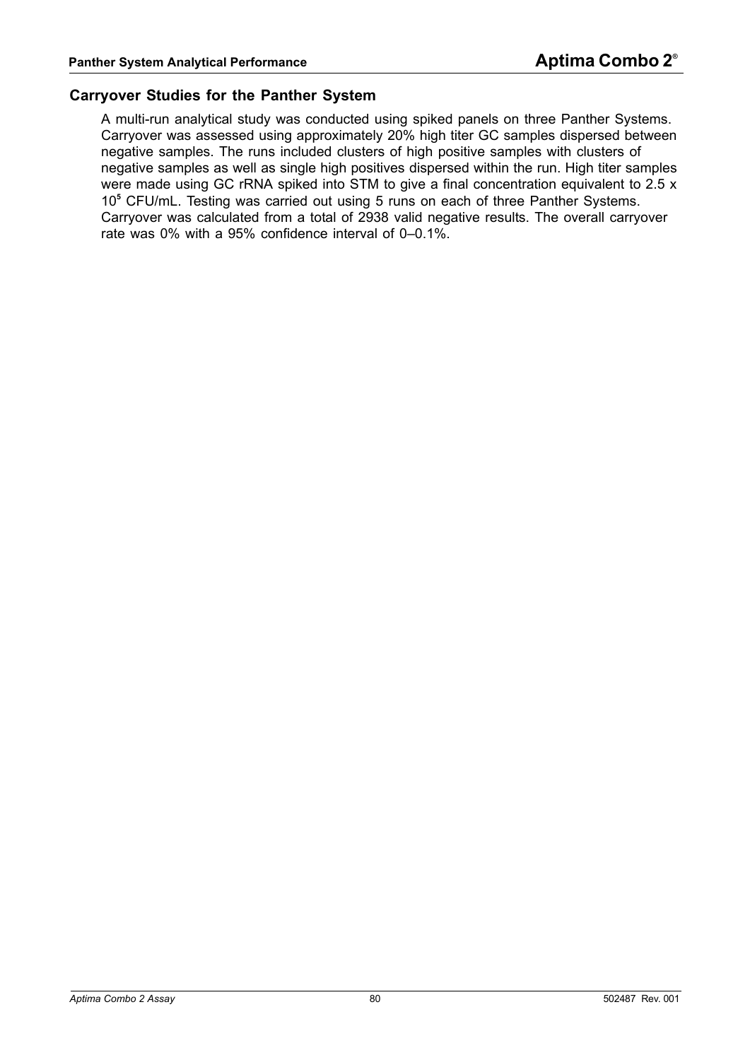## Carryover Studies for the Panther System

A multi-run analytical study was conducted using spiked panels on three Panther Systems. Carryover was assessed using approximately 20% high titer GC samples dispersed between negative samples. The runs included clusters of high positive samples with clusters of negative samples as well as single high positives dispersed within the run. High titer samples were made using GC rRNA spiked into STM to give a final concentration equivalent to 2.5 x $10^5$ CFU/mL. Testing was carried out using 5 runs on each of three Panther Systems. Carryover was calculated from a total of 2938 valid negative results. The overall carryover rate was 0% with a 95% confidence interval of 0–0.1%.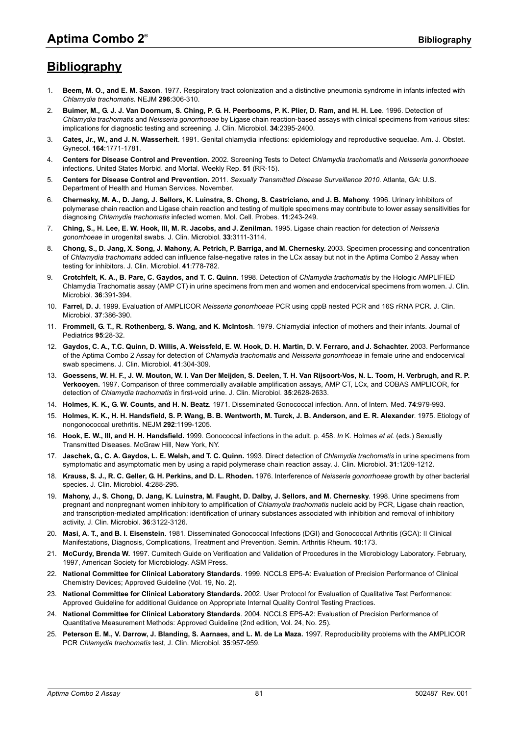# Bibliography

1. **Beem, M. O., and E. M. Saxon**. 1977. Respiratory tract colonization and a distinctive pneumonia syndrome in infants infected with *Chlamydia trachomatis*. NEJM **296**:306-310.
2. **Buimer, M., G. J. J. Van Doornum, S. Ching, P. G. H. Peerbooms, P. K. Plier, D. Ram, and H. H. Lee**. 1996. Detection of *Chlamydia trachomatis* and *Neisseria gonorrhoeae* by Ligase chain reaction-based assays with clinical specimens from various sites: implications for diagnostic testing and screening. J. Clin. Microbiol. **34**:2395-2400.
3. **Cates, Jr., W., and J. N. Wasserheit**. 1991. Genital chlamydia infections: epidemiology and reproductive sequelae. Am. J. Obstet. Gynecol. **164**:1771-1781.
4. **Centers for Disease Control and Prevention.** 2002. Screening Tests to Detect *Chlamydia trachomatis* and *Neisseria gonorrhoeae* infections. United States Morbid. and Mortal. Weekly Rep. **51** (RR-15).
5. **Centers for Disease Control and Prevention.** 2011. *Sexually Transmitted Disease Surveillance 2010*. Atlanta, GA: U.S. Department of Health and Human Services. November.
6. **Chernesky, M. A., D. Jang, J. Sellors, K. Luinstra, S. Chong, S. Castriciano, and J. B. Mahony**. 1996. Urinary inhibitors of polymerase chain reaction and Ligase chain reaction and testing of multiple specimens may contribute to lower assay sensitivities for diagnosing *Chlamydia trachomatis* infected women. Mol. Cell. Probes. **11**:243-249.
7. **Ching, S., H. Lee, E. W. Hook, III, M. R. Jacobs, and J. Zenilman.** 1995. Ligase chain reaction for detection of *Neisseria gonorrhoeae* in urogenital swabs. J. Clin. Microbiol. **33**:3111-3114.
8. **Chong, S., D. Jang, X. Song, J. Mahony, A. Petrich, P. Barriga, and M. Chernesky.** 2003. Specimen processing and concentration of *Chlamydia trachomatis* added can influence false-negative rates in the LCx assay but not in the Aptima Combo 2 Assay when testing for inhibitors. J. Clin. Microbiol. **41**:778-782.
9. **Crotchfelt, K. A., B. Pare, C. Gaydos, and T. C. Quinn.** 1998. Detection of *Chlamydia trachomatis* by the Hologic AMPLIFIED Chlamydia Trachomatis assay (AMP CT) in urine specimens from men and women and endocervical specimens from women. J. Clin. Microbiol. **36**:391-394.
10. **Farrel, D. J**. 1999. Evaluation of AMPLICOR *Neisseria gonorrhoeae* PCR using cppB nested PCR and 16S rRNA PCR. J. Clin. Microbiol. **37**:386-390.
11. **Frommell, G. T., R. Rothenberg, S. Wang, and K. McIntosh**. 1979. Chlamydial infection of mothers and their infants. Journal of Pediatrics **95**:28-32.
12. **Gaydos, C. A., T.C. Quinn, D. Willis, A. Weissfeld, E. W. Hook, D. H. Martin, D. V. Ferraro, and J. Schachter.** 2003. Performance of the Aptima Combo 2 Assay for detection of *Chlamydia trachomatis* and *Neisseria gonorrhoeae* in female urine and endocervical swab specimens. J. Clin. Microbiol. **41**:304-309.
13. **Goessens, W. H. F., J. W. Mouton, W. I. Van Der Meijden, S. Deelen, T. H. Van Rijsoort-Vos, N. L. Toom, H. Verbrugh, and R. P. Verkooyen.** 1997. Comparison of three commercially available amplification assays, AMP CT, LCx, and COBAS AMPLICOR, for detection of *Chlamydia trachomatis* in first-void urine. J. Clin. Microbiol. **35**:2628-2633.
14. **Holmes, K. K., G. W. Counts, and H. N. Beatz**. 1971. Disseminated Gonococcal infection. Ann. of Intern. Med. **74**:979-993.
15. **Holmes, K. K., H. H. Handsfield, S. P. Wang, B. B. Wentworth, M. Turck, J. B. Anderson, and E. R. Alexander**. 1975. Etiology of nongonococcal urethritis. NEJM **292**:1199-1205.
16. **Hook, E. W., III, and H. H. Handsfield.** 1999. Gonococcal infections in the adult. p. 458. *In* K. Holmes *et al.* (eds.) Sexually Transmitted Diseases. McGraw Hill, New York, NY.
17. **Jaschek, G., C. A. Gaydos, L. E. Welsh, and T. C. Quinn.** 1993. Direct detection of *Chlamydia trachomatis* in urine specimens from symptomatic and asymptomatic men by using a rapid polymerase chain reaction assay. J. Clin. Microbiol. **31**:1209-1212.
18. **Krauss, S. J., R. C. Geller, G. H. Perkins, and D. L. Rhoden.** 1976. Interference of *Neisseria gonorrhoeae* growth by other bacterial species. J. Clin. Microbiol. **4**:288-295.
19. **Mahony, J., S. Chong, D. Jang, K. Luinstra, M. Faught, D. Dalby, J. Sellors, and M. Chernesky**. 1998. Urine specimens from pregnant and nonpregnant women inhibitory to amplification of *Chlamydia trachomatis* nucleic acid by PCR, Ligase chain reaction, and transcription-mediated amplification: identification of urinary substances associated with inhibition and removal of inhibitory activity. J. Clin. Microbiol. **36**:3122-3126.
20. **Masi, A. T., and B. I. Eisenstein.** 1981. Disseminated Gonococcal Infections (DGI) and Gonococcal Arthritis (GCA): II Clinical Manifestations, Diagnosis, Complications, Treatment and Prevention. Semin. Arthritis Rheum. **10**:173.
21. **McCurdy, Brenda W.** 1997. Cumitech Guide on Verification and Validation of Procedures in the Microbiology Laboratory. February, 1997, American Society for Microbiology. ASM Press.
22. **National Committee for Clinical Laboratory Standards**. 1999. NCCLS EP5-A: Evaluation of Precision Performance of Clinical Chemistry Devices; Approved Guideline (Vol. 19, No. 2).
23. **National Committee for Clinical Laboratory Standards.** 2002. User Protocol for Evaluation of Qualitative Test Performance: Approved Guideline for additional Guidance on Appropriate Internal Quality Control Testing Practices.
24. **National Committee for Clinical Laboratory Standards**. 2004. NCCLS EP5-A2: Evaluation of Precision Performance of Quantitative Measurement Methods: Approved Guideline (2nd edition, Vol. 24, No. 25).
25. **Peterson E. M., V. Darrow, J. Blanding, S. Aarnaes, and L. M. de La Maza.** 1997. Reproducibility problems with the AMPLICOR PCR *Chlamydia trachomatis* test, J. Clin. Microbiol. **35**:957-959.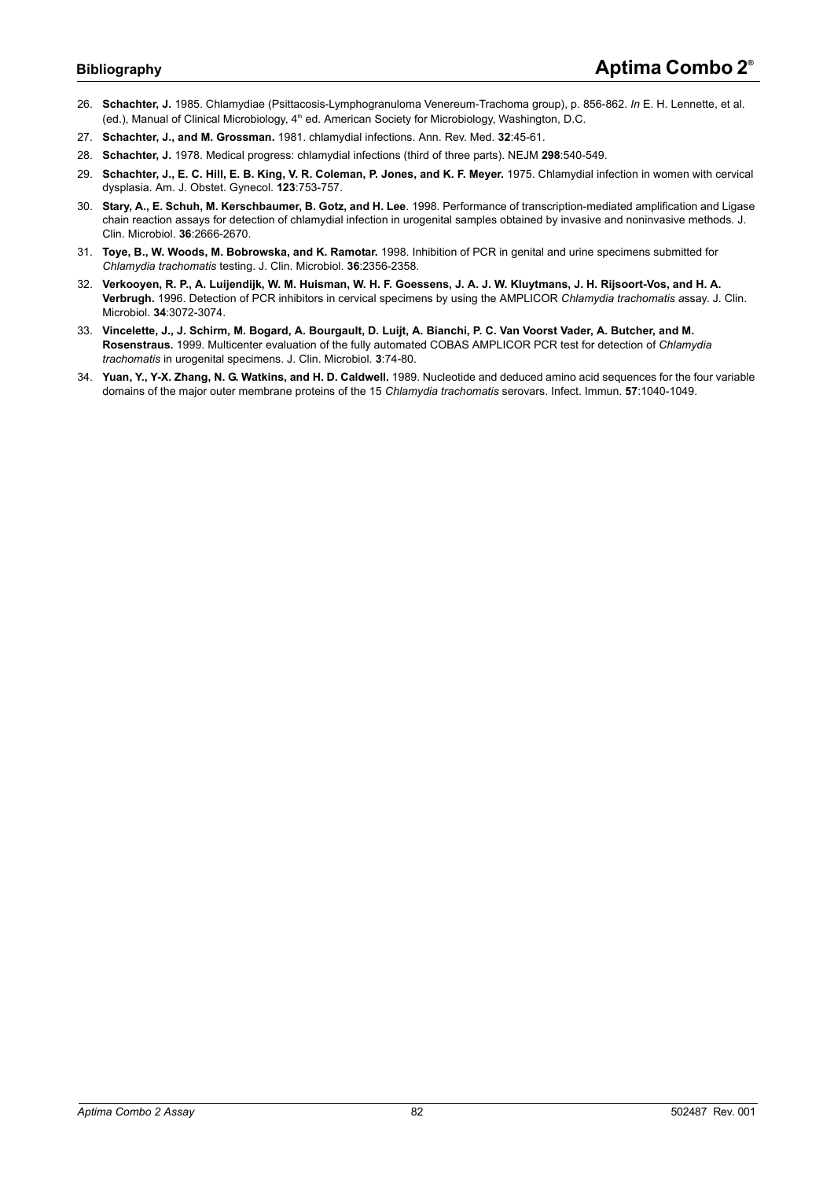26. **Schachter, J.** 1985. Chlamydiae (Psittacosis-Lymphogranuloma Venereum-Trachoma group), p. 856-862. *In* E. H. Lennette, et al. (ed.), Manual of Clinical Microbiology, 4th ed. American Society for Microbiology, Washington, D.C.
27. **Schachter, J., and M. Grossman.** 1981. chlamydial infections. Ann. Rev. Med. **32**:45-61.
28. **Schachter, J.** 1978. Medical progress: chlamydial infections (third of three parts). NEJM **298**:540-549.
29. **Schachter, J., E. C. Hill, E. B. King, V. R. Coleman, P. Jones, and K. F. Meyer.** 1975. Chlamydial infection in women with cervical dysplasia. Am. J. Obstet. Gynecol. **123**:753-757.
30. **Stary, A., E. Schuh, M. Kerschbaumer, B. Gotz, and H. Lee**. 1998. Performance of transcription-mediated amplification and Ligase chain reaction assays for detection of chlamydial infection in urogenital samples obtained by invasive and noninvasive methods. J. Clin. Microbiol. **36**:2666-2670.
31. **Toye, B., W. Woods, M. Bobrowska, and K. Ramotar.** 1998. Inhibition of PCR in genital and urine specimens submitted for *Chlamydia trachomatis* testing. J. Clin. Microbiol. **36**:2356-2358.
32. **Verkooyen, R. P., A. Luijendijk, W. M. Huisman, W. H. F. Goessens, J. A. J. W. Kluytmans, J. H. Rijsoort-Vos, and H. A. Verbrugh.** 1996. Detection of PCR inhibitors in cervical specimens by using the AMPLICOR *Chlamydia trachomatis a*ssay. J. Clin. Microbiol. **34**:3072-3074.
33. **Vincelette, J., J. Schirm, M. Bogard, A. Bourgault, D. Luijt, A. Bianchi, P. C. Van Voorst Vader, A. Butcher, and M. Rosenstraus.** 1999. Multicenter evaluation of the fully automated COBAS AMPLICOR PCR test for detection of *Chlamydia trachomatis* in urogenital specimens. J. Clin. Microbiol. **3**:74-80.
34. **Yuan, Y., Y-X. Zhang, N. G. Watkins, and H. D. Caldwell.** 1989. Nucleotide and deduced amino acid sequences for the four variable domains of the major outer membrane proteins of the 15 *Chlamydia trachomatis* serovars. Infect. Immun. **57**:1040-1049.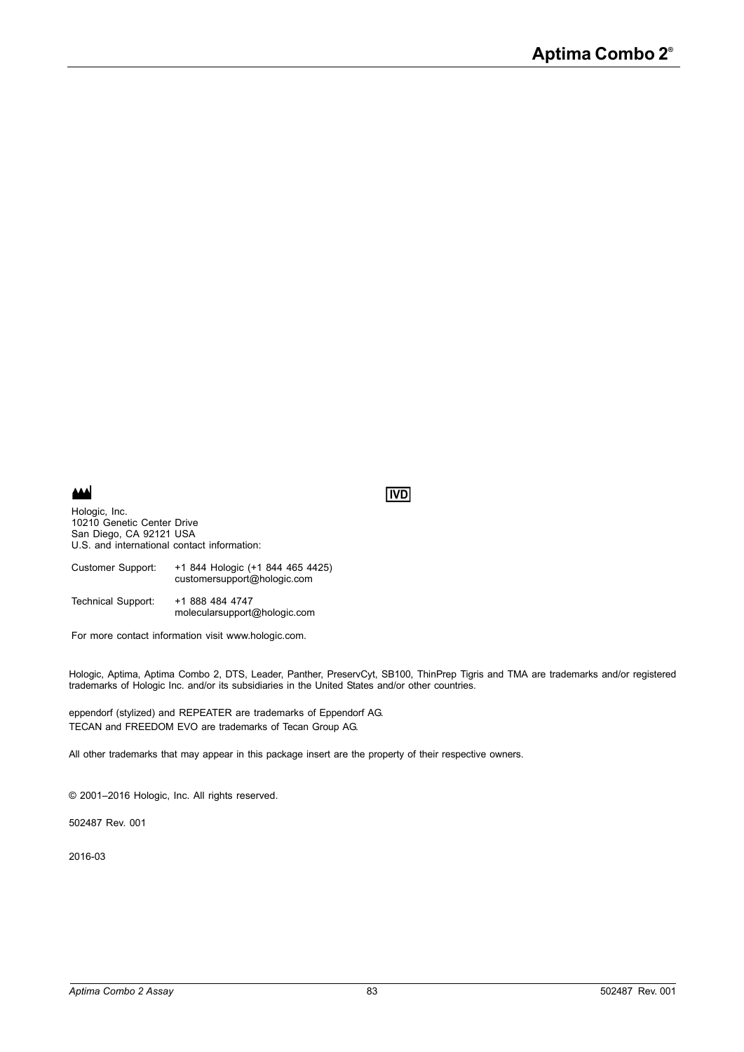Hologic, Inc.
10210 Genetic Center Drive
San Diego, CA 92121 USA
U.S. and international contact information:

| | |
|---|---|
| Customer Support: | +1 844 Hologic (+1 844 465 4425)<br>customersupport@hologic.com |
| Technical Support: | +1 888 484 4747<br>molecularsupport@hologic.com |

For more contact information visit www.hologic.com.

Hologic, Aptima, Aptima Combo 2, DTS, Leader, Panther, PreservCyt, SB100, ThinPrep Tigris and TMA are trademarks and/or registered trademarks of Hologic Inc. and/or its subsidiaries in the United States and/or other countries.

eppendorf (stylized) and REPEATER are trademarks of Eppendorf AG.
TECAN and FREEDOM EVO are trademarks of Tecan Group AG.

All other trademarks that may appear in this package insert are the property of their respective owners.

© 2001–2016 Hologic, Inc. All rights reserved.

502487 Rev. 001

2016-03